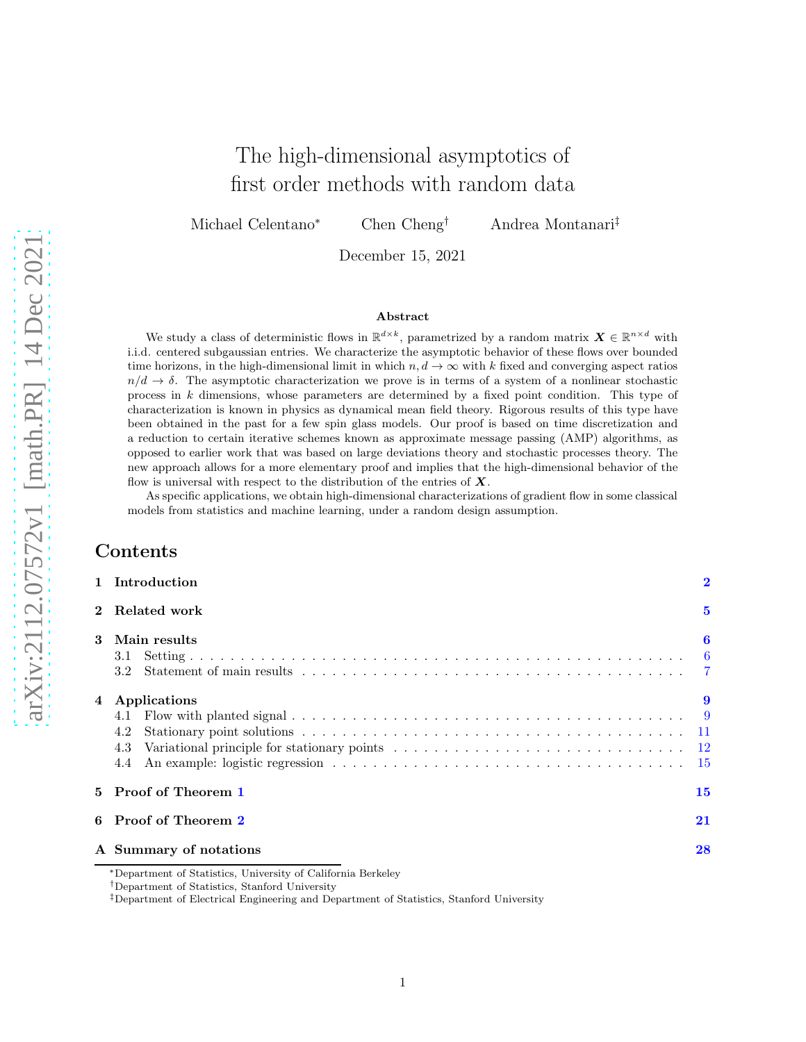# The high-dimensional asymptotics of first order methods with random data

Michael Celentano[*] Chen Cheng[†] Andrea Montanari[‡]

December 15, 2021

## Abstract

We study a class of deterministic flows in $\mathbb{R}^{d\times k}$, parametrized by a random matrix $\boldsymbol{X} \in \mathbb{R}^{n\times d}$ with i.i.d. centered subgaussian entries. We characterize the asymptotic behavior of these flows over bounded time horizons, in the high-dimensional limit in which $n, d \to \infty$ with $k$ fixed and converging aspect ratios $n/d \to \delta$. The asymptotic characterization we prove is in terms of a system of a nonlinear stochastic process in $k$ dimensions, whose parameters are determined by a fixed point condition. This type of characterization is known in physics as dynamical mean field theory. Rigorous results of this type have been obtained in the past for a few spin glass models. Our proof is based on time discretization and a reduction to certain iterative schemes known as approximate message passing (AMP) algorithms, as opposed to earlier work that was based on large deviations theory and stochastic processes theory. The new approach allows for a more elementary proof and implies that the high-dimensional behavior of the flow is universal with respect to the distribution of the entries of $\boldsymbol{X}$.

As specific applications, we obtain high-dimensional characterizations of gradient flow in some classical models from statistics and machine learning, under a random design assumption.

## Contents

- **1 Introduction** — 2
- **2 Related work** — 5
- **3 Main results** — 6
  - 3.1 Setting — 6
  - 3.2 Statement of main results — 7
- **4 Applications** — 9
  - 4.1 Flow with planted signal — 9
  - 4.2 Stationary point solutions — 11
  - 4.3 Variational principle for stationary points — 12
  - 4.4 An example: logistic regression — 15
- **5 Proof of Theorem 1** — 15
- **6 Proof of Theorem 2** — 21
- **A Summary of notations** — 28

---

[*] Department of Statistics, University of California Berkeley

[†] Department of Statistics, Stanford University

[‡] Department of Electrical Engineering and Department of Statistics, Stanford University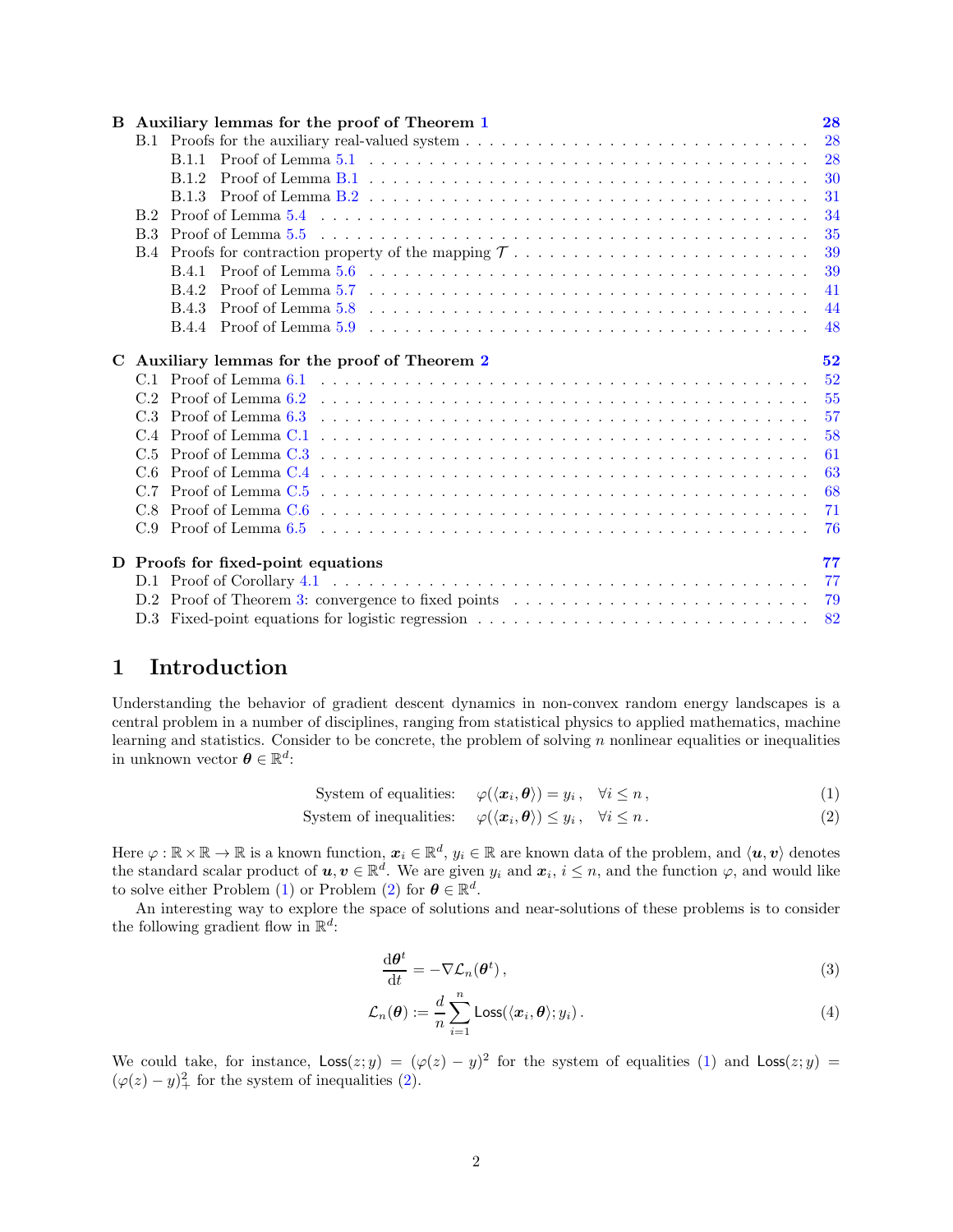**B Auxiliary lemmas for the proof of Theorem 1** — 28

- B.1 Proofs for the auxiliary real-valued system — 28
  - B.1.1 Proof of Lemma 5.1 — 28
  - B.1.2 Proof of Lemma B.1 — 30
  - B.1.3 Proof of Lemma B.2 — 31
- B.2 Proof of Lemma 5.4 — 34
- B.3 Proof of Lemma 5.5 — 35
- B.4 Proofs for contraction property of the mapping $\mathcal{T}$ — 39
  - B.4.1 Proof of Lemma 5.6 — 39
  - B.4.2 Proof of Lemma 5.7 — 41
  - B.4.3 Proof of Lemma 5.8 — 44
  - B.4.4 Proof of Lemma 5.9 — 48

**C Auxiliary lemmas for the proof of Theorem 2** — 52

- C.1 Proof of Lemma 6.1 — 52
- C.2 Proof of Lemma 6.2 — 55
- C.3 Proof of Lemma 6.3 — 57
- C.4 Proof of Lemma C.1 — 58
- C.5 Proof of Lemma C.3 — 61
- C.6 Proof of Lemma C.4 — 63
- C.7 Proof of Lemma C.5 — 68
- C.8 Proof of Lemma C.6 — 71
- C.9 Proof of Lemma 6.5 — 76

**D Proofs for fixed-point equations** — 77

- D.1 Proof of Corollary 4.1 — 77
- D.2 Proof of Theorem 3: convergence to fixed points — 79
- D.3 Fixed-point equations for logistic regression — 82

# 1 Introduction

Understanding the behavior of gradient descent dynamics in non-convex random energy landscapes is a central problem in a number of disciplines, ranging from statistical physics to applied mathematics, machine learning and statistics. Consider to be concrete, the problem of solving $n$ nonlinear equalities or inequalities in unknown vector $\boldsymbol{\theta} \in \mathbb{R}^d$:

$$\text{System of equalities:} \quad \varphi(\langle \boldsymbol{x}_i, \boldsymbol{\theta} \rangle) = y_i\,, \quad \forall i \le n\,, \tag{1}$$

$$\text{System of inequalities:} \quad \varphi(\langle \boldsymbol{x}_i, \boldsymbol{\theta} \rangle) \le y_i\,, \quad \forall i \le n\,. \tag{2}$$

Here $\varphi : \mathbb{R} \times \mathbb{R} \to \mathbb{R}$ is a known function, $\boldsymbol{x}_i \in \mathbb{R}^d$, $y_i \in \mathbb{R}$ are known data of the problem, and $\langle \boldsymbol{u}, \boldsymbol{v} \rangle$ denotes the standard scalar product of $\boldsymbol{u}, \boldsymbol{v} \in \mathbb{R}^d$. We are given $y_i$ and $\boldsymbol{x}_i$, $i \le n$, and the function $\varphi$, and would like to solve either Problem (1) or Problem (2) for $\boldsymbol{\theta} \in \mathbb{R}^d$.

An interesting way to explore the space of solutions and near-solutions of these problems is to consider the following gradient flow in $\mathbb{R}^d$:

$$\frac{\mathrm{d}\boldsymbol{\theta}^t}{\mathrm{d}t} = -\nabla \mathcal{L}_n(\boldsymbol{\theta}^t)\,, \tag{3}$$

$$\mathcal{L}_n(\boldsymbol{\theta}) := \frac{d}{n} \sum_{i=1}^{n} \mathsf{Loss}(\langle \boldsymbol{x}_i, \boldsymbol{\theta} \rangle; y_i)\,. \tag{4}$$

We could take, for instance, $\mathsf{Loss}(z; y) = (\varphi(z) - y)^2$ for the system of equalities (1) and $\mathsf{Loss}(z; y) = (\varphi(z) - y)_+^2$ for the system of inequalities (2).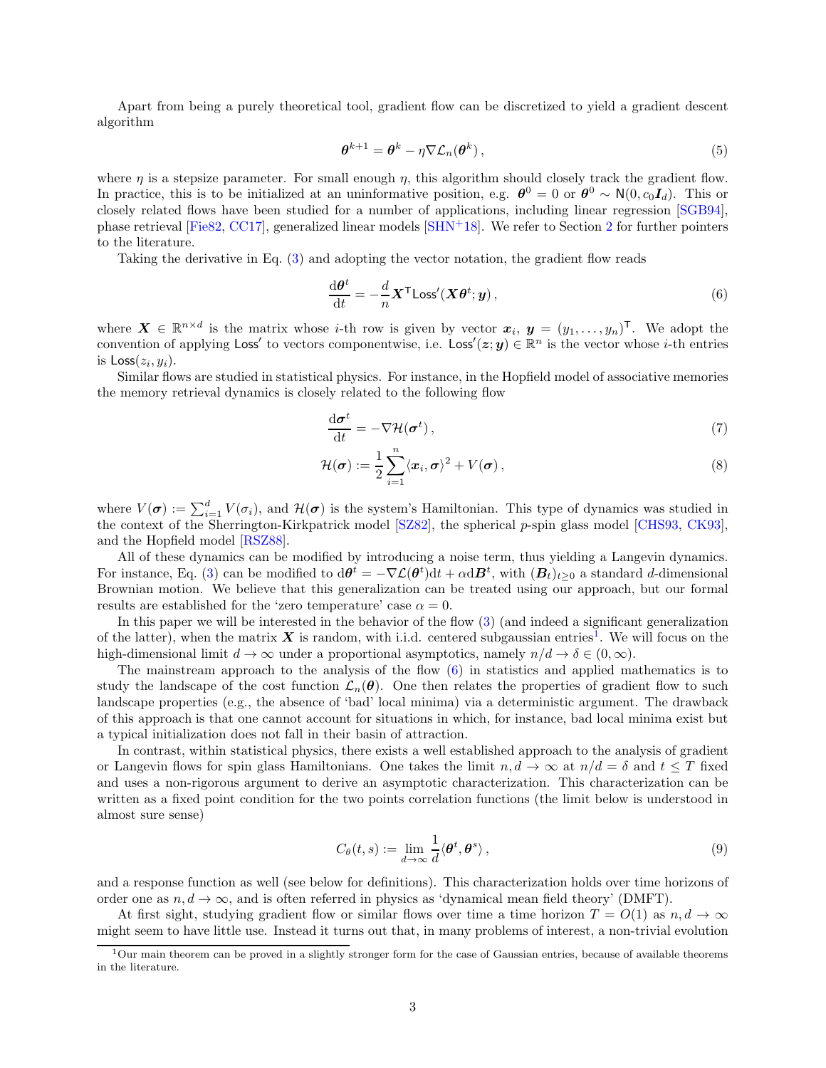Apart from being a purely theoretical tool, gradient flow can be discretized to yield a gradient descent algorithm

$$
\boldsymbol{\theta}^{k+1} = \boldsymbol{\theta}^k - \eta \nabla \mathcal{L}_n(\boldsymbol{\theta}^k)\,, \tag{5}
$$

where $\eta$ is a stepsize parameter. For small enough $\eta$, this algorithm should closely track the gradient flow. In practice, this is to be initialized at an uninformative position, e.g. $\boldsymbol{\theta}^0 = 0$ or $\boldsymbol{\theta}^0 \sim \mathsf{N}(0, c_0 \boldsymbol{I}_d)$. This or closely related flows have been studied for a number of applications, including linear regression [SGB94], phase retrieval [Fie82, CC17], generalized linear models [SHN+18]. We refer to Section 2 for further pointers to the literature.

Taking the derivative in Eq. (3) and adopting the vector notation, the gradient flow reads

$$
\frac{\mathrm{d}\boldsymbol{\theta}^t}{\mathrm{d}t} = -\frac{d}{n} \boldsymbol{X}^{\mathsf{T}} \mathsf{Loss}'(\boldsymbol{X}\boldsymbol{\theta}^t; \boldsymbol{y})\,, \tag{6}
$$

where $\boldsymbol{X} \in \mathbb{R}^{n \times d}$ is the matrix whose $i$-th row is given by vector $\boldsymbol{x}_i$, $\boldsymbol{y} = (y_1, \dots, y_n)^{\mathsf{T}}$. We adopt the convention of applying $\mathsf{Loss}'$ to vectors componentwise, i.e. $\mathsf{Loss}'(\boldsymbol{z}; \boldsymbol{y}) \in \mathbb{R}^n$ is the vector whose $i$-th entries is $\mathsf{Loss}(z_i, y_i)$.

Similar flows are studied in statistical physics. For instance, in the Hopfield model of associative memories the memory retrieval dynamics is closely related to the following flow

$$
\frac{\mathrm{d}\boldsymbol{\sigma}^t}{\mathrm{d}t} = -\nabla \mathcal{H}(\boldsymbol{\sigma}^t)\,, \tag{7}
$$

$$
\mathcal{H}(\boldsymbol{\sigma}) := \frac{1}{2} \sum_{i=1}^{n} \langle \boldsymbol{x}_i, \boldsymbol{\sigma} \rangle^2 + V(\boldsymbol{\sigma})\,, \tag{8}
$$

where $V(\boldsymbol{\sigma}) := \sum_{i=1}^{d} V(\sigma_i)$, and $\mathcal{H}(\boldsymbol{\sigma})$ is the system's Hamiltonian. This type of dynamics was studied in the context of the Sherrington-Kirkpatrick model [SZ82], the spherical $p$-spin glass model [CHS93, CK93], and the Hopfield model [RSZ88].

All of these dynamics can be modified by introducing a noise term, thus yielding a Langevin dynamics. For instance, Eq. (3) can be modified to $\mathrm{d}\boldsymbol{\theta}^t = -\nabla \mathcal{L}(\boldsymbol{\theta}^t)\mathrm{d}t + \alpha \mathrm{d}\boldsymbol{B}^t$, with $(\boldsymbol{B}_t)_{t \ge 0}$ a standard $d$-dimensional Brownian motion. We believe that this generalization can be treated using our approach, but our formal results are established for the 'zero temperature' case $\alpha = 0$.

In this paper we will be interested in the behavior of the flow (3) (and indeed a significant generalization of the latter), when the matrix $\boldsymbol{X}$ is random, with i.i.d. centered subgaussian entries[1]. We will focus on the high-dimensional limit $d \to \infty$ under a proportional asymptotics, namely $n/d \to \delta \in (0, \infty)$.

The mainstream approach to the analysis of the flow (6) in statistics and applied mathematics is to study the landscape of the cost function $\mathcal{L}_n(\boldsymbol{\theta})$. One then relates the properties of gradient flow to such landscape properties (e.g., the absence of 'bad' local minima) via a deterministic argument. The drawback of this approach is that one cannot account for situations in which, for instance, bad local minima exist but a typical initialization does not fall in their basin of attraction.

In contrast, within statistical physics, there exists a well established approach to the analysis of gradient or Langevin flows for spin glass Hamiltonians. One takes the limit $n, d \to \infty$ at $n/d = \delta$ and $t \le T$ fixed and uses a non-rigorous argument to derive an asymptotic characterization. This characterization can be written as a fixed point condition for the two points correlation functions (the limit below is understood in almost sure sense)

$$
C_\theta(t, s) := \lim_{d \to \infty} \frac{1}{d} \langle \boldsymbol{\theta}^t, \boldsymbol{\theta}^s \rangle\,, \tag{9}
$$

and a response function as well (see below for definitions). This characterization holds over time horizons of order one as $n, d \to \infty$, and is often referred in physics as 'dynamical mean field theory' (DMFT).

At first sight, studying gradient flow or similar flows over time a time horizon $T = O(1)$ as $n, d \to \infty$ might seem to have little use. Instead it turns out that, in many problems of interest, a non-trivial evolution

[1] Our main theorem can be proved in a slightly stronger form for the case of Gaussian entries, because of available theorems in the literature.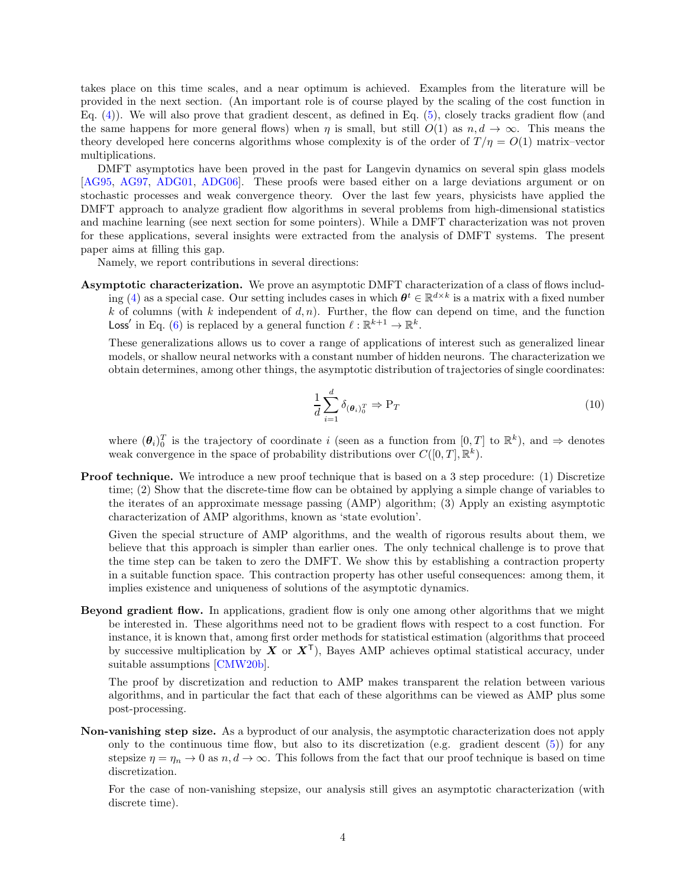takes place on this time scales, and a near optimum is achieved. Examples from the literature will be provided in the next section. (An important role is of course played by the scaling of the cost function in Eq. (4)). We will also prove that gradient descent, as defined in Eq. (5), closely tracks gradient flow (and the same happens for more general flows) when $\eta$ is small, but still $O(1)$ as $n, d \to \infty$. This means the theory developed here concerns algorithms whose complexity is of the order of $T/\eta = O(1)$ matrix–vector multiplications.

DMFT asymptotics have been proved in the past for Langevin dynamics on several spin glass models [AG95, AG97, ADG01, ADG06]. These proofs were based either on a large deviations argument or on stochastic processes and weak convergence theory. Over the last few years, physicists have applied the DMFT approach to analyze gradient flow algorithms in several problems from high-dimensional statistics and machine learning (see next section for some pointers). While a DMFT characterization was not proven for these applications, several insights were extracted from the analysis of DMFT systems. The present paper aims at filling this gap.

Namely, we report contributions in several directions:

**Asymptotic characterization.** We prove an asymptotic DMFT characterization of a class of flows including (4) as a special case. Our setting includes cases in which $\boldsymbol{\theta}^t \in \mathbb{R}^{d\times k}$ is a matrix with a fixed number $k$ of columns (with $k$ independent of $d, n$). Further, the flow can depend on time, and the function $\mathsf{Loss}'$ in Eq. (6) is replaced by a general function $\ell : \mathbb{R}^{k+1} \to \mathbb{R}^k$.

These generalizations allows us to cover a range of applications of interest such as generalized linear models, or shallow neural networks with a constant number of hidden neurons. The characterization we obtain determines, among other things, the asymptotic distribution of trajectories of single coordinates:

$$\frac{1}{d}\sum_{i=1}^{d} \delta_{(\boldsymbol{\theta}_i)_0^T} \Rightarrow \mathrm{P}_T \tag{10}$$

where $(\boldsymbol{\theta}_i)_0^T$ is the trajectory of coordinate $i$ (seen as a function from $[0,T]$ to $\mathbb{R}^k$), and $\Rightarrow$ denotes weak convergence in the space of probability distributions over $C([0,T],\mathbb{R}^k)$.

**Proof technique.** We introduce a new proof technique that is based on a 3 step procedure: (1) Discretize time; (2) Show that the discrete-time flow can be obtained by applying a simple change of variables to the iterates of an approximate message passing (AMP) algorithm; (3) Apply an existing asymptotic characterization of AMP algorithms, known as 'state evolution'.

Given the special structure of AMP algorithms, and the wealth of rigorous results about them, we believe that this approach is simpler than earlier ones. The only technical challenge is to prove that the time step can be taken to zero the DMFT. We show this by establishing a contraction property in a suitable function space. This contraction property has other useful consequences: among them, it implies existence and uniqueness of solutions of the asymptotic dynamics.

**Beyond gradient flow.** In applications, gradient flow is only one among other algorithms that we might be interested in. These algorithms need not to be gradient flows with respect to a cost function. For instance, it is known that, among first order methods for statistical estimation (algorithms that proceed by successive multiplication by $\boldsymbol{X}$ or $\boldsymbol{X}^{\mathsf{T}}$), Bayes AMP achieves optimal statistical accuracy, under suitable assumptions [CMW20b].

The proof by discretization and reduction to AMP makes transparent the relation between various algorithms, and in particular the fact that each of these algorithms can be viewed as AMP plus some post-processing.

**Non-vanishing step size.** As a byproduct of our analysis, the asymptotic characterization does not apply only to the continuous time flow, but also to its discretization (e.g. gradient descent (5)) for any stepsize $\eta = \eta_n \to 0$ as $n, d \to \infty$. This follows from the fact that our proof technique is based on time discretization.

For the case of non-vanishing stepsize, our analysis still gives an asymptotic characterization (with discrete time).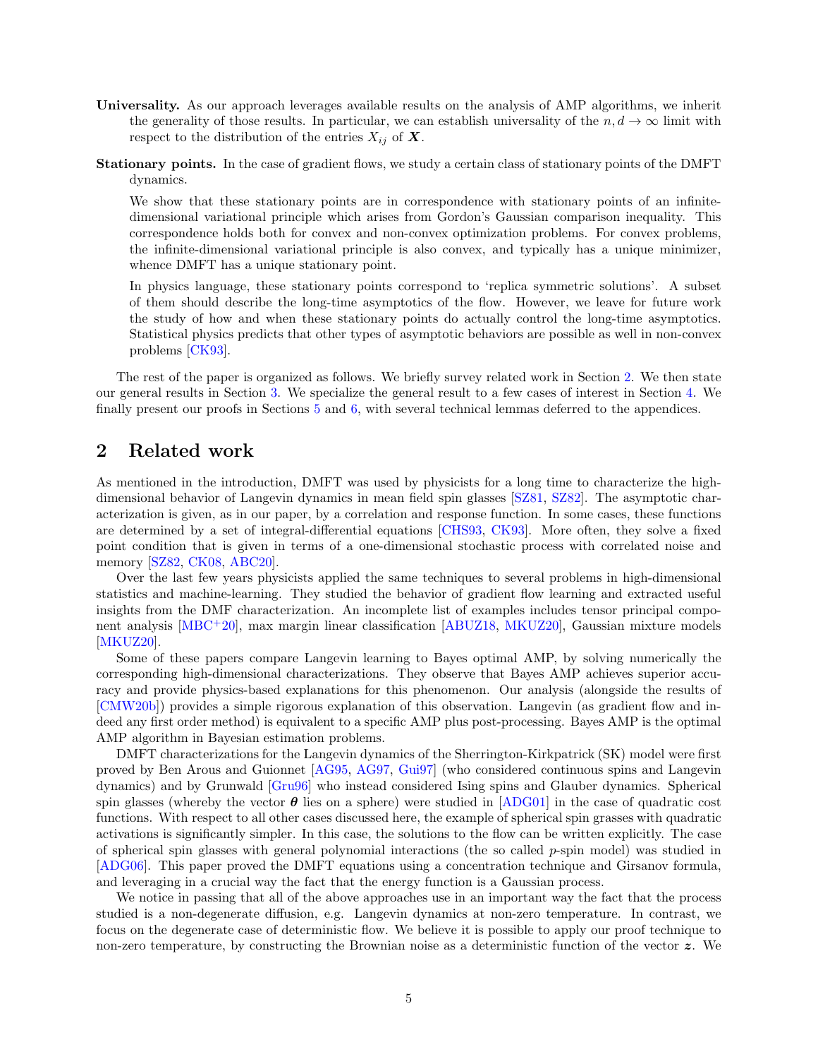**Universality.** As our approach leverages available results on the analysis of AMP algorithms, we inherit the generality of those results. In particular, we can establish universality of the $n, d \to \infty$ limit with respect to the distribution of the entries $X_{ij}$ of $\boldsymbol{X}$.

**Stationary points.** In the case of gradient flows, we study a certain class of stationary points of the DMFT dynamics.

We show that these stationary points are in correspondence with stationary points of an infinite-dimensional variational principle which arises from Gordon's Gaussian comparison inequality. This correspondence holds both for convex and non-convex optimization problems. For convex problems, the infinite-dimensional variational principle is also convex, and typically has a unique minimizer, whence DMFT has a unique stationary point.

In physics language, these stationary points correspond to 'replica symmetric solutions'. A subset of them should describe the long-time asymptotics of the flow. However, we leave for future work the study of how and when these stationary points do actually control the long-time asymptotics. Statistical physics predicts that other types of asymptotic behaviors are possible as well in non-convex problems [CK93].

The rest of the paper is organized as follows. We briefly survey related work in Section 2. We then state our general results in Section 3. We specialize the general result to a few cases of interest in Section 4. We finally present our proofs in Sections 5 and 6, with several technical lemmas deferred to the appendices.

## 2 Related work

As mentioned in the introduction, DMFT was used by physicists for a long time to characterize the high-dimensional behavior of Langevin dynamics in mean field spin glasses [SZ81, SZ82]. The asymptotic characterization is given, as in our paper, by a correlation and response function. In some cases, these functions are determined by a set of integral-differential equations [CHS93, CK93]. More often, they solve a fixed point condition that is given in terms of a one-dimensional stochastic process with correlated noise and memory [SZ82, CK08, ABC20].

Over the last few years physicists applied the same techniques to several problems in high-dimensional statistics and machine-learning. They studied the behavior of gradient flow learning and extracted useful insights from the DMF characterization. An incomplete list of examples includes tensor principal component analysis [MBC+20], max margin linear classification [ABUZ18, MKUZ20], Gaussian mixture models [MKUZ20].

Some of these papers compare Langevin learning to Bayes optimal AMP, by solving numerically the corresponding high-dimensional characterizations. They observe that Bayes AMP achieves superior accuracy and provide physics-based explanations for this phenomenon. Our analysis (alongside the results of [CMW20b]) provides a simple rigorous explanation of this observation. Langevin (as gradient flow and indeed any first order method) is equivalent to a specific AMP plus post-processing. Bayes AMP is the optimal AMP algorithm in Bayesian estimation problems.

DMFT characterizations for the Langevin dynamics of the Sherrington-Kirkpatrick (SK) model were first proved by Ben Arous and Guionnet [AG95, AG97, Gui97] (who considered continuous spins and Langevin dynamics) and by Grunwald [Gru96] who instead considered Ising spins and Glauber dynamics. Spherical spin glasses (whereby the vector $\boldsymbol{\theta}$ lies on a sphere) were studied in [ADG01] in the case of quadratic cost functions. With respect to all other cases discussed here, the example of spherical spin grasses with quadratic activations is significantly simpler. In this case, the solutions to the flow can be written explicitly. The case of spherical spin glasses with general polynomial interactions (the so called $p$-spin model) was studied in [ADG06]. This paper proved the DMFT equations using a concentration technique and Girsanov formula, and leveraging in a crucial way the fact that the energy function is a Gaussian process.

We notice in passing that all of the above approaches use in an important way the fact that the process studied is a non-degenerate diffusion, e.g. Langevin dynamics at non-zero temperature. In contrast, we focus on the degenerate case of deterministic flow. We believe it is possible to apply our proof technique to non-zero temperature, by constructing the Brownian noise as a deterministic function of the vector $\boldsymbol{z}$. We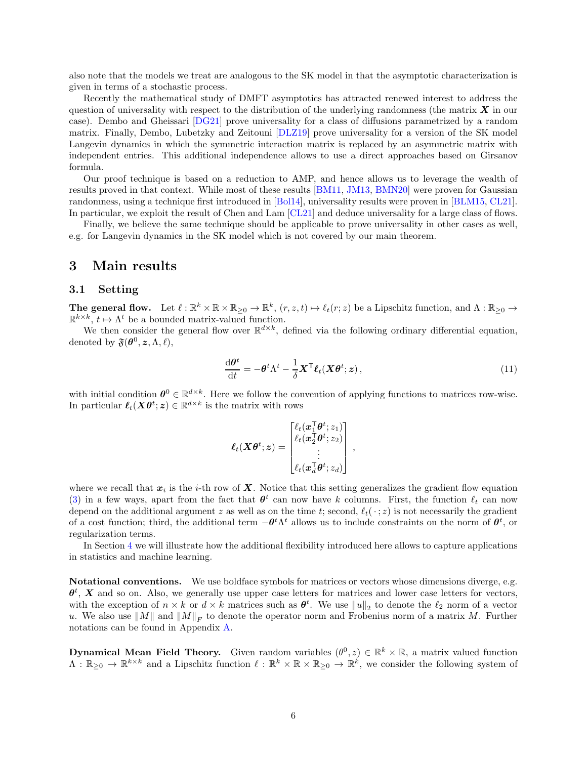also note that the models we treat are analogous to the SK model in that the asymptotic characterization is given in terms of a stochastic process.

Recently the mathematical study of DMFT asymptotics has attracted renewed interest to address the question of universality with respect to the distribution of the underlying randomness (the matrix $\boldsymbol{X}$ in our case). Dembo and Gheissari [DG21] prove universality for a class of diffusions parametrized by a random matrix. Finally, Dembo, Lubetzky and Zeitouni [DLZ19] prove universality for a version of the SK model Langevin dynamics in which the symmetric interaction matrix is replaced by an asymmetric matrix with independent entries. This additional independence allows to use a direct approaches based on Girsanov formula.

Our proof technique is based on a reduction to AMP, and hence allows us to leverage the wealth of results proved in that context. While most of these results [BM11, JM13, BMN20] were proven for Gaussian randomness, using a technique first introduced in [Bol14], universality results were proven in [BLM15, CL21]. In particular, we exploit the result of Chen and Lam [CL21] and deduce universality for a large class of flows.

Finally, we believe the same technique should be applicable to prove universality in other cases as well, e.g. for Langevin dynamics in the SK model which is not covered by our main theorem.

# 3 Main results

## 3.1 Setting

**The general flow.** Let $\ell : \mathbb{R}^k \times \mathbb{R} \times \mathbb{R}_{\geq 0} \to \mathbb{R}^k$, $(r, z, t) \mapsto \ell_t(r; z)$ be a Lipschitz function, and $\Lambda : \mathbb{R}_{\geq 0} \to \mathbb{R}^{k \times k}$, $t \mapsto \Lambda^t$ be a bounded matrix-valued function.

We then consider the general flow over $\mathbb{R}^{d\times k}$, defined via the following ordinary differential equation, denoted by $\mathfrak{F}(\boldsymbol{\theta}^0, \boldsymbol{z}, \Lambda, \ell)$,

$$\frac{\mathrm{d}\boldsymbol{\theta}^t}{\mathrm{d}t} = -\boldsymbol{\theta}^t \Lambda^t - \frac{1}{\delta} \boldsymbol{X}^\mathsf{T} \boldsymbol{\ell}_t(\boldsymbol{X}\boldsymbol{\theta}^t; \boldsymbol{z}) \,, \tag{11}$$

with initial condition $\boldsymbol{\theta}^0 \in \mathbb{R}^{d\times k}$. Here we follow the convention of applying functions to matrices row-wise. In particular $\boldsymbol{\ell}_t(\boldsymbol{X}\boldsymbol{\theta}^t; \boldsymbol{z}) \in \mathbb{R}^{d\times k}$ is the matrix with rows

$$\boldsymbol{\ell}_t(\boldsymbol{X}\boldsymbol{\theta}^t; \boldsymbol{z}) = \begin{bmatrix} \ell_t(\boldsymbol{x}_1^\mathsf{T}\boldsymbol{\theta}^t; z_1) \\ \ell_t(\boldsymbol{x}_2^\mathsf{T}\boldsymbol{\theta}^t; z_2) \\ \vdots \\ \ell_t(\boldsymbol{x}_d^\mathsf{T}\boldsymbol{\theta}^t; z_d) \end{bmatrix} \,,$$

where we recall that $\boldsymbol{x}_i$ is the $i$-th row of $\boldsymbol{X}$. Notice that this setting generalizes the gradient flow equation (3) in a few ways, apart from the fact that $\boldsymbol{\theta}^t$ can now have $k$ columns. First, the function $\ell_t$ can now depend on the additional argument $z$ as well as on the time $t$; second, $\ell_t(\,\cdot\,; z)$ is not necessarily the gradient of a cost function; third, the additional term $-\boldsymbol{\theta}^t\Lambda^t$ allows us to include constraints on the norm of $\boldsymbol{\theta}^t$, or regularization terms.

In Section 4 we will illustrate how the additional flexibility introduced here allows to capture applications in statistics and machine learning.

**Notational conventions.** We use boldface symbols for matrices or vectors whose dimensions diverge, e.g. $\boldsymbol{\theta}^t$, $\boldsymbol{X}$ and so on. Also, we generally use upper case letters for matrices and lower case letters for vectors, with the exception of $n \times k$ or $d \times k$ matrices such as $\boldsymbol{\theta}^t$. We use $\|u\|_2$ to denote the $\ell_2$ norm of a vector $u$. We also use $\|M\|$ and $\|M\|_F$ to denote the operator norm and Frobenius norm of a matrix $M$. Further notations can be found in Appendix A.

**Dynamical Mean Field Theory.** Given random variables $(\theta^0, z) \in \mathbb{R}^k \times \mathbb{R}$, a matrix valued function $\Lambda : \mathbb{R}_{\geq 0} \to \mathbb{R}^{k\times k}$ and a Lipschitz function $\ell : \mathbb{R}^k \times \mathbb{R} \times \mathbb{R}_{\geq 0} \to \mathbb{R}^k$, we consider the following system of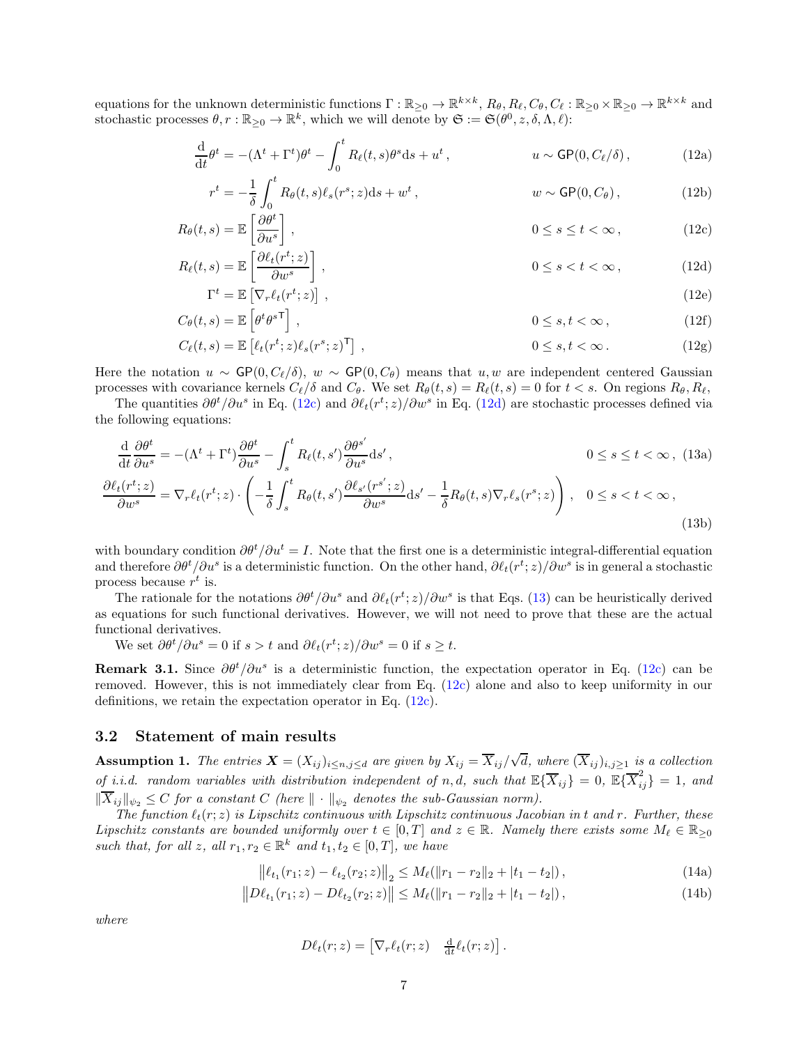equations for the unknown deterministic functions $\Gamma : \mathbb{R}_{\geq 0} \to \mathbb{R}^{k\times k}$, $R_\theta, R_\ell, C_\theta, C_\ell : \mathbb{R}_{\geq 0} \times \mathbb{R}_{\geq 0} \to \mathbb{R}^{k\times k}$ and stochastic processes $\theta, r : \mathbb{R}_{\geq 0} \to \mathbb{R}^k$, which we will denote by $\mathfrak{S} := \mathfrak{S}(\theta^0, z, \delta, \Lambda, \ell)$:

$$\frac{\mathrm{d}}{\mathrm{d}t}\theta^t = -(\Lambda^t + \Gamma^t)\theta^t - \int_0^t R_\ell(t,s)\theta^s \mathrm{d}s + u^t\,, \qquad u \sim \mathsf{GP}(0, C_\ell/\delta)\,, \tag{12a}$$

$$r^t = -\frac{1}{\delta}\int_0^t R_\theta(t,s)\ell_s(r^s;z)\mathrm{d}s + w^t\,, \qquad w \sim \mathsf{GP}(0, C_\theta)\,, \tag{12b}$$

$$R_\theta(t,s) = \mathbb{E}\left[\frac{\partial \theta^t}{\partial u^s}\right]\,, \qquad 0 \leq s \leq t < \infty\,, \tag{12c}$$

$$R_\ell(t,s) = \mathbb{E}\left[\frac{\partial \ell_t(r^t;z)}{\partial w^s}\right]\,, \qquad 0 \leq s < t < \infty\,, \tag{12d}$$

$$\Gamma^t = \mathbb{E}\left[\nabla_r \ell_t(r^t;z)\right]\,, \tag{12e}$$

$$C_\theta(t,s) = \mathbb{E}\left[\theta^t {\theta^s}^{\mathsf{T}}\right]\,, \qquad 0 \leq s, t < \infty\,, \tag{12f}$$

$$C_\ell(t,s) = \mathbb{E}\left[\ell_t(r^t;z)\ell_s(r^s;z)^{\mathsf{T}}\right]\,, \qquad 0 \leq s, t < \infty\,. \tag{12g}$$

Here the notation $u \sim \mathsf{GP}(0, C_\ell/\delta)$, $w \sim \mathsf{GP}(0, C_\theta)$ means that $u, w$ are independent centered Gaussian processes with covariance kernels $C_\ell/\delta$ and $C_\theta$. We set $R_\theta(t,s) = R_\ell(t,s) = 0$ for $t < s$. On regions $R_\theta, R_\ell$,

The quantities $\partial\theta^t/\partial u^s$ in Eq. (12c) and $\partial \ell_t(r^t;z)/\partial w^s$ in Eq. (12d) are stochastic processes defined via the following equations:

$$\frac{\mathrm{d}}{\mathrm{d}t}\frac{\partial \theta^t}{\partial u^s} = -(\Lambda^t + \Gamma^t)\frac{\partial \theta^t}{\partial u^s} - \int_s^t R_\ell(t,s')\frac{\partial \theta^{s'}}{\partial u^s}\mathrm{d}s'\,, \qquad 0 \leq s \leq t < \infty\,, \tag{13a}$$

$$\frac{\partial \ell_t(r^t;z)}{\partial w^s} = \nabla_r \ell_t(r^t;z)\cdot\left(-\frac{1}{\delta}\int_s^t R_\theta(t,s')\frac{\partial \ell_{s'}(r^{s'};z)}{\partial w^s}\mathrm{d}s' - \frac{1}{\delta}R_\theta(t,s)\nabla_r \ell_s(r^s;z)\right)\,, \quad 0 \leq s < t < \infty\,, \tag{13b}$$

with boundary condition $\partial\theta^t/\partial u^t = I$. Note that the first one is a deterministic integral-differential equation and therefore $\partial\theta^t/\partial u^s$ is a deterministic function. On the other hand, $\partial\ell_t(r^t;z)/\partial w^s$ is in general a stochastic process because $r^t$ is.

The rationale for the notations $\partial\theta^t/\partial u^s$ and $\partial\ell_t(r^t;z)/\partial w^s$ is that Eqs. (13) can be heuristically derived as equations for such functional derivatives. However, we will not need to prove that these are the actual functional derivatives.

We set $\partial\theta^t/\partial u^s = 0$ if $s > t$ and $\partial\ell_t(r^t;z)/\partial w^s = 0$ if $s \geq t$.

**Remark 3.1.** Since $\partial\theta^t/\partial u^s$ is a deterministic function, the expectation operator in Eq. (12c) can be removed. However, this is not immediately clear from Eq. (12c) alone and also to keep uniformity in our definitions, we retain the expectation operator in Eq. (12c).

## 3.2 Statement of main results

**Assumption 1.** *The entries $\boldsymbol{X} = (X_{ij})_{i\leq n, j\leq d}$ are given by $X_{ij} = \overline{X}_{ij}/\sqrt{d}$, where $(\overline{X}_{ij})_{i,j\geq 1}$ is a collection of i.i.d. random variables with distribution independent of $n, d$, such that $\mathbb{E}\{\overline{X}_{ij}\} = 0$, $\mathbb{E}\{\overline{X}_{ij}^2\} = 1$, and $\|\overline{X}_{ij}\|_{\psi_2} \leq C$ for a constant $C$ (here $\|\cdot\|_{\psi_2}$ denotes the sub-Gaussian norm).*

*The function $\ell_t(r;z)$ is Lipschitz continuous with Lipschitz continuous Jacobian in $t$ and $r$. Further, these Lipschitz constants are bounded uniformly over $t \in [0,T]$ and $z \in \mathbb{R}$. Namely there exists some $M_\ell \in \mathbb{R}_{\geq 0}$ such that, for all $z$, all $r_1, r_2 \in \mathbb{R}^k$ and $t_1, t_2 \in [0,T]$, we have*

$$\left\|\ell_{t_1}(r_1;z) - \ell_{t_2}(r_2;z)\right\|_2 \leq M_\ell(\|r_1 - r_2\|_2 + |t_1 - t_2|)\,, \tag{14a}$$

$$\left\|D\ell_{t_1}(r_1;z) - D\ell_{t_2}(r_2;z)\right\| \leq M_\ell(\|r_1 - r_2\|_2 + |t_1 - t_2|)\,, \tag{14b}$$

*where*

$$D\ell_t(r;z) = \begin{bmatrix}\nabla_r \ell_t(r;z) & \frac{\mathrm{d}}{\mathrm{d}t}\ell_t(r;z)\end{bmatrix}.$$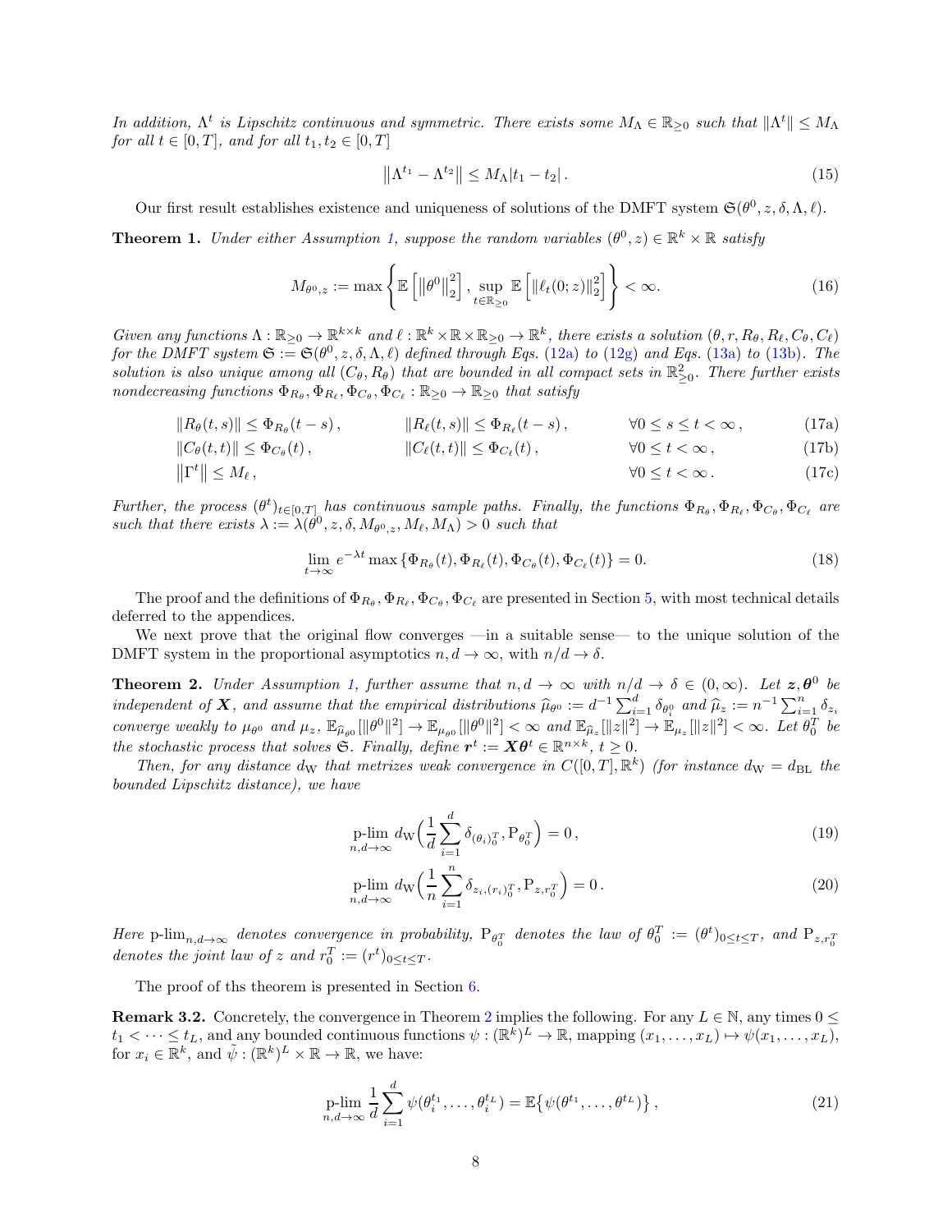*In addition, $\Lambda^t$ is Lipschitz continuous and symmetric. There exists some $M_\Lambda \in \mathbb{R}_{\geq 0}$ such that $\|\Lambda^t\| \leq M_\Lambda$ for all $t \in [0, T]$, and for all $t_1, t_2 \in [0, T]$*

$$
\left\|\Lambda^{t_1} - \Lambda^{t_2}\right\| \leq M_\Lambda |t_1 - t_2| \,. \tag{15}
$$

Our first result establishes existence and uniqueness of solutions of the DMFT system $\mathfrak{S}(\theta^0, z, \delta, \Lambda, \ell)$.

**Theorem 1.** *Under either Assumption 1, suppose the random variables $(\theta^0, z) \in \mathbb{R}^k \times \mathbb{R}$ satisfy*

$$
M_{\theta^0, z} := \max\left\{ \mathbb{E}\left[\left\|\theta^0\right\|_2^2\right], \sup_{t \in \mathbb{R}_{\geq 0}} \mathbb{E}\left[\left\|\ell_t(0; z)\right\|_2^2\right] \right\} < \infty. \tag{16}
$$

*Given any functions $\Lambda : \mathbb{R}_{\geq 0} \to \mathbb{R}^{k \times k}$ and $\ell : \mathbb{R}^k \times \mathbb{R} \times \mathbb{R}_{\geq 0} \to \mathbb{R}^k$, there exists a solution $(\theta, r, R_\theta, R_\ell, C_\theta, C_\ell)$ for the DMFT system $\mathfrak{S} := \mathfrak{S}(\theta^0, z, \delta, \Lambda, \ell)$ defined through Eqs. (12a) to (12g) and Eqs. (13a) to (13b). The solution is also unique among all $(C_\theta, R_\theta)$ that are bounded in all compact sets in $\mathbb{R}^2_{\geq 0}$. There further exists nondecreasing functions $\Phi_{R_\theta}, \Phi_{R_\ell}, \Phi_{C_\theta}, \Phi_{C_\ell} : \mathbb{R}_{\geq 0} \to \mathbb{R}_{\geq 0}$ that satisfy*

$$
\begin{aligned}
&\|R_\theta(t, s)\| \leq \Phi_{R_\theta}(t - s)\,, && \|R_\ell(t, s)\| \leq \Phi_{R_\ell}(t - s)\,, && \forall 0 \leq s \leq t < \infty\,, && (17a)\\
&\|C_\theta(t, t)\| \leq \Phi_{C_\theta}(t)\,, && \|C_\ell(t, t)\| \leq \Phi_{C_\ell}(t)\,, && \forall 0 \leq t < \infty\,, && (17b)\\
&\left\|\Gamma^t\right\| \leq M_\ell\,, && && \forall 0 \leq t < \infty\,. && (17c)
\end{aligned}
$$

*Further, the process $(\theta^t)_{t \in [0,T]}$ has continuous sample paths. Finally, the functions $\Phi_{R_\theta}, \Phi_{R_\ell}, \Phi_{C_\theta}, \Phi_{C_\ell}$ are such that there exists $\lambda := \lambda(\theta^0, z, \delta, M_{\theta^0, z}, M_\ell, M_\Lambda) > 0$ such that*

$$
\lim_{t \to \infty} e^{-\lambda t} \max\left\{\Phi_{R_\theta}(t), \Phi_{R_\ell}(t), \Phi_{C_\theta}(t), \Phi_{C_\ell}(t)\right\} = 0. \tag{18}
$$

The proof and the definitions of $\Phi_{R_\theta}, \Phi_{R_\ell}, \Phi_{C_\theta}, \Phi_{C_\ell}$ are presented in Section 5, with most technical details deferred to the appendices.

We next prove that the original flow converges —in a suitable sense— to the unique solution of the DMFT system in the proportional asymptotics $n, d \to \infty$, with $n/d \to \delta$.

**Theorem 2.** *Under Assumption 1, further assume that $n, d \to \infty$ with $n/d \to \delta \in (0, \infty)$. Let $\boldsymbol{z}, \boldsymbol{\theta}^0$ be independent of $\boldsymbol{X}$, and assume that the empirical distributions $\widehat{\mu}_{\theta^0} := d^{-1} \sum_{i=1}^d \delta_{\theta^0_i}$ and $\widehat{\mu}_z := n^{-1} \sum_{i=1}^n \delta_{z_i}$ converge weakly to $\mu_{\theta^0}$ and $\mu_z$, $\mathbb{E}_{\widehat{\mu}_{\theta^0}}[\|\theta^0\|^2] \to \mathbb{E}_{\mu_{\theta^0}}[\|\theta^0\|^2] < \infty$ and $\mathbb{E}_{\widehat{\mu}_z}[\|z\|^2] \to \mathbb{E}_{\mu_z}[\|z\|^2] < \infty$. Let $\theta_0^T$ be the stochastic process that solves $\mathfrak{S}$. Finally, define $\boldsymbol{r}^t := \boldsymbol{X}\boldsymbol{\theta}^t \in \mathbb{R}^{n \times k}$, $t \geq 0$.*

*Then, for any distance $d_{\rm W}$ that metrizes weak convergence in $C([0, T], \mathbb{R}^k)$ (for instance $d_{\rm W} = d_{\rm BL}$ the bounded Lipschitz distance), we have*

$$
\operatorname*{p-lim}_{n,d \to \infty} d_{\rm W}\Big(\frac{1}{d} \sum_{i=1}^d \delta_{(\theta_i)_0^T}, \mathrm{P}_{\theta_0^T}\Big) = 0\,, \tag{19}
$$

$$
\operatorname*{p-lim}_{n,d \to \infty} d_{\rm W}\Big(\frac{1}{n} \sum_{i=1}^n \delta_{z_i, (r_i)_0^T}, \mathrm{P}_{z, r_0^T}\Big) = 0\,. \tag{20}
$$

*Here $\operatorname{p-lim}_{n,d \to \infty}$ denotes convergence in probability, $\mathrm{P}_{\theta_0^T}$ denotes the law of $\theta_0^T := (\theta^t)_{0 \leq t \leq T}$, and $\mathrm{P}_{z, r_0^T}$ denotes the joint law of $z$ and $r_0^T := (r^t)_{0 \leq t \leq T}$.*

The proof of ths theorem is presented in Section 6.

**Remark 3.2.** Concretely, the convergence in Theorem 2 implies the following. For any $L \in \mathbb{N}$, any times $0 \leq t_1 < \cdots \leq t_L$, and any bounded continuous functions $\psi : (\mathbb{R}^k)^L \to \mathbb{R}$, mapping $(x_1, \ldots, x_L) \mapsto \psi(x_1, \ldots, x_L)$, for $x_i \in \mathbb{R}^k$, and $\tilde{\psi} : (\mathbb{R}^k)^L \times \mathbb{R} \to \mathbb{R}$, we have:

$$
\operatorname*{p-lim}_{n,d \to \infty} \frac{1}{d} \sum_{i=1}^d \psi(\theta_i^{t_1}, \ldots, \theta_i^{t_L}) = \mathbb{E}\big\{\psi(\theta^{t_1}, \ldots, \theta^{t_L})\big\}\,, \tag{21}
$$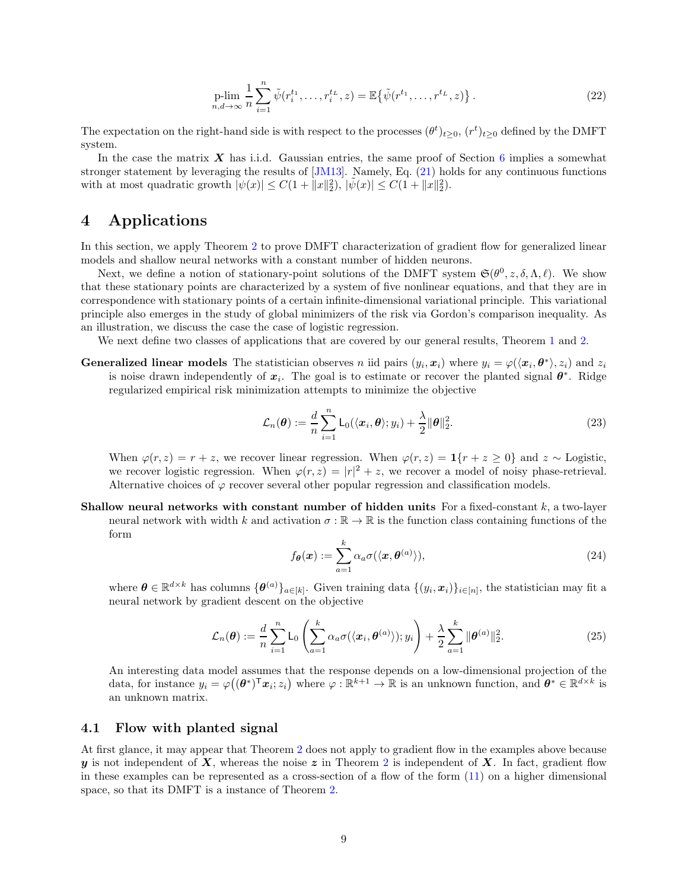$$
\operatorname*{p-lim}_{n,d\to\infty} \frac{1}{n}\sum_{i=1}^{n} \tilde{\psi}(r_i^{t_1},\dots,r_i^{t_L},z) = \mathbb{E}\big\{\tilde{\psi}(r^{t_1},\dots,r^{t_L},z)\big\}\,. \tag{22}
$$

The expectation on the right-hand side is with respect to the processes $(\theta^t)_{t\geq 0}$, $(r^t)_{t\geq 0}$ defined by the DMFT system.

In the case the matrix $\boldsymbol{X}$ has i.i.d. Gaussian entries, the same proof of Section 6 implies a somewhat stronger statement by leveraging the results of [JM13]. Namely, Eq. (21) holds for any continuous functions with at most quadratic growth $|\psi(x)| \leq C(1+\|x\|_2^2)$, $|\tilde{\psi}(x)| \leq C(1+\|x\|_2^2)$.

# 4 Applications

In this section, we apply Theorem 2 to prove DMFT characterization of gradient flow for generalized linear models and shallow neural networks with a constant number of hidden neurons.

Next, we define a notion of stationary-point solutions of the DMFT system $\mathfrak{S}(\theta^0, z, \delta, \Lambda, \ell)$. We show that these stationary points are characterized by a system of five nonlinear equations, and that they are in correspondence with stationary points of a certain infinite-dimensional variational principle. This variational principle also emerges in the study of global minimizers of the risk via Gordon's comparison inequality. As an illustration, we discuss the case the case of logistic regression.

We next define two classes of applications that are covered by our general results, Theorem 1 and 2.

**Generalized linear models** The statistician observes $n$ iid pairs $(y_i, \boldsymbol{x}_i)$ where $y_i = \varphi(\langle \boldsymbol{x}_i, \boldsymbol{\theta}^*\rangle, z_i)$ and $z_i$ is noise drawn independently of $\boldsymbol{x}_i$. The goal is to estimate or recover the planted signal $\boldsymbol{\theta}^*$. Ridge regularized empirical risk minimization attempts to minimize the objective

$$
\mathcal{L}_n(\boldsymbol{\theta}) := \frac{d}{n}\sum_{i=1}^{n} \mathsf{L}_0(\langle \boldsymbol{x}_i, \boldsymbol{\theta}\rangle; y_i) + \frac{\lambda}{2}\|\boldsymbol{\theta}\|_2^2. \tag{23}
$$

When $\varphi(r,z) = r+z$, we recover linear regression. When $\varphi(r,z) = \mathbf{1}\{r+z\geq 0\}$ and $z\sim$ Logistic, we recover logistic regression. When $\varphi(r,z) = |r|^2 + z$, we recover a model of noisy phase-retrieval. Alternative choices of $\varphi$ recover several other popular regression and classification models.

**Shallow neural networks with constant number of hidden units** For a fixed-constant $k$, a two-layer neural network with width $k$ and activation $\sigma : \mathbb{R}\to\mathbb{R}$ is the function class containing functions of the form

$$
f_{\boldsymbol{\theta}}(\boldsymbol{x}) := \sum_{a=1}^{k} \alpha_a \sigma(\langle \boldsymbol{x}, \boldsymbol{\theta}^{(a)}\rangle), \tag{24}
$$

where $\boldsymbol{\theta}\in\mathbb{R}^{d\times k}$ has columns $\{\boldsymbol{\theta}^{(a)}\}_{a\in[k]}$. Given training data $\{(y_i,\boldsymbol{x}_i)\}_{i\in[n]}$, the statistician may fit a neural network by gradient descent on the objective

$$
\mathcal{L}_n(\boldsymbol{\theta}) := \frac{d}{n}\sum_{i=1}^{n} \mathsf{L}_0\left(\sum_{a=1}^{k}\alpha_a\sigma(\langle \boldsymbol{x}_i, \boldsymbol{\theta}^{(a)}\rangle); y_i\right) + \frac{\lambda}{2}\sum_{a=1}^{k}\|\boldsymbol{\theta}^{(a)}\|_2^2. \tag{25}
$$

An interesting data model assumes that the response depends on a low-dimensional projection of the data, for instance $y_i = \varphi\big((\boldsymbol{\theta}^*)^{\mathsf{T}}\boldsymbol{x}_i; z_i\big)$ where $\varphi : \mathbb{R}^{k+1}\to\mathbb{R}$ is an unknown function, and $\boldsymbol{\theta}^*\in\mathbb{R}^{d\times k}$ is an unknown matrix.

## 4.1 Flow with planted signal

At first glance, it may appear that Theorem 2 does not apply to gradient flow in the examples above because $\boldsymbol{y}$ is not independent of $\boldsymbol{X}$, whereas the noise $\boldsymbol{z}$ in Theorem 2 is independent of $\boldsymbol{X}$. In fact, gradient flow in these examples can be represented as a cross-section of a flow of the form (11) on a higher dimensional space, so that its DMFT is a instance of Theorem 2.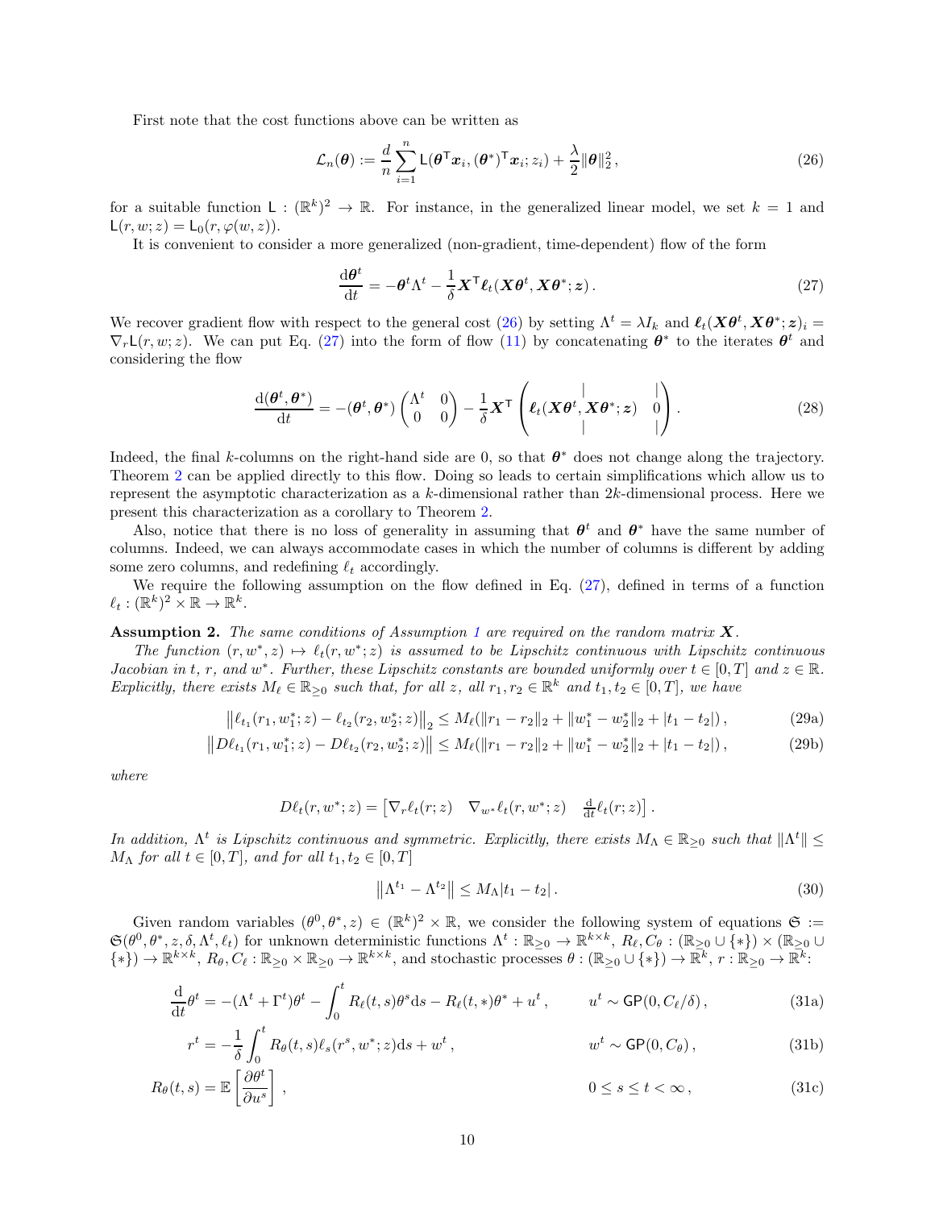First note that the cost functions above can be written as

$$
\mathcal{L}_n(\boldsymbol{\theta}) := \frac{d}{n}\sum_{i=1}^{n} \mathsf{L}(\boldsymbol{\theta}^{\mathsf{T}}\boldsymbol{x}_i, (\boldsymbol{\theta}^*)^{\mathsf{T}}\boldsymbol{x}_i; z_i) + \frac{\lambda}{2}\|\boldsymbol{\theta}\|_2^2\,, \tag{26}
$$

for a suitable function $\mathsf{L} : (\mathbb{R}^k)^2 \to \mathbb{R}$. For instance, in the generalized linear model, we set $k = 1$ and $\mathsf{L}(r, w; z) = \mathsf{L}_0(r, \varphi(w, z))$.

It is convenient to consider a more generalized (non-gradient, time-dependent) flow of the form

$$
\frac{\mathrm{d}\boldsymbol{\theta}^t}{\mathrm{d}t} = -\boldsymbol{\theta}^t\Lambda^t - \frac{1}{\delta}\boldsymbol{X}^{\mathsf{T}}\boldsymbol{\ell}_t(\boldsymbol{X}\boldsymbol{\theta}^t, \boldsymbol{X}\boldsymbol{\theta}^*; \boldsymbol{z})\,. \tag{27}
$$

We recover gradient flow with respect to the general cost (26) by setting $\Lambda^t = \lambda I_k$ and $\boldsymbol{\ell}_t(\boldsymbol{X}\boldsymbol{\theta}^t, \boldsymbol{X}\boldsymbol{\theta}^*; \boldsymbol{z})_i = \nabla_r \mathsf{L}(r, w; z)$. We can put Eq. (27) into the form of flow (11) by concatenating $\boldsymbol{\theta}^*$ to the iterates $\boldsymbol{\theta}^t$ and considering the flow

$$
\frac{\mathrm{d}(\boldsymbol{\theta}^t, \boldsymbol{\theta}^*)}{\mathrm{d}t} = -(\boldsymbol{\theta}^t, \boldsymbol{\theta}^*)\begin{pmatrix} \Lambda^t & 0 \\ 0 & 0 \end{pmatrix} - \frac{1}{\delta}\boldsymbol{X}^{\mathsf{T}}\begin{pmatrix} | & | \\ \boldsymbol{\ell}_t(\boldsymbol{X}\boldsymbol{\theta}^t, \boldsymbol{X}\boldsymbol{\theta}^*; \boldsymbol{z}) & 0 \\ | & | \end{pmatrix}. \tag{28}
$$

Indeed, the final $k$-columns on the right-hand side are 0, so that $\boldsymbol{\theta}^*$ does not change along the trajectory. Theorem 2 can be applied directly to this flow. Doing so leads to certain simplifications which allow us to represent the asymptotic characterization as a $k$-dimensional rather than $2k$-dimensional process. Here we present this characterization as a corollary to Theorem 2.

Also, notice that there is no loss of generality in assuming that $\boldsymbol{\theta}^t$ and $\boldsymbol{\theta}^*$ have the same number of columns. Indeed, we can always accommodate cases in which the number of columns is different by adding some zero columns, and redefining $\ell_t$ accordingly.

We require the following assumption on the flow defined in Eq. (27), defined in terms of a function $\ell_t : (\mathbb{R}^k)^2 \times \mathbb{R} \to \mathbb{R}^k$.

**Assumption 2.** *The same conditions of Assumption 1 are required on the random matrix $\boldsymbol{X}$.*

*The function $(r, w^*, z) \mapsto \ell_t(r, w^*; z)$ is assumed to be Lipschitz continuous with Lipschitz continuous Jacobian in $t$, $r$, and $w^*$. Further, these Lipschitz constants are bounded uniformly over $t \in [0, T]$ and $z \in \mathbb{R}$. Explicitly, there exists $M_\ell \in \mathbb{R}_{\geq 0}$ such that, for all $z$, all $r_1, r_2 \in \mathbb{R}^k$ and $t_1, t_2 \in [0, T]$, we have*

$$
\left\|\ell_{t_1}(r_1, w_1^*; z) - \ell_{t_2}(r_2, w_2^*; z)\right\|_2 \leq M_\ell(\|r_1 - r_2\|_2 + \|w_1^* - w_2^*\|_2 + |t_1 - t_2|)\,, \tag{29a}
$$

$$
\left\|D\ell_{t_1}(r_1, w_1^*; z) - D\ell_{t_2}(r_2, w_2^*; z)\right\| \leq M_\ell(\|r_1 - r_2\|_2 + \|w_1^* - w_2^*\|_2 + |t_1 - t_2|)\,, \tag{29b}
$$

*where*

$$
D\ell_t(r, w^*; z) = \begin{bmatrix} \nabla_r \ell_t(r; z) & \nabla_{w^*}\ell_t(r, w^*; z) & \frac{\mathrm{d}}{\mathrm{d}t}\ell_t(r; z) \end{bmatrix}.
$$

*In addition, $\Lambda^t$ is Lipschitz continuous and symmetric. Explicitly, there exists $M_\Lambda \in \mathbb{R}_{\geq 0}$ such that $\|\Lambda^t\| \leq M_\Lambda$ for all $t \in [0, T]$, and for all $t_1, t_2 \in [0, T]$*

$$
\left\|\Lambda^{t_1} - \Lambda^{t_2}\right\| \leq M_\Lambda |t_1 - t_2|\,. \tag{30}
$$

Given random variables $(\theta^0, \theta^*, z) \in (\mathbb{R}^k)^2 \times \mathbb{R}$, we consider the following system of equations $\mathfrak{S} := \mathfrak{S}(\theta^0, \theta^*, z, \delta, \Lambda^t, \ell_t)$ for unknown deterministic functions $\Lambda^t : \mathbb{R}_{\geq 0} \to \mathbb{R}^{k\times k}$, $R_\ell, C_\theta : (\mathbb{R}_{\geq 0} \cup \{*\}) \times (\mathbb{R}_{\geq 0} \cup \{*\}) \to \mathbb{R}^{k\times k}$, $R_\theta, C_\ell : \mathbb{R}_{\geq 0} \times \mathbb{R}_{\geq 0} \to \mathbb{R}^{k\times k}$, and stochastic processes $\theta : (\mathbb{R}_{\geq 0} \cup \{*\}) \to \mathbb{R}^k$, $r : \mathbb{R}_{\geq 0} \to \mathbb{R}^k$:

$$
\frac{\mathrm{d}}{\mathrm{d}t}\theta^t = -(\Lambda^t + \Gamma^t)\theta^t - \int_0^t R_\ell(t, s)\theta^s \mathrm{d}s - R_\ell(t, *)\theta^* + u^t\,, \qquad u^t \sim \mathsf{GP}(0, C_\ell/\delta)\,, \tag{31a}
$$

$$
r^t = -\frac{1}{\delta}\int_0^t R_\theta(t, s)\ell_s(r^s, w^*; z)\mathrm{d}s + w^t\,, \qquad w^t \sim \mathsf{GP}(0, C_\theta)\,, \tag{31b}
$$

$$
R_\theta(t, s) = \mathbb{E}\left[\frac{\partial \theta^t}{\partial u^s}\right], \qquad 0 \leq s \leq t < \infty\,, \tag{31c}
$$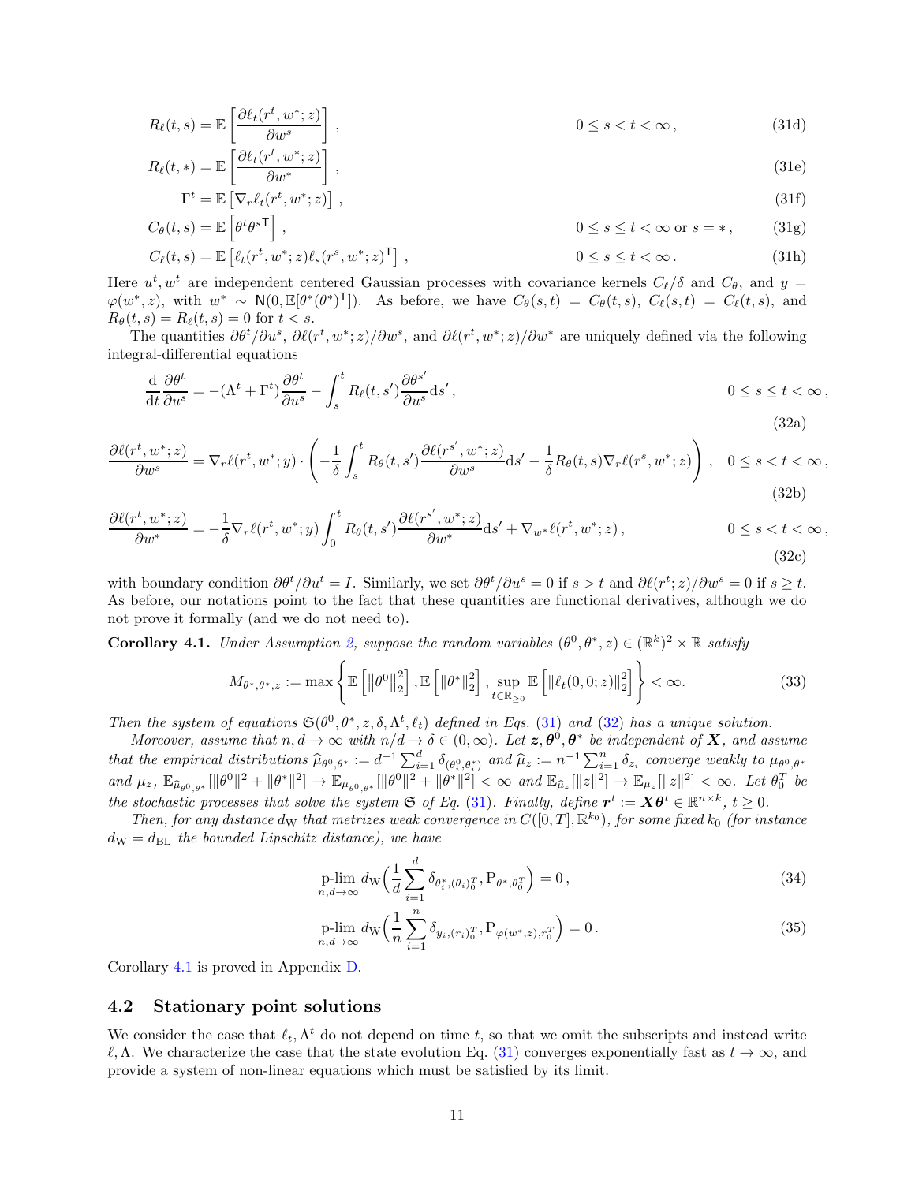$$R_\ell(t,s) = \mathbb{E}\left[\frac{\partial \ell_t(r^t, w^*; z)}{\partial w^s}\right], \qquad 0 \le s < t < \infty, \tag{31d}$$

$$R_\ell(t,*) = \mathbb{E}\left[\frac{\partial \ell_t(r^t, w^*; z)}{\partial w^*}\right], \tag{31e}$$

$$\Gamma^t = \mathbb{E}\left[\nabla_r \ell_t(r^t, w^*; z)\right], \tag{31f}$$

$$C_\theta(t,s) = \mathbb{E}\left[\theta^t \theta^{s\mathsf{T}}\right], \qquad 0 \le s \le t < \infty \text{ or } s = *, \tag{31g}$$

$$C_\ell(t,s) = \mathbb{E}\left[\ell_t(r^t, w^*; z)\ell_s(r^s, w^*; z)^\mathsf{T}\right], \qquad 0 \le s \le t < \infty. \tag{31h}$$

Here $u^t, w^t$ are independent centered Gaussian processes with covariance kernels $C_\ell/\delta$ and $C_\theta$, and $y = \varphi(w^*, z)$, with $w^* \sim \mathsf{N}(0, \mathbb{E}[\theta^*(\theta^*)^\mathsf{T}])$. As before, we have $C_\theta(s,t) = C_\theta(t,s)$, $C_\ell(s,t) = C_\ell(t,s)$, and $R_\theta(t,s) = R_\ell(t,s) = 0$ for $t < s$.

The quantities $\partial\theta^t/\partial u^s$, $\partial\ell(r^t, w^*; z)/\partial w^s$, and $\partial\ell(r^t, w^*; z)/\partial w^*$ are uniquely defined via the following integral-differential equations

$$\frac{\mathrm{d}}{\mathrm{d}t}\frac{\partial \theta^t}{\partial u^s} = -(\Lambda^t + \Gamma^t)\frac{\partial \theta^t}{\partial u^s} - \int_s^t R_\ell(t,s')\frac{\partial \theta^{s'}}{\partial u^s}\mathrm{d}s', \qquad 0 \le s \le t < \infty, \tag{32a}$$

$$\frac{\partial \ell(r^t, w^*; z)}{\partial w^s} = \nabla_r \ell(r^t, w^*; y) \cdot \left(-\frac{1}{\delta}\int_s^t R_\theta(t,s')\frac{\partial \ell(r^{s'}, w^*; z)}{\partial w^s}\mathrm{d}s' - \frac{1}{\delta}R_\theta(t,s)\nabla_r \ell(r^s, w^*; z)\right), \quad 0 \le s < t < \infty, \tag{32b}$$

$$\frac{\partial \ell(r^t, w^*; z)}{\partial w^*} = -\frac{1}{\delta}\nabla_r \ell(r^t, w^*; y)\int_0^t R_\theta(t,s')\frac{\partial \ell(r^{s'}, w^*; z)}{\partial w^*}\mathrm{d}s' + \nabla_{w^*}\ell(r^t, w^*; z), \qquad 0 \le s < t < \infty, \tag{32c}$$

with boundary condition $\partial\theta^t/\partial u^t = I$. Similarly, we set $\partial\theta^t/\partial u^s = 0$ if $s > t$ and $\partial\ell(r^t; z)/\partial w^s = 0$ if $s \ge t$. As before, our notations point to the fact that these quantities are functional derivatives, although we do not prove it formally (and we do not need to).

**Corollary 4.1.** *Under Assumption 2, suppose the random variables $(\theta^0, \theta^*, z) \in (\mathbb{R}^k)^2 \times \mathbb{R}$ satisfy*

$$M_{\theta^*,\theta^*,z} := \max\left\{\mathbb{E}\left[\left\|\theta^0\right\|_2^2\right], \mathbb{E}\left[\left\|\theta^*\right\|_2^2\right], \sup_{t \in \mathbb{R}_{\ge 0}}\mathbb{E}\left[\left\|\ell_t(0,0;z)\right\|_2^2\right]\right\} < \infty. \tag{33}$$

*Then the system of equations $\mathfrak{S}(\theta^0, \theta^*, z, \delta, \Lambda^t, \ell_t)$ defined in Eqs. (31) and (32) has a unique solution.*

*Moreover, assume that $n, d \to \infty$ with $n/d \to \delta \in (0, \infty)$. Let $\boldsymbol{z}, \boldsymbol{\theta}^0, \boldsymbol{\theta}^*$ be independent of $\boldsymbol{X}$, and assume that the empirical distributions $\widehat{\mu}_{\theta^0,\theta^*} := d^{-1}\sum_{i=1}^d \delta_{(\theta_i^0, \theta_i^*)}$ and $\widehat{\mu}_z := n^{-1}\sum_{i=1}^n \delta_{z_i}$ converge weakly to $\mu_{\theta^0,\theta^*}$ and $\mu_z$, $\mathbb{E}_{\widehat{\mu}_{\theta^0,\theta^*}}[\|\theta^0\|^2 + \|\theta^*\|^2] \to \mathbb{E}_{\mu_{\theta^0,\theta^*}}[\|\theta^0\|^2 + \|\theta^*\|^2] < \infty$ and $\mathbb{E}_{\widehat{\mu}_z}[\|z\|^2] \to \mathbb{E}_{\mu_z}[\|z\|^2] < \infty$. Let $\theta_0^T$ be the stochastic processes that solve the system $\mathfrak{S}$ of Eq. (31). Finally, define $\boldsymbol{r}^t := \boldsymbol{X}\boldsymbol{\theta}^t \in \mathbb{R}^{n \times k}$, $t \ge 0$.*

*Then, for any distance $d_\mathrm{W}$ that metrizes weak convergence in $C([0,T], \mathbb{R}^{k_0})$, for some fixed $k_0$ (for instance $d_\mathrm{W} = d_\mathrm{BL}$ the bounded Lipschitz distance), we have*

$$\operatorname*{p-lim}_{n,d\to\infty} d_\mathrm{W}\Big(\frac{1}{d}\sum_{i=1}^d \delta_{\theta_i^*, (\theta_i)_0^T}, \mathrm{P}_{\theta^*, \theta_0^T}\Big) = 0, \tag{34}$$

$$\operatorname*{p-lim}_{n,d\to\infty} d_\mathrm{W}\Big(\frac{1}{n}\sum_{i=1}^n \delta_{y_i, (r_i)_0^T}, \mathrm{P}_{\varphi(w^*,z), r_0^T}\Big) = 0. \tag{35}$$

Corollary 4.1 is proved in Appendix D.

### 4.2 Stationary point solutions

We consider the case that $\ell_t, \Lambda^t$ do not depend on time $t$, so that we omit the subscripts and instead write $\ell, \Lambda$. We characterize the case that the state evolution Eq. (31) converges exponentially fast as $t \to \infty$, and provide a system of non-linear equations which must be satisfied by its limit.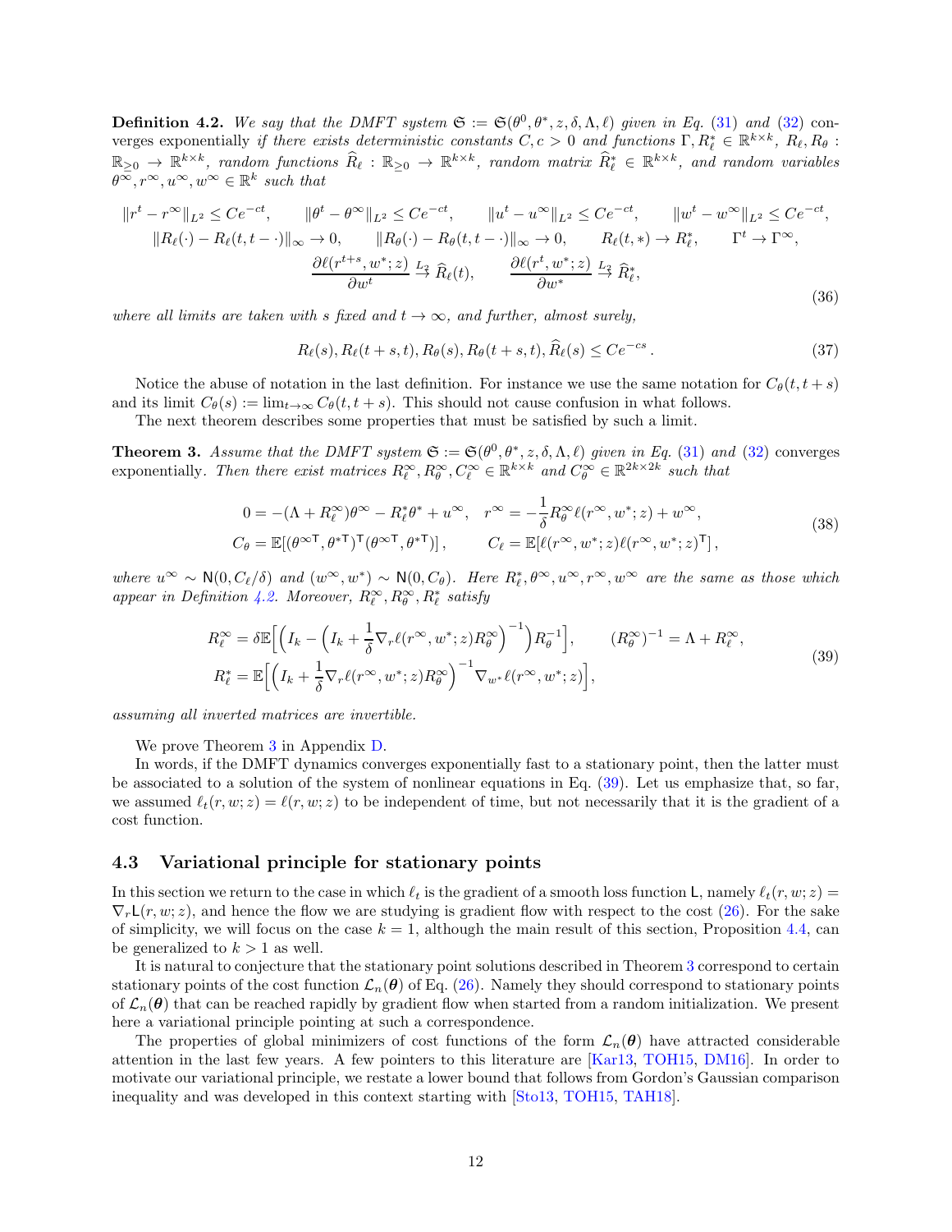**Definition 4.2.** *We say that the DMFT system $\mathfrak{S} := \mathfrak{S}(\theta^0, \theta^*, z, \delta, \Lambda, \ell)$ given in Eq. (31) and (32)* converges exponentially *if there exists deterministic constants $C, c > 0$ and functions $\Gamma, R_\ell^* \in \mathbb{R}^{k\times k}$, $R_\ell, R_\theta : \mathbb{R}_{\geq 0} \to \mathbb{R}^{k\times k}$, random functions $\widehat{R}_\ell : \mathbb{R}_{\geq 0} \to \mathbb{R}^{k\times k}$, random matrix $\widehat{R}_\ell^* \in \mathbb{R}^{k\times k}$, and random variables $\theta^\infty, r^\infty, u^\infty, w^\infty \in \mathbb{R}^k$ such that*

$$
\begin{gathered}
\|r^t - r^\infty\|_{L^2} \leq Ce^{-ct}, \qquad \|\theta^t - \theta^\infty\|_{L^2} \leq Ce^{-ct}, \qquad \|u^t - u^\infty\|_{L^2} \leq Ce^{-ct}, \qquad \|w^t - w^\infty\|_{L^2} \leq Ce^{-ct}, \\
\|R_\ell(\cdot) - R_\ell(t, t-\cdot)\|_\infty \to 0, \qquad \|R_\theta(\cdot) - R_\theta(t, t-\cdot)\|_\infty \to 0, \qquad R_\ell(t, *) \to R_\ell^*, \qquad \Gamma^t \to \Gamma^\infty, \\
\frac{\partial \ell(r^{t+s}, w^*; z)}{\partial w^t} \overset{L_2}{\to} \widehat{R}_\ell(t), \qquad \frac{\partial \ell(r^t, w^*; z)}{\partial w^*} \overset{L_2}{\to} \widehat{R}_\ell^*,
\end{gathered}
\tag{36}
$$

*where all limits are taken with $s$ fixed and $t \to \infty$, and further, almost surely,*

$$
R_\ell(s), R_\ell(t+s, t), R_\theta(s), R_\theta(t+s, t), \widehat{R}_\ell(s) \leq Ce^{-cs}\,. \tag{37}
$$

Notice the abuse of notation in the last definition. For instance we use the same notation for $C_\theta(t, t+s)$ and its limit $C_\theta(s) := \lim_{t\to\infty} C_\theta(t, t+s)$. This should not cause confusion in what follows.

The next theorem describes some properties that must be satisfied by such a limit.

**Theorem 3.** *Assume that the DMFT system $\mathfrak{S} := \mathfrak{S}(\theta^0, \theta^*, z, \delta, \Lambda, \ell)$ given in Eq. (31) and (32)* converges exponentially. *Then there exist matrices $R_\ell^\infty, R_\theta^\infty, C_\ell^\infty \in \mathbb{R}^{k\times k}$ and $C_\theta^\infty \in \mathbb{R}^{2k\times 2k}$ such that*

$$
\begin{aligned}
0 = -(\Lambda + R_\ell^\infty)\theta^\infty - R_\ell^*\theta^* + u^\infty, &\quad r^\infty = -\frac{1}{\delta}R_\theta^\infty \ell(r^\infty, w^*; z) + w^\infty, \\
C_\theta = \mathbb{E}[(\theta^{\infty\mathsf{T}}, \theta^{*\mathsf{T}})^\mathsf{T}(\theta^{\infty\mathsf{T}}, \theta^{*\mathsf{T}})]\,, &\qquad C_\ell = \mathbb{E}[\ell(r^\infty, w^*; z)\ell(r^\infty, w^*; z)^\mathsf{T}]\,,
\end{aligned}
\tag{38}
$$

*where $u^\infty \sim \mathsf{N}(0, C_\ell/\delta)$ and $(w^\infty, w^*) \sim \mathsf{N}(0, C_\theta)$. Here $R_\ell^*, \theta^\infty, u^\infty, r^\infty, w^\infty$ are the same as those which appear in Definition 4.2. Moreover, $R_\ell^\infty, R_\theta^\infty, R_\ell^*$ satisfy*

$$
\begin{aligned}
R_\ell^\infty &= \delta\mathbb{E}\Big[\Big(I_k - \Big(I_k + \frac{1}{\delta}\nabla_r \ell(r^\infty, w^*; z)R_\theta^\infty\Big)^{-1}\Big)R_\theta^{-1}\Big], \qquad (R_\theta^\infty)^{-1} = \Lambda + R_\ell^\infty, \\
R_\ell^* &= \mathbb{E}\Big[\Big(I_k + \frac{1}{\delta}\nabla_r \ell(r^\infty, w^*; z)R_\theta^\infty\Big)^{-1}\nabla_{w^*}\ell(r^\infty, w^*; z)\Big],
\end{aligned}
\tag{39}
$$

*assuming all inverted matrices are invertible.*

We prove Theorem 3 in Appendix D.

In words, if the DMFT dynamics converges exponentially fast to a stationary point, then the latter must be associated to a solution of the system of nonlinear equations in Eq. (39). Let us emphasize that, so far, we assumed $\ell_t(r, w; z) = \ell(r, w; z)$ to be independent of time, but not necessarily that it is the gradient of a cost function.

## 4.3 Variational principle for stationary points

In this section we return to the case in which $\ell_t$ is the gradient of a smooth loss function $\mathsf{L}$, namely $\ell_t(r, w; z) = \nabla_r \mathsf{L}(r, w; z)$, and hence the flow we are studying is gradient flow with respect to the cost (26). For the sake of simplicity, we will focus on the case $k = 1$, although the main result of this section, Proposition 4.4, can be generalized to $k > 1$ as well.

It is natural to conjecture that the stationary point solutions described in Theorem 3 correspond to certain stationary points of the cost function $\mathcal{L}_n(\boldsymbol{\theta})$ of Eq. (26). Namely they should correspond to stationary points of $\mathcal{L}_n(\boldsymbol{\theta})$ that can be reached rapidly by gradient flow when started from a random initialization. We present here a variational principle pointing at such a correspondence.

The properties of global minimizers of cost functions of the form $\mathcal{L}_n(\boldsymbol{\theta})$ have attracted considerable attention in the last few years. A few pointers to this literature are [Kar13, TOH15, DM16]. In order to motivate our variational principle, we restate a lower bound that follows from Gordon's Gaussian comparison inequality and was developed in this context starting with [Sto13, TOH15, TAH18].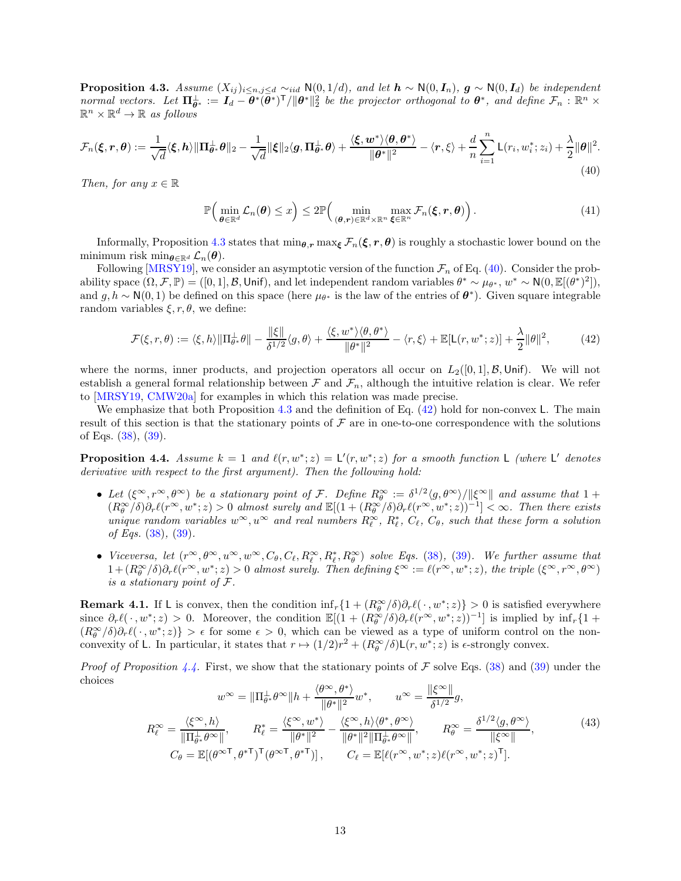**Proposition 4.3.** *Assume $(X_{ij})_{i\le n, j\le d} \sim_{iid} \mathsf{N}(0, 1/d)$, and let $\boldsymbol{h} \sim \mathsf{N}(0, \boldsymbol{I}_n)$, $\boldsymbol{g} \sim \mathsf{N}(0, \boldsymbol{I}_d)$ be independent normal vectors. Let $\boldsymbol{\Pi}_{\boldsymbol{\theta}^*}^{\perp} := \boldsymbol{I}_d - \boldsymbol{\theta}^*(\boldsymbol{\theta}^*)^{\mathsf{T}}/\|\boldsymbol{\theta}^*\|_2^2$ be the projector orthogonal to $\boldsymbol{\theta}^*$, and define $\mathcal{F}_n : \mathbb{R}^n \times \mathbb{R}^n \times \mathbb{R}^d \to \mathbb{R}$ as follows*

$$
\mathcal{F}_n(\boldsymbol{\xi}, \boldsymbol{r}, \boldsymbol{\theta}) := \frac{1}{\sqrt{d}}\langle \boldsymbol{\xi}, \boldsymbol{h}\rangle \|\boldsymbol{\Pi}_{\boldsymbol{\theta}^*}^{\perp}\boldsymbol{\theta}\|_2 - \frac{1}{\sqrt{d}}\|\boldsymbol{\xi}\|_2 \langle \boldsymbol{g}, \boldsymbol{\Pi}_{\boldsymbol{\theta}^*}^{\perp}\boldsymbol{\theta}\rangle + \frac{\langle \boldsymbol{\xi}, \boldsymbol{w}^*\rangle\langle \boldsymbol{\theta}, \boldsymbol{\theta}^*\rangle}{\|\boldsymbol{\theta}^*\|^2} - \langle \boldsymbol{r}, \xi\rangle + \frac{d}{n}\sum_{i=1}^n \mathsf{L}(r_i, w_i^*; z_i) + \frac{\lambda}{2}\|\boldsymbol{\theta}\|^2. \tag{40}
$$

*Then, for any $x \in \mathbb{R}$*

$$
\mathbb{P}\Big(\min_{\boldsymbol{\theta}\in\mathbb{R}^d} \mathcal{L}_n(\boldsymbol{\theta}) \le x\Big) \le 2\mathbb{P}\Big(\min_{(\boldsymbol{\theta}, \boldsymbol{r})\in\mathbb{R}^d\times\mathbb{R}^n} \max_{\boldsymbol{\xi}\in\mathbb{R}^n} \mathcal{F}_n(\boldsymbol{\xi}, \boldsymbol{r}, \boldsymbol{\theta})\Big). \tag{41}
$$

Informally, Proposition 4.3 states that $\min_{\boldsymbol{\theta}, \boldsymbol{r}} \max_{\boldsymbol{\xi}} \mathcal{F}_n(\boldsymbol{\xi}, \boldsymbol{r}, \boldsymbol{\theta})$ is roughly a stochastic lower bound on the minimum risk $\min_{\boldsymbol{\theta}\in\mathbb{R}^d} \mathcal{L}_n(\boldsymbol{\theta})$.

Following [MRSY19], we consider an asymptotic version of the function $\mathcal{F}_n$ of Eq. (40). Consider the probability space $(\Omega, \mathcal{F}, \mathbb{P}) = ([0,1], \mathcal{B}, \mathsf{Unif})$, and let independent random variables $\theta^* \sim \mu_{\theta^*}$, $w^* \sim \mathsf{N}(0, \mathbb{E}[(\theta^*)^2])$, and $g, h \sim \mathsf{N}(0,1)$ be defined on this space (here $\mu_{\theta^*}$ is the law of the entries of $\boldsymbol{\theta}^*$). Given square integrable random variables $\xi, r, \theta$, we define:

$$
\mathcal{F}(\xi, r, \theta) := \langle \xi, h\rangle \|\Pi_{\theta^*}^{\perp}\theta\| - \frac{\|\xi\|}{\delta^{1/2}}\langle g, \theta\rangle + \frac{\langle \xi, w^*\rangle\langle \theta, \theta^*\rangle}{\|\theta^*\|^2} - \langle r, \xi\rangle + \mathbb{E}[\mathsf{L}(r, w^*; z)] + \frac{\lambda}{2}\|\theta\|^2, \tag{42}
$$

where the norms, inner products, and projection operators all occur on $L_2([0,1], \mathcal{B}, \mathsf{Unif})$. We will not establish a general formal relationship between $\mathcal{F}$ and $\mathcal{F}_n$, although the intuitive relation is clear. We refer to [MRSY19, CMW20a] for examples in which this relation was made precise.

We emphasize that both Proposition 4.3 and the definition of Eq. (42) hold for non-convex $\mathsf{L}$. The main result of this section is that the stationary points of $\mathcal{F}$ are in one-to-one correspondence with the solutions of Eqs. (38), (39).

**Proposition 4.4.** *Assume $k = 1$ and $\ell(r, w^*; z) = \mathsf{L}'(r, w^*; z)$ for a smooth function $\mathsf{L}$ (where $\mathsf{L}'$ denotes derivative with respect to the first argument). Then the following hold:*

- *Let $(\xi^\infty, r^\infty, \theta^\infty)$ be a stationary point of $\mathcal{F}$. Define $R_\theta^\infty := \delta^{1/2}\langle g, \theta^\infty\rangle/\|\xi^\infty\|$ and assume that $1 + (R_\theta^\infty/\delta)\partial_r\ell(r^\infty, w^*; z) > 0$ almost surely and $\mathbb{E}[(1 + (R_\theta^\infty/\delta)\partial_r\ell(r^\infty, w^*; z))^{-1}] < \infty$. Then there exists unique random variables $w^\infty, u^\infty$ and real numbers $R_\ell^\infty$, $R_\ell^*$, $C_\ell$, $C_\theta$, such that these form a solution of Eqs. (38), (39).*
- *Viceversa, let $(r^\infty, \theta^\infty, u^\infty, w^\infty, C_\theta, C_\ell, R_\ell^\infty, R_\ell^*, R_\theta^\infty)$ solve Eqs. (38), (39). We further assume that $1 + (R_\theta^\infty/\delta)\partial_r\ell(r^\infty, w^*; z) > 0$ almost surely. Then defining $\xi^\infty := \ell(r^\infty, w^*; z)$, the triple $(\xi^\infty, r^\infty, \theta^\infty)$ is a stationary point of $\mathcal{F}$.*

**Remark 4.1.** If $\mathsf{L}$ is convex, then the condition $\inf_r\{1 + (R_\theta^\infty/\delta)\partial_r\ell(\,\cdot\,, w^*; z)\} > 0$ is satisfied everywhere since $\partial_r\ell(\,\cdot\,, w^*; z) > 0$. Moreover, the condition $\mathbb{E}[(1 + (R_\theta^\infty/\delta)\partial_r\ell(r^\infty, w^*; z))^{-1}]$ is implied by $\inf_r\{1 + (R_\theta^\infty/\delta)\partial_r\ell(\,\cdot\,, w^*; z)\} > \epsilon$ for some $\epsilon > 0$, which can be viewed as a type of uniform control on the non-convexity of $\mathsf{L}$. In particular, it states that $r \mapsto (1/2)r^2 + (R_\theta^\infty/\delta)\mathsf{L}(r, w^*; z)$ is $\epsilon$-strongly convex.

*Proof of Proposition 4.4.* First, we show that the stationary points of $\mathcal{F}$ solve Eqs. (38) and (39) under the choices

$$
\begin{gathered}
w^\infty = \|\Pi_{\theta^*}^{\perp}\theta^\infty\| h + \frac{\langle \theta^\infty, \theta^*\rangle}{\|\theta^*\|^2} w^*, \qquad u^\infty = \frac{\|\xi^\infty\|}{\delta^{1/2}} g, \\
R_\ell^\infty = \frac{\langle \xi^\infty, h\rangle}{\|\Pi_{\theta^*}^{\perp}\theta^\infty\|}, \qquad R_\ell^* = \frac{\langle \xi^\infty, w^*\rangle}{\|\theta^*\|^2} - \frac{\langle \xi^\infty, h\rangle\langle \theta^*, \theta^\infty\rangle}{\|\theta^*\|^2\|\Pi_{\theta^*}^{\perp}\theta^\infty\|}, \qquad R_\theta^\infty = \frac{\delta^{1/2}\langle g, \theta^\infty\rangle}{\|\xi^\infty\|}, \\
C_\theta = \mathbb{E}[(\theta^{\infty\mathsf{T}}, \theta^{*\mathsf{T}})^{\mathsf{T}}(\theta^{\infty\mathsf{T}}, \theta^{*\mathsf{T}})], \qquad C_\ell = \mathbb{E}[\ell(r^\infty, w^*; z)\ell(r^\infty, w^*; z)^{\mathsf{T}}].
\end{gathered} \tag{43}
$$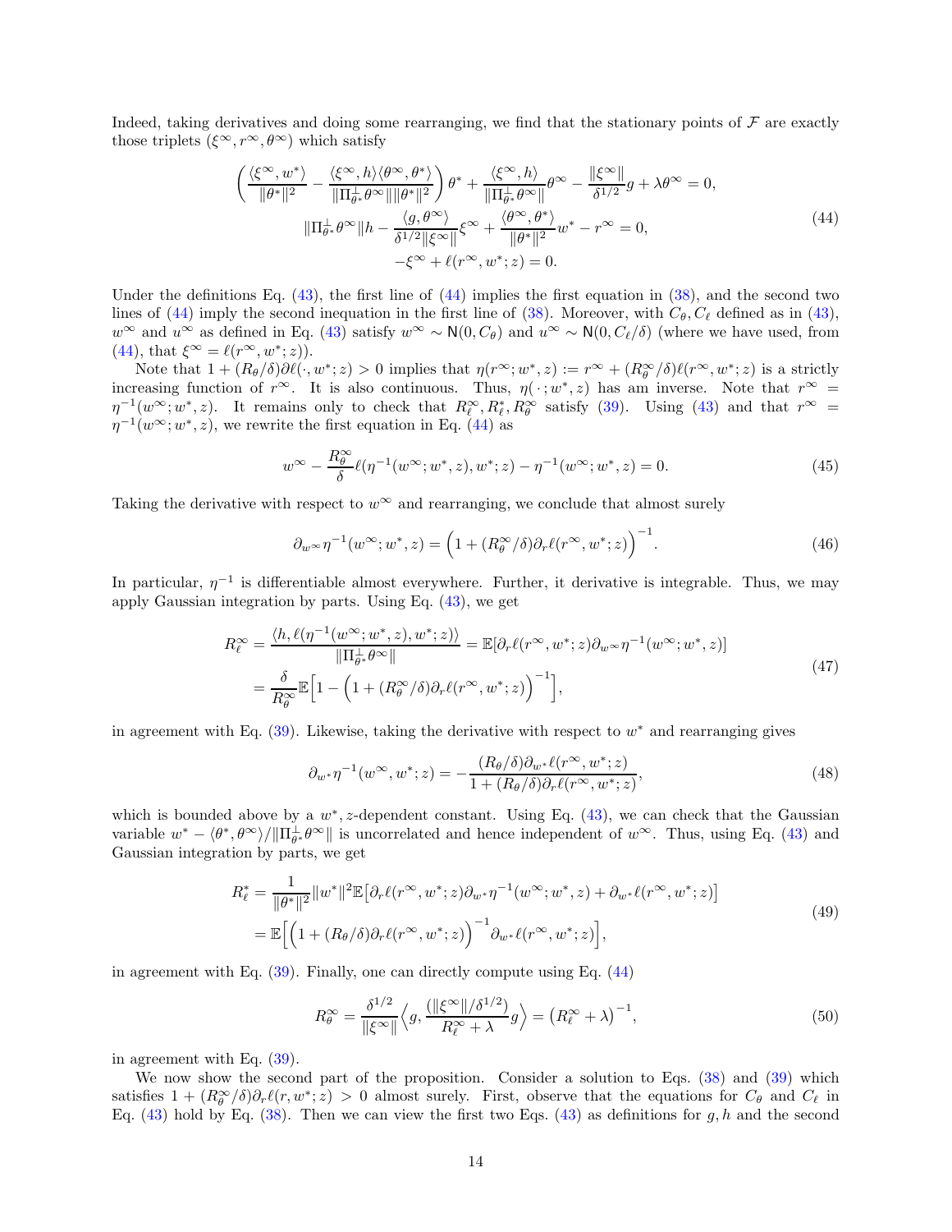Indeed, taking derivatives and doing some rearranging, we find that the stationary points of $\mathcal{F}$ are exactly those triplets $(\xi^\infty, r^\infty, \theta^\infty)$ which satisfy

$$
\begin{aligned}
\Big(\frac{\langle \xi^\infty, w^*\rangle}{\|\theta^*\|^2} - \frac{\langle \xi^\infty, h\rangle\langle\theta^\infty,\theta^*\rangle}{\|\Pi_{\theta^*}^\perp\theta^\infty\|\|\theta^*\|^2}\Big)\theta^* + \frac{\langle\xi^\infty,h\rangle}{\|\Pi_{\theta^*}^\perp\theta^\infty\|}\theta^\infty - \frac{\|\xi^\infty\|}{\delta^{1/2}}g + \lambda\theta^\infty = 0,\\
\|\Pi_{\theta^*}^\perp\theta^\infty\|h - \frac{\langle g,\theta^\infty\rangle}{\delta^{1/2}\|\xi^\infty\|}\xi^\infty + \frac{\langle\theta^\infty,\theta^*\rangle}{\|\theta^*\|^2}w^* - r^\infty = 0,\\
-\xi^\infty + \ell(r^\infty, w^*; z) = 0.
\end{aligned}
\tag{44}
$$

Under the definitions Eq. (43), the first line of (44) implies the first equation in (38), and the second two lines of (44) imply the second inequation in the first line of (38). Moreover, with $C_\theta, C_\ell$ defined as in (43), $w^\infty$ and $u^\infty$ as defined in Eq. (43) satisfy $w^\infty \sim \mathsf{N}(0, C_\theta)$ and $u^\infty \sim \mathsf{N}(0, C_\ell/\delta)$ (where we have used, from (44), that $\xi^\infty = \ell(r^\infty, w^*; z)$).

Note that $1 + (R_\theta/\delta)\partial\ell(\cdot, w^*; z) > 0$ implies that $\eta(r^\infty; w^*, z) := r^\infty + (R_\theta^\infty/\delta)\ell(r^\infty, w^*; z)$ is a strictly increasing function of $r^\infty$. It is also continuous. Thus, $\eta(\,\cdot\,; w^*, z)$ has am inverse. Note that $r^\infty = \eta^{-1}(w^\infty; w^*, z)$. It remains only to check that $R_\ell^\infty, R_\ell^*, R_\theta^\infty$ satisfy (39). Using (43) and that $r^\infty = \eta^{-1}(w^\infty; w^*, z)$, we rewrite the first equation in Eq. (44) as

$$
w^\infty - \frac{R_\theta^\infty}{\delta}\ell(\eta^{-1}(w^\infty; w^*, z), w^*; z) - \eta^{-1}(w^\infty; w^*, z) = 0. \tag{45}
$$

Taking the derivative with respect to $w^\infty$ and rearranging, we conclude that almost surely

$$
\partial_{w^\infty}\eta^{-1}(w^\infty; w^*, z) = \Big(1 + (R_\theta^\infty/\delta)\partial_r\ell(r^\infty, w^*; z)\Big)^{-1}. \tag{46}
$$

In particular, $\eta^{-1}$ is differentiable almost everywhere. Further, it derivative is integrable. Thus, we may apply Gaussian integration by parts. Using Eq. (43), we get

$$
\begin{aligned}
R_\ell^\infty &= \frac{\langle h, \ell(\eta^{-1}(w^\infty; w^*, z), w^*; z)\rangle}{\|\Pi_{\theta^*}^\perp\theta^\infty\|} = \mathbb{E}[\partial_r\ell(r^\infty, w^*; z)\partial_{w^\infty}\eta^{-1}(w^\infty; w^*, z)]\\
&= \frac{\delta}{R_\theta^\infty}\mathbb{E}\Big[1 - \Big(1 + (R_\theta^\infty/\delta)\partial_r\ell(r^\infty, w^*; z)\Big)^{-1}\Big],
\end{aligned}
\tag{47}
$$

in agreement with Eq. (39). Likewise, taking the derivative with respect to $w^*$ and rearranging gives

$$
\partial_{w^*}\eta^{-1}(w^\infty, w^*; z) = -\frac{(R_\theta/\delta)\partial_{w^*}\ell(r^\infty, w^*; z)}{1 + (R_\theta/\delta)\partial_r\ell(r^\infty, w^*; z)}, \tag{48}
$$

which is bounded above by a $w^*, z$-dependent constant. Using Eq. (43), we can check that the Gaussian variable $w^* - \langle\theta^*, \theta^\infty\rangle/\|\Pi_{\theta^*}^\perp\theta^\infty\|$ is uncorrelated and hence independent of $w^\infty$. Thus, using Eq. (43) and Gaussian integration by parts, we get

$$
\begin{aligned}
R_\ell^* &= \frac{1}{\|\theta^*\|^2}\|w^*\|^2\mathbb{E}\big[\partial_r\ell(r^\infty, w^*; z)\partial_{w^*}\eta^{-1}(w^\infty; w^*, z) + \partial_{w^*}\ell(r^\infty, w^*; z)\big]\\
&= \mathbb{E}\Big[\Big(1 + (R_\theta/\delta)\partial_r\ell(r^\infty, w^*; z)\Big)^{-1}\partial_{w^*}\ell(r^\infty, w^*; z)\Big],
\end{aligned}
\tag{49}
$$

in agreement with Eq. (39). Finally, one can directly compute using Eq. (44)

$$
R_\theta^\infty = \frac{\delta^{1/2}}{\|\xi^\infty\|}\Big\langle g, \frac{(\|\xi^\infty\|/\delta^{1/2})}{R_\ell^\infty + \lambda}g\Big\rangle = \big(R_\ell^\infty + \lambda\big)^{-1}, \tag{50}
$$

in agreement with Eq. (39).

We now show the second part of the proposition. Consider a solution to Eqs. (38) and (39) which satisfies $1 + (R_\theta^\infty/\delta)\partial_r\ell(r, w^*; z) > 0$ almost surely. First, observe that the equations for $C_\theta$ and $C_\ell$ in Eq. (43) hold by Eq. (38). Then we can view the first two Eqs. (43) as definitions for $g, h$ and the second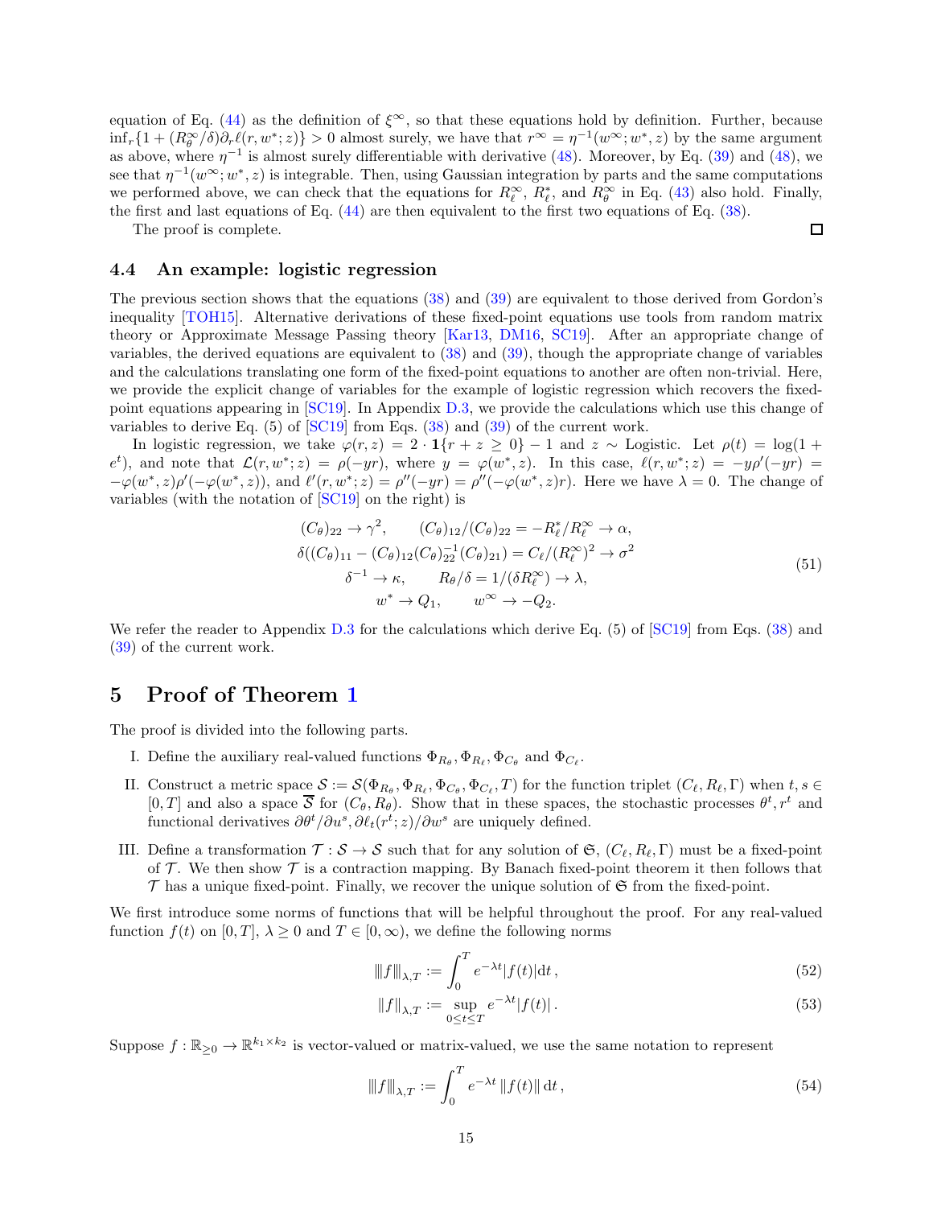equation of Eq. (44) as the definition of $\xi^\infty$, so that these equations hold by definition. Further, because $\inf_r\{1 + (R_\theta^\infty/\delta)\partial_r \ell(r, w^*; z)\} > 0$ almost surely, we have that $r^\infty = \eta^{-1}(w^\infty; w^*, z)$ by the same argument as above, where $\eta^{-1}$ is almost surely differentiable with derivative (48). Moreover, by Eq. (39) and (48), we see that $\eta^{-1}(w^\infty; w^*, z)$ is integrable. Then, using Gaussian integration by parts and the same computations we performed above, we can check that the equations for $R_\ell^\infty$, $R_\ell^*$, and $R_\theta^\infty$ in Eq. (43) also hold. Finally, the first and last equations of Eq. (44) are then equivalent to the first two equations of Eq. (38).

The proof is complete. □

### 4.4 An example: logistic regression

The previous section shows that the equations (38) and (39) are equivalent to those derived from Gordon's inequality [TOH15]. Alternative derivations of these fixed-point equations use tools from random matrix theory or Approximate Message Passing theory [Kar13, DM16, SC19]. After an appropriate change of variables, the derived equations are equivalent to (38) and (39), though the appropriate change of variables and the calculations translating one form of the fixed-point equations to another are often non-trivial. Here, we provide the explicit change of variables for the example of logistic regression which recovers the fixed-point equations appearing in [SC19]. In Appendix D.3, we provide the calculations which use this change of variables to derive Eq. (5) of [SC19] from Eqs. (38) and (39) of the current work.

In logistic regression, we take $\varphi(r, z) = 2 \cdot \mathbf{1}\{r + z \geq 0\} - 1$ and $z \sim \text{Logistic}$. Let $\rho(t) = \log(1 + e^t)$, and note that $\mathcal{L}(r, w^*; z) = \rho(-yr)$, where $y = \varphi(w^*, z)$. In this case, $\ell(r, w^*; z) = -y\rho'(-yr) = -\varphi(w^*, z)\rho'(-\varphi(w^*, z))$, and $\ell'(r, w^*; z) = \rho''(-yr) = \rho''(-\varphi(w^*, z)r)$. Here we have $\lambda = 0$. The change of variables (with the notation of [SC19] on the right) is

$$
\begin{gathered}
(C_\theta)_{22} \to \gamma^2, \qquad (C_\theta)_{12}/(C_\theta)_{22} = -R_\ell^*/R_\ell^\infty \to \alpha, \\
\delta((C_\theta)_{11} - (C_\theta)_{12}(C_\theta)_{22}^{-1}(C_\theta)_{21}) = C_\ell/(R_\ell^\infty)^2 \to \sigma^2 \\
\delta^{-1} \to \kappa, \qquad R_\theta/\delta = 1/(\delta R_\ell^\infty) \to \lambda, \\
w^* \to Q_1, \qquad w^\infty \to -Q_2.
\end{gathered} \tag{51}
$$

We refer the reader to Appendix D.3 for the calculations which derive Eq. (5) of [SC19] from Eqs. (38) and (39) of the current work.

## 5 Proof of Theorem 1

The proof is divided into the following parts.

I. Define the auxiliary real-valued functions $\Phi_{R_\theta}, \Phi_{R_\ell}, \Phi_{C_\theta}$ and $\Phi_{C_\ell}$.

II. Construct a metric space $\mathcal{S} := \mathcal{S}(\Phi_{R_\theta}, \Phi_{R_\ell}, \Phi_{C_\theta}, \Phi_{C_\ell}, T)$ for the function triplet $(C_\ell, R_\ell, \Gamma)$ when $t, s \in [0, T]$ and also a space $\overline{\mathcal{S}}$ for $(C_\theta, R_\theta)$. Show that in these spaces, the stochastic processes $\theta^t, r^t$ and functional derivatives $\partial\theta^t/\partial u^s, \partial\ell_t(r^t; z)/\partial w^s$ are uniquely defined.

III. Define a transformation $\mathcal{T} : \mathcal{S} \to \mathcal{S}$ such that for any solution of $\mathfrak{S}$, $(C_\ell, R_\ell, \Gamma)$ must be a fixed-point of $\mathcal{T}$. We then show $\mathcal{T}$ is a contraction mapping. By Banach fixed-point theorem it then follows that $\mathcal{T}$ has a unique fixed-point. Finally, we recover the unique solution of $\mathfrak{S}$ from the fixed-point.

We first introduce some norms of functions that will be helpful throughout the proof. For any real-valued function $f(t)$ on $[0, T]$, $\lambda \geq 0$ and $T \in [0, \infty)$, we define the following norms

$$
|||f|||_{\lambda,T} := \int_0^T e^{-\lambda t}|f(t)|\mathrm{d}t\,, \tag{52}
$$

$$
\|f\|_{\lambda,T} := \sup_{0 \leq t \leq T} e^{-\lambda t}|f(t)|\,. \tag{53}
$$

Suppose $f : \mathbb{R}_{\geq 0} \to \mathbb{R}^{k_1 \times k_2}$ is vector-valued or matrix-valued, we use the same notation to represent

$$
|||f|||_{\lambda,T} := \int_0^T e^{-\lambda t}\,\|f(t)\|\,\mathrm{d}t\,, \tag{54}
$$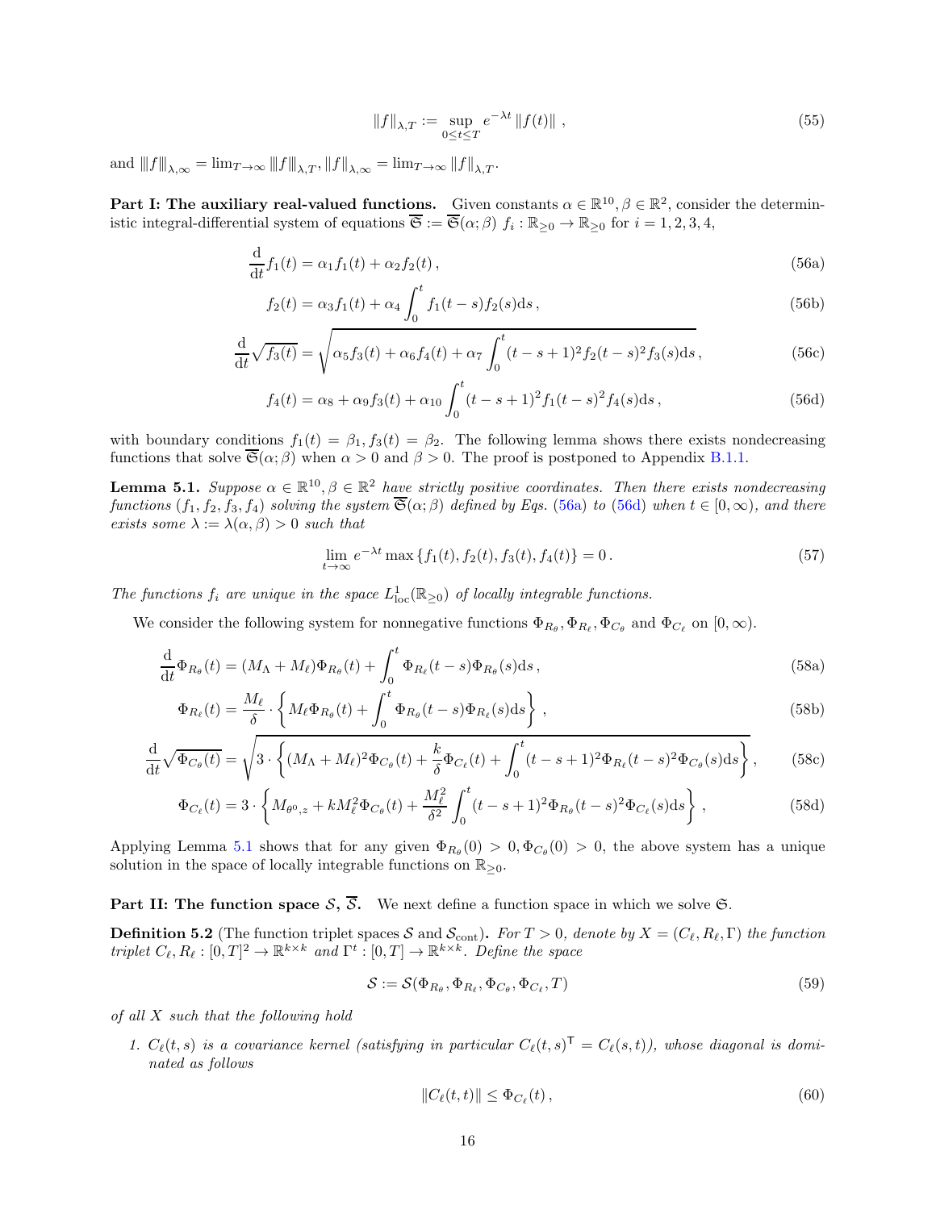$$\|f\|_{\lambda,T} := \sup_{0\le t\le T} e^{-\lambda t}\,\|f(t)\|\,, \tag{55}$$

and $|||f|||_{\lambda,\infty} = \lim_{T\to\infty} |||f|||_{\lambda,T}$, $\|f\|_{\lambda,\infty} = \lim_{T\to\infty}\|f\|_{\lambda,T}$.

**Part I: The auxiliary real-valued functions.** Given constants $\alpha \in \mathbb{R}^{10}, \beta \in \mathbb{R}^2$, consider the deterministic integral-differential system of equations $\overline{\mathfrak{S}} := \overline{\mathfrak{S}}(\alpha;\beta)$ $f_i : \mathbb{R}_{\ge 0} \to \mathbb{R}_{\ge 0}$ for $i = 1,2,3,4$,

$$\frac{\mathrm{d}}{\mathrm{d}t} f_1(t) = \alpha_1 f_1(t) + \alpha_2 f_2(t)\,, \tag{56a}$$

$$f_2(t) = \alpha_3 f_1(t) + \alpha_4 \int_0^t f_1(t-s) f_2(s)\mathrm{d}s\,, \tag{56b}$$

$$\frac{\mathrm{d}}{\mathrm{d}t}\sqrt{f_3(t)} = \sqrt{\alpha_5 f_3(t) + \alpha_6 f_4(t) + \alpha_7 \int_0^t (t-s+1)^2 f_2(t-s)^2 f_3(s)\mathrm{d}s}\,, \tag{56c}$$

$$f_4(t) = \alpha_8 + \alpha_9 f_3(t) + \alpha_{10}\int_0^t (t-s+1)^2 f_1(t-s)^2 f_4(s)\mathrm{d}s\,, \tag{56d}$$

with boundary conditions $f_1(t) = \beta_1, f_3(t) = \beta_2$. The following lemma shows there exists nondecreasing functions that solve $\overline{\mathfrak{S}}(\alpha;\beta)$ when $\alpha > 0$ and $\beta > 0$. The proof is postponed to Appendix B.1.1.

**Lemma 5.1.** *Suppose $\alpha \in \mathbb{R}^{10}, \beta \in \mathbb{R}^2$ have strictly positive coordinates. Then there exists nondecreasing functions $(f_1, f_2, f_3, f_4)$ solving the system $\overline{\mathfrak{S}}(\alpha;\beta)$ defined by Eqs. (56a) to (56d) when $t \in [0,\infty)$, and there exists some $\lambda := \lambda(\alpha,\beta) > 0$ such that*

$$\lim_{t\to\infty} e^{-\lambda t}\max\{f_1(t), f_2(t), f_3(t), f_4(t)\} = 0\,. \tag{57}$$

*The functions $f_i$ are unique in the space $L^1_{\mathrm{loc}}(\mathbb{R}_{\ge 0})$ of locally integrable functions.*

We consider the following system for nonnegative functions $\Phi_{R_\theta}, \Phi_{R_\ell}, \Phi_{C_\theta}$ and $\Phi_{C_\ell}$ on $[0,\infty)$.

$$\frac{\mathrm{d}}{\mathrm{d}t}\Phi_{R_\theta}(t) = (M_\Lambda + M_\ell)\Phi_{R_\theta}(t) + \int_0^t \Phi_{R_\ell}(t-s)\Phi_{R_\theta}(s)\mathrm{d}s\,, \tag{58a}$$

$$\Phi_{R_\ell}(t) = \frac{M_\ell}{\delta}\cdot\left\{M_\ell \Phi_{R_\theta}(t) + \int_0^t \Phi_{R_\theta}(t-s)\Phi_{R_\ell}(s)\mathrm{d}s\right\}\,, \tag{58b}$$

$$\frac{\mathrm{d}}{\mathrm{d}t}\sqrt{\Phi_{C_\theta}(t)} = \sqrt{3\cdot\left\{(M_\Lambda + M_\ell)^2\Phi_{C_\theta}(t) + \frac{k}{\delta}\Phi_{C_\ell}(t) + \int_0^t (t-s+1)^2 \Phi_{R_\ell}(t-s)^2\Phi_{C_\theta}(s)\mathrm{d}s\right\}}\,, \tag{58c}$$

$$\Phi_{C_\ell}(t) = 3\cdot\left\{M_{\theta^0,z} + kM_\ell^2\Phi_{C_\theta}(t) + \frac{M_\ell^2}{\delta^2}\int_0^t (t-s+1)^2\Phi_{R_\theta}(t-s)^2\Phi_{C_\ell}(s)\mathrm{d}s\right\}\,, \tag{58d}$$

Applying Lemma 5.1 shows that for any given $\Phi_{R_\theta}(0) > 0, \Phi_{C_\theta}(0) > 0$, the above system has a unique solution in the space of locally integrable functions on $\mathbb{R}_{\ge 0}$.

**Part II: The function space $\mathcal{S}$, $\overline{\mathcal{S}}$.** We next define a function space in which we solve $\mathfrak{S}$.

**Definition 5.2** (The function triplet spaces $\mathcal{S}$ and $\mathcal{S}_{\mathrm{cont}}$)**.** *For $T > 0$, denote by $X = (C_\ell, R_\ell, \Gamma)$ the function triplet $C_\ell, R_\ell : [0,T]^2 \to \mathbb{R}^{k\times k}$ and $\Gamma^t : [0,T] \to \mathbb{R}^{k\times k}$. Define the space*

$$\mathcal{S} := \mathcal{S}(\Phi_{R_\theta}, \Phi_{R_\ell}, \Phi_{C_\theta}, \Phi_{C_\ell}, T) \tag{59}$$

*of all $X$ such that the following hold*

1. *$C_\ell(t,s)$ is a covariance kernel (satisfying in particular $C_\ell(t,s)^\mathsf{T} = C_\ell(s,t)$), whose diagonal is dominated as follows*

$$\|C_\ell(t,t)\| \le \Phi_{C_\ell}(t)\,, \tag{60}$$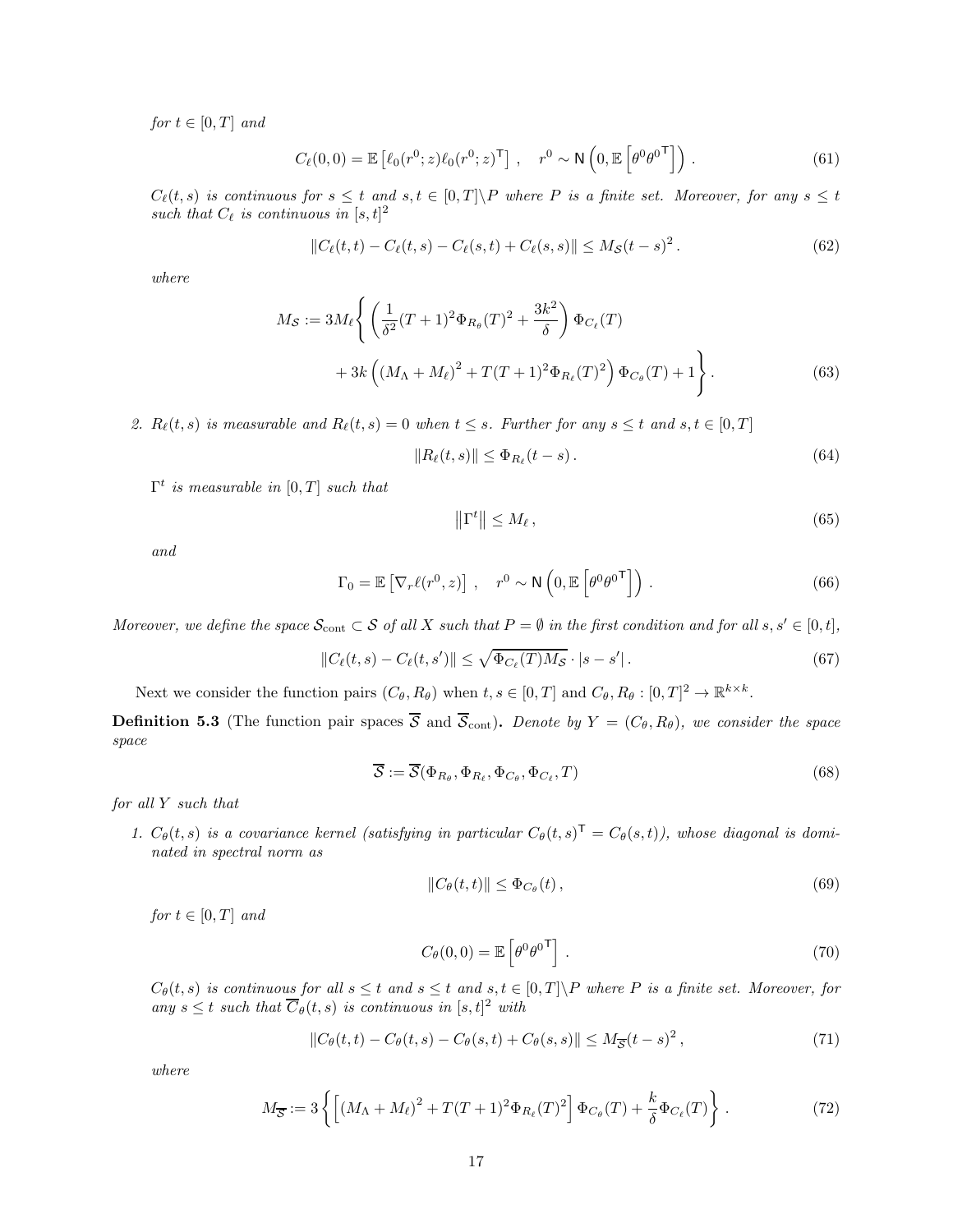*for* $t \in [0,T]$ *and*

$$C_\ell(0,0) = \mathbb{E}\left[\ell_0(r^0;z)\ell_0(r^0;z)^\mathsf{T}\right], \quad r^0 \sim \mathsf{N}\left(0, \mathbb{E}\left[\theta^0 {\theta^0}^\mathsf{T}\right]\right). \tag{61}$$

*$C_\ell(t,s)$ is continuous for $s \le t$ and $s,t \in [0,T]\backslash P$ where $P$ is a finite set. Moreover, for any $s \le t$ such that $C_\ell$ is continuous in $[s,t]^2$*

$$\|C_\ell(t,t) - C_\ell(t,s) - C_\ell(s,t) + C_\ell(s,s)\| \le M_{\mathcal{S}}(t-s)^2. \tag{62}$$

*where*

$$M_{\mathcal{S}} := 3M_\ell \Bigg\{ \left(\frac{1}{\delta^2}(T+1)^2 \Phi_{R_\theta}(T)^2 + \frac{3k^2}{\delta}\right)\Phi_{C_\ell}(T) + 3k\left(\left(M_\Lambda + M_\ell\right)^2 + T(T+1)^2\Phi_{R_\ell}(T)^2\right)\Phi_{C_\theta}(T) + 1\Bigg\}. \tag{63}$$

2. *$R_\ell(t,s)$ is measurable and $R_\ell(t,s) = 0$ when $t \le s$. Further for any $s \le t$ and $s,t \in [0,T]$*

$$\|R_\ell(t,s)\| \le \Phi_{R_\ell}(t-s). \tag{64}$$

*$\Gamma^t$ is measurable in $[0,T]$ such that*

$$\left\|\Gamma^t\right\| \le M_\ell, \tag{65}$$

*and*

$$\Gamma_0 = \mathbb{E}\left[\nabla_r \ell(r^0, z)\right], \quad r^0 \sim \mathsf{N}\left(0, \mathbb{E}\left[\theta^0 {\theta^0}^\mathsf{T}\right]\right). \tag{66}$$

*Moreover, we define the space $\mathcal{S}_{\rm cont} \subset \mathcal{S}$ of all $X$ such that $P = \emptyset$ in the first condition and for all $s,s' \in [0,t]$,*

$$\|C_\ell(t,s) - C_\ell(t,s')\| \le \sqrt{\Phi_{C_\ell}(T) M_{\mathcal{S}}} \cdot |s - s'|. \tag{67}$$

Next we consider the function pairs $(C_\theta, R_\theta)$ when $t,s \in [0,T]$ and $C_\theta, R_\theta : [0,T]^2 \to \mathbb{R}^{k\times k}$.

**Definition 5.3** (The function pair spaces $\overline{\mathcal{S}}$ and $\overline{\mathcal{S}}_{\rm cont}$)**.** *Denote by $Y = (C_\theta, R_\theta)$, we consider the space space*

$$\overline{\mathcal{S}} := \overline{\mathcal{S}}(\Phi_{R_\theta}, \Phi_{R_\ell}, \Phi_{C_\theta}, \Phi_{C_\ell}, T) \tag{68}$$

*for all $Y$ such that*

1. *$C_\theta(t,s)$ is a covariance kernel (satisfying in particular $C_\theta(t,s)^\mathsf{T} = C_\theta(s,t)$), whose diagonal is dominated in spectral norm as*

$$\|C_\theta(t,t)\| \le \Phi_{C_\theta}(t), \tag{69}$$

*for $t \in [0,T]$ and*

$$C_\theta(0,0) = \mathbb{E}\left[\theta^0 {\theta^0}^\mathsf{T}\right]. \tag{70}$$

*$C_\theta(t,s)$ is continuous for all $s \le t$ and $s \le t$ and $s,t \in [0,T]\backslash P$ where $P$ is a finite set. Moreover, for any $s \le t$ such that $\overline{C}_\theta(t,s)$ is continuous in $[s,t]^2$ with*

$$\|C_\theta(t,t) - C_\theta(t,s) - C_\theta(s,t) + C_\theta(s,s)\| \le M_{\overline{\mathcal{S}}}(t-s)^2, \tag{71}$$

*where*

$$M_{\overline{\mathcal{S}}} := 3\left\{\left[\left(M_\Lambda + M_\ell\right)^2 + T(T+1)^2\Phi_{R_\ell}(T)^2\right]\Phi_{C_\theta}(T) + \frac{k}{\delta}\Phi_{C_\ell}(T)\right\}. \tag{72}$$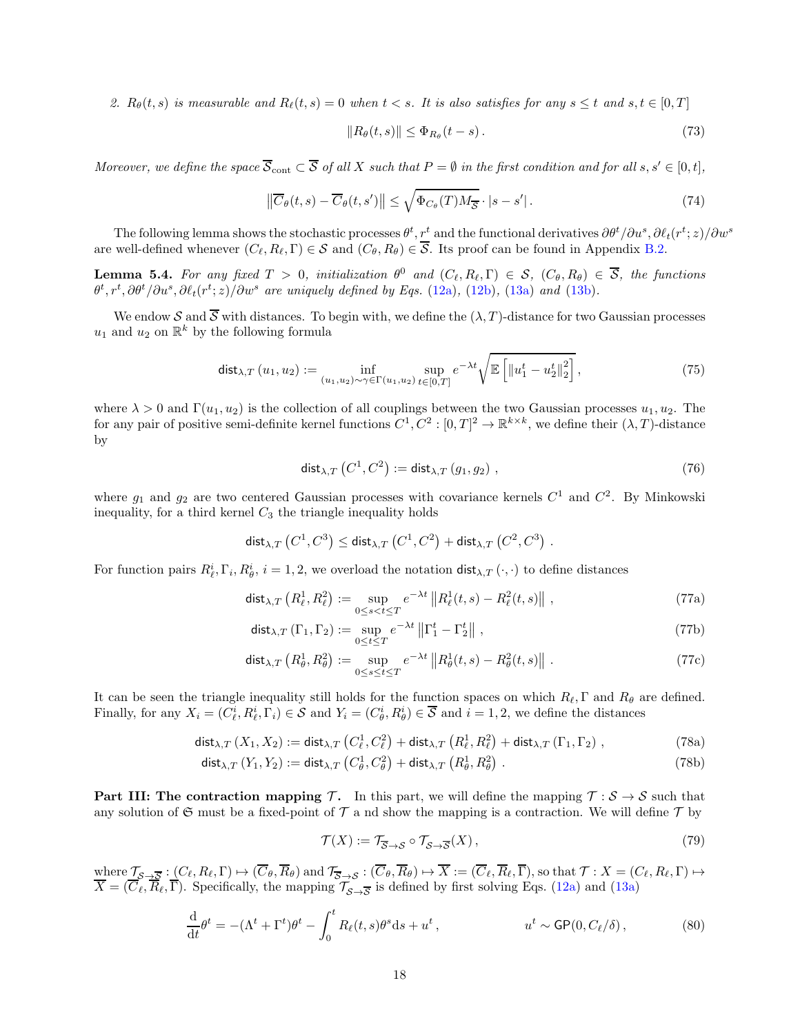2. $R_\theta(t,s)$ *is measurable and* $R_\ell(t,s) = 0$ *when* $t < s$. *It is also satisfies for any* $s \le t$ *and* $s, t \in [0, T]$

$$\|R_\theta(t,s)\| \le \Phi_{R_\theta}(t-s)\,. \tag{73}$$

*Moreover, we define the space* $\overline{\mathcal{S}}_{\mathrm{cont}} \subset \overline{\mathcal{S}}$ *of all* $X$ *such that* $P = \emptyset$ *in the first condition and for all* $s, s' \in [0,t]$,

$$\left\|\overline{C}_\theta(t,s) - \overline{C}_\theta(t,s')\right\| \le \sqrt{\Phi_{C_\theta}(T) M_{\overline{\mathcal{S}}}} \cdot |s - s'|\,. \tag{74}$$

The following lemma shows the stochastic processes $\theta^t, r^t$ and the functional derivatives $\partial\theta^t/\partial u^s, \partial\ell_t(r^t;z)/\partial w^s$ are well-defined whenever $(C_\ell, R_\ell, \Gamma) \in \mathcal{S}$ and $(C_\theta, R_\theta) \in \overline{\mathcal{S}}$. Its proof can be found in Appendix B.2.

**Lemma 5.4.** *For any fixed* $T > 0$, *initialization* $\theta^0$ *and* $(C_\ell, R_\ell, \Gamma) \in \mathcal{S}$, $(C_\theta, R_\theta) \in \overline{\mathcal{S}}$, *the functions* $\theta^t, r^t, \partial\theta^t/\partial u^s, \partial\ell_t(r^t;z)/\partial w^s$ *are uniquely defined by Eqs.* (12a), (12b), (13a) *and* (13b).

We endow $\mathcal{S}$ and $\overline{\mathcal{S}}$ with distances. To begin with, we define the $(\lambda, T)$-distance for two Gaussian processes $u_1$ and $u_2$ on $\mathbb{R}^k$ by the following formula

$$\mathsf{dist}_{\lambda,T}(u_1, u_2) := \inf_{(u_1,u_2)\sim\gamma\in\Gamma(u_1,u_2)} \sup_{t\in[0,T]} e^{-\lambda t}\sqrt{\mathbb{E}\left[\|u_1^t - u_2^t\|_2^2\right]}\,, \tag{75}$$

where $\lambda > 0$ and $\Gamma(u_1, u_2)$ is the collection of all couplings between the two Gaussian processes $u_1, u_2$. The for any pair of positive semi-definite kernel functions $C^1, C^2 : [0,T]^2 \to \mathbb{R}^{k\times k}$, we define their $(\lambda, T)$-distance by

$$\mathsf{dist}_{\lambda,T}\left(C^1, C^2\right) := \mathsf{dist}_{\lambda,T}(g_1, g_2)\,, \tag{76}$$

where $g_1$ and $g_2$ are two centered Gaussian processes with covariance kernels $C^1$ and $C^2$. By Minkowski inequality, for a third kernel $C_3$ the triangle inequality holds

$$\mathsf{dist}_{\lambda,T}\left(C^1, C^3\right) \le \mathsf{dist}_{\lambda,T}\left(C^1, C^2\right) + \mathsf{dist}_{\lambda,T}\left(C^2, C^3\right)\,.$$

For function pairs $R_\ell^i, \Gamma_i, R_\theta^i$, $i = 1, 2$, we overload the notation $\mathsf{dist}_{\lambda,T}(\cdot,\cdot)$ to define distances

$$\mathsf{dist}_{\lambda,T}\left(R_\ell^1, R_\ell^2\right) := \sup_{0\le s<t\le T} e^{-\lambda t}\left\|R_\ell^1(t,s) - R_\ell^2(t,s)\right\|\,, \tag{77a}$$

$$\mathsf{dist}_{\lambda,T}\left(\Gamma_1, \Gamma_2\right) := \sup_{0\le t\le T} e^{-\lambda t}\left\|\Gamma_1^t - \Gamma_2^t\right\|\,, \tag{77b}$$

$$\mathsf{dist}_{\lambda,T}\left(R_\theta^1, R_\theta^2\right) := \sup_{0\le s\le t\le T} e^{-\lambda t}\left\|R_\theta^1(t,s) - R_\theta^2(t,s)\right\|\,. \tag{77c}$$

It can be seen the triangle inequality still holds for the function spaces on which $R_\ell, \Gamma$ and $R_\theta$ are defined. Finally, for any $X_i = (C_\ell^i, R_\ell^i, \Gamma_i) \in \mathcal{S}$ and $Y_i = (C_\theta^i, R_\theta^i) \in \overline{\mathcal{S}}$ and $i = 1, 2$, we define the distances

$$\mathsf{dist}_{\lambda,T}(X_1, X_2) := \mathsf{dist}_{\lambda,T}\left(C_\ell^1, C_\ell^2\right) + \mathsf{dist}_{\lambda,T}\left(R_\ell^1, R_\ell^2\right) + \mathsf{dist}_{\lambda,T}\left(\Gamma_1, \Gamma_2\right)\,, \tag{78a}$$

$$\mathsf{dist}_{\lambda,T}(Y_1, Y_2) := \mathsf{dist}_{\lambda,T}\left(C_\theta^1, C_\theta^2\right) + \mathsf{dist}_{\lambda,T}\left(R_\theta^1, R_\theta^2\right)\,. \tag{78b}$$

**Part III: The contraction mapping $\mathcal{T}$.** In this part, we will define the mapping $\mathcal{T} : \mathcal{S} \to \mathcal{S}$ such that any solution of $\mathfrak{S}$ must be a fixed-point of $\mathcal{T}$ a nd show the mapping is a contraction. We will define $\mathcal{T}$ by

$$\mathcal{T}(X) := \mathcal{T}_{\overline{\mathcal{S}}\to\mathcal{S}} \circ \mathcal{T}_{\mathcal{S}\to\overline{\mathcal{S}}}(X)\,, \tag{79}$$

where $\mathcal{T}_{\mathcal{S}\to\overline{\mathcal{S}}} : (C_\ell, R_\ell, \Gamma) \mapsto (\overline{C}_\theta, \overline{R}_\theta)$ and $\mathcal{T}_{\overline{\mathcal{S}}\to\mathcal{S}} : (\overline{C}_\theta, \overline{R}_\theta) \mapsto \overline{X} := (\overline{C}_\ell, \overline{R}_\ell, \overline{\Gamma})$, so that $\mathcal{T} : X = (C_\ell, R_\ell, \Gamma) \mapsto \overline{X} = (\overline{C}_\ell, \overline{R}_\ell, \overline{\Gamma})$. Specifically, the mapping $\mathcal{T}_{\mathcal{S}\to\overline{\mathcal{S}}}$ is defined by first solving Eqs. (12a) and (13a)

$$\frac{\mathrm{d}}{\mathrm{d}t}\theta^t = -(\Lambda^t + \Gamma^t)\theta^t - \int_0^t R_\ell(t,s)\theta^s \mathrm{d}s + u^t\,, \qquad\qquad u^t \sim \mathsf{GP}(0, C_\ell/\delta)\,, \tag{80}$$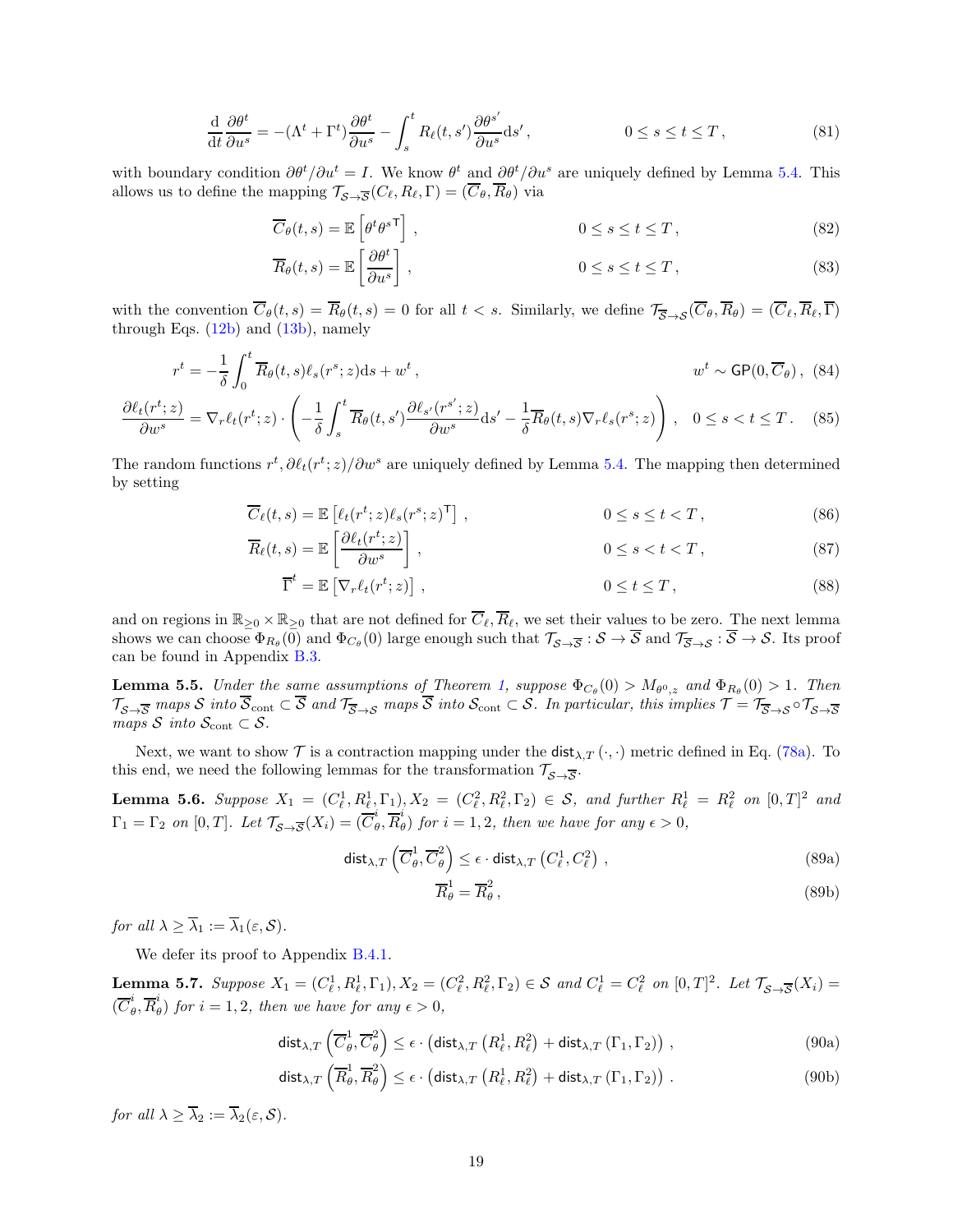$$\frac{\mathrm{d}}{\mathrm{d}t}\frac{\partial \theta^t}{\partial u^s} = -(\Lambda^t + \Gamma^t)\frac{\partial \theta^t}{\partial u^s} - \int_s^t R_\ell(t,s')\frac{\partial \theta^{s'}}{\partial u^s}\mathrm{d}s' , \qquad 0 \le s \le t \le T , \tag{81}$$

with boundary condition $\partial\theta^t/\partial u^t = I$. We know $\theta^t$ and $\partial\theta^t/\partial u^s$ are uniquely defined by Lemma 5.4. This allows us to define the mapping $\mathcal{T}_{\mathcal{S}\to\overline{\mathcal{S}}}(C_\ell, R_\ell, \Gamma) = (\overline{C}_\theta, \overline{R}_\theta)$ via

$$\overline{C}_\theta(t,s) = \mathbb{E}\left[\theta^t \theta^{s\mathsf{T}}\right] , \qquad 0 \le s \le t \le T , \tag{82}$$

$$\overline{R}_\theta(t,s) = \mathbb{E}\left[\frac{\partial \theta^t}{\partial u^s}\right] , \qquad 0 \le s \le t \le T , \tag{83}$$

with the convention $\overline{C}_\theta(t,s) = \overline{R}_\theta(t,s) = 0$ for all $t < s$. Similarly, we define $\mathcal{T}_{\overline{\mathcal{S}}\to\mathcal{S}}(\overline{C}_\theta, \overline{R}_\theta) = (\overline{C}_\ell, \overline{R}_\ell, \overline{\Gamma})$ through Eqs. (12b) and (13b), namely

$$r^t = -\frac{1}{\delta}\int_0^t \overline{R}_\theta(t,s)\ell_s(r^s;z)\mathrm{d}s + w^t , \qquad w^t \sim \mathsf{GP}(0, \overline{C}_\theta) , \tag{84}$$

$$\frac{\partial \ell_t(r^t;z)}{\partial w^s} = \nabla_r \ell_t(r^t;z)\cdot\left(-\frac{1}{\delta}\int_s^t \overline{R}_\theta(t,s')\frac{\partial \ell_{s'}(r^{s'};z)}{\partial w^s}\mathrm{d}s' - \frac{1}{\delta}\overline{R}_\theta(t,s)\nabla_r \ell_s(r^s;z)\right) , \quad 0 \le s < t \le T . \tag{85}$$

The random functions $r^t, \partial\ell_t(r^t;z)/\partial w^s$ are uniquely defined by Lemma 5.4. The mapping then determined by setting

$$\overline{C}_\ell(t,s) = \mathbb{E}\left[\ell_t(r^t;z)\ell_s(r^s;z)^\mathsf{T}\right] , \qquad 0 \le s \le t < T , \tag{86}$$

$$\overline{R}_\ell(t,s) = \mathbb{E}\left[\frac{\partial \ell_t(r^t;z)}{\partial w^s}\right] , \qquad 0 \le s < t < T , \tag{87}$$

$$\overline{\Gamma}^t = \mathbb{E}\left[\nabla_r \ell_t(r^t;z)\right] , \qquad 0 \le t \le T , \tag{88}$$

and on regions in $\mathbb{R}_{\ge 0}\times\mathbb{R}_{\ge 0}$ that are not defined for $\overline{C}_\ell, \overline{R}_\ell$, we set their values to be zero. The next lemma shows we can choose $\Phi_{R_\theta}(0)$ and $\Phi_{C_\theta}(0)$ large enough such that $\mathcal{T}_{\mathcal{S}\to\overline{\mathcal{S}}} : \mathcal{S}\to\overline{\mathcal{S}}$ and $\mathcal{T}_{\overline{\mathcal{S}}\to\mathcal{S}} : \overline{\mathcal{S}}\to\mathcal{S}$. Its proof can be found in Appendix B.3.

**Lemma 5.5.** *Under the same assumptions of Theorem 1, suppose $\Phi_{C_\theta}(0) > M_{\theta^0,z}$ and $\Phi_{R_\theta}(0) > 1$. Then $\mathcal{T}_{\mathcal{S}\to\overline{\mathcal{S}}}$ maps $\mathcal{S}$ into $\overline{\mathcal{S}}_{\mathrm{cont}} \subset \overline{\mathcal{S}}$ and $\mathcal{T}_{\overline{\mathcal{S}}\to\mathcal{S}}$ maps $\overline{\mathcal{S}}$ into $\mathcal{S}_{\mathrm{cont}} \subset \mathcal{S}$. In particular, this implies $\mathcal{T} = \mathcal{T}_{\overline{\mathcal{S}}\to\mathcal{S}} \circ \mathcal{T}_{\mathcal{S}\to\overline{\mathcal{S}}}$ maps $\mathcal{S}$ into $\mathcal{S}_{\mathrm{cont}} \subset \mathcal{S}$.*

Next, we want to show $\mathcal{T}$ is a contraction mapping under the $\mathsf{dist}_{\lambda,T}(\cdot,\cdot)$ metric defined in Eq. (78a). To this end, we need the following lemmas for the transformation $\mathcal{T}_{\mathcal{S}\to\overline{\mathcal{S}}}$.

**Lemma 5.6.** *Suppose $X_1 = (C_\ell^1, R_\ell^1, \Gamma_1), X_2 = (C_\ell^2, R_\ell^2, \Gamma_2) \in \mathcal{S}$, and further $R_\ell^1 = R_\ell^2$ on $[0,T]^2$ and $\Gamma_1 = \Gamma_2$ on $[0,T]$. Let $\mathcal{T}_{\mathcal{S}\to\overline{\mathcal{S}}}(X_i) = (\overline{C}_\theta^i, \overline{R}_\theta^i)$ for $i = 1,2$, then we have for any $\epsilon > 0$,*

$$\mathsf{dist}_{\lambda,T}\left(\overline{C}_\theta^1, \overline{C}_\theta^2\right) \le \epsilon \cdot \mathsf{dist}_{\lambda,T}\left(C_\ell^1, C_\ell^2\right) , \tag{89a}$$

$$\overline{R}_\theta^1 = \overline{R}_\theta^2 , \tag{89b}$$

*for all $\lambda \ge \overline{\lambda}_1 := \overline{\lambda}_1(\varepsilon, \mathcal{S})$.*

We defer its proof to Appendix B.4.1.

**Lemma 5.7.** *Suppose $X_1 = (C_\ell^1, R_\ell^1, \Gamma_1), X_2 = (C_\ell^2, R_\ell^2, \Gamma_2) \in \mathcal{S}$ and $C_\ell^1 = C_\ell^2$ on $[0,T]^2$. Let $\mathcal{T}_{\mathcal{S}\to\overline{\mathcal{S}}}(X_i) = (\overline{C}_\theta^i, \overline{R}_\theta^i)$ for $i = 1,2$, then we have for any $\epsilon > 0$,*

$$\mathsf{dist}_{\lambda,T}\left(\overline{C}_\theta^1, \overline{C}_\theta^2\right) \le \epsilon \cdot \left(\mathsf{dist}_{\lambda,T}\left(R_\ell^1, R_\ell^2\right) + \mathsf{dist}_{\lambda,T}\left(\Gamma_1, \Gamma_2\right)\right) , \tag{90a}$$

$$\mathsf{dist}_{\lambda,T}\left(\overline{R}_\theta^1, \overline{R}_\theta^2\right) \le \epsilon \cdot \left(\mathsf{dist}_{\lambda,T}\left(R_\ell^1, R_\ell^2\right) + \mathsf{dist}_{\lambda,T}\left(\Gamma_1, \Gamma_2\right)\right) . \tag{90b}$$

*for all $\lambda \ge \overline{\lambda}_2 := \overline{\lambda}_2(\varepsilon, \mathcal{S})$.*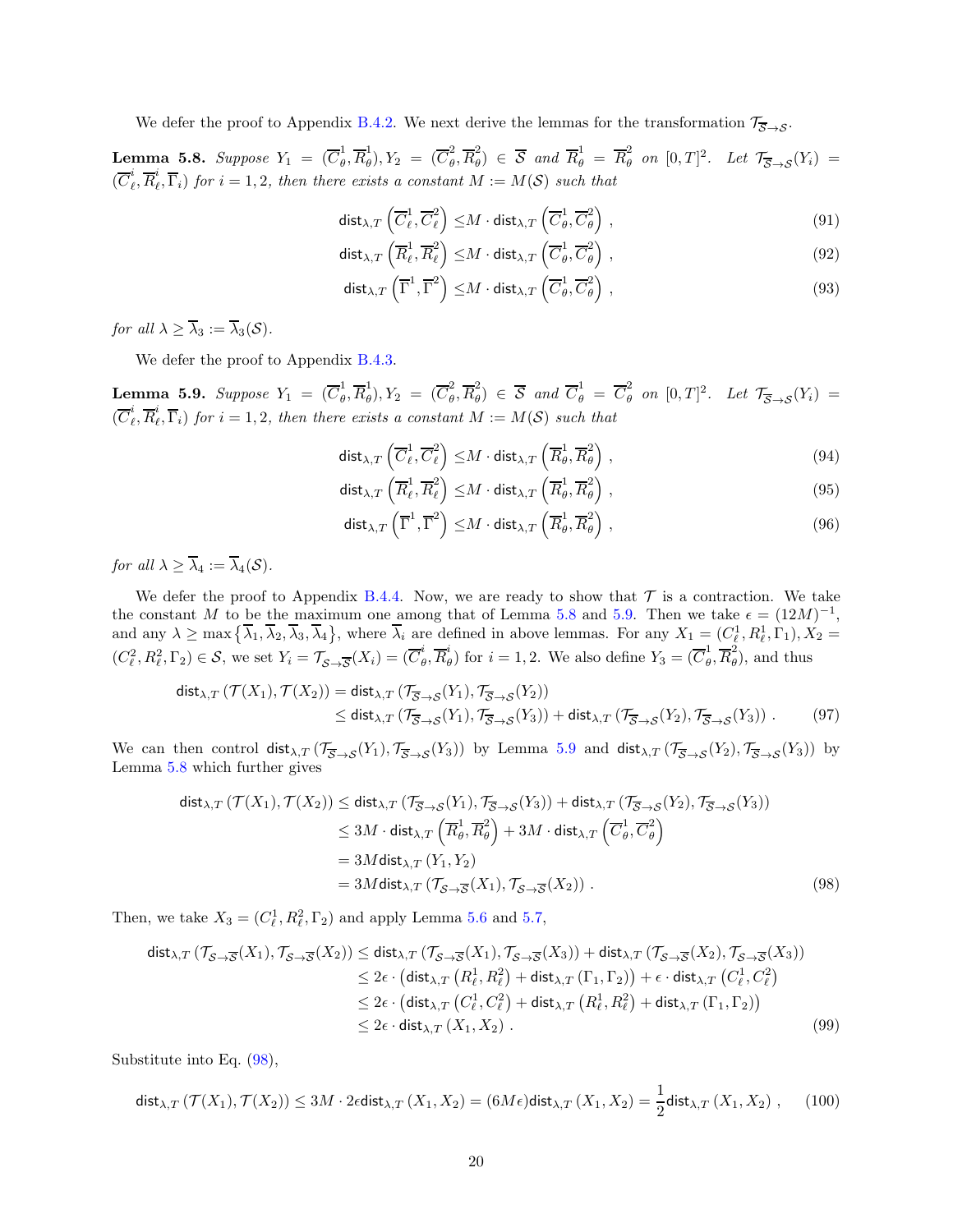We defer the proof to Appendix B.4.2. We next derive the lemmas for the transformation $\mathcal{T}_{\overline{\mathcal{S}}\to\mathcal{S}}$.

**Lemma 5.8.** *Suppose $Y_1 = (\overline{C}_\theta^1, \overline{R}_\theta^1), Y_2 = (\overline{C}_\theta^2, \overline{R}_\theta^2) \in \overline{\mathcal{S}}$ and $\overline{R}_\theta^1 = \overline{R}_\theta^2$ on $[0,T]^2$. Let $\mathcal{T}_{\overline{\mathcal{S}}\to\mathcal{S}}(Y_i) = (\overline{C}_\ell^i, \overline{R}_\ell^i, \overline{\Gamma}_i)$ for $i = 1, 2$, then there exists a constant $M := M(\mathcal{S})$ such that*

$$\mathsf{dist}_{\lambda,T}\left(\overline{C}_\ell^1, \overline{C}_\ell^2\right) \leq M \cdot \mathsf{dist}_{\lambda,T}\left(\overline{C}_\theta^1, \overline{C}_\theta^2\right) , \tag{91}$$

$$\mathsf{dist}_{\lambda,T}\left(\overline{R}_\ell^1, \overline{R}_\ell^2\right) \leq M \cdot \mathsf{dist}_{\lambda,T}\left(\overline{C}_\theta^1, \overline{C}_\theta^2\right) , \tag{92}$$

$$\mathsf{dist}_{\lambda,T}\left(\overline{\Gamma}^1, \overline{\Gamma}^2\right) \leq M \cdot \mathsf{dist}_{\lambda,T}\left(\overline{C}_\theta^1, \overline{C}_\theta^2\right) , \tag{93}$$

*for all $\lambda \geq \overline{\lambda}_3 := \overline{\lambda}_3(\mathcal{S})$.*

We defer the proof to Appendix B.4.3.

**Lemma 5.9.** *Suppose $Y_1 = (\overline{C}_\theta^1, \overline{R}_\theta^1), Y_2 = (\overline{C}_\theta^2, \overline{R}_\theta^2) \in \overline{\mathcal{S}}$ and $\overline{C}_\theta^1 = \overline{C}_\theta^2$ on $[0,T]^2$. Let $\mathcal{T}_{\overline{\mathcal{S}}\to\mathcal{S}}(Y_i) = (\overline{C}_\ell^i, \overline{R}_\ell^i, \overline{\Gamma}_i)$ for $i = 1, 2$, then there exists a constant $M := M(\mathcal{S})$ such that*

$$\mathsf{dist}_{\lambda,T}\left(\overline{C}_\ell^1, \overline{C}_\ell^2\right) \leq M \cdot \mathsf{dist}_{\lambda,T}\left(\overline{R}_\theta^1, \overline{R}_\theta^2\right) , \tag{94}$$

$$\mathsf{dist}_{\lambda,T}\left(\overline{R}_\ell^1, \overline{R}_\ell^2\right) \leq M \cdot \mathsf{dist}_{\lambda,T}\left(\overline{R}_\theta^1, \overline{R}_\theta^2\right) , \tag{95}$$

$$\mathsf{dist}_{\lambda,T}\left(\overline{\Gamma}^1, \overline{\Gamma}^2\right) \leq M \cdot \mathsf{dist}_{\lambda,T}\left(\overline{R}_\theta^1, \overline{R}_\theta^2\right) , \tag{96}$$

*for all $\lambda \geq \overline{\lambda}_4 := \overline{\lambda}_4(\mathcal{S})$.*

We defer the proof to Appendix B.4.4. Now, we are ready to show that $\mathcal{T}$ is a contraction. We take the constant $M$ to be the maximum one among that of Lemma 5.8 and 5.9. Then we take $\epsilon = (12M)^{-1}$, and any $\lambda \geq \max\{\overline{\lambda}_1, \overline{\lambda}_2, \overline{\lambda}_3, \overline{\lambda}_4\}$, where $\overline{\lambda}_i$ are defined in above lemmas. For any $X_1 = (C_\ell^1, R_\ell^1, \Gamma_1), X_2 = (C_\ell^2, R_\ell^2, \Gamma_2) \in \mathcal{S}$, we set $Y_i = \mathcal{T}_{\mathcal{S}\to\overline{\mathcal{S}}}(X_i) = (\overline{C}_\theta^i, \overline{R}_\theta^i)$ for $i = 1, 2$. We also define $Y_3 = (\overline{C}_\theta^1, \overline{R}_\theta^2)$, and thus

$$\begin{aligned}\mathsf{dist}_{\lambda,T}\left(\mathcal{T}(X_1), \mathcal{T}(X_2)\right) &= \mathsf{dist}_{\lambda,T}\left(\mathcal{T}_{\overline{\mathcal{S}}\to\mathcal{S}}(Y_1), \mathcal{T}_{\overline{\mathcal{S}}\to\mathcal{S}}(Y_2)\right) \\ &\leq \mathsf{dist}_{\lambda,T}\left(\mathcal{T}_{\overline{\mathcal{S}}\to\mathcal{S}}(Y_1), \mathcal{T}_{\overline{\mathcal{S}}\to\mathcal{S}}(Y_3)\right) + \mathsf{dist}_{\lambda,T}\left(\mathcal{T}_{\overline{\mathcal{S}}\to\mathcal{S}}(Y_2), \mathcal{T}_{\overline{\mathcal{S}}\to\mathcal{S}}(Y_3)\right) .\end{aligned} \tag{97}$$

We can then control $\mathsf{dist}_{\lambda,T}\left(\mathcal{T}_{\overline{\mathcal{S}}\to\mathcal{S}}(Y_1), \mathcal{T}_{\overline{\mathcal{S}}\to\mathcal{S}}(Y_3)\right)$ by Lemma 5.9 and $\mathsf{dist}_{\lambda,T}\left(\mathcal{T}_{\overline{\mathcal{S}}\to\mathcal{S}}(Y_2), \mathcal{T}_{\overline{\mathcal{S}}\to\mathcal{S}}(Y_3)\right)$ by Lemma 5.8 which further gives

$$\begin{aligned}\mathsf{dist}_{\lambda,T}\left(\mathcal{T}(X_1), \mathcal{T}(X_2)\right) &\leq \mathsf{dist}_{\lambda,T}\left(\mathcal{T}_{\overline{\mathcal{S}}\to\mathcal{S}}(Y_1), \mathcal{T}_{\overline{\mathcal{S}}\to\mathcal{S}}(Y_3)\right) + \mathsf{dist}_{\lambda,T}\left(\mathcal{T}_{\overline{\mathcal{S}}\to\mathcal{S}}(Y_2), \mathcal{T}_{\overline{\mathcal{S}}\to\mathcal{S}}(Y_3)\right) \\ &\leq 3M \cdot \mathsf{dist}_{\lambda,T}\left(\overline{R}_\theta^1, \overline{R}_\theta^2\right) + 3M \cdot \mathsf{dist}_{\lambda,T}\left(\overline{C}_\theta^1, \overline{C}_\theta^2\right) \\ &= 3M \mathsf{dist}_{\lambda,T}\left(Y_1, Y_2\right) \\ &= 3M \mathsf{dist}_{\lambda,T}\left(\mathcal{T}_{\mathcal{S}\to\overline{\mathcal{S}}}(X_1), \mathcal{T}_{\mathcal{S}\to\overline{\mathcal{S}}}(X_2)\right) .\end{aligned} \tag{98}$$

Then, we take $X_3 = (C_\ell^1, R_\ell^2, \Gamma_2)$ and apply Lemma 5.6 and 5.7,

$$\begin{aligned}\mathsf{dist}_{\lambda,T}\left(\mathcal{T}_{\mathcal{S}\to\overline{\mathcal{S}}}(X_1), \mathcal{T}_{\mathcal{S}\to\overline{\mathcal{S}}}(X_2)\right) &\leq \mathsf{dist}_{\lambda,T}\left(\mathcal{T}_{\mathcal{S}\to\overline{\mathcal{S}}}(X_1), \mathcal{T}_{\mathcal{S}\to\overline{\mathcal{S}}}(X_3)\right) + \mathsf{dist}_{\lambda,T}\left(\mathcal{T}_{\mathcal{S}\to\overline{\mathcal{S}}}(X_2), \mathcal{T}_{\mathcal{S}\to\overline{\mathcal{S}}}(X_3)\right) \\ &\leq 2\epsilon \cdot \left(\mathsf{dist}_{\lambda,T}\left(R_\ell^1, R_\ell^2\right) + \mathsf{dist}_{\lambda,T}\left(\Gamma_1, \Gamma_2\right)\right) + \epsilon \cdot \mathsf{dist}_{\lambda,T}\left(C_\ell^1, C_\ell^2\right) \\ &\leq 2\epsilon \cdot \left(\mathsf{dist}_{\lambda,T}\left(C_\ell^1, C_\ell^2\right) + \mathsf{dist}_{\lambda,T}\left(R_\ell^1, R_\ell^2\right) + \mathsf{dist}_{\lambda,T}\left(\Gamma_1, \Gamma_2\right)\right) \\ &\leq 2\epsilon \cdot \mathsf{dist}_{\lambda,T}\left(X_1, X_2\right) .\end{aligned} \tag{99}$$

Substitute into Eq. (98),

$$\mathsf{dist}_{\lambda,T}\left(\mathcal{T}(X_1), \mathcal{T}(X_2)\right) \leq 3M \cdot 2\epsilon \mathsf{dist}_{\lambda,T}\left(X_1, X_2\right) = (6M\epsilon) \mathsf{dist}_{\lambda,T}\left(X_1, X_2\right) = \frac{1}{2} \mathsf{dist}_{\lambda,T}\left(X_1, X_2\right) , \tag{100}$$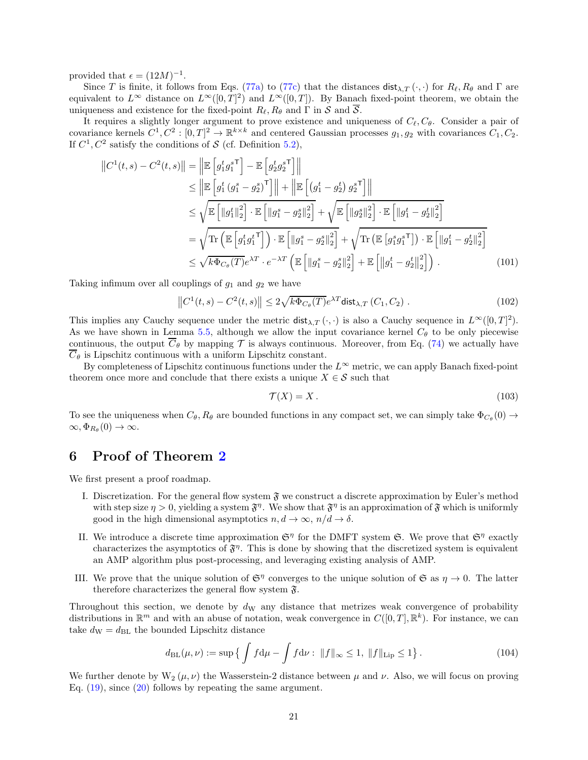provided that $\epsilon = (12M)^{-1}$.

Since $T$ is finite, it follows from Eqs. (77a) to (77c) that the distances $\mathsf{dist}_{\lambda,T}(\cdot,\cdot)$ for $R_\ell, R_\theta$ and $\Gamma$ are equivalent to $L^\infty$ distance on $L^\infty([0,T]^2)$ and $L^\infty([0,T])$. By Banach fixed-point theorem, we obtain the uniqueness and existence for the fixed-point $R_\ell, R_\theta$ and $\Gamma$ in $\mathcal{S}$ and $\overline{\mathcal{S}}$.

It requires a slightly longer argument to prove existence and uniqueness of $C_\ell, C_\theta$. Consider a pair of covariance kernels $C^1, C^2 : [0,T]^2 \to \mathbb{R}^{k\times k}$ and centered Gaussian processes $g_1, g_2$ with covariances $C_1, C_2$. If $C^1, C^2$ satisfy the conditions of $\mathcal{S}$ (cf. Definition 5.2),

$$
\begin{aligned}
\left\|C^1(t,s) - C^2(t,s)\right\| &= \left\|\mathbb{E}\left[g_1^t {g_1^s}^{\mathsf{T}}\right] - \mathbb{E}\left[g_2^t {g_2^s}^{\mathsf{T}}\right]\right\| \\
&\le \left\|\mathbb{E}\left[g_1^t \left(g_1^s - g_2^s\right)^{\mathsf{T}}\right]\right\| + \left\|\mathbb{E}\left[\left(g_1^t - g_2^t\right) {g_2^s}^{\mathsf{T}}\right]\right\| \\
&\le \sqrt{\mathbb{E}\left[\left\|g_1^t\right\|_2^2\right]\cdot \mathbb{E}\left[\left\|g_1^s - g_2^s\right\|_2^2\right]} + \sqrt{\mathbb{E}\left[\left\|g_2^s\right\|_2^2\right]\cdot \mathbb{E}\left[\left\|g_1^t - g_2^t\right\|_2^2\right]} \\
&= \sqrt{\mathrm{Tr}\left(\mathbb{E}\left[g_1^t {g_1^t}^{\mathsf{T}}\right]\right)\cdot \mathbb{E}\left[\left\|g_1^s - g_2^s\right\|_2^2\right]} + \sqrt{\mathrm{Tr}\left(\mathbb{E}\left[g_1^s {g_1^s}^{\mathsf{T}}\right]\right)\cdot \mathbb{E}\left[\left\|g_1^t - g_2^t\right\|_2^2\right]} \\
&\le \sqrt{k\Phi_{C_\theta}(T)}e^{\lambda T}\cdot e^{-\lambda T}\left(\mathbb{E}\left[\left\|g_1^s - g_2^s\right\|_2^2\right] + \mathbb{E}\left[\left\|g_1^t - g_2^t\right\|_2^2\right]\right).
\end{aligned} \tag{101}
$$

Taking infimum over all couplings of $g_1$ and $g_2$ we have

$$
\left\|C^1(t,s) - C^2(t,s)\right\| \le 2\sqrt{k\Phi_{C_\theta}(T)}e^{\lambda T}\mathsf{dist}_{\lambda,T}\left(C_1, C_2\right). \tag{102}
$$

This implies any Cauchy sequence under the metric $\mathsf{dist}_{\lambda,T}(\cdot,\cdot)$ is also a Cauchy sequence in $L^\infty([0,T]^2)$. As we have shown in Lemma 5.5, although we allow the input covariance kernel $C_\theta$ to be only piecewise continuous, the output $\overline{C}_\theta$ by mapping $\mathcal{T}$ is always continuous. Moreover, from Eq. (74) we actually have $\overline{C}_\theta$ is Lipschitz continuous with a uniform Lipschitz constant.

By completeness of Lipschitz continuous functions under the $L^\infty$ metric, we can apply Banach fixed-point theorem once more and conclude that there exists a unique $X \in \mathcal{S}$ such that

$$
\mathcal{T}(X) = X. \tag{103}
$$

To see the uniqueness when $C_\theta, R_\theta$ are bounded functions in any compact set, we can simply take $\Phi_{C_\theta}(0) \to \infty, \Phi_{R_\theta}(0) \to \infty$.

# 6 Proof of Theorem 2

We first present a proof roadmap.

I. Discretization. For the general flow system $\mathfrak{F}$ we construct a discrete approximation by Euler's method with step size $\eta > 0$, yielding a system $\mathfrak{F}^\eta$. We show that $\mathfrak{F}^\eta$ is an approximation of $\mathfrak{F}$ which is uniformly good in the high dimensional asymptotics $n, d \to \infty$, $n/d \to \delta$.

II. We introduce a discrete time approximation $\mathfrak{S}^\eta$ for the DMFT system $\mathfrak{S}$. We prove that $\mathfrak{S}^\eta$ exactly characterizes the asymptotics of $\mathfrak{F}^\eta$. This is done by showing that the discretized system is equivalent an AMP algorithm plus post-processing, and leveraging existing analysis of AMP.

III. We prove that the unique solution of $\mathfrak{S}^\eta$ converges to the unique solution of $\mathfrak{S}$ as $\eta \to 0$. The latter therefore characterizes the general flow system $\mathfrak{F}$.

Throughout this section, we denote by $d_{\mathrm{W}}$ any distance that metrizes weak convergence of probability distributions in $\mathbb{R}^m$ and with an abuse of notation, weak convergence in $C([0,T], \mathbb{R}^k)$. For instance, we can take $d_{\mathrm{W}} = d_{\mathrm{BL}}$ the bounded Lipschitz distance

$$
d_{\mathrm{BL}}(\mu, \nu) := \sup\Big\{\int f \mathrm{d}\mu - \int f \mathrm{d}\nu : \ \|f\|_\infty \le 1, \ \|f\|_{\mathrm{Lip}} \le 1\Big\}. \tag{104}
$$

We further denote by $\mathrm{W}_2(\mu, \nu)$ the Wasserstein-2 distance between $\mu$ and $\nu$. Also, we will focus on proving Eq. (19), since (20) follows by repeating the same argument.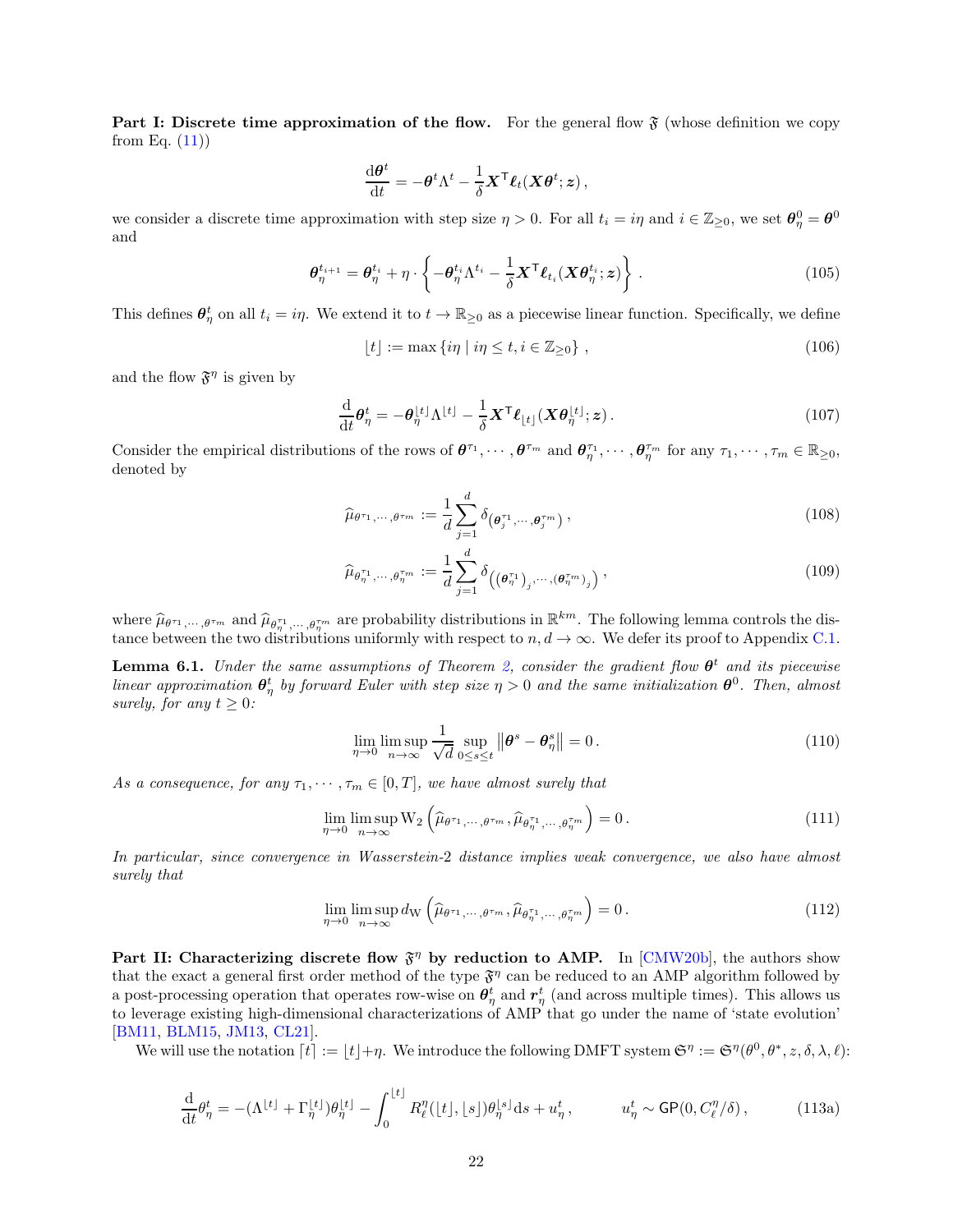**Part I: Discrete time approximation of the flow.** For the general flow $\mathfrak{F}$ (whose definition we copy from Eq. (11))

$$
\frac{\mathrm{d}\boldsymbol{\theta}^t}{\mathrm{d}t} = -\boldsymbol{\theta}^t \Lambda^t - \frac{1}{\delta} \boldsymbol{X}^\mathsf{T} \boldsymbol{\ell}_t(\boldsymbol{X}\boldsymbol{\theta}^t; \boldsymbol{z}) ,
$$

we consider a discrete time approximation with step size $\eta > 0$. For all $t_i = i\eta$ and $i \in \mathbb{Z}_{\geq 0}$, we set $\boldsymbol{\theta}_\eta^0 = \boldsymbol{\theta}^0$ and

$$
\boldsymbol{\theta}_\eta^{t_{i+1}} = \boldsymbol{\theta}_\eta^{t_i} + \eta \cdot \left\{ -\boldsymbol{\theta}_\eta^{t_i} \Lambda^{t_i} - \frac{1}{\delta} \boldsymbol{X}^\mathsf{T} \boldsymbol{\ell}_{t_i}(\boldsymbol{X}\boldsymbol{\theta}_\eta^{t_i}; \boldsymbol{z}) \right\} . \tag{105}
$$

This defines $\boldsymbol{\theta}_\eta^t$ on all $t_i = i\eta$. We extend it to $t \to \mathbb{R}_{\geq 0}$ as a piecewise linear function. Specifically, we define

$$
\lfloor t \rfloor := \max \{ i\eta \mid i\eta \leq t, i \in \mathbb{Z}_{\geq 0} \} , \tag{106}
$$

and the flow $\mathfrak{F}^\eta$ is given by

$$
\frac{\mathrm{d}}{\mathrm{d}t} \boldsymbol{\theta}_\eta^t = -\boldsymbol{\theta}_\eta^{\lfloor t \rfloor} \Lambda^{\lfloor t \rfloor} - \frac{1}{\delta} \boldsymbol{X}^\mathsf{T} \boldsymbol{\ell}_{\lfloor t \rfloor}(\boldsymbol{X}\boldsymbol{\theta}_\eta^{\lfloor t \rfloor}; \boldsymbol{z}) . \tag{107}
$$

Consider the empirical distributions of the rows of $\boldsymbol{\theta}^{\tau_1}, \cdots, \boldsymbol{\theta}^{\tau_m}$ and $\boldsymbol{\theta}_\eta^{\tau_1}, \cdots, \boldsymbol{\theta}_\eta^{\tau_m}$ for any $\tau_1, \cdots, \tau_m \in \mathbb{R}_{\geq 0}$, denoted by

$$
\widehat{\mu}_{\theta^{\tau_1}, \cdots, \theta^{\tau_m}} := \frac{1}{d} \sum_{j=1}^d \delta_{\left(\boldsymbol{\theta}_j^{\tau_1}, \cdots, \boldsymbol{\theta}_j^{\tau_m}\right)} , \tag{108}
$$

$$
\widehat{\mu}_{\theta_\eta^{\tau_1}, \cdots, \theta_\eta^{\tau_m}} := \frac{1}{d} \sum_{j=1}^d \delta_{\left( (\boldsymbol{\theta}_\eta^{\tau_1})_j, \cdots, (\boldsymbol{\theta}_\eta^{\tau_m})_j \right)} , \tag{109}
$$

where $\widehat{\mu}_{\theta^{\tau_1}, \cdots, \theta^{\tau_m}}$ and $\widehat{\mu}_{\theta_\eta^{\tau_1}, \cdots, \theta_\eta^{\tau_m}}$ are probability distributions in $\mathbb{R}^{km}$. The following lemma controls the distance between the two distributions uniformly with respect to $n, d \to \infty$. We defer its proof to Appendix C.1.

**Lemma 6.1.** *Under the same assumptions of Theorem 2, consider the gradient flow $\boldsymbol{\theta}^t$ and its piecewise linear approximation $\boldsymbol{\theta}_\eta^t$ by forward Euler with step size $\eta > 0$ and the same initialization $\boldsymbol{\theta}^0$. Then, almost surely, for any $t \geq 0$:*

$$
\lim_{\eta \to 0} \limsup_{n \to \infty} \frac{1}{\sqrt{d}} \sup_{0 \leq s \leq t} \left\| \boldsymbol{\theta}^s - \boldsymbol{\theta}_\eta^s \right\| = 0 . \tag{110}
$$

*As a consequence, for any $\tau_1, \cdots, \tau_m \in [0, T]$, we have almost surely that*

$$
\lim_{\eta \to 0} \limsup_{n \to \infty} \mathrm{W}_2 \left( \widehat{\mu}_{\theta^{\tau_1}, \cdots, \theta^{\tau_m}}, \widehat{\mu}_{\theta_\eta^{\tau_1}, \cdots, \theta_\eta^{\tau_m}} \right) = 0 . \tag{111}
$$

*In particular, since convergence in Wasserstein-2 distance implies weak convergence, we also have almost surely that*

$$
\lim_{\eta \to 0} \limsup_{n \to \infty} d_{\mathrm{W}} \left( \widehat{\mu}_{\theta^{\tau_1}, \cdots, \theta^{\tau_m}}, \widehat{\mu}_{\theta_\eta^{\tau_1}, \cdots, \theta_\eta^{\tau_m}} \right) = 0 . \tag{112}
$$

**Part II: Characterizing discrete flow $\mathfrak{F}^\eta$ by reduction to AMP.** In [CMW20b], the authors show that the exact a general first order method of the type $\mathfrak{F}^\eta$ can be reduced to an AMP algorithm followed by a post-processing operation that operates row-wise on $\boldsymbol{\theta}_\eta^t$ and $\boldsymbol{r}_\eta^t$ (and across multiple times). This allows us to leverage existing high-dimensional characterizations of AMP that go under the name of 'state evolution' [BM11, BLM15, JM13, CL21].

We will use the notation $\lceil t \rceil := \lfloor t \rfloor + \eta$. We introduce the following DMFT system $\mathfrak{S}^\eta := \mathfrak{S}^\eta(\theta^0, \theta^*, z, \delta, \lambda, \ell)$:

$$
\frac{\mathrm{d}}{\mathrm{d}t} \theta_\eta^t = -(\Lambda^{\lfloor t \rfloor} + \Gamma_\eta^{\lfloor t \rfloor}) \theta_\eta^{\lfloor t \rfloor} - \int_0^{\lfloor t \rfloor} R_\ell^\eta(\lfloor t \rfloor, \lfloor s \rfloor) \theta_\eta^{\lfloor s \rfloor} \mathrm{d}s + u_\eta^t , \qquad u_\eta^t \sim \mathsf{GP}(0, C_\ell^\eta / \delta) , \tag{113a}
$$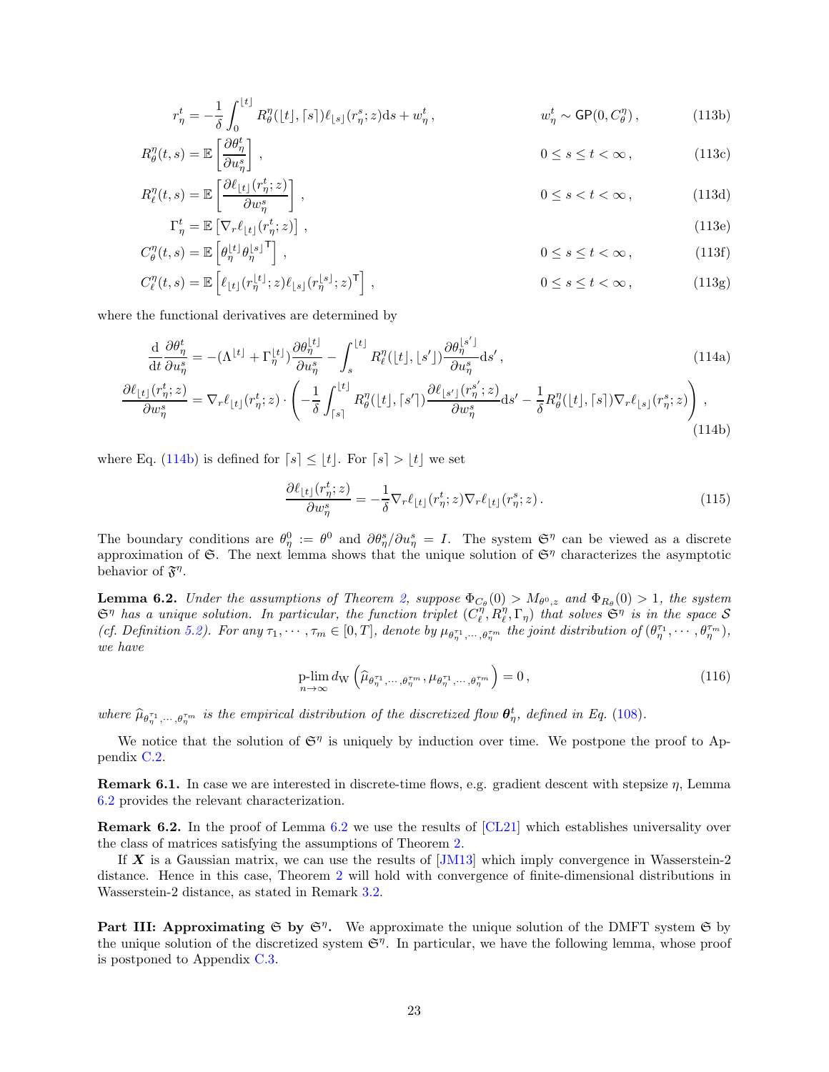$$r_\eta^t = -\frac{1}{\delta}\int_0^{\lfloor t\rfloor} R_\theta^\eta(\lfloor t\rfloor, \lceil s\rceil)\ell_{\lfloor s\rfloor}(r_\eta^s; z)\mathrm{d}s + w_\eta^t\,, \qquad w_\eta^t \sim \mathsf{GP}(0, C_\theta^\eta)\,, \tag{113b}$$

$$R_\theta^\eta(t,s) = \mathbb{E}\left[\frac{\partial \theta_\eta^t}{\partial u_\eta^s}\right]\,, \qquad 0\le s\le t<\infty\,, \tag{113c}$$

$$R_\ell^\eta(t,s) = \mathbb{E}\left[\frac{\partial \ell_{\lfloor t\rfloor}(r_\eta^t; z)}{\partial w_\eta^s}\right]\,, \qquad 0\le s< t<\infty\,, \tag{113d}$$

$$\Gamma_\eta^t = \mathbb{E}\left[\nabla_r \ell_{\lfloor t\rfloor}(r_\eta^t; z)\right]\,, \tag{113e}$$

$$C_\theta^\eta(t,s) = \mathbb{E}\left[\theta_\eta^{\lfloor t\rfloor}\theta_\eta^{\lfloor s\rfloor^{\mathsf{T}}}\right]\,, \qquad 0\le s\le t<\infty\,, \tag{113f}$$

$$C_\ell^\eta(t,s) = \mathbb{E}\left[\ell_{\lfloor t\rfloor}(r_\eta^{\lfloor t\rfloor}; z)\ell_{\lfloor s\rfloor}(r_\eta^{\lfloor s\rfloor}; z)^{\mathsf{T}}\right]\,, \qquad 0\le s\le t<\infty\,, \tag{113g}$$

where the functional derivatives are determined by

$$\frac{\mathrm{d}}{\mathrm{d}t}\frac{\partial \theta_\eta^t}{\partial u_\eta^s} = -(\Lambda^{\lfloor t\rfloor} + \Gamma_\eta^{\lfloor t\rfloor})\frac{\partial \theta_\eta^{\lfloor t\rfloor}}{\partial u_\eta^s} - \int_s^{\lfloor t\rfloor} R_\ell^\eta(\lfloor t\rfloor, \lfloor s'\rfloor)\frac{\partial \theta_\eta^{\lfloor s'\rfloor}}{\partial u_\eta^s}\mathrm{d}s'\,, \tag{114a}$$

$$\frac{\partial \ell_{\lfloor t\rfloor}(r_\eta^t; z)}{\partial w_\eta^s} = \nabla_r \ell_{\lfloor t\rfloor}(r_\eta^t; z)\cdot\left(-\frac{1}{\delta}\int_{\lceil s\rceil}^{\lfloor t\rfloor} R_\theta^\eta(\lfloor t\rfloor, \lceil s'\rceil)\frac{\partial \ell_{\lfloor s'\rfloor}(r_\eta^{s'}; z)}{\partial w_\eta^s}\mathrm{d}s' - \frac{1}{\delta}R_\theta^\eta(\lfloor t\rfloor, \lceil s\rceil)\nabla_r \ell_{\lfloor s\rfloor}(r_\eta^s; z)\right)\,, \tag{114b}$$

where Eq. (114b) is defined for $\lceil s\rceil \le \lfloor t\rfloor$. For $\lceil s\rceil > \lfloor t\rfloor$ we set

$$\frac{\partial \ell_{\lfloor t\rfloor}(r_\eta^t; z)}{\partial w_\eta^s} = -\frac{1}{\delta}\nabla_r \ell_{\lfloor t\rfloor}(r_\eta^t; z)\nabla_r \ell_{\lfloor t\rfloor}(r_\eta^s; z)\,. \tag{115}$$

The boundary conditions are $\theta_\eta^0 := \theta^0$ and $\partial\theta_\eta^s/\partial u_\eta^s = I$. The system $\mathfrak{S}^\eta$ can be viewed as a discrete approximation of $\mathfrak{S}$. The next lemma shows that the unique solution of $\mathfrak{S}^\eta$ characterizes the asymptotic behavior of $\mathfrak{F}^\eta$.

**Lemma 6.2.** *Under the assumptions of Theorem 2, suppose $\Phi_{C_\theta}(0) > M_{\theta^0,z}$ and $\Phi_{R_\theta}(0) > 1$, the system $\mathfrak{S}^\eta$ has a unique solution. In particular, the function triplet $(C_\ell^\eta, R_\ell^\eta, \Gamma_\eta)$ that solves $\mathfrak{S}^\eta$ is in the space $\mathcal{S}$ (cf. Definition 5.2). For any $\tau_1,\cdots,\tau_m \in [0,T]$, denote by $\mu_{\theta_\eta^{\tau_1},\cdots,\theta_\eta^{\tau_m}}$ the joint distribution of $(\theta_\eta^{\tau_1},\cdots,\theta_\eta^{\tau_m})$, we have*

$$\operatorname*{p-lim}_{n\to\infty} d_{\mathrm{W}}\left(\widehat{\mu}_{\theta_\eta^{\tau_1},\cdots,\theta_\eta^{\tau_m}}, \mu_{\theta_\eta^{\tau_1},\cdots,\theta_\eta^{\tau_m}}\right) = 0\,, \tag{116}$$

*where $\widehat{\mu}_{\theta_\eta^{\tau_1},\cdots,\theta_\eta^{\tau_m}}$ is the empirical distribution of the discretized flow $\boldsymbol{\theta}_\eta^t$, defined in Eq. (108).*

We notice that the solution of $\mathfrak{S}^\eta$ is uniquely by induction over time. We postpone the proof to Appendix C.2.

**Remark 6.1.** In case we are interested in discrete-time flows, e.g. gradient descent with stepsize $\eta$, Lemma 6.2 provides the relevant characterization.

**Remark 6.2.** In the proof of Lemma 6.2 we use the results of [CL21] which establishes universality over the class of matrices satisfying the assumptions of Theorem 2.

If $\boldsymbol{X}$ is a Gaussian matrix, we can use the results of [JM13] which imply convergence in Wasserstein-2 distance. Hence in this case, Theorem 2 will hold with convergence of finite-dimensional distributions in Wasserstein-2 distance, as stated in Remark 3.2.

**Part III: Approximating $\mathfrak{S}$ by $\mathfrak{S}^\eta$.** We approximate the unique solution of the DMFT system $\mathfrak{S}$ by the unique solution of the discretized system $\mathfrak{S}^\eta$. In particular, we have the following lemma, whose proof is postponed to Appendix C.3.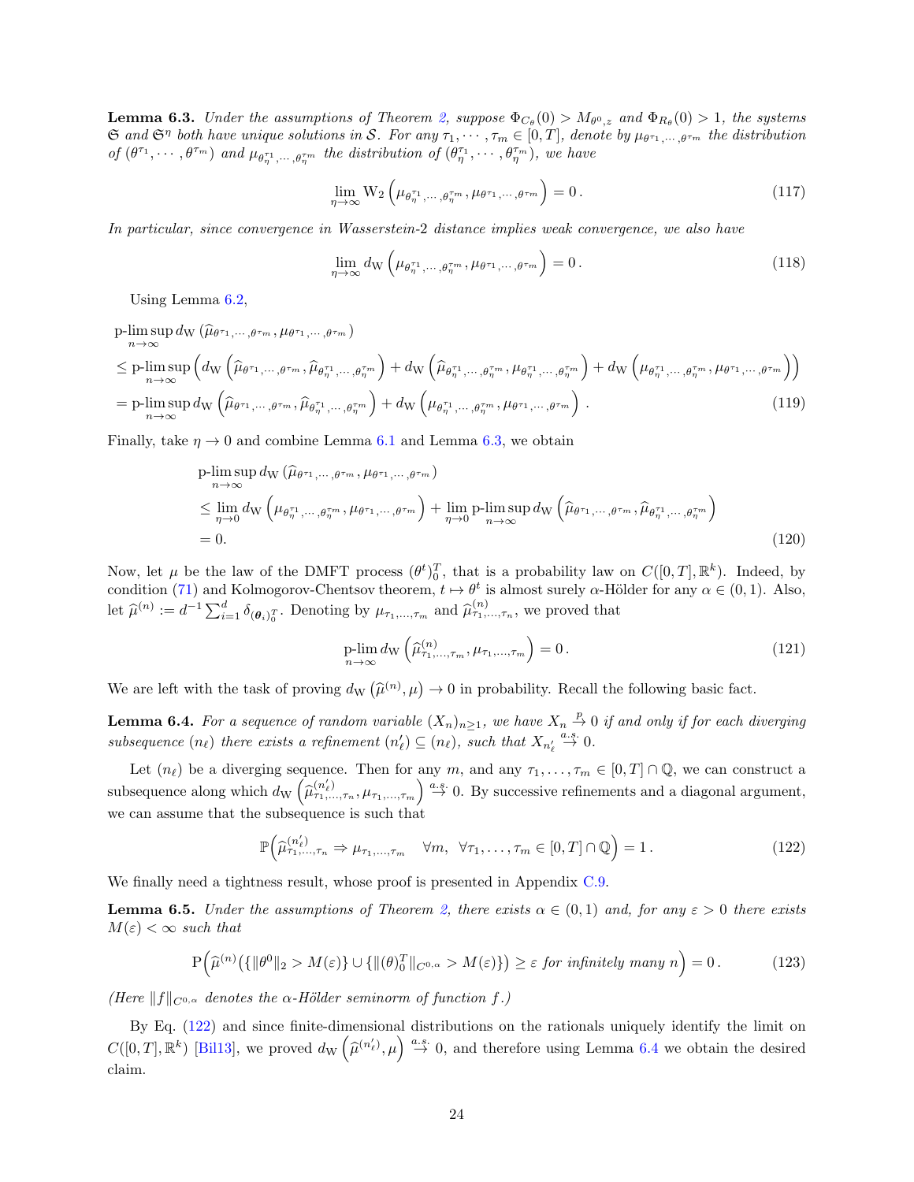**Lemma 6.3.** *Under the assumptions of Theorem 2, suppose $\Phi_{C_\theta}(0) > M_{\theta^0,z}$ and $\Phi_{R_\theta}(0) > 1$, the systems $\mathfrak{S}$ and $\mathfrak{S}^\eta$ both have unique solutions in $\mathcal{S}$. For any $\tau_1, \cdots, \tau_m \in [0,T]$, denote by $\mu_{\theta^{\tau_1},\cdots,\theta^{\tau_m}}$ the distribution of $(\theta^{\tau_1}, \cdots, \theta^{\tau_m})$ and $\mu_{\theta_\eta^{\tau_1},\cdots,\theta_\eta^{\tau_m}}$ the distribution of $(\theta_\eta^{\tau_1}, \cdots, \theta_\eta^{\tau_m})$, we have*

$$
\lim_{\eta\to\infty} \mathrm{W}_2\left(\mu_{\theta_\eta^{\tau_1},\cdots,\theta_\eta^{\tau_m}}, \mu_{\theta^{\tau_1},\cdots,\theta^{\tau_m}}\right) = 0\,. \tag{117}
$$

*In particular, since convergence in Wasserstein-2 distance implies weak convergence, we also have*

$$
\lim_{\eta\to\infty} d_{\mathrm{W}}\left(\mu_{\theta_\eta^{\tau_1},\cdots,\theta_\eta^{\tau_m}}, \mu_{\theta^{\tau_1},\cdots,\theta^{\tau_m}}\right) = 0\,. \tag{118}
$$

Using Lemma 6.2,

$$
\begin{aligned}
&\text{p-}\limsup_{n\to\infty} d_{\mathrm{W}}\left(\widehat{\mu}_{\theta^{\tau_1},\cdots,\theta^{\tau_m}}, \mu_{\theta^{\tau_1},\cdots,\theta^{\tau_m}}\right) \\
&\le \text{p-}\limsup_{n\to\infty}\left(d_{\mathrm{W}}\left(\widehat{\mu}_{\theta^{\tau_1},\cdots,\theta^{\tau_m}}, \widehat{\mu}_{\theta_\eta^{\tau_1},\cdots,\theta_\eta^{\tau_m}}\right) + d_{\mathrm{W}}\left(\widehat{\mu}_{\theta_\eta^{\tau_1},\cdots,\theta_\eta^{\tau_m}}, \mu_{\theta_\eta^{\tau_1},\cdots,\theta_\eta^{\tau_m}}\right) + d_{\mathrm{W}}\left(\mu_{\theta_\eta^{\tau_1},\cdots,\theta_\eta^{\tau_m}}, \mu_{\theta^{\tau_1},\cdots,\theta^{\tau_m}}\right)\right) \\
&= \text{p-}\limsup_{n\to\infty} d_{\mathrm{W}}\left(\widehat{\mu}_{\theta^{\tau_1},\cdots,\theta^{\tau_m}}, \widehat{\mu}_{\theta_\eta^{\tau_1},\cdots,\theta_\eta^{\tau_m}}\right) + d_{\mathrm{W}}\left(\mu_{\theta_\eta^{\tau_1},\cdots,\theta_\eta^{\tau_m}}, \mu_{\theta^{\tau_1},\cdots,\theta^{\tau_m}}\right)\,.
\end{aligned} \tag{119}
$$

Finally, take $\eta \to 0$ and combine Lemma 6.1 and Lemma 6.3, we obtain

$$
\begin{aligned}
&\text{p-}\limsup_{n\to\infty} d_{\mathrm{W}}\left(\widehat{\mu}_{\theta^{\tau_1},\cdots,\theta^{\tau_m}}, \mu_{\theta^{\tau_1},\cdots,\theta^{\tau_m}}\right) \\
&\le \lim_{\eta\to 0} d_{\mathrm{W}}\left(\mu_{\theta_\eta^{\tau_1},\cdots,\theta_\eta^{\tau_m}}, \mu_{\theta^{\tau_1},\cdots,\theta^{\tau_m}}\right) + \lim_{\eta\to 0}\text{p-}\limsup_{n\to\infty} d_{\mathrm{W}}\left(\widehat{\mu}_{\theta^{\tau_1},\cdots,\theta^{\tau_m}}, \widehat{\mu}_{\theta_\eta^{\tau_1},\cdots,\theta_\eta^{\tau_m}}\right) \\
&= 0.
\end{aligned} \tag{120}
$$

Now, let $\mu$ be the law of the DMFT process $(\theta^t)_0^T$, that is a probability law on $C([0,T],\mathbb{R}^k)$. Indeed, by condition (71) and Kolmogorov-Chentsov theorem, $t \mapsto \theta^t$ is almost surely $\alpha$-Hölder for any $\alpha \in (0,1)$. Also, let $\widehat{\mu}^{(n)} := d^{-1}\sum_{i=1}^d \delta_{(\boldsymbol{\theta}_i)_0^T}$. Denoting by $\mu_{\tau_1,\ldots,\tau_m}$ and $\widehat{\mu}^{(n)}_{\tau_1,\ldots,\tau_n}$, we proved that

$$
\text{p-}\lim_{n\to\infty} d_{\mathrm{W}}\left(\widehat{\mu}^{(n)}_{\tau_1,\ldots,\tau_m}, \mu_{\tau_1,\ldots,\tau_m}\right) = 0\,. \tag{121}
$$

We are left with the task of proving $d_{\mathrm{W}}\left(\widehat{\mu}^{(n)}, \mu\right) \to 0$ in probability. Recall the following basic fact.

**Lemma 6.4.** *For a sequence of random variable $(X_n)_{n\ge 1}$, we have $X_n \stackrel{p}{\to} 0$ if and only if for each diverging subsequence $(n_\ell)$ there exists a refinement $(n'_\ell) \subseteq (n_\ell)$, such that $X_{n'_\ell} \stackrel{a.s.}{\to} 0$.*

Let $(n_\ell)$ be a diverging sequence. Then for any $m$, and any $\tau_1, \ldots, \tau_m \in [0,T]\cap\mathbb{Q}$, we can construct a subsequence along which $d_{\mathrm{W}}\left(\widehat{\mu}^{(n'_\ell)}_{\tau_1,\ldots,\tau_n}, \mu_{\tau_1,\ldots,\tau_m}\right) \stackrel{a.s.}{\to} 0$. By successive refinements and a diagonal argument, we can assume that the subsequence is such that

$$
\mathbb{P}\Big(\widehat{\mu}^{(n'_\ell)}_{\tau_1,\ldots,\tau_n} \Rightarrow \mu_{\tau_1,\ldots,\tau_m} \quad \forall m,\ \forall \tau_1, \ldots, \tau_m \in [0,T]\cap\mathbb{Q}\Big) = 1\,. \tag{122}
$$

We finally need a tightness result, whose proof is presented in Appendix C.9.

**Lemma 6.5.** *Under the assumptions of Theorem 2, there exists $\alpha \in (0,1)$ and, for any $\varepsilon > 0$ there exists $M(\varepsilon) < \infty$ such that*

$$
\mathrm{P}\Big(\widehat{\mu}^{(n)}\big(\{\|\theta^0\|_2 > M(\varepsilon)\} \cup \{\|(\theta)_0^T\|_{C^{0,\alpha}} > M(\varepsilon)\}\big) \ge \varepsilon \text{ for infinitely many } n\Big) = 0\,. \tag{123}
$$

*(Here $\|f\|_{C^{0,\alpha}}$ denotes the $\alpha$-Hölder seminorm of function $f$.)*

By Eq. (122) and since finite-dimensional distributions on the rationals uniquely identify the limit on $C([0,T],\mathbb{R}^k)$ [Bil13], we proved $d_{\mathrm{W}}\left(\widehat{\mu}^{(n'_\ell)}, \mu\right) \stackrel{a.s.}{\to} 0$, and therefore using Lemma 6.4 we obtain the desired claim.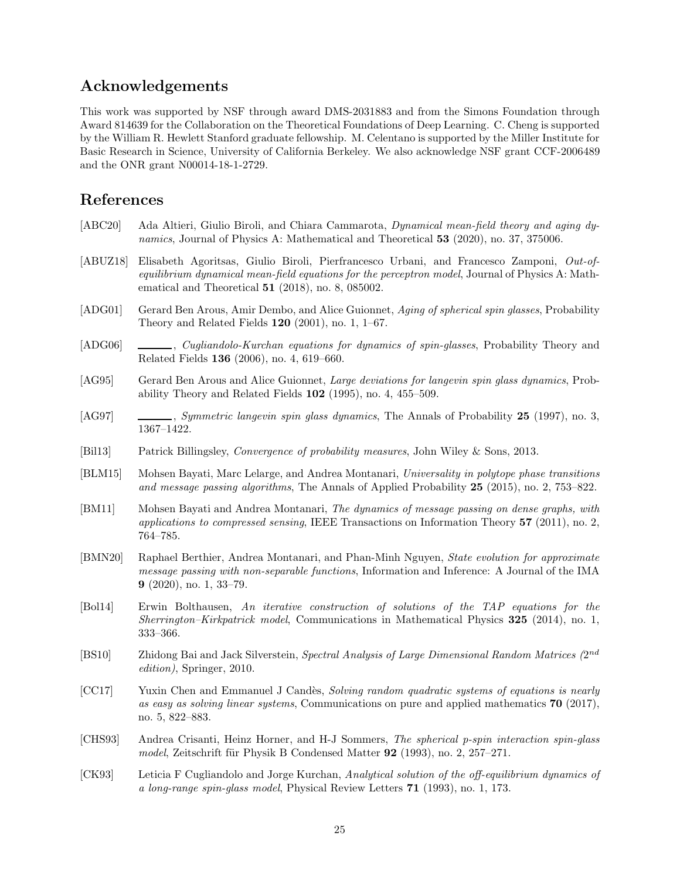## Acknowledgements

This work was supported by NSF through award DMS-2031883 and from the Simons Foundation through Award 814639 for the Collaboration on the Theoretical Foundations of Deep Learning. C. Cheng is supported by the William R. Hewlett Stanford graduate fellowship. M. Celentano is supported by the Miller Institute for Basic Research in Science, University of California Berkeley. We also acknowledge NSF grant CCF-2006489 and the ONR grant N00014-18-1-2729.

## References

[ABC20] Ada Altieri, Giulio Biroli, and Chiara Cammarota, *Dynamical mean-field theory and aging dynamics*, Journal of Physics A: Mathematical and Theoretical **53** (2020), no. 37, 375006.

[ABUZ18] Elisabeth Agoritsas, Giulio Biroli, Pierfrancesco Urbani, and Francesco Zamponi, *Out-of-equilibrium dynamical mean-field equations for the perceptron model*, Journal of Physics A: Mathematical and Theoretical **51** (2018), no. 8, 085002.

[ADG01] Gerard Ben Arous, Amir Dembo, and Alice Guionnet, *Aging of spherical spin glasses*, Probability Theory and Related Fields **120** (2001), no. 1, 1–67.

[ADG06] ______, *Cugliandolo-Kurchan equations for dynamics of spin-glasses*, Probability Theory and Related Fields **136** (2006), no. 4, 619–660.

[AG95] Gerard Ben Arous and Alice Guionnet, *Large deviations for langevin spin glass dynamics*, Probability Theory and Related Fields **102** (1995), no. 4, 455–509.

[AG97] ______, *Symmetric langevin spin glass dynamics*, The Annals of Probability **25** (1997), no. 3, 1367–1422.

[Bil13] Patrick Billingsley, *Convergence of probability measures*, John Wiley & Sons, 2013.

[BLM15] Mohsen Bayati, Marc Lelarge, and Andrea Montanari, *Universality in polytope phase transitions and message passing algorithms*, The Annals of Applied Probability **25** (2015), no. 2, 753–822.

[BM11] Mohsen Bayati and Andrea Montanari, *The dynamics of message passing on dense graphs, with applications to compressed sensing*, IEEE Transactions on Information Theory **57** (2011), no. 2, 764–785.

[BMN20] Raphael Berthier, Andrea Montanari, and Phan-Minh Nguyen, *State evolution for approximate message passing with non-separable functions*, Information and Inference: A Journal of the IMA **9** (2020), no. 1, 33–79.

[Bol14] Erwin Bolthausen, *An iterative construction of solutions of the TAP equations for the Sherrington–Kirkpatrick model*, Communications in Mathematical Physics **325** (2014), no. 1, 333–366.

[BS10] Zhidong Bai and Jack Silverstein, *Spectral Analysis of Large Dimensional Random Matrices ($2^{nd}$ edition)*, Springer, 2010.

[CC17] Yuxin Chen and Emmanuel J Candès, *Solving random quadratic systems of equations is nearly as easy as solving linear systems*, Communications on pure and applied mathematics **70** (2017), no. 5, 822–883.

[CHS93] Andrea Crisanti, Heinz Horner, and H-J Sommers, *The spherical p-spin interaction spin-glass model*, Zeitschrift für Physik B Condensed Matter **92** (1993), no. 2, 257–271.

[CK93] Leticia F Cugliandolo and Jorge Kurchan, *Analytical solution of the off-equilibrium dynamics of a long-range spin-glass model*, Physical Review Letters **71** (1993), no. 1, 173.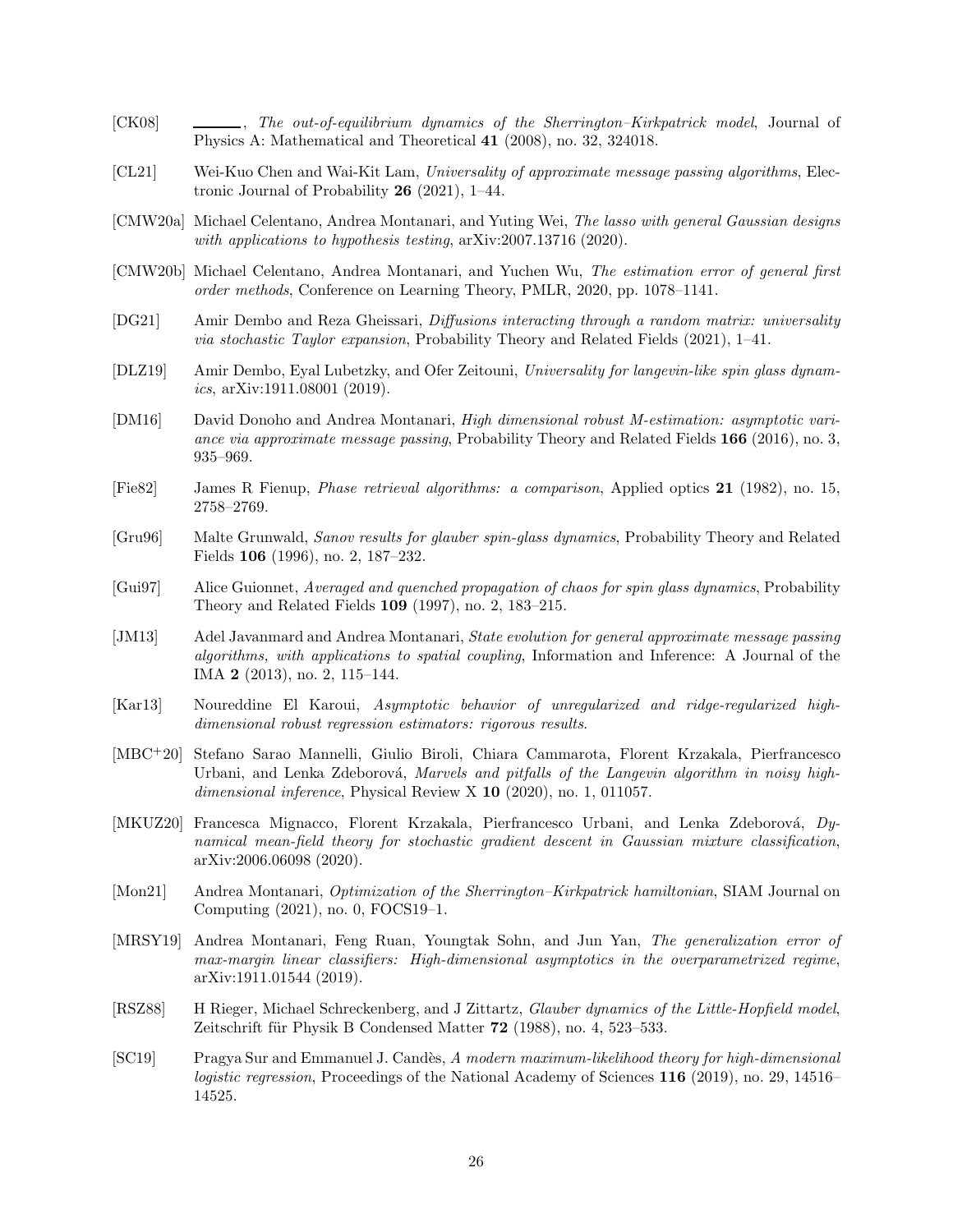- [CK08] ______, *The out-of-equilibrium dynamics of the Sherrington–Kirkpatrick model*, Journal of Physics A: Mathematical and Theoretical **41** (2008), no. 32, 324018.
- [CL21] Wei-Kuo Chen and Wai-Kit Lam, *Universality of approximate message passing algorithms*, Electronic Journal of Probability **26** (2021), 1–44.
- [CMW20a] Michael Celentano, Andrea Montanari, and Yuting Wei, *The lasso with general Gaussian designs with applications to hypothesis testing*, arXiv:2007.13716 (2020).
- [CMW20b] Michael Celentano, Andrea Montanari, and Yuchen Wu, *The estimation error of general first order methods*, Conference on Learning Theory, PMLR, 2020, pp. 1078–1141.
- [DG21] Amir Dembo and Reza Gheissari, *Diffusions interacting through a random matrix: universality via stochastic Taylor expansion*, Probability Theory and Related Fields (2021), 1–41.
- [DLZ19] Amir Dembo, Eyal Lubetzky, and Ofer Zeitouni, *Universality for langevin-like spin glass dynamics*, arXiv:1911.08001 (2019).
- [DM16] David Donoho and Andrea Montanari, *High dimensional robust M-estimation: asymptotic variance via approximate message passing*, Probability Theory and Related Fields **166** (2016), no. 3, 935–969.
- [Fie82] James R Fienup, *Phase retrieval algorithms: a comparison*, Applied optics **21** (1982), no. 15, 2758–2769.
- [Gru96] Malte Grunwald, *Sanov results for glauber spin-glass dynamics*, Probability Theory and Related Fields **106** (1996), no. 2, 187–232.
- [Gui97] Alice Guionnet, *Averaged and quenched propagation of chaos for spin glass dynamics*, Probability Theory and Related Fields **109** (1997), no. 2, 183–215.
- [JM13] Adel Javanmard and Andrea Montanari, *State evolution for general approximate message passing algorithms, with applications to spatial coupling*, Information and Inference: A Journal of the IMA **2** (2013), no. 2, 115–144.
- [Kar13] Noureddine El Karoui, *Asymptotic behavior of unregularized and ridge-regularized high-dimensional robust regression estimators: rigorous results*.
- [MBC+20] Stefano Sarao Mannelli, Giulio Biroli, Chiara Cammarota, Florent Krzakala, Pierfrancesco Urbani, and Lenka Zdeborová, *Marvels and pitfalls of the Langevin algorithm in noisy high-dimensional inference*, Physical Review X **10** (2020), no. 1, 011057.
- [MKUZ20] Francesca Mignacco, Florent Krzakala, Pierfrancesco Urbani, and Lenka Zdeborová, *Dynamical mean-field theory for stochastic gradient descent in Gaussian mixture classification*, arXiv:2006.06098 (2020).
- [Mon21] Andrea Montanari, *Optimization of the Sherrington–Kirkpatrick hamiltonian*, SIAM Journal on Computing (2021), no. 0, FOCS19–1.
- [MRSY19] Andrea Montanari, Feng Ruan, Youngtak Sohn, and Jun Yan, *The generalization error of max-margin linear classifiers: High-dimensional asymptotics in the overparametrized regime*, arXiv:1911.01544 (2019).
- [RSZ88] H Rieger, Michael Schreckenberg, and J Zittartz, *Glauber dynamics of the Little-Hopfield model*, Zeitschrift für Physik B Condensed Matter **72** (1988), no. 4, 523–533.
- [SC19] Pragya Sur and Emmanuel J. Candès, *A modern maximum-likelihood theory for high-dimensional logistic regression*, Proceedings of the National Academy of Sciences **116** (2019), no. 29, 14516–14525.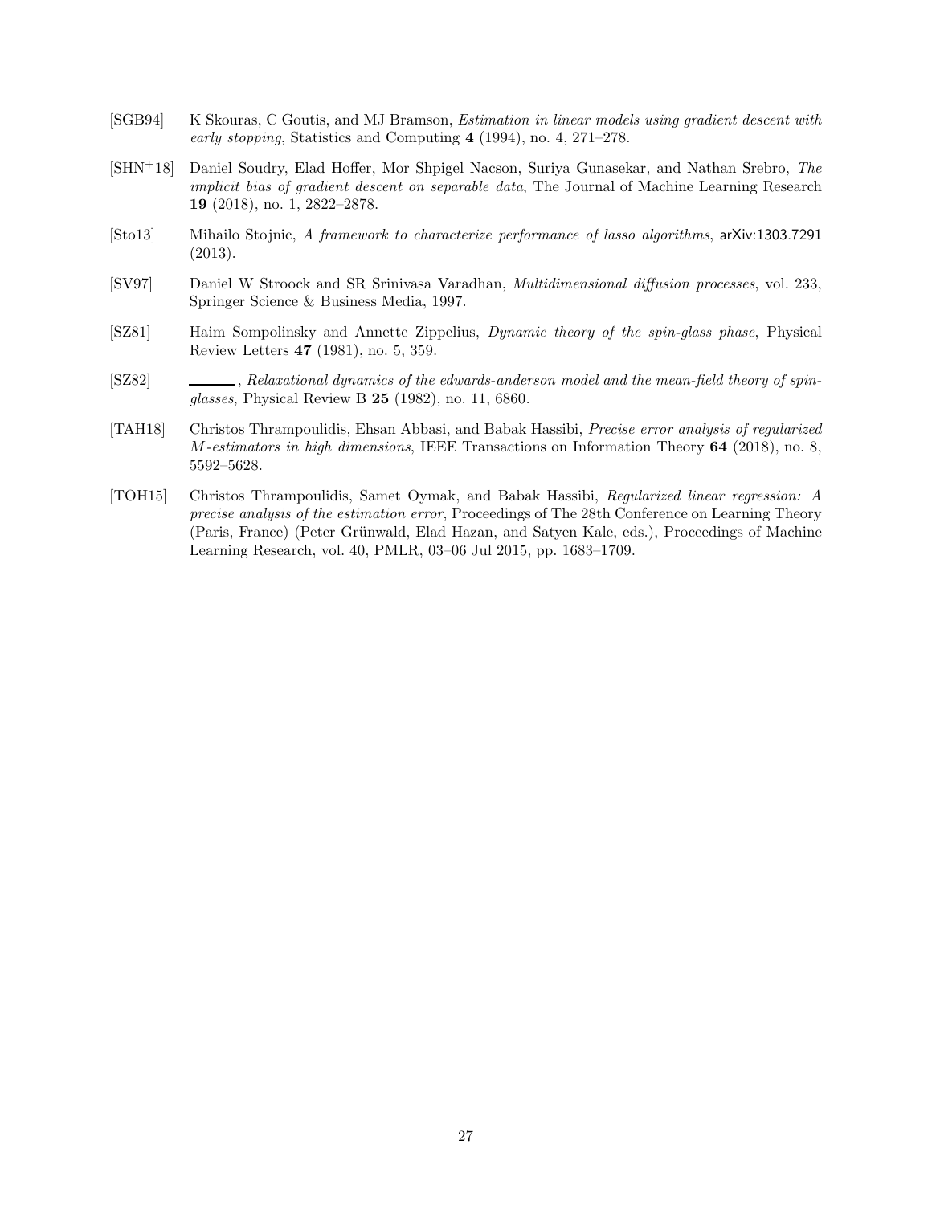[SGB94] K Skouras, C Goutis, and MJ Bramson, *Estimation in linear models using gradient descent with early stopping*, Statistics and Computing **4** (1994), no. 4, 271–278.

[SHN+18] Daniel Soudry, Elad Hoffer, Mor Shpigel Nacson, Suriya Gunasekar, and Nathan Srebro, *The implicit bias of gradient descent on separable data*, The Journal of Machine Learning Research **19** (2018), no. 1, 2822–2878.

[Sto13] Mihailo Stojnic, *A framework to characterize performance of lasso algorithms*, arXiv:1303.7291 (2013).

[SV97] Daniel W Stroock and SR Srinivasa Varadhan, *Multidimensional diffusion processes*, vol. 233, Springer Science & Business Media, 1997.

[SZ81] Haim Sompolinsky and Annette Zippelius, *Dynamic theory of the spin-glass phase*, Physical Review Letters **47** (1981), no. 5, 359.

[SZ82] ———, *Relaxational dynamics of the edwards-anderson model and the mean-field theory of spin-glasses*, Physical Review B **25** (1982), no. 11, 6860.

[TAH18] Christos Thrampoulidis, Ehsan Abbasi, and Babak Hassibi, *Precise error analysis of regularized $M$-estimators in high dimensions*, IEEE Transactions on Information Theory **64** (2018), no. 8, 5592–5628.

[TOH15] Christos Thrampoulidis, Samet Oymak, and Babak Hassibi, *Regularized linear regression: A precise analysis of the estimation error*, Proceedings of The 28th Conference on Learning Theory (Paris, France) (Peter Grünwald, Elad Hazan, and Satyen Kale, eds.), Proceedings of Machine Learning Research, vol. 40, PMLR, 03–06 Jul 2015, pp. 1683–1709.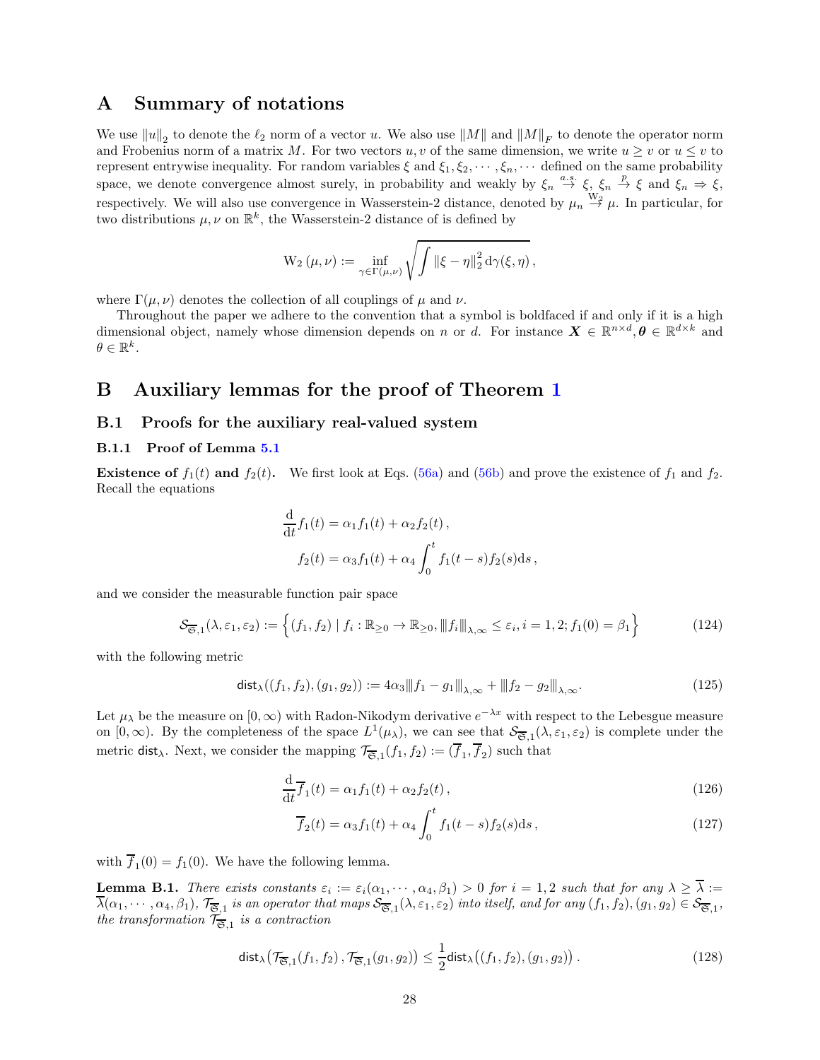# A Summary of notations

We use $\|u\|_2$ to denote the $\ell_2$ norm of a vector $u$. We also use $\|M\|$ and $\|M\|_F$ to denote the operator norm and Frobenius norm of a matrix $M$. For two vectors $u, v$ of the same dimension, we write $u \geq v$ or $u \leq v$ to represent entrywise inequality. For random variables $\xi$ and $\xi_1, \xi_2, \cdots, \xi_n, \cdots$ defined on the same probability space, we denote convergence almost surely, in probability and weakly by $\xi_n \stackrel{a.s.}{\to} \xi$, $\xi_n \stackrel{p}{\to} \xi$ and $\xi_n \Rightarrow \xi$, respectively. We will also use convergence in Wasserstein-2 distance, denoted by $\mu_n \stackrel{W_2}{\to} \mu$. In particular, for two distributions $\mu, \nu$ on $\mathbb{R}^k$, the Wasserstein-2 distance of is defined by

$$\mathrm{W}_2(\mu, \nu) := \inf_{\gamma \in \Gamma(\mu,\nu)} \sqrt{\int \|\xi - \eta\|_2^2 \, \mathrm{d}\gamma(\xi, \eta)}\,,$$

where $\Gamma(\mu, \nu)$ denotes the collection of all couplings of $\mu$ and $\nu$.

Throughout the paper we adhere to the convention that a symbol is boldfaced if and only if it is a high dimensional object, namely whose dimension depends on $n$ or $d$. For instance $\boldsymbol{X} \in \mathbb{R}^{n\times d}, \boldsymbol{\theta} \in \mathbb{R}^{d\times k}$ and $\theta \in \mathbb{R}^k$.

# B Auxiliary lemmas for the proof of Theorem 1

## B.1 Proofs for the auxiliary real-valued system

### B.1.1 Proof of Lemma 5.1

**Existence of $f_1(t)$ and $f_2(t)$.** We first look at Eqs. (56a) and (56b) and prove the existence of $f_1$ and $f_2$. Recall the equations

$$\frac{\mathrm{d}}{\mathrm{d}t} f_1(t) = \alpha_1 f_1(t) + \alpha_2 f_2(t)\,,$$
$$f_2(t) = \alpha_3 f_1(t) + \alpha_4 \int_0^t f_1(t-s) f_2(s) \mathrm{d}s\,,$$

and we consider the measurable function pair space

$$\mathcal{S}_{\overline{\mathfrak{S}},1}(\lambda, \varepsilon_1, \varepsilon_2) := \Big\{ (f_1, f_2) \mid f_i : \mathbb{R}_{\geq 0} \to \mathbb{R}_{\geq 0}, \|f_i\|_{\lambda,\infty} \leq \varepsilon_i, i = 1, 2; f_1(0) = \beta_1 \Big\} \tag{124}$$

with the following metric

$$\mathsf{dist}_\lambda((f_1, f_2), (g_1, g_2)) := 4\alpha_3 \|f_1 - g_1\|_{\lambda,\infty} + \|f_2 - g_2\|_{\lambda,\infty}. \tag{125}$$

Let $\mu_\lambda$ be the measure on $[0, \infty)$ with Radon-Nikodym derivative $e^{-\lambda x}$ with respect to the Lebesgue measure on $[0, \infty)$. By the completeness of the space $L^1(\mu_\lambda)$, we can see that $\mathcal{S}_{\overline{\mathfrak{S}},1}(\lambda, \varepsilon_1, \varepsilon_2)$ is complete under the metric $\mathsf{dist}_\lambda$. Next, we consider the mapping $\mathcal{T}_{\overline{\mathfrak{S}},1}(f_1, f_2) := (\overline{f}_1, \overline{f}_2)$ such that

$$\frac{\mathrm{d}}{\mathrm{d}t} \overline{f}_1(t) = \alpha_1 f_1(t) + \alpha_2 f_2(t)\,, \tag{126}$$

$$\overline{f}_2(t) = \alpha_3 f_1(t) + \alpha_4 \int_0^t f_1(t-s) f_2(s) \mathrm{d}s\,, \tag{127}$$

with $\overline{f}_1(0) = f_1(0)$. We have the following lemma.

**Lemma B.1.** *There exists constants $\varepsilon_i := \varepsilon_i(\alpha_1, \cdots, \alpha_4, \beta_1) > 0$ for $i = 1, 2$ such that for any $\lambda \geq \overline{\lambda} := \overline{\lambda}(\alpha_1, \cdots, \alpha_4, \beta_1)$, $\mathcal{T}_{\overline{\mathfrak{S}},1}$ is an operator that maps $\mathcal{S}_{\overline{\mathfrak{S}},1}(\lambda, \varepsilon_1, \varepsilon_2)$ into itself, and for any $(f_1, f_2), (g_1, g_2) \in \mathcal{S}_{\overline{\mathfrak{S}},1}$, the transformation $\mathcal{T}_{\overline{\mathfrak{S}},1}$ is a contraction*

$$\mathsf{dist}_\lambda\big(\mathcal{T}_{\overline{\mathfrak{S}},1}(f_1, f_2)\,, \mathcal{T}_{\overline{\mathfrak{S}},1}(g_1, g_2)\big) \leq \frac{1}{2} \mathsf{dist}_\lambda\big((f_1, f_2), (g_1, g_2)\big)\,. \tag{128}$$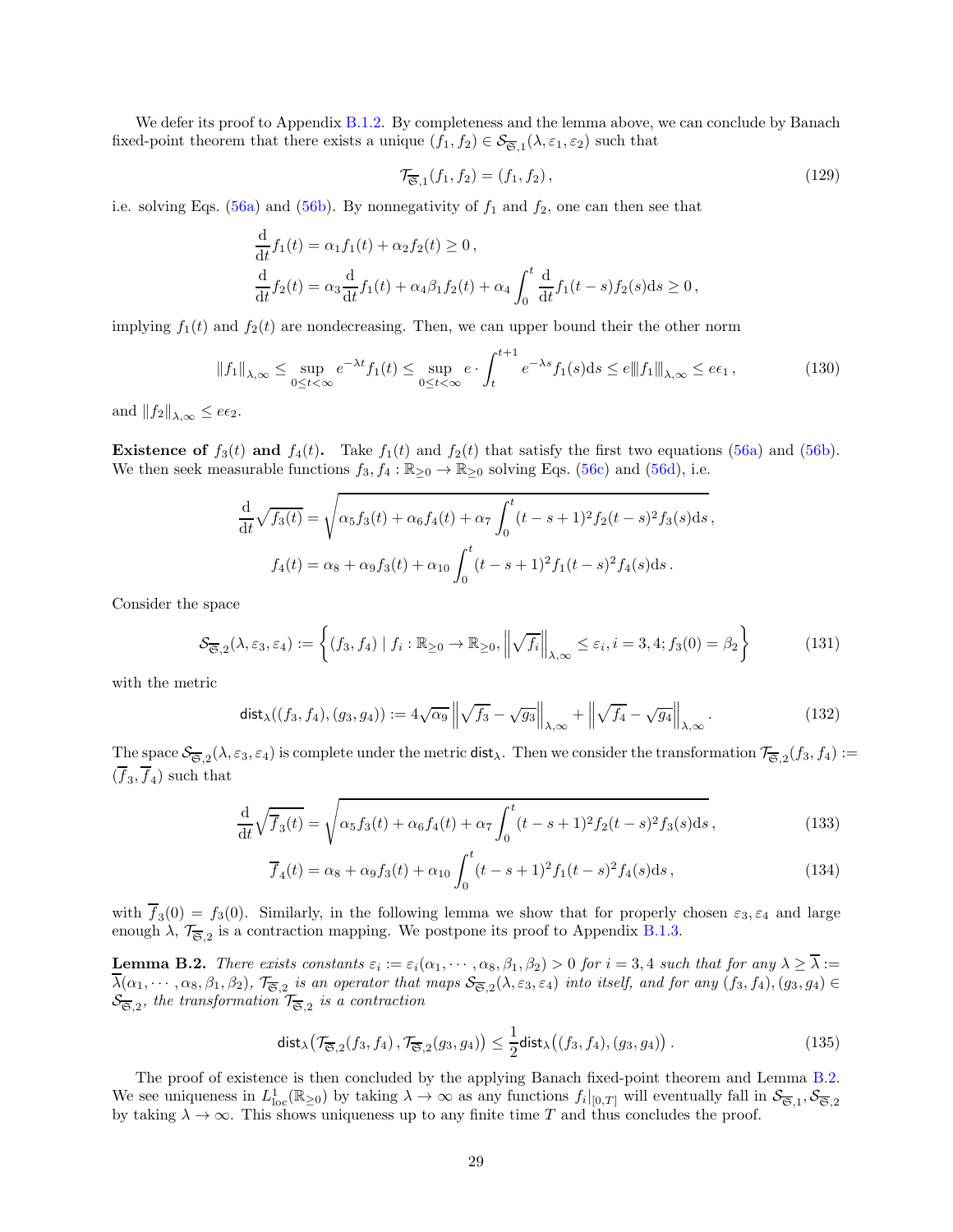We defer its proof to Appendix B.1.2. By completeness and the lemma above, we can conclude by Banach fixed-point theorem that there exists a unique $(f_1, f_2) \in \mathcal{S}_{\overline{\mathfrak{S}},1}(\lambda, \varepsilon_1, \varepsilon_2)$ such that

$$\mathcal{T}_{\overline{\mathfrak{S}},1}(f_1, f_2) = (f_1, f_2)\,, \tag{129}$$

i.e. solving Eqs. (56a) and (56b). By nonnegativity of $f_1$ and $f_2$, one can then see that

$$\begin{aligned}
&\frac{\mathrm{d}}{\mathrm{d}t} f_1(t) = \alpha_1 f_1(t) + \alpha_2 f_2(t) \geq 0\,, \\
&\frac{\mathrm{d}}{\mathrm{d}t} f_2(t) = \alpha_3 \frac{\mathrm{d}}{\mathrm{d}t} f_1(t) + \alpha_4 \beta_1 f_2(t) + \alpha_4 \int_0^t \frac{\mathrm{d}}{\mathrm{d}t} f_1(t-s) f_2(s) \mathrm{d}s \geq 0\,,
\end{aligned}$$

implying $f_1(t)$ and $f_2(t)$ are nondecreasing. Then, we can upper bound their the other norm

$$\|f_1\|_{\lambda,\infty} \leq \sup_{0 \leq t < \infty} e^{-\lambda t} f_1(t) \leq \sup_{0 \leq t < \infty} e \cdot \int_t^{t+1} e^{-\lambda s} f_1(s) \mathrm{d}s \leq e \|\!|f_1|\!\|_{\lambda,\infty} \leq e\epsilon_1\,, \tag{130}$$

and $\|f_2\|_{\lambda,\infty} \leq e\epsilon_2$.

**Existence of $f_3(t)$ and $f_4(t)$.** Take $f_1(t)$ and $f_2(t)$ that satisfy the first two equations (56a) and (56b). We then seek measurable functions $f_3, f_4 : \mathbb{R}_{\geq 0} \to \mathbb{R}_{\geq 0}$ solving Eqs. (56c) and (56d), i.e.

$$\begin{aligned}
\frac{\mathrm{d}}{\mathrm{d}t} \sqrt{f_3(t)} &= \sqrt{\alpha_5 f_3(t) + \alpha_6 f_4(t) + \alpha_7 \int_0^t (t-s+1)^2 f_2(t-s)^2 f_3(s) \mathrm{d}s}\,, \\
f_4(t) &= \alpha_8 + \alpha_9 f_3(t) + \alpha_{10} \int_0^t (t-s+1)^2 f_1(t-s)^2 f_4(s) \mathrm{d}s\,.
\end{aligned}$$

Consider the space

$$\mathcal{S}_{\overline{\mathfrak{S}},2}(\lambda, \varepsilon_3, \varepsilon_4) := \left\{ (f_3, f_4) \mid f_i : \mathbb{R}_{\geq 0} \to \mathbb{R}_{\geq 0}, \left\| \sqrt{f_i} \right\|_{\lambda,\infty} \leq \varepsilon_i, i = 3, 4; f_3(0) = \beta_2 \right\} \tag{131}$$

with the metric

$$\mathsf{dist}_\lambda((f_3, f_4), (g_3, g_4)) := 4\sqrt{\alpha_9} \left\| \sqrt{f_3} - \sqrt{g_3} \right\|_{\lambda,\infty} + \left\| \sqrt{f_4} - \sqrt{g_4} \right\|_{\lambda,\infty}. \tag{132}$$

The space $\mathcal{S}_{\overline{\mathfrak{S}},2}(\lambda, \varepsilon_3, \varepsilon_4)$ is complete under the metric $\mathsf{dist}_\lambda$. Then we consider the transformation $\mathcal{T}_{\overline{\mathfrak{S}},2}(f_3, f_4) := (\overline{f}_3, \overline{f}_4)$ such that

$$\frac{\mathrm{d}}{\mathrm{d}t} \sqrt{\overline{f}_3(t)} = \sqrt{\alpha_5 f_3(t) + \alpha_6 f_4(t) + \alpha_7 \int_0^t (t-s+1)^2 f_2(t-s)^2 f_3(s) \mathrm{d}s}\,, \tag{133}$$

$$\overline{f}_4(t) = \alpha_8 + \alpha_9 f_3(t) + \alpha_{10} \int_0^t (t-s+1)^2 f_1(t-s)^2 f_4(s) \mathrm{d}s\,, \tag{134}$$

with $\overline{f}_3(0) = f_3(0)$. Similarly, in the following lemma we show that for properly chosen $\varepsilon_3, \varepsilon_4$ and large enough $\lambda$, $\mathcal{T}_{\overline{\mathfrak{S}},2}$ is a contraction mapping. We postpone its proof to Appendix B.1.3.

**Lemma B.2.** *There exists constants $\varepsilon_i := \varepsilon_i(\alpha_1, \cdots, \alpha_8, \beta_1, \beta_2) > 0$ for $i = 3, 4$ such that for any $\lambda \geq \overline{\lambda} := \overline{\lambda}(\alpha_1, \cdots, \alpha_8, \beta_1, \beta_2)$, $\mathcal{T}_{\overline{\mathfrak{S}},2}$ is an operator that maps $\mathcal{S}_{\overline{\mathfrak{S}},2}(\lambda, \varepsilon_3, \varepsilon_4)$ into itself, and for any $(f_3, f_4), (g_3, g_4) \in \mathcal{S}_{\overline{\mathfrak{S}},2}$, the transformation $\mathcal{T}_{\overline{\mathfrak{S}},2}$ is a contraction*

$$\mathsf{dist}_\lambda\big(\mathcal{T}_{\overline{\mathfrak{S}},2}(f_3, f_4)\,, \mathcal{T}_{\overline{\mathfrak{S}},2}(g_3, g_4)\big) \leq \frac{1}{2} \mathsf{dist}_\lambda\big((f_3, f_4), (g_3, g_4)\big)\,. \tag{135}$$

The proof of existence is then concluded by the applying Banach fixed-point theorem and Lemma B.2. We see uniqueness in $L^1_{\mathrm{loc}}(\mathbb{R}_{\geq 0})$ by taking $\lambda \to \infty$ as any functions $f_i|_{[0,T]}$ will eventually fall in $\mathcal{S}_{\overline{\mathfrak{S}},1}, \mathcal{S}_{\overline{\mathfrak{S}},2}$ by taking $\lambda \to \infty$. This shows uniqueness up to any finite time $T$ and thus concludes the proof.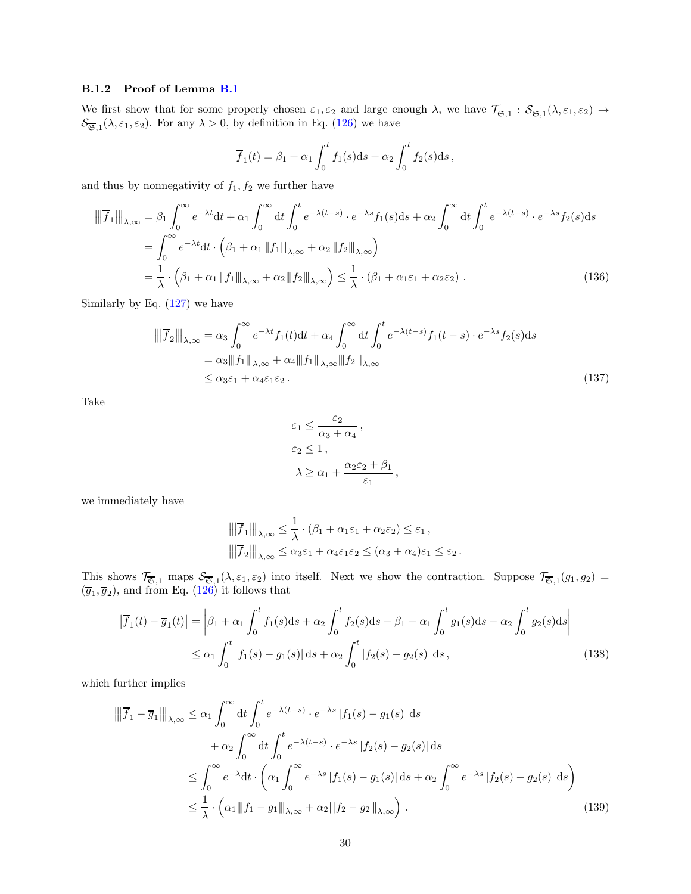#### B.1.2 Proof of Lemma B.1

We first show that for some properly chosen $\varepsilon_1, \varepsilon_2$ and large enough $\lambda$, we have $\mathcal{T}_{\overline{\mathfrak{S}},1} : \mathcal{S}_{\overline{\mathfrak{S}},1}(\lambda, \varepsilon_1, \varepsilon_2) \to \mathcal{S}_{\overline{\mathfrak{S}},1}(\lambda, \varepsilon_1, \varepsilon_2)$. For any $\lambda > 0$, by definition in Eq. (126) we have

$$\overline{f}_1(t) = \beta_1 + \alpha_1 \int_0^t f_1(s)\mathrm{d}s + \alpha_2 \int_0^t f_2(s)\mathrm{d}s\,,$$

and thus by nonnegativity of $f_1, f_2$ we further have

$$\begin{aligned}
|||\overline{f}_1|||_{\lambda,\infty} &= \beta_1 \int_0^\infty e^{-\lambda t}\mathrm{d}t + \alpha_1 \int_0^\infty \mathrm{d}t \int_0^t e^{-\lambda(t-s)} \cdot e^{-\lambda s} f_1(s)\mathrm{d}s + \alpha_2 \int_0^\infty \mathrm{d}t \int_0^t e^{-\lambda(t-s)} \cdot e^{-\lambda s} f_2(s)\mathrm{d}s \\
&= \int_0^\infty e^{-\lambda t}\mathrm{d}t \cdot \left(\beta_1 + \alpha_1 |||f_1|||_{\lambda,\infty} + \alpha_2 |||f_2|||_{\lambda,\infty}\right) \\
&= \frac{1}{\lambda} \cdot \left(\beta_1 + \alpha_1 |||f_1|||_{\lambda,\infty} + \alpha_2 |||f_2|||_{\lambda,\infty}\right) \leq \frac{1}{\lambda} \cdot (\beta_1 + \alpha_1\varepsilon_1 + \alpha_2\varepsilon_2)\,. 
\end{aligned} \tag{136}$$

Similarly by Eq. (127) we have

$$\begin{aligned}
|||\overline{f}_2|||_{\lambda,\infty} &= \alpha_3 \int_0^\infty e^{-\lambda t} f_1(t)\mathrm{d}t + \alpha_4 \int_0^\infty \mathrm{d}t \int_0^t e^{-\lambda(t-s)} f_1(t-s) \cdot e^{-\lambda s} f_2(s)\mathrm{d}s \\
&= \alpha_3 |||f_1|||_{\lambda,\infty} + \alpha_4 |||f_1|||_{\lambda,\infty} |||f_2|||_{\lambda,\infty} \\
&\leq \alpha_3\varepsilon_1 + \alpha_4\varepsilon_1\varepsilon_2\,.
\end{aligned} \tag{137}$$

Take

$$\begin{aligned}
\varepsilon_1 &\leq \frac{\varepsilon_2}{\alpha_3 + \alpha_4}\,, \\
\varepsilon_2 &\leq 1\,, \\
\lambda &\geq \alpha_1 + \frac{\alpha_2\varepsilon_2 + \beta_1}{\varepsilon_1}\,,
\end{aligned}$$

we immediately have

$$\begin{aligned}
|||\overline{f}_1|||_{\lambda,\infty} &\leq \frac{1}{\lambda} \cdot (\beta_1 + \alpha_1\varepsilon_1 + \alpha_2\varepsilon_2) \leq \varepsilon_1\,, \\
|||\overline{f}_2|||_{\lambda,\infty} &\leq \alpha_3\varepsilon_1 + \alpha_4\varepsilon_1\varepsilon_2 \leq (\alpha_3 + \alpha_4)\varepsilon_1 \leq \varepsilon_2\,.
\end{aligned}$$

This shows $\mathcal{T}_{\overline{\mathfrak{S}},1}$ maps $\mathcal{S}_{\overline{\mathfrak{S}},1}(\lambda, \varepsilon_1, \varepsilon_2)$ into itself. Next we show the contraction. Suppose $\mathcal{T}_{\overline{\mathfrak{S}},1}(g_1, g_2) = (\overline{g}_1, \overline{g}_2)$, and from Eq. (126) it follows that

$$\begin{aligned}
\left|\overline{f}_1(t) - \overline{g}_1(t)\right| &= \left|\beta_1 + \alpha_1 \int_0^t f_1(s)\mathrm{d}s + \alpha_2 \int_0^t f_2(s)\mathrm{d}s - \beta_1 - \alpha_1 \int_0^t g_1(s)\mathrm{d}s - \alpha_2 \int_0^t g_2(s)\mathrm{d}s\right| \\
&\leq \alpha_1 \int_0^t |f_1(s) - g_1(s)|\,\mathrm{d}s + \alpha_2 \int_0^t |f_2(s) - g_2(s)|\,\mathrm{d}s\,,
\end{aligned} \tag{138}$$

which further implies

$$\begin{aligned}
\left|\left|\left|\overline{f}_1 - \overline{g}_1\right|\right|\right|_{\lambda,\infty} &\leq \alpha_1 \int_0^\infty \mathrm{d}t \int_0^t e^{-\lambda(t-s)} \cdot e^{-\lambda s} |f_1(s) - g_1(s)|\,\mathrm{d}s \\
&\quad + \alpha_2 \int_0^\infty \mathrm{d}t \int_0^t e^{-\lambda(t-s)} \cdot e^{-\lambda s} |f_2(s) - g_2(s)|\,\mathrm{d}s \\
&\leq \int_0^\infty e^{-\lambda}\mathrm{d}t \cdot \left(\alpha_1 \int_0^\infty e^{-\lambda s} |f_1(s) - g_1(s)|\,\mathrm{d}s + \alpha_2 \int_0^\infty e^{-\lambda s} |f_2(s) - g_2(s)|\,\mathrm{d}s\right) \\
&\leq \frac{1}{\lambda} \cdot \left(\alpha_1 |||f_1 - g_1|||_{\lambda,\infty} + \alpha_2 |||f_2 - g_2|||_{\lambda,\infty}\right)\,.
\end{aligned} \tag{139}$$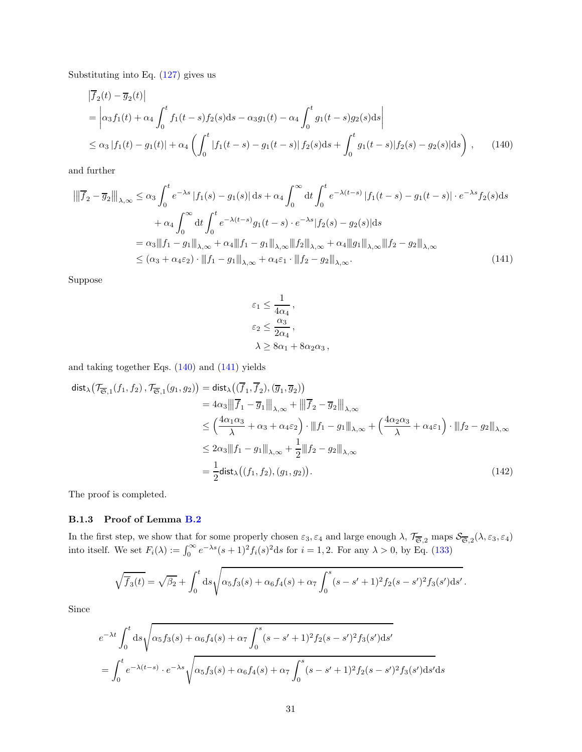Substituting into Eq. (127) gives us

$$
\begin{aligned}
&\left|\overline{f}_2(t) - \overline{g}_2(t)\right| \\
&= \left|\alpha_3 f_1(t) + \alpha_4 \int_0^t f_1(t-s) f_2(s)\mathrm{d}s - \alpha_3 g_1(t) - \alpha_4 \int_0^t g_1(t-s) g_2(s)\mathrm{d}s\right| \\
&\le \alpha_3 \left|f_1(t) - g_1(t)\right| + \alpha_4 \left(\int_0^t \left|f_1(t-s) - g_1(t-s)\right| f_2(s)\mathrm{d}s + \int_0^t g_1(t-s)|f_2(s) - g_2(s)|\mathrm{d}s\right) , \qquad (140)
\end{aligned}
$$

and further

$$
\begin{aligned}
\left|\!\left|\!\left|\overline{f}_2 - \overline{g}_2\right|\!\right|\!\right|_{\lambda,\infty} &\le \alpha_3 \int_0^t e^{-\lambda s} \left|f_1(s) - g_1(s)\right| \mathrm{d}s + \alpha_4 \int_0^\infty \mathrm{d}t \int_0^t e^{-\lambda(t-s)} \left|f_1(t-s) - g_1(t-s)\right| \cdot e^{-\lambda s} f_2(s)\mathrm{d}s \\
&\quad + \alpha_4 \int_0^\infty \mathrm{d}t \int_0^t e^{-\lambda(t-s)} g_1(t-s) \cdot e^{-\lambda s} |f_2(s) - g_2(s)|\mathrm{d}s \\
&= \alpha_3 |\!|\!| f_1 - g_1 |\!|\!|_{\lambda,\infty} + \alpha_4 |\!|\!| f_1 - g_1 |\!|\!|_{\lambda,\infty} |\!|\!| f_2 |\!|\!|_{\lambda,\infty} + \alpha_4 |\!|\!| g_1 |\!|\!|_{\lambda,\infty} |\!|\!| f_2 - g_2 |\!|\!|_{\lambda,\infty} \\
&\le (\alpha_3 + \alpha_4 \varepsilon_2) \cdot |\!|\!| f_1 - g_1 |\!|\!|_{\lambda,\infty} + \alpha_4 \varepsilon_1 \cdot |\!|\!| f_2 - g_2 |\!|\!|_{\lambda,\infty}. \qquad (141)
\end{aligned}
$$

Suppose

$$
\begin{aligned}
\varepsilon_1 &\le \frac{1}{4\alpha_4} , \\
\varepsilon_2 &\le \frac{\alpha_3}{2\alpha_4} , \\
\lambda &\ge 8\alpha_1 + 8\alpha_2\alpha_3 ,
\end{aligned}
$$

and taking together Eqs. (140) and (141) yields

$$
\begin{aligned}
\mathsf{dist}_\lambda\big(\mathcal{T}_{\overline{\mathfrak{S}},1}(f_1, f_2) , \mathcal{T}_{\overline{\mathfrak{S}},1}(g_1, g_2)\big) &= \mathsf{dist}_\lambda\big((\overline{f}_1, \overline{f}_2), (\overline{g}_1, \overline{g}_2)\big) \\
&= 4\alpha_3 \left|\!\left|\!\left|\overline{f}_1 - \overline{g}_1\right|\!\right|\!\right|_{\lambda,\infty} + \left|\!\left|\!\left|\overline{f}_2 - \overline{g}_2\right|\!\right|\!\right|_{\lambda,\infty} \\
&\le \Big(\frac{4\alpha_1\alpha_3}{\lambda} + \alpha_3 + \alpha_4\varepsilon_2\Big) \cdot |\!|\!| f_1 - g_1 |\!|\!|_{\lambda,\infty} + \Big(\frac{4\alpha_2\alpha_3}{\lambda} + \alpha_4\varepsilon_1\Big) \cdot |\!|\!| f_2 - g_2 |\!|\!|_{\lambda,\infty} \\
&\le 2\alpha_3 |\!|\!| f_1 - g_1 |\!|\!|_{\lambda,\infty} + \frac{1}{2} |\!|\!| f_2 - g_2 |\!|\!|_{\lambda,\infty} \\
&= \frac{1}{2}\mathsf{dist}_\lambda\big((f_1, f_2), (g_1, g_2)\big). \qquad (142)
\end{aligned}
$$

The proof is completed.

### B.1.3 Proof of Lemma B.2

In the first step, we show that for some properly chosen $\varepsilon_3, \varepsilon_4$ and large enough $\lambda$, $\mathcal{T}_{\overline{\mathfrak{S}},2}$ maps $\mathcal{S}_{\overline{\mathfrak{S}},2}(\lambda, \varepsilon_3, \varepsilon_4)$ into itself. We set $F_i(\lambda) := \int_0^\infty e^{-\lambda s}(s+1)^2 f_i(s)^2 \mathrm{d}s$ for $i = 1, 2$. For any $\lambda > 0$, by Eq. (133)

$$
\sqrt{\overline{f}_3(t)} = \sqrt{\beta_2} + \int_0^t \mathrm{d}s \sqrt{\alpha_5 f_3(s) + \alpha_6 f_4(s) + \alpha_7 \int_0^s (s - s' + 1)^2 f_2(s - s')^2 f_3(s')\mathrm{d}s'} .
$$

Since

$$
\begin{aligned}
&e^{-\lambda t} \int_0^t \mathrm{d}s \sqrt{\alpha_5 f_3(s) + \alpha_6 f_4(s) + \alpha_7 \int_0^s (s - s' + 1)^2 f_2(s - s')^2 f_3(s')\mathrm{d}s'} \\
&= \int_0^t e^{-\lambda(t-s)} \cdot e^{-\lambda s} \sqrt{\alpha_5 f_3(s) + \alpha_6 f_4(s) + \alpha_7 \int_0^s (s - s' + 1)^2 f_2(s - s')^2 f_3(s')\mathrm{d}s'}\mathrm{d}s
\end{aligned}
$$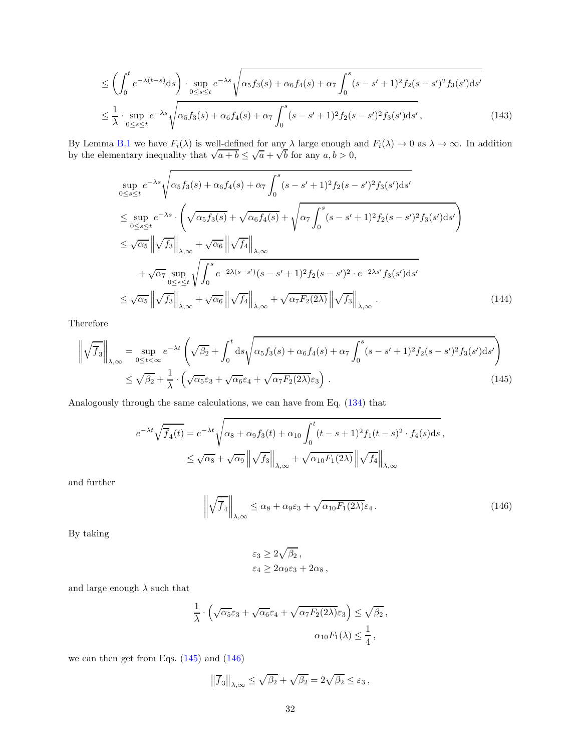$$
\begin{aligned}
&\le \left(\int_0^t e^{-\lambda(t-s)}\mathrm{d}s\right)\cdot \sup_{0\le s\le t} e^{-\lambda s}\sqrt{\alpha_5 f_3(s)+\alpha_6 f_4(s)+\alpha_7\int_0^s (s-s'+1)^2 f_2(s-s')^2 f_3(s')\mathrm{d}s'} \\
&\le \frac{1}{\lambda}\cdot \sup_{0\le s\le t} e^{-\lambda s}\sqrt{\alpha_5 f_3(s)+\alpha_6 f_4(s)+\alpha_7\int_0^s (s-s'+1)^2 f_2(s-s')^2 f_3(s')\mathrm{d}s'}\,,
\end{aligned}
\tag{143}
$$

By Lemma B.1 we have $F_i(\lambda)$ is well-defined for any $\lambda$ large enough and $F_i(\lambda)\to 0$ as $\lambda\to\infty$. In addition by the elementary inequality that $\sqrt{a+b}\le\sqrt{a}+\sqrt{b}$ for any $a,b>0$,

$$
\begin{aligned}
&\sup_{0\le s\le t} e^{-\lambda s}\sqrt{\alpha_5 f_3(s)+\alpha_6 f_4(s)+\alpha_7\int_0^s (s-s'+1)^2 f_2(s-s')^2 f_3(s')\mathrm{d}s'} \\
&\le \sup_{0\le s\le t} e^{-\lambda s}\cdot\left(\sqrt{\alpha_5 f_3(s)}+\sqrt{\alpha_6 f_4(s)}+\sqrt{\alpha_7\int_0^s (s-s'+1)^2 f_2(s-s')^2 f_3(s')\mathrm{d}s'}\right) \\
&\le \sqrt{\alpha_5}\left\|\sqrt{f_3}\right\|_{\lambda,\infty}+\sqrt{\alpha_6}\left\|\sqrt{f_4}\right\|_{\lambda,\infty} \\
&\quad+\sqrt{\alpha_7}\sup_{0\le s\le t}\sqrt{\int_0^s e^{-2\lambda(s-s')}(s-s'+1)^2 f_2(s-s')^2\cdot e^{-2\lambda s'} f_3(s')\mathrm{d}s'} \\
&\le \sqrt{\alpha_5}\left\|\sqrt{f_3}\right\|_{\lambda,\infty}+\sqrt{\alpha_6}\left\|\sqrt{f_4}\right\|_{\lambda,\infty}+\sqrt{\alpha_7 F_2(2\lambda)}\left\|\sqrt{f_3}\right\|_{\lambda,\infty}\,.
\end{aligned}
\tag{144}
$$

Therefore

$$
\begin{aligned}
\left\|\sqrt{\overline{f}_3}\right\|_{\lambda,\infty} &= \sup_{0\le t<\infty} e^{-\lambda t}\left(\sqrt{\beta_2}+\int_0^t \mathrm{d}s\sqrt{\alpha_5 f_3(s)+\alpha_6 f_4(s)+\alpha_7\int_0^s (s-s'+1)^2 f_2(s-s')^2 f_3(s')\mathrm{d}s'}\right) \\
&\le \sqrt{\beta_2}+\frac{1}{\lambda}\cdot\left(\sqrt{\alpha_5}\varepsilon_3+\sqrt{\alpha_6}\varepsilon_4+\sqrt{\alpha_7 F_2(2\lambda)}\varepsilon_3\right)\,.
\end{aligned}
\tag{145}
$$

Analogously through the same calculations, we can have from Eq. (134) that

$$
\begin{aligned}
e^{-\lambda t}\sqrt{\overline{f}_4(t)} &= e^{-\lambda t}\sqrt{\alpha_8+\alpha_9 f_3(t)+\alpha_{10}\int_0^t (t-s+1)^2 f_1(t-s)^2\cdot f_4(s)\mathrm{d}s}\,, \\
&\le \sqrt{\alpha_8}+\sqrt{\alpha_9}\left\|\sqrt{f_3}\right\|_{\lambda,\infty}+\sqrt{\alpha_{10}F_1(2\lambda)}\left\|\sqrt{f_4}\right\|_{\lambda,\infty}
\end{aligned}
$$

and further

$$
\left\|\sqrt{\overline{f}_4}\right\|_{\lambda,\infty}\le \alpha_8+\alpha_9\varepsilon_3+\sqrt{\alpha_{10}F_1(2\lambda)}\varepsilon_4\,.
\tag{146}
$$

By taking

$$
\begin{aligned}
&\varepsilon_3\ge 2\sqrt{\beta_2}\,, \\
&\varepsilon_4\ge 2\alpha_9\varepsilon_3+2\alpha_8\,,
\end{aligned}
$$

and large enough $\lambda$ such that

$$
\begin{aligned}
\frac{1}{\lambda}\cdot\left(\sqrt{\alpha_5}\varepsilon_3+\sqrt{\alpha_6}\varepsilon_4+\sqrt{\alpha_7 F_2(2\lambda)}\varepsilon_3\right)&\le\sqrt{\beta_2}\,, \\
\alpha_{10}F_1(\lambda)&\le\frac{1}{4}\,,
\end{aligned}
$$

we can then get from Eqs. (145) and (146)

$$
\left\|\overline{f}_3\right\|_{\lambda,\infty}\le\sqrt{\beta_2}+\sqrt{\beta_2}=2\sqrt{\beta_2}\le\varepsilon_3\,,
$$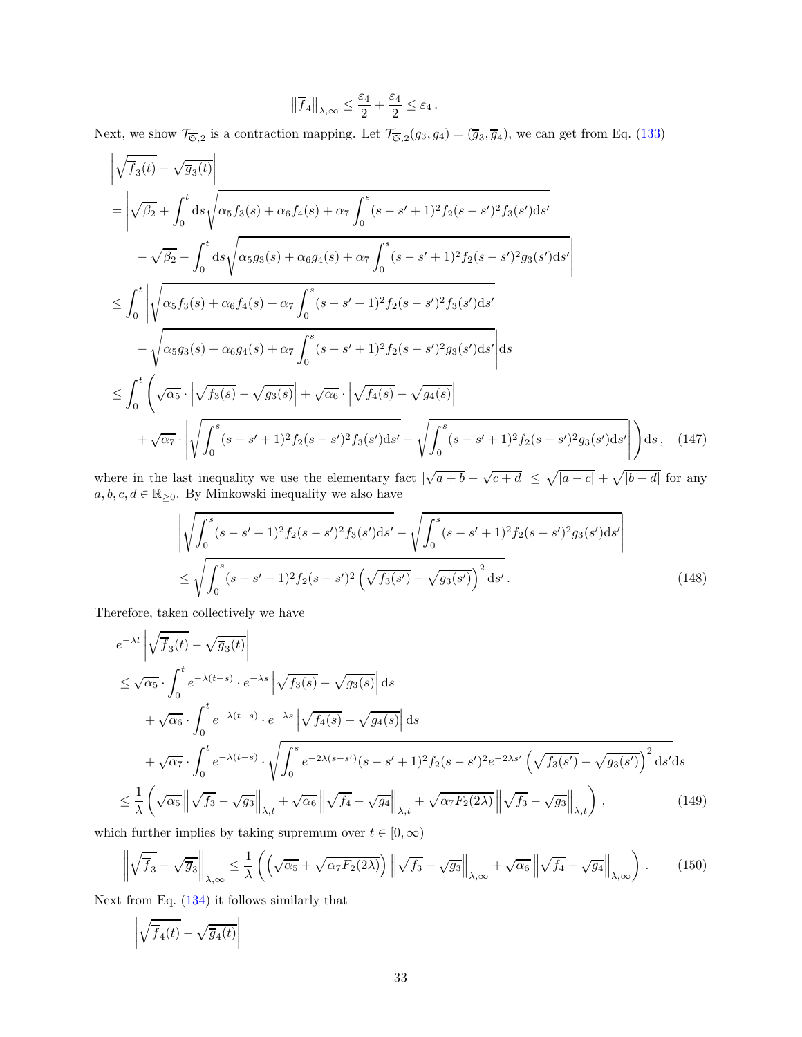$$\left\|\overline{f}_4\right\|_{\lambda,\infty} \leq \frac{\varepsilon_4}{2} + \frac{\varepsilon_4}{2} \leq \varepsilon_4 \,.$$

Next, we show $\mathcal{T}_{\overline{\mathfrak{S}},2}$ is a contraction mapping. Let $\mathcal{T}_{\overline{\mathfrak{S}},2}(g_3, g_4) = (\overline{g}_3, \overline{g}_4)$, we can get from Eq. (133)

$$\begin{aligned}
&\left|\sqrt{\overline{f}_3(t)} - \sqrt{\overline{g}_3(t)}\right| \\
&= \Bigg|\sqrt{\beta_2} + \int_0^t \mathrm{d}s \sqrt{\alpha_5 f_3(s) + \alpha_6 f_4(s) + \alpha_7 \int_0^s (s-s'+1)^2 f_2(s-s')^2 f_3(s')\mathrm{d}s'} \\
&\qquad - \sqrt{\beta_2} - \int_0^t \mathrm{d}s \sqrt{\alpha_5 g_3(s) + \alpha_6 g_4(s) + \alpha_7 \int_0^s (s-s'+1)^2 f_2(s-s')^2 g_3(s')\mathrm{d}s'}\Bigg| \\
&\leq \int_0^t \Bigg|\sqrt{\alpha_5 f_3(s) + \alpha_6 f_4(s) + \alpha_7 \int_0^s (s-s'+1)^2 f_2(s-s')^2 f_3(s')\mathrm{d}s'} \\
&\qquad - \sqrt{\alpha_5 g_3(s) + \alpha_6 g_4(s) + \alpha_7 \int_0^s (s-s'+1)^2 f_2(s-s')^2 g_3(s')\mathrm{d}s'}\Bigg|\mathrm{d}s \\
&\leq \int_0^t \Bigg(\sqrt{\alpha_5}\cdot\left|\sqrt{f_3(s)} - \sqrt{g_3(s)}\right| + \sqrt{\alpha_6}\cdot\left|\sqrt{f_4(s)} - \sqrt{g_4(s)}\right| \\
&\qquad + \sqrt{\alpha_7}\cdot\left|\sqrt{\int_0^s (s-s'+1)^2 f_2(s-s')^2 f_3(s')\mathrm{d}s'} - \sqrt{\int_0^s (s-s'+1)^2 f_2(s-s')^2 g_3(s')\mathrm{d}s'}\right|\Bigg)\mathrm{d}s\,, \qquad (147)
\end{aligned}$$

where in the last inequality we use the elementary fact $|\sqrt{a+b} - \sqrt{c+d}| \leq \sqrt{|a-c|} + \sqrt{|b-d|}$ for any $a, b, c, d \in \mathbb{R}_{\geq 0}$. By Minkowski inequality we also have

$$\begin{aligned}
&\left|\sqrt{\int_0^s (s-s'+1)^2 f_2(s-s')^2 f_3(s')\mathrm{d}s'} - \sqrt{\int_0^s (s-s'+1)^2 f_2(s-s')^2 g_3(s')\mathrm{d}s'}\right| \\
&\leq \sqrt{\int_0^s (s-s'+1)^2 f_2(s-s')^2 \left(\sqrt{f_3(s')} - \sqrt{g_3(s')}\right)^2 \mathrm{d}s'}\,. \qquad (148)
\end{aligned}$$

Therefore, taken collectively we have

$$\begin{aligned}
&e^{-\lambda t}\left|\sqrt{\overline{f}_3(t)} - \sqrt{\overline{g}_3(t)}\right| \\
&\leq \sqrt{\alpha_5}\cdot\int_0^t e^{-\lambda(t-s)}\cdot e^{-\lambda s}\left|\sqrt{f_3(s)} - \sqrt{g_3(s)}\right|\mathrm{d}s \\
&\qquad + \sqrt{\alpha_6}\cdot\int_0^t e^{-\lambda(t-s)}\cdot e^{-\lambda s}\left|\sqrt{f_4(s)} - \sqrt{g_4(s)}\right|\mathrm{d}s \\
&\qquad + \sqrt{\alpha_7}\cdot\int_0^t e^{-\lambda(t-s)}\cdot\sqrt{\int_0^s e^{-2\lambda(s-s')}(s-s'+1)^2 f_2(s-s')^2 e^{-2\lambda s'}\left(\sqrt{f_3(s')} - \sqrt{g_3(s')}\right)^2 \mathrm{d}s'}\mathrm{d}s \\
&\leq \frac{1}{\lambda}\left(\sqrt{\alpha_5}\left\|\sqrt{f_3} - \sqrt{g_3}\right\|_{\lambda,t} + \sqrt{\alpha_6}\left\|\sqrt{f_4} - \sqrt{g_4}\right\|_{\lambda,t} + \sqrt{\alpha_7 F_2(2\lambda)}\left\|\sqrt{f_3} - \sqrt{g_3}\right\|_{\lambda,t}\right), \qquad (149)
\end{aligned}$$

which further implies by taking supremum over $t \in [0, \infty)$

$$\left\|\sqrt{\overline{f}_3} - \sqrt{\overline{g}_3}\right\|_{\lambda,\infty} \leq \frac{1}{\lambda}\left(\left(\sqrt{\alpha_5} + \sqrt{\alpha_7 F_2(2\lambda)}\right)\left\|\sqrt{f_3} - \sqrt{g_3}\right\|_{\lambda,\infty} + \sqrt{\alpha_6}\left\|\sqrt{f_4} - \sqrt{g_4}\right\|_{\lambda,\infty}\right). \qquad (150)$$

Next from Eq. (134) it follows similarly that

$$\left|\sqrt{\overline{f}_4(t)} - \sqrt{\overline{g}_4(t)}\right|$$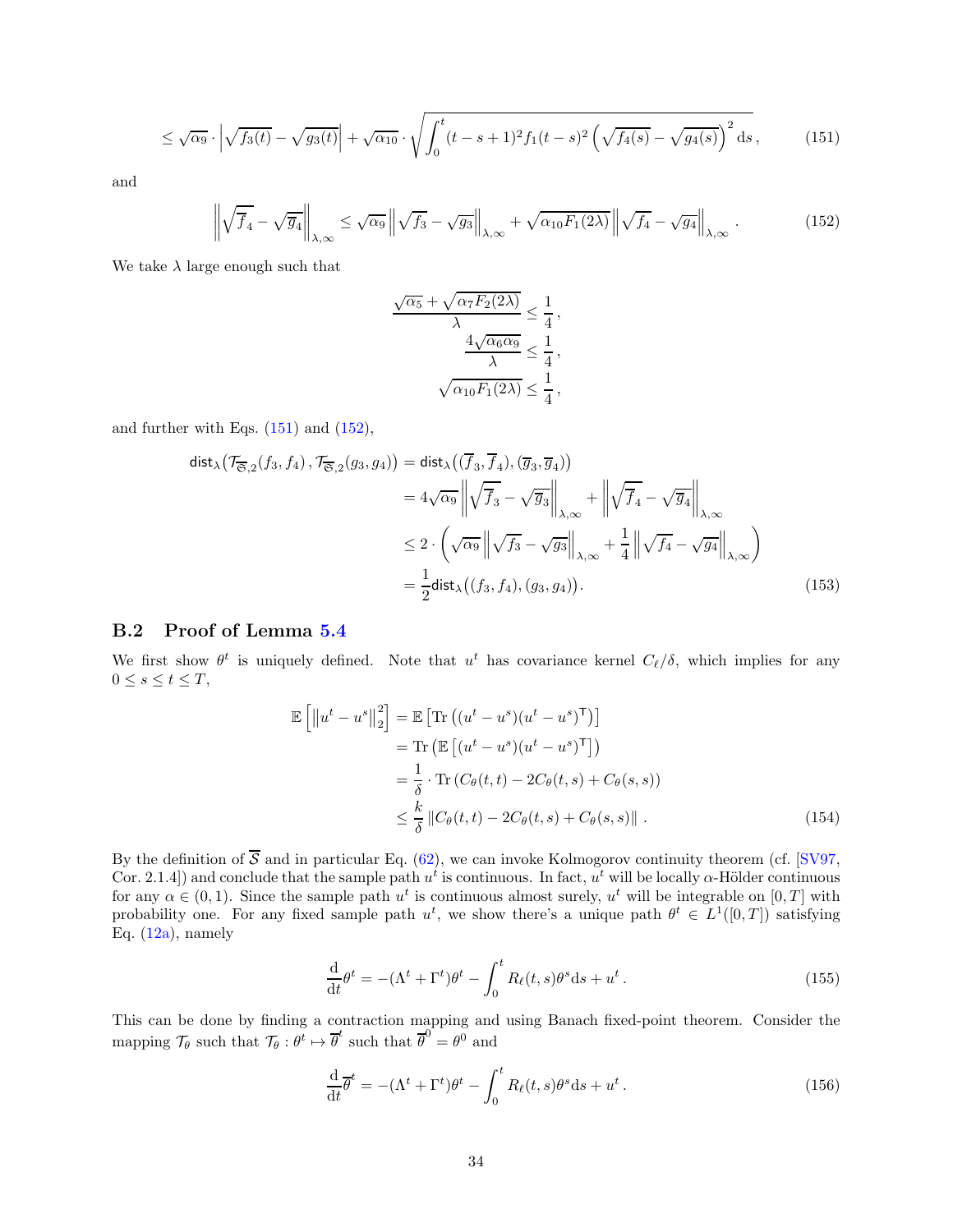$$\leq \sqrt{\alpha_9} \cdot \left| \sqrt{f_3(t)} - \sqrt{g_3(t)} \right| + \sqrt{\alpha_{10}} \cdot \sqrt{\int_0^t (t-s+1)^2 f_1(t-s)^2 \left( \sqrt{f_4(s)} - \sqrt{g_4(s)} \right)^2 \mathrm{d}s}\,, \tag{151}$$

and

$$\left\| \sqrt{\overline{f}_4} - \sqrt{\overline{g}_4} \right\|_{\lambda,\infty} \leq \sqrt{\alpha_9} \left\| \sqrt{f_3} - \sqrt{g_3} \right\|_{\lambda,\infty} + \sqrt{\alpha_{10} F_1(2\lambda)} \left\| \sqrt{f_4} - \sqrt{g_4} \right\|_{\lambda,\infty}. \tag{152}$$

We take $\lambda$ large enough such that

$$\frac{\sqrt{\alpha_5} + \sqrt{\alpha_7 F_2(2\lambda)}}{\lambda} \leq \frac{1}{4}\,,$$
$$\frac{4\sqrt{\alpha_6 \alpha_9}}{\lambda} \leq \frac{1}{4}\,,$$
$$\sqrt{\alpha_{10} F_1(2\lambda)} \leq \frac{1}{4}\,,$$

and further with Eqs. (151) and (152),

$$\begin{aligned}
\mathsf{dist}_\lambda\big(\mathcal{T}_{\overline{\mathfrak{S}},2}(f_3,f_4)\,,\mathcal{T}_{\overline{\mathfrak{S}},2}(g_3,g_4)\big) &= \mathsf{dist}_\lambda\big((\overline{f}_3,\overline{f}_4),(\overline{g}_3,\overline{g}_4)\big) \\
&= 4\sqrt{\alpha_9}\left\| \sqrt{\overline{f}_3} - \sqrt{\overline{g}_3} \right\|_{\lambda,\infty} + \left\| \sqrt{\overline{f}_4} - \sqrt{\overline{g}_4} \right\|_{\lambda,\infty} \\
&\leq 2 \cdot \left( \sqrt{\alpha_9} \left\| \sqrt{f_3} - \sqrt{g_3} \right\|_{\lambda,\infty} + \frac{1}{4} \left\| \sqrt{f_4} - \sqrt{g_4} \right\|_{\lambda,\infty} \right) \\
&= \frac{1}{2} \mathsf{dist}_\lambda\big((f_3,f_4),(g_3,g_4)\big).
\end{aligned} \tag{153}$$

### B.2 Proof of Lemma 5.4

We first show $\theta^t$ is uniquely defined. Note that $u^t$ has covariance kernel $C_\ell/\delta$, which implies for any $0 \leq s \leq t \leq T$,

$$\begin{aligned}
\mathbb{E}\left[ \left\| u^t - u^s \right\|_2^2 \right] &= \mathbb{E}\left[ \mathrm{Tr}\left( (u^t - u^s)(u^t - u^s)^\intercal \right) \right] \\
&= \mathrm{Tr}\left( \mathbb{E}\left[ (u^t - u^s)(u^t - u^s)^\intercal \right] \right) \\
&= \frac{1}{\delta} \cdot \mathrm{Tr}\left( C_\theta(t,t) - 2C_\theta(t,s) + C_\theta(s,s) \right) \\
&\leq \frac{k}{\delta} \left\| C_\theta(t,t) - 2C_\theta(t,s) + C_\theta(s,s) \right\|.
\end{aligned} \tag{154}$$

By the definition of $\overline{\mathcal{S}}$ and in particular Eq. (62), we can invoke Kolmogorov continuity theorem (cf. [SV97, Cor. 2.1.4]) and conclude that the sample path $u^t$ is continuous. In fact, $u^t$ will be locally $\alpha$-Hölder continuous for any $\alpha \in (0,1)$. Since the sample path $u^t$ is continuous almost surely, $u^t$ will be integrable on $[0,T]$ with probability one. For any fixed sample path $u^t$, we show there's a unique path $\theta^t \in L^1([0,T])$ satisfying Eq. (12a), namely

$$\frac{\mathrm{d}}{\mathrm{d}t}\theta^t = -(\Lambda^t + \Gamma^t)\theta^t - \int_0^t R_\ell(t,s)\theta^s \mathrm{d}s + u^t\,. \tag{155}$$

This can be done by finding a contraction mapping and using Banach fixed-point theorem. Consider the mapping $\mathcal{T}_\theta$ such that $\mathcal{T}_\theta : \theta^t \mapsto \overline{\theta}^t$ such that $\overline{\theta}^0 = \theta^0$ and

$$\frac{\mathrm{d}}{\mathrm{d}t}\overline{\theta}^t = -(\Lambda^t + \Gamma^t)\theta^t - \int_0^t R_\ell(t,s)\theta^s \mathrm{d}s + u^t\,. \tag{156}$$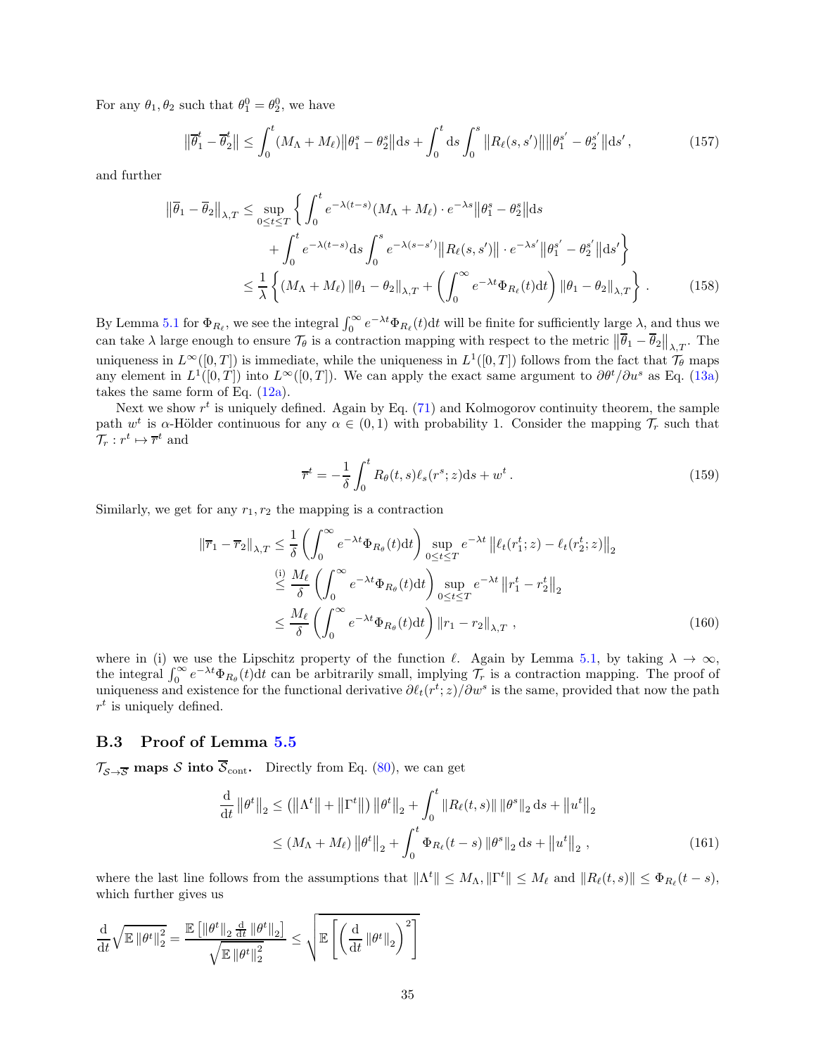For any $\theta_1, \theta_2$ such that $\theta_1^0 = \theta_2^0$, we have

$$
\left\|\overline{\theta}_1^t - \overline{\theta}_2^t\right\| \le \int_0^t (M_\Lambda + M_\ell)\left\|\theta_1^s - \theta_2^s\right\| \mathrm{d}s + \int_0^t \mathrm{d}s \int_0^s \left\|R_\ell(s,s')\right\| \left\|\theta_1^{s'} - \theta_2^{s'}\right\| \mathrm{d}s' , \tag{157}
$$

and further

$$
\begin{aligned}
\left\|\overline{\theta}_1 - \overline{\theta}_2\right\|_{\lambda,T} \le & \sup_{0\le t\le T} \left\{ \int_0^t e^{-\lambda(t-s)}(M_\Lambda + M_\ell) \cdot e^{-\lambda s}\left\|\theta_1^s - \theta_2^s\right\| \mathrm{d}s \right. \\
& \left. + \int_0^t e^{-\lambda(t-s)} \mathrm{d}s \int_0^s e^{-\lambda(s-s')} \left\|R_\ell(s,s')\right\| \cdot e^{-\lambda s'} \left\|\theta_1^{s'} - \theta_2^{s'}\right\| \mathrm{d}s' \right\} \\
\le & \frac{1}{\lambda} \left\{ (M_\Lambda + M_\ell) \left\|\theta_1 - \theta_2\right\|_{\lambda,T} + \left( \int_0^\infty e^{-\lambda t} \Phi_{R_\ell}(t) \mathrm{d}t \right) \left\|\theta_1 - \theta_2\right\|_{\lambda,T} \right\} .
\end{aligned} \tag{158}
$$

By Lemma 5.1 for $\Phi_{R_\ell}$, we see the integral $\int_0^\infty e^{-\lambda t}\Phi_{R_\ell}(t)\mathrm{d}t$ will be finite for sufficiently large $\lambda$, and thus we can take $\lambda$ large enough to ensure $\mathcal{T}_\theta$ is a contraction mapping with respect to the metric $\left\|\overline{\theta}_1 - \overline{\theta}_2\right\|_{\lambda,T}$. The uniqueness in $L^\infty([0,T])$ is immediate, while the uniqueness in $L^1([0,T])$ follows from the fact that $\mathcal{T}_\theta$ maps any element in $L^1([0,T])$ into $L^\infty([0,T])$. We can apply the exact same argument to $\partial\theta^t/\partial u^s$ as Eq. (13a) takes the same form of Eq. (12a).

Next we show $r^t$ is uniquely defined. Again by Eq. (71) and Kolmogorov continuity theorem, the sample path $w^t$ is $\alpha$-Hölder continuous for any $\alpha \in (0,1)$ with probability 1. Consider the mapping $\mathcal{T}_r$ such that $\mathcal{T}_r : r^t \mapsto \overline{r}^t$ and

$$
\overline{r}^t = -\frac{1}{\delta} \int_0^t R_\theta(t,s) \ell_s(r^s; z) \mathrm{d}s + w^t . \tag{159}
$$

Similarly, we get for any $r_1, r_2$ the mapping is a contraction

$$
\begin{aligned}
\left\|\overline{r}_1 - \overline{r}_2\right\|_{\lambda,T} & \le \frac{1}{\delta} \left( \int_0^\infty e^{-\lambda t} \Phi_{R_\theta}(t) \mathrm{d}t \right) \sup_{0\le t\le T} e^{-\lambda t} \left\| \ell_t(r_1^t; z) - \ell_t(r_2^t; z) \right\|_2 \\
& \overset{\text{(i)}}{\le} \frac{M_\ell}{\delta} \left( \int_0^\infty e^{-\lambda t} \Phi_{R_\theta}(t) \mathrm{d}t \right) \sup_{0\le t\le T} e^{-\lambda t} \left\| r_1^t - r_2^t \right\|_2 \\
& \le \frac{M_\ell}{\delta} \left( \int_0^\infty e^{-\lambda t} \Phi_{R_\theta}(t) \mathrm{d}t \right) \left\| r_1 - r_2 \right\|_{\lambda,T} ,
\end{aligned} \tag{160}
$$

where in (i) we use the Lipschitz property of the function $\ell$. Again by Lemma 5.1, by taking $\lambda \to \infty$, the integral $\int_0^\infty e^{-\lambda t}\Phi_{R_\theta}(t)\mathrm{d}t$ can be arbitrarily small, implying $\mathcal{T}_r$ is a contraction mapping. The proof of uniqueness and existence for the functional derivative $\partial \ell_t(r^t; z)/\partial w^s$ is the same, provided that now the path $r^t$ is uniquely defined.

## B.3 Proof of Lemma 5.5

**$\mathcal{T}_{\mathcal{S}\to\overline{\mathcal{S}}}$ maps $\mathcal{S}$ into $\overline{\mathcal{S}}_{\text{cont}}$.** Directly from Eq. (80), we can get

$$
\begin{aligned}
\frac{\mathrm{d}}{\mathrm{d}t} \left\|\theta^t\right\|_2 & \le \left( \left\|\Lambda^t\right\| + \left\|\Gamma^t\right\| \right) \left\|\theta^t\right\|_2 + \int_0^t \left\|R_\ell(t,s)\right\| \left\|\theta^s\right\|_2 \mathrm{d}s + \left\|u^t\right\|_2 \\
& \le (M_\Lambda + M_\ell) \left\|\theta^t\right\|_2 + \int_0^t \Phi_{R_\ell}(t-s) \left\|\theta^s\right\|_2 \mathrm{d}s + \left\|u^t\right\|_2 ,
\end{aligned} \tag{161}
$$

where the last line follows from the assumptions that $\|\Lambda^t\| \le M_\Lambda$, $\|\Gamma^t\| \le M_\ell$ and $\|R_\ell(t,s)\| \le \Phi_{R_\ell}(t-s)$, which further gives us

$$
\frac{\mathrm{d}}{\mathrm{d}t}\sqrt{\mathbb{E}\left\|\theta^t\right\|_2^2} = \frac{\mathbb{E}\left[\left\|\theta^t\right\|_2 \frac{\mathrm{d}}{\mathrm{d}t}\left\|\theta^t\right\|_2\right]}{\sqrt{\mathbb{E}\left\|\theta^t\right\|_2^2}} \le \sqrt{\mathbb{E}\left[\left(\frac{\mathrm{d}}{\mathrm{d}t}\left\|\theta^t\right\|_2\right)^2\right]}
$$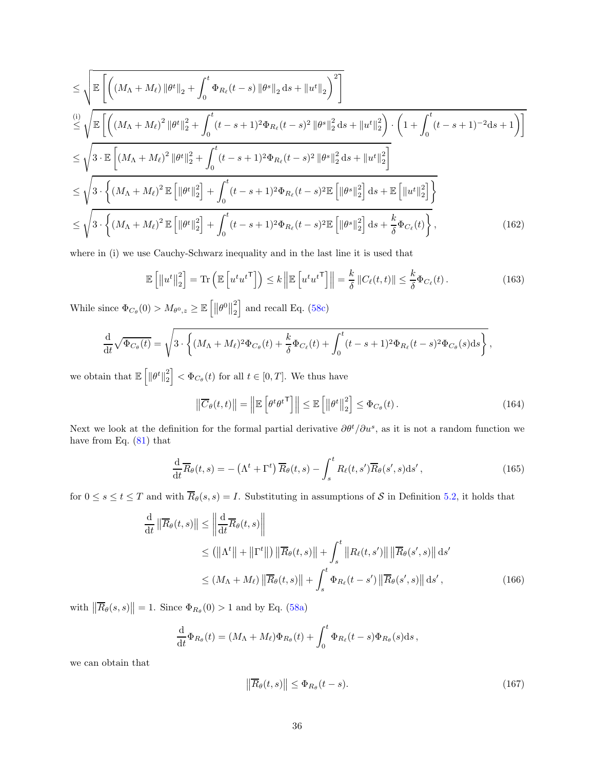$$
\begin{aligned}
&\leq \sqrt{\mathbb{E}\left[\left((M_\Lambda + M_\ell)\left\|\theta^t\right\|_2 + \int_0^t \Phi_{R_\ell}(t-s)\left\|\theta^s\right\|_2 \mathrm{d}s + \left\|u^t\right\|_2\right)^2\right]} \\
&\overset{\text{(i)}}{\leq} \sqrt{\mathbb{E}\left[\left((M_\Lambda + M_\ell)^2\left\|\theta^t\right\|_2^2 + \int_0^t (t-s+1)^2\Phi_{R_\ell}(t-s)^2\left\|\theta^s\right\|_2^2 \mathrm{d}s + \left\|u^t\right\|_2^2\right)\cdot\left(1 + \int_0^t (t-s+1)^{-2}\mathrm{d}s + 1\right)\right]} \\
&\leq \sqrt{3\cdot\mathbb{E}\left[(M_\Lambda + M_\ell)^2\left\|\theta^t\right\|_2^2 + \int_0^t (t-s+1)^2\Phi_{R_\ell}(t-s)^2\left\|\theta^s\right\|_2^2 \mathrm{d}s + \left\|u^t\right\|_2^2\right]} \\
&\leq \sqrt{3\cdot\left\{(M_\Lambda + M_\ell)^2\,\mathbb{E}\left[\left\|\theta^t\right\|_2^2\right] + \int_0^t (t-s+1)^2\Phi_{R_\ell}(t-s)^2\mathbb{E}\left[\left\|\theta^s\right\|_2^2\right]\mathrm{d}s + \mathbb{E}\left[\left\|u^t\right\|_2^2\right]\right\}} \\
&\leq \sqrt{3\cdot\left\{(M_\Lambda + M_\ell)^2\,\mathbb{E}\left[\left\|\theta^t\right\|_2^2\right] + \int_0^t (t-s+1)^2\Phi_{R_\ell}(t-s)^2\mathbb{E}\left[\left\|\theta^s\right\|_2^2\right]\mathrm{d}s + \frac{k}{\delta}\Phi_{C_\ell}(t)\right\}}\,,
\end{aligned}
\tag{162}
$$

where in (i) we use Cauchy-Schwarz inequality and in the last line it is used that

$$
\mathbb{E}\left[\left\|u^t\right\|_2^2\right] = \mathrm{Tr}\left(\mathbb{E}\left[u^t {u^t}^{\mathsf{T}}\right]\right) \leq k\left\|\mathbb{E}\left[u^t {u^t}^{\mathsf{T}}\right]\right\| = \frac{k}{\delta}\left\|C_\ell(t,t)\right\| \leq \frac{k}{\delta}\Phi_{C_\ell}(t)\,. \tag{163}
$$

While since $\Phi_{C_\theta}(0) > M_{\theta^0,z} \geq \mathbb{E}\left[\left\|\theta^0\right\|_2^2\right]$ and recall Eq. (58c)

$$
\frac{\mathrm{d}}{\mathrm{d}t}\sqrt{\Phi_{C_\theta}(t)} = \sqrt{3\cdot\left\{(M_\Lambda + M_\ell)^2\Phi_{C_\theta}(t) + \frac{k}{\delta}\Phi_{C_\ell}(t) + \int_0^t (t-s+1)^2\Phi_{R_\ell}(t-s)^2\Phi_{C_\theta}(s)\mathrm{d}s\right\}}\,,
$$

we obtain that $\mathbb{E}\left[\left\|\theta^t\right\|_2^2\right] < \Phi_{C_\theta}(t)$ for all $t \in [0,T]$. We thus have

$$
\left\|\overline{C}_\theta(t,t)\right\| = \left\|\mathbb{E}\left[\theta^t {\theta^t}^{\mathsf{T}}\right]\right\| \leq \mathbb{E}\left[\left\|\theta^t\right\|_2^2\right] \leq \Phi_{C_\theta}(t)\,. \tag{164}
$$

Next we look at the definition for the formal partial derivative $\partial\theta^t/\partial u^s$, as it is not a random function we have from Eq. (81) that

$$
\frac{\mathrm{d}}{\mathrm{d}t}\overline{R}_\theta(t,s) = -\left(\Lambda^t + \Gamma^t\right)\overline{R}_\theta(t,s) - \int_s^t R_\ell(t,s')\overline{R}_\theta(s',s)\mathrm{d}s'\,, \tag{165}
$$

for $0 \leq s \leq t \leq T$ and with $\overline{R}_\theta(s,s) = I$. Substituting in assumptions of $\mathcal{S}$ in Definition 5.2, it holds that

$$
\begin{aligned}
\frac{\mathrm{d}}{\mathrm{d}t}\left\|\overline{R}_\theta(t,s)\right\| &\leq \left\|\frac{\mathrm{d}}{\mathrm{d}t}\overline{R}_\theta(t,s)\right\| \\
&\leq \left(\left\|\Lambda^t\right\| + \left\|\Gamma^t\right\|\right)\left\|\overline{R}_\theta(t,s)\right\| + \int_s^t \left\|R_\ell(t,s')\right\|\left\|\overline{R}_\theta(s',s)\right\|\mathrm{d}s' \\
&\leq (M_\Lambda + M_\ell)\left\|\overline{R}_\theta(t,s)\right\| + \int_s^t \Phi_{R_\ell}(t-s')\left\|\overline{R}_\theta(s',s)\right\|\mathrm{d}s'\,,
\end{aligned}
\tag{166}
$$

with $\left\|\overline{R}_\theta(s,s)\right\| = 1$. Since $\Phi_{R_\theta}(0) > 1$ and by Eq. (58a)

$$
\frac{\mathrm{d}}{\mathrm{d}t}\Phi_{R_\theta}(t) = (M_\Lambda + M_\ell)\Phi_{R_\theta}(t) + \int_0^t \Phi_{R_\ell}(t-s)\Phi_{R_\theta}(s)\mathrm{d}s\,,
$$

we can obtain that

$$
\left\|\overline{R}_\theta(t,s)\right\| \leq \Phi_{R_\theta}(t-s). \tag{167}
$$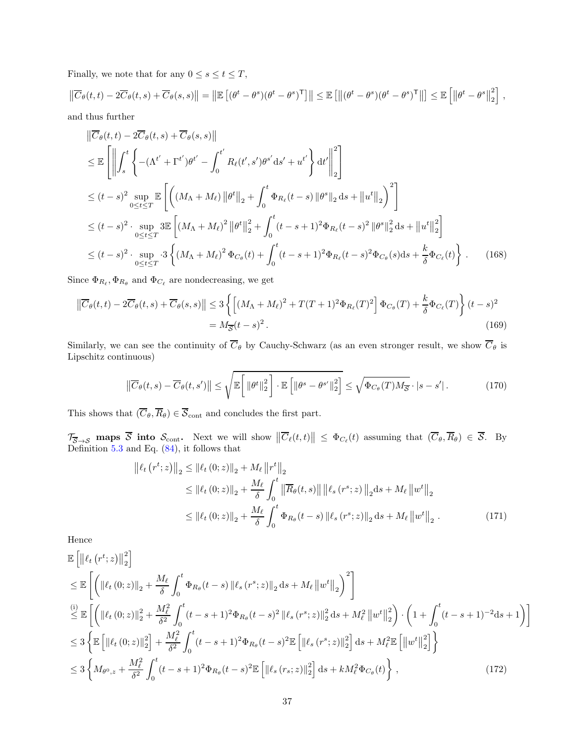Finally, we note that for any $0 \leq s \leq t \leq T$,

$$
\left\|\overline{C}_\theta(t,t) - 2\overline{C}_\theta(t,s) + \overline{C}_\theta(s,s)\right\| = \left\|\mathbb{E}\left[(\theta^t - \theta^s)(\theta^t - \theta^s)^{\mathsf{T}}\right]\right\| \leq \mathbb{E}\left[\left\|(\theta^t - \theta^s)(\theta^t - \theta^s)^{\mathsf{T}}\right\|\right] \leq \mathbb{E}\left[\left\|\theta^t - \theta^s\right\|_2^2\right],
$$

and thus further

$$
\begin{aligned}
&\left\|\overline{C}_\theta(t,t) - 2\overline{C}_\theta(t,s) + \overline{C}_\theta(s,s)\right\| \\
&\leq \mathbb{E}\left[\left\|\int_s^t \left\{-(\Lambda^{t'} + \Gamma^{t'})\theta^{t'} - \int_0^{t'} R_\ell(t',s')\theta^{s'}\mathrm{d}s' + u^{t'}\right\}\mathrm{d}t'\right\|_2^2\right] \\
&\leq (t-s)^2 \sup_{0\leq t\leq T} \mathbb{E}\left[\left((M_\Lambda + M_\ell)\left\|\theta^t\right\|_2 + \int_0^t \Phi_{R_\ell}(t-s)\left\|\theta^s\right\|_2\mathrm{d}s + \left\|u^t\right\|_2\right)^2\right] \\
&\leq (t-s)^2 \cdot \sup_{0\leq t\leq T} 3\mathbb{E}\left[(M_\Lambda + M_\ell)^2\left\|\theta^t\right\|_2^2 + \int_0^t (t-s+1)^2\Phi_{R_\ell}(t-s)^2\left\|\theta^s\right\|_2^2\mathrm{d}s + \left\|u^t\right\|_2^2\right] \\
&\leq (t-s)^2 \cdot \sup_{0\leq t\leq T} \cdot 3\left\{(M_\Lambda + M_\ell)^2\Phi_{C_\theta}(t) + \int_0^t (t-s+1)^2\Phi_{R_\ell}(t-s)^2\Phi_{C_\theta}(s)\mathrm{d}s + \frac{k}{\delta}\Phi_{C_\ell}(t)\right\}. \qquad (168)
\end{aligned}
$$

Since $\Phi_{R_\ell}, \Phi_{R_\theta}$ and $\Phi_{C_\ell}$ are nondecreasing, we get

$$
\begin{aligned}
\left\|\overline{C}_\theta(t,t) - 2\overline{C}_\theta(t,s) + \overline{C}_\theta(s,s)\right\| &\leq 3\left\{\left[(M_\Lambda + M_\ell)^2 + T(T+1)^2\Phi_{R_\ell}(T)^2\right]\Phi_{C_\theta}(T) + \frac{k}{\delta}\Phi_{C_\ell}(T)\right\}(t-s)^2 \\
&= M_{\overline{\mathcal{S}}}(t-s)^2. \qquad (169)
\end{aligned}
$$

Similarly, we can see the continuity of $\overline{C}_\theta$ by Cauchy-Schwarz (as an even stronger result, we show $\overline{C}_\theta$ is Lipschitz continuous)

$$
\left\|\overline{C}_\theta(t,s) - \overline{C}_\theta(t,s')\right\| \leq \sqrt{\mathbb{E}\left[\left\|\theta^t\right\|_2^2\right] \cdot \mathbb{E}\left[\left\|\theta^s - \theta^{s'}\right\|_2^2\right]} \leq \sqrt{\Phi_{C_\theta}(T)M_{\overline{\mathcal{S}}}} \cdot |s - s'|. \qquad (170)
$$

This shows that $(\overline{C}_\theta, \overline{R}_\theta) \in \overline{\mathcal{S}}_{\mathrm{cont}}$ and concludes the first part.

**$\mathcal{T}_{\overline{\mathcal{S}}\to\mathcal{S}}$ maps $\overline{\mathcal{S}}$ into $\mathcal{S}_{\mathrm{cont}}$.** Next we will show $\left\|\overline{C}_\ell(t,t)\right\| \leq \Phi_{C_\ell}(t)$ assuming that $(\overline{C}_\theta, \overline{R}_\theta) \in \overline{\mathcal{S}}$. By Definition 5.3 and Eq. (84), it follows that

$$
\begin{aligned}
\left\|\ell_t\left(r^t;z\right)\right\|_2 &\leq \left\|\ell_t\left(0;z\right)\right\|_2 + M_\ell\left\|r^t\right\|_2 \\
&\leq \left\|\ell_t\left(0;z\right)\right\|_2 + \frac{M_\ell}{\delta}\int_0^t \left\|\overline{R}_\theta(t,s)\right\|\left\|\ell_s\left(r^s;z\right)\right\|_2\mathrm{d}s + M_\ell\left\|w^t\right\|_2 \\
&\leq \left\|\ell_t\left(0;z\right)\right\|_2 + \frac{M_\ell}{\delta}\int_0^t \Phi_{R_\theta}(t-s)\left\|\ell_s\left(r^s;z\right)\right\|_2\mathrm{d}s + M_\ell\left\|w^t\right\|_2. \qquad (171)
\end{aligned}
$$

Hence

$$
\begin{aligned}
&\mathbb{E}\left[\left\|\ell_t\left(r^t;z\right)\right\|_2^2\right] \\
&\leq \mathbb{E}\left[\left(\left\|\ell_t\left(0;z\right)\right\|_2 + \frac{M_\ell}{\delta}\int_0^t \Phi_{R_\theta}(t-s)\left\|\ell_s\left(r^s;z\right)\right\|_2\mathrm{d}s + M_\ell\left\|w^t\right\|_2\right)^2\right] \\
&\overset{\text{(i)}}{\leq} \mathbb{E}\left[\left(\left\|\ell_t\left(0;z\right)\right\|_2^2 + \frac{M_\ell^2}{\delta^2}\int_0^t (t-s+1)^2\Phi_{R_\theta}(t-s)^2\left\|\ell_s\left(r^s;z\right)\right\|_2^2\mathrm{d}s + M_\ell^2\left\|w^t\right\|_2^2\right) \cdot \left(1 + \int_0^t (t-s+1)^{-2}\mathrm{d}s + 1\right)\right] \\
&\leq 3\left\{\mathbb{E}\left[\left\|\ell_t\left(0;z\right)\right\|_2^2\right] + \frac{M_\ell^2}{\delta^2}\int_0^t (t-s+1)^2\Phi_{R_\theta}(t-s)^2\mathbb{E}\left[\left\|\ell_s\left(r^s;z\right)\right\|_2^2\right]\mathrm{d}s + M_\ell^2\mathbb{E}\left[\left\|w^t\right\|_2^2\right]\right\} \\
&\leq 3\left\{M_{\theta^0,z} + \frac{M_\ell^2}{\delta^2}\int_0^t (t-s+1)^2\Phi_{R_\theta}(t-s)^2\mathbb{E}\left[\left\|\ell_s\left(r_s;z\right)\right\|_2^2\right]\mathrm{d}s + kM_\ell^2\Phi_{C_\theta}(t)\right\}, \qquad (172)
\end{aligned}
$$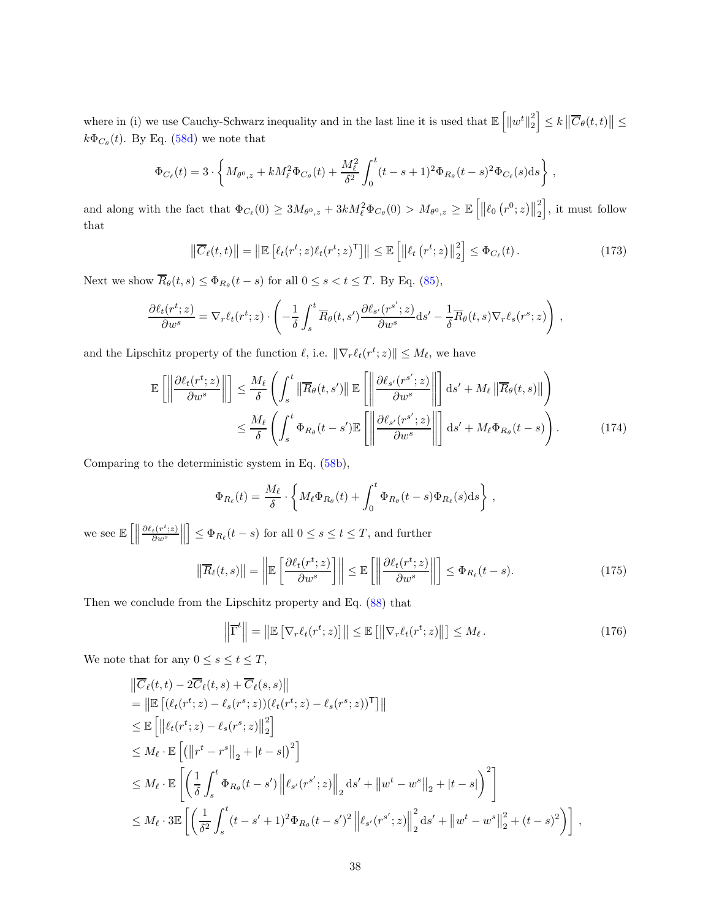where in (i) we use Cauchy-Schwarz inequality and in the last line it is used that $\mathbb{E}\left[\left\|w^t\right\|_2^2\right] \leq k\left\|\overline{C}_\theta(t,t)\right\| \leq k\Phi_{C_\theta}(t)$. By Eq. (58d) we note that

$$
\Phi_{C_\ell}(t) = 3 \cdot \left\{ M_{\theta^0,z} + kM_\ell^2 \Phi_{C_\theta}(t) + \frac{M_\ell^2}{\delta^2}\int_0^t (t-s+1)^2 \Phi_{R_\theta}(t-s)^2 \Phi_{C_\ell}(s)\mathrm{d}s \right\},
$$

and along with the fact that $\Phi_{C_\ell}(0) \geq 3M_{\theta^0,z} + 3kM_\ell^2\Phi_{C_\theta}(0) > M_{\theta^0,z} \geq \mathbb{E}\left[\left\|\ell_0\left(r^0;z\right)\right\|_2^2\right]$, it must follow that

$$
\left\|\overline{C}_\ell(t,t)\right\| = \left\|\mathbb{E}\left[\ell_t(r^t;z)\ell_t(r^t;z)^\mathsf{T}\right]\right\| \leq \mathbb{E}\left[\left\|\ell_t\left(r^t;z\right)\right\|_2^2\right] \leq \Phi_{C_\ell}(t). \tag{173}
$$

Next we show $\overline{R}_\theta(t,s) \leq \Phi_{R_\theta}(t-s)$ for all $0 \leq s < t \leq T$. By Eq. (85),

$$
\frac{\partial \ell_t(r^t;z)}{\partial w^s} = \nabla_r \ell_t(r^t;z) \cdot \left( -\frac{1}{\delta}\int_s^t \overline{R}_\theta(t,s')\frac{\partial \ell_{s'}(r^{s'};z)}{\partial w^s}\mathrm{d}s' - \frac{1}{\delta}\overline{R}_\theta(t,s)\nabla_r \ell_s(r^s;z) \right),
$$

and the Lipschitz property of the function $\ell$, i.e. $\|\nabla_r \ell_t(r^t;z)\| \leq M_\ell$, we have

$$
\begin{aligned}
\mathbb{E}\left[\left\|\frac{\partial \ell_t(r^t;z)}{\partial w^s}\right\|\right] &\leq \frac{M_\ell}{\delta}\left(\int_s^t \left\|\overline{R}_\theta(t,s')\right\| \mathbb{E}\left[\left\|\frac{\partial \ell_{s'}(r^{s'};z)}{\partial w^s}\right\|\right]\mathrm{d}s' + M_\ell\left\|\overline{R}_\theta(t,s)\right\|\right) \\
&\leq \frac{M_\ell}{\delta}\left(\int_s^t \Phi_{R_\theta}(t-s')\mathbb{E}\left[\left\|\frac{\partial \ell_{s'}(r^{s'};z)}{\partial w^s}\right\|\right]\mathrm{d}s' + M_\ell\Phi_{R_\theta}(t-s)\right).
\end{aligned} \tag{174}
$$

Comparing to the deterministic system in Eq. (58b),

$$
\Phi_{R_\ell}(t) = \frac{M_\ell}{\delta} \cdot \left\{ M_\ell \Phi_{R_\theta}(t) + \int_0^t \Phi_{R_\theta}(t-s)\Phi_{R_\ell}(s)\mathrm{d}s \right\},
$$

we see $\mathbb{E}\left[\left\|\frac{\partial \ell_t(r^t;z)}{\partial w^s}\right\|\right] \leq \Phi_{R_\ell}(t-s)$ for all $0 \leq s \leq t \leq T$, and further

$$
\left\|\overline{R}_\ell(t,s)\right\| = \left\|\mathbb{E}\left[\frac{\partial \ell_t(r^t;z)}{\partial w^s}\right]\right\| \leq \mathbb{E}\left[\left\|\frac{\partial \ell_t(r^t;z)}{\partial w^s}\right\|\right] \leq \Phi_{R_\ell}(t-s). \tag{175}
$$

Then we conclude from the Lipschitz property and Eq. (88) that

$$
\left\|\overline{\Gamma}^t\right\| = \left\|\mathbb{E}\left[\nabla_r \ell_t(r^t;z)\right]\right\| \leq \mathbb{E}\left[\left\|\nabla_r \ell_t(r^t;z)\right\|\right] \leq M_\ell. \tag{176}
$$

We note that for any $0 \leq s \leq t \leq T$,

$$
\begin{aligned}
&\left\|\overline{C}_\ell(t,t) - 2\overline{C}_\ell(t,s) + \overline{C}_\ell(s,s)\right\| \\
&= \left\|\mathbb{E}\left[(\ell_t(r^t;z) - \ell_s(r^s;z))(\ell_t(r^t;z) - \ell_s(r^s;z))^\mathsf{T}\right]\right\| \\
&\leq \mathbb{E}\left[\left\|\ell_t(r^t;z) - \ell_s(r^s;z)\right\|_2^2\right] \\
&\leq M_\ell \cdot \mathbb{E}\left[\left(\left\|r^t - r^s\right\|_2 + |t-s|\right)^2\right] \\
&\leq M_\ell \cdot \mathbb{E}\left[\left(\frac{1}{\delta}\int_s^t \Phi_{R_\theta}(t-s')\left\|\ell_{s'}(r^{s'};z)\right\|_2\mathrm{d}s' + \left\|w^t - w^s\right\|_2 + |t-s|\right)^2\right] \\
&\leq M_\ell \cdot 3\mathbb{E}\left[\left(\frac{1}{\delta^2}\int_s^t (t-s'+1)^2\Phi_{R_\theta}(t-s')^2\left\|\ell_{s'}(r^{s'};z)\right\|_2^2\mathrm{d}s' + \left\|w^t - w^s\right\|_2^2 + (t-s)^2\right)\right],
\end{aligned}
$$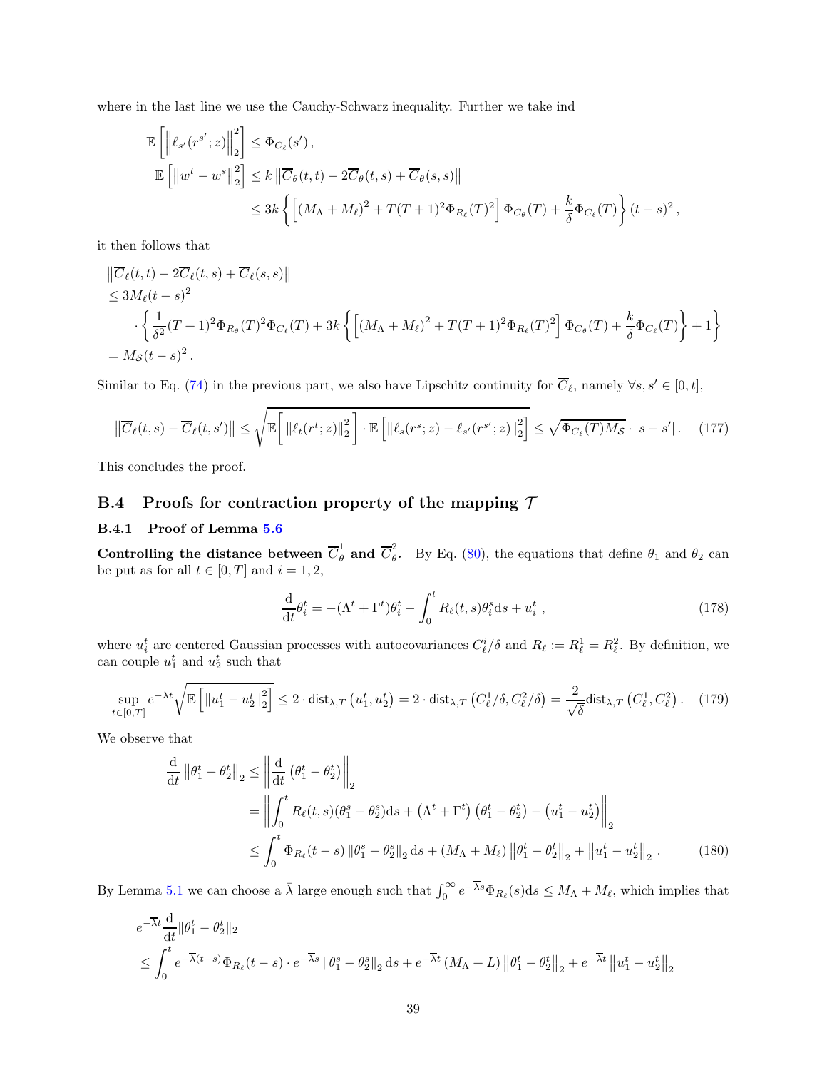where in the last line we use the Cauchy-Schwarz inequality. Further we take ind

$$
\begin{aligned}
\mathbb{E}\left[\left\|\ell_{s'}(r^{s'};z)\right\|_2^2\right] &\le \Phi_{C_\ell}(s')\,,\\
\mathbb{E}\left[\left\|w^t - w^s\right\|_2^2\right] &\le k\left\|\overline{C}_\theta(t,t) - 2\overline{C}_\theta(t,s) + \overline{C}_\theta(s,s)\right\|\\
&\le 3k\left\{\left[(M_\Lambda + M_\ell)^2 + T(T+1)^2\Phi_{R_\ell}(T)^2\right]\Phi_{C_\theta}(T) + \frac{k}{\delta}\Phi_{C_\ell}(T)\right\}(t-s)^2\,,
\end{aligned}
$$

it then follows that

$$
\begin{aligned}
&\left\|\overline{C}_\ell(t,t) - 2\overline{C}_\ell(t,s) + \overline{C}_\ell(s,s)\right\|\\
&\le 3M_\ell(t-s)^2\\
&\quad\cdot\left\{\frac{1}{\delta^2}(T+1)^2\Phi_{R_\theta}(T)^2\Phi_{C_\ell}(T) + 3k\left\{\left[(M_\Lambda+M_\ell)^2 + T(T+1)^2\Phi_{R_\ell}(T)^2\right]\Phi_{C_\theta}(T) + \frac{k}{\delta}\Phi_{C_\ell}(T)\right\} + 1\right\}\\
&= M_{\mathcal{S}}(t-s)^2\,.
\end{aligned}
$$

Similar to Eq. (74) in the previous part, we also have Lipschitz continuity for $\overline{C}_\ell$, namely $\forall s, s' \in [0,t]$,

$$
\left\|\overline{C}_\ell(t,s) - \overline{C}_\ell(t,s')\right\| \le \sqrt{\mathbb{E}\left[\left\|\ell_t(r^t;z)\right\|_2^2\right]\cdot\mathbb{E}\left[\left\|\ell_s(r^s;z) - \ell_{s'}(r^{s'};z)\right\|_2^2\right]} \le \sqrt{\Phi_{C_\ell}(T)M_{\mathcal{S}}}\cdot|s-s'|\,. \tag{177}
$$

This concludes the proof.

## B.4 Proofs for contraction property of the mapping $\mathcal{T}$

### B.4.1 Proof of Lemma 5.6

**Controlling the distance between $\overline{C}_\theta^1$ and $\overline{C}_\theta^2$.** By Eq. (80), the equations that define $\theta_1$ and $\theta_2$ can be put as for all $t \in [0,T]$ and $i = 1,2$,

$$
\frac{\mathrm{d}}{\mathrm{d}t}\theta_i^t = -(\Lambda^t + \Gamma^t)\theta_i^t - \int_0^t R_\ell(t,s)\theta_i^s\mathrm{d}s + u_i^t\,, \tag{178}
$$

where $u_i^t$ are centered Gaussian processes with autocovariances $C_\ell^i/\delta$ and $R_\ell := R_\ell^1 = R_\ell^2$. By definition, we can couple $u_1^t$ and $u_2^t$ such that

$$
\sup_{t\in[0,T]} e^{-\lambda t}\sqrt{\mathbb{E}\left[\left\|u_1^t - u_2^t\right\|_2^2\right]} \le 2\cdot\mathsf{dist}_{\lambda,T}\left(u_1^t, u_2^t\right) = 2\cdot\mathsf{dist}_{\lambda,T}\left(C_\ell^1/\delta, C_\ell^2/\delta\right) = \frac{2}{\sqrt{\delta}}\mathsf{dist}_{\lambda,T}\left(C_\ell^1, C_\ell^2\right). \tag{179}
$$

We observe that

$$
\begin{aligned}
\frac{\mathrm{d}}{\mathrm{d}t}\left\|\theta_1^t - \theta_2^t\right\|_2 &\le \left\|\frac{\mathrm{d}}{\mathrm{d}t}\left(\theta_1^t - \theta_2^t\right)\right\|_2\\
&= \left\|\int_0^t R_\ell(t,s)(\theta_1^s - \theta_2^s)\mathrm{d}s + \left(\Lambda^t + \Gamma^t\right)\left(\theta_1^t - \theta_2^t\right) - \left(u_1^t - u_2^t\right)\right\|_2\\
&\le \int_0^t \Phi_{R_\ell}(t-s)\left\|\theta_1^s - \theta_2^s\right\|_2\mathrm{d}s + (M_\Lambda + M_\ell)\left\|\theta_1^t - \theta_2^t\right\|_2 + \left\|u_1^t - u_2^t\right\|_2\,.
\end{aligned} \tag{180}
$$

By Lemma 5.1 we can choose a $\bar{\lambda}$ large enough such that $\int_0^\infty e^{-\overline{\lambda}s}\Phi_{R_\ell}(s)\mathrm{d}s \le M_\Lambda + M_\ell$, which implies that

$$
\begin{aligned}
&e^{-\overline{\lambda}t}\frac{\mathrm{d}}{\mathrm{d}t}\|\theta_1^t - \theta_2^t\|_2\\
&\le \int_0^t e^{-\overline{\lambda}(t-s)}\Phi_{R_\ell}(t-s)\cdot e^{-\overline{\lambda}s}\left\|\theta_1^s - \theta_2^s\right\|_2\mathrm{d}s + e^{-\overline{\lambda}t}\left(M_\Lambda + L\right)\left\|\theta_1^t - \theta_2^t\right\|_2 + e^{-\overline{\lambda}t}\left\|u_1^t - u_2^t\right\|_2
\end{aligned}
$$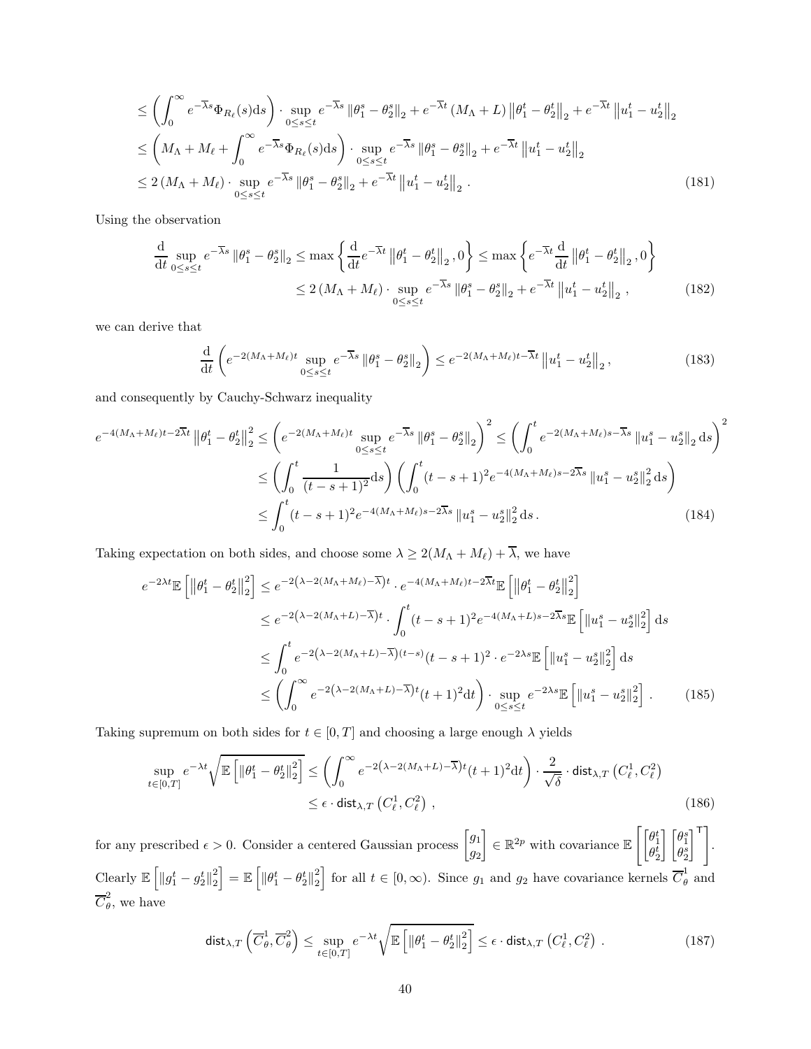$$
\begin{aligned}
&\leq \left(\int_0^\infty e^{-\overline{\lambda}s}\Phi_{R_\ell}(s)\mathrm{d}s\right)\cdot \sup_{0\leq s\leq t} e^{-\overline{\lambda}s}\left\|\theta_1^s-\theta_2^s\right\|_2 + e^{-\overline{\lambda}t}\left(M_\Lambda+L\right)\left\|\theta_1^t-\theta_2^t\right\|_2 + e^{-\overline{\lambda}t}\left\|u_1^t-u_2^t\right\|_2 \\
&\leq \left(M_\Lambda+M_\ell+\int_0^\infty e^{-\overline{\lambda}s}\Phi_{R_\ell}(s)\mathrm{d}s\right)\cdot \sup_{0\leq s\leq t} e^{-\overline{\lambda}s}\left\|\theta_1^s-\theta_2^s\right\|_2 + e^{-\overline{\lambda}t}\left\|u_1^t-u_2^t\right\|_2 \\
&\leq 2\left(M_\Lambda+M_\ell\right)\cdot \sup_{0\leq s\leq t} e^{-\overline{\lambda}s}\left\|\theta_1^s-\theta_2^s\right\|_2 + e^{-\overline{\lambda}t}\left\|u_1^t-u_2^t\right\|_2 .
\end{aligned} \tag{181}
$$

Using the observation

$$
\begin{aligned}
\frac{\mathrm{d}}{\mathrm{d}t}\sup_{0\leq s\leq t} e^{-\overline{\lambda}s}\left\|\theta_1^s-\theta_2^s\right\|_2 &\leq \max\left\{\frac{\mathrm{d}}{\mathrm{d}t}e^{-\overline{\lambda}t}\left\|\theta_1^t-\theta_2^t\right\|_2, 0\right\} \leq \max\left\{e^{-\overline{\lambda}t}\frac{\mathrm{d}}{\mathrm{d}t}\left\|\theta_1^t-\theta_2^t\right\|_2, 0\right\} \\
&\leq 2\left(M_\Lambda+M_\ell\right)\cdot \sup_{0\leq s\leq t} e^{-\overline{\lambda}s}\left\|\theta_1^s-\theta_2^s\right\|_2 + e^{-\overline{\lambda}t}\left\|u_1^t-u_2^t\right\|_2 ,
\end{aligned} \tag{182}
$$

we can derive that

$$
\frac{\mathrm{d}}{\mathrm{d}t}\left(e^{-2(M_\Lambda+M_\ell)t}\sup_{0\leq s\leq t} e^{-\overline{\lambda}s}\left\|\theta_1^s-\theta_2^s\right\|_2\right) \leq e^{-2(M_\Lambda+M_\ell)t-\overline{\lambda}t}\left\|u_1^t-u_2^t\right\|_2, \tag{183}
$$

and consequently by Cauchy-Schwarz inequality

$$
\begin{aligned}
e^{-4(M_\Lambda+M_\ell)t-2\overline{\lambda}t}\left\|\theta_1^t-\theta_2^t\right\|_2^2 &\leq \left(e^{-2(M_\Lambda+M_\ell)t}\sup_{0\leq s\leq t} e^{-\overline{\lambda}s}\left\|\theta_1^s-\theta_2^s\right\|_2\right)^2 \leq \left(\int_0^t e^{-2(M_\Lambda+M_\ell)s-\overline{\lambda}s}\left\|u_1^s-u_2^s\right\|_2\mathrm{d}s\right)^2 \\
&\leq \left(\int_0^t \frac{1}{(t-s+1)^2}\mathrm{d}s\right)\left(\int_0^t (t-s+1)^2 e^{-4(M_\Lambda+M_\ell)s-2\overline{\lambda}s}\left\|u_1^s-u_2^s\right\|_2^2\mathrm{d}s\right) \\
&\leq \int_0^t (t-s+1)^2 e^{-4(M_\Lambda+M_\ell)s-2\overline{\lambda}s}\left\|u_1^s-u_2^s\right\|_2^2\mathrm{d}s .
\end{aligned} \tag{184}
$$

Taking expectation on both sides, and choose some $\lambda \geq 2(M_\Lambda+M_\ell)+\overline{\lambda}$, we have

$$
\begin{aligned}
e^{-2\lambda t}\mathbb{E}\left[\left\|\theta_1^t-\theta_2^t\right\|_2^2\right] &\leq e^{-2\left(\lambda-2(M_\Lambda+M_\ell)-\overline{\lambda}\right)t}\cdot e^{-4(M_\Lambda+M_\ell)t-2\overline{\lambda}t}\mathbb{E}\left[\left\|\theta_1^t-\theta_2^t\right\|_2^2\right] \\
&\leq e^{-2\left(\lambda-2(M_\Lambda+L)-\overline{\lambda}\right)t}\cdot\int_0^t (t-s+1)^2 e^{-4(M_\Lambda+L)s-2\overline{\lambda}s}\mathbb{E}\left[\left\|u_1^s-u_2^s\right\|_2^2\right]\mathrm{d}s \\
&\leq \int_0^t e^{-2\left(\lambda-2(M_\Lambda+L)-\overline{\lambda}\right)(t-s)}(t-s+1)^2\cdot e^{-2\lambda s}\mathbb{E}\left[\left\|u_1^s-u_2^s\right\|_2^2\right]\mathrm{d}s \\
&\leq \left(\int_0^\infty e^{-2\left(\lambda-2(M_\Lambda+L)-\overline{\lambda}\right)t}(t+1)^2\mathrm{d}t\right)\cdot\sup_{0\leq s\leq t} e^{-2\lambda s}\mathbb{E}\left[\left\|u_1^s-u_2^s\right\|_2^2\right] .
\end{aligned} \tag{185}
$$

Taking supremum on both sides for $t\in[0,T]$ and choosing a large enough $\lambda$ yields

$$
\begin{aligned}
\sup_{t\in[0,T]} e^{-\lambda t}\sqrt{\mathbb{E}\left[\left\|\theta_1^t-\theta_2^t\right\|_2^2\right]} &\leq \left(\int_0^\infty e^{-2\left(\lambda-2(M_\Lambda+L)-\overline{\lambda}\right)t}(t+1)^2\mathrm{d}t\right)\cdot\frac{2}{\sqrt{\delta}}\cdot\mathsf{dist}_{\lambda,T}\left(C_\ell^1,C_\ell^2\right) \\
&\leq \epsilon\cdot\mathsf{dist}_{\lambda,T}\left(C_\ell^1,C_\ell^2\right) ,
\end{aligned} \tag{186}
$$

for any prescribed $\epsilon>0$. Consider a centered Gaussian process $\begin{bmatrix} g_1 \\ g_2 \end{bmatrix}\in\mathbb{R}^{2p}$ with covariance $\mathbb{E}\left[\begin{bmatrix}\theta_1^t \\ \theta_2^t\end{bmatrix}\begin{bmatrix}\theta_1^s \\ \theta_2^s\end{bmatrix}^\intercal\right]$. Clearly $\mathbb{E}\left[\left\|g_1^t-g_2^t\right\|_2^2\right]=\mathbb{E}\left[\left\|\theta_1^t-\theta_2^t\right\|_2^2\right]$ for all $t\in[0,\infty)$. Since $g_1$ and $g_2$ have covariance kernels $\overline{C}_\theta^1$ and $\overline{C}_\theta^2$, we have

$$
\mathsf{dist}_{\lambda,T}\left(\overline{C}_\theta^1,\overline{C}_\theta^2\right) \leq \sup_{t\in[0,T]} e^{-\lambda t}\sqrt{\mathbb{E}\left[\left\|\theta_1^t-\theta_2^t\right\|_2^2\right]} \leq \epsilon\cdot\mathsf{dist}_{\lambda,T}\left(C_\ell^1,C_\ell^2\right) . \tag{187}
$$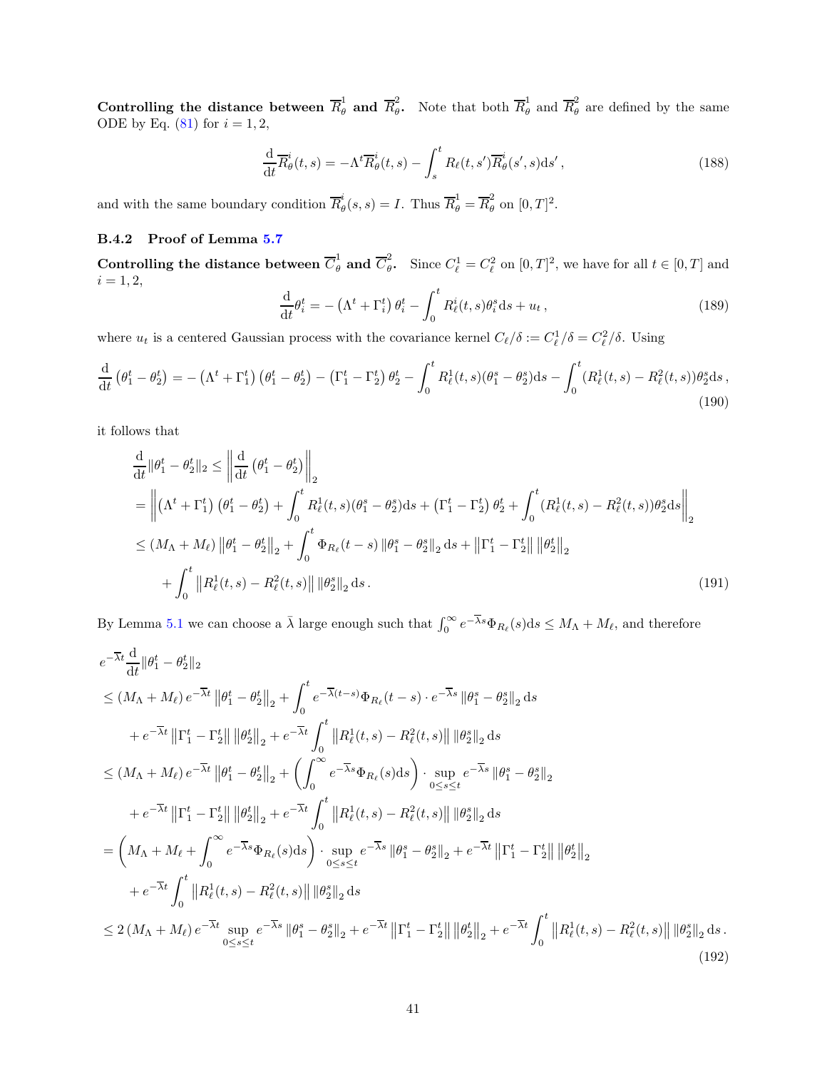**Controlling the distance between $\overline{R}_\theta^1$ and $\overline{R}_\theta^2$.** Note that both $\overline{R}_\theta^1$ and $\overline{R}_\theta^2$ are defined by the same ODE by Eq. (81) for $i = 1, 2$,

$$\frac{\mathrm{d}}{\mathrm{d}t}\overline{R}_\theta^i(t,s) = -\Lambda^t \overline{R}_\theta^i(t,s) - \int_s^t R_\ell(t,s')\overline{R}_\theta^i(s',s)\mathrm{d}s'\,, \tag{188}$$

and with the same boundary condition $\overline{R}_\theta^i(s,s) = I$. Thus $\overline{R}_\theta^1 = \overline{R}_\theta^2$ on $[0,T]^2$.

### B.4.2 Proof of Lemma 5.7

**Controlling the distance between $\overline{C}_\theta^1$ and $\overline{C}_\theta^2$.** Since $C_\ell^1 = C_\ell^2$ on $[0,T]^2$, we have for all $t \in [0,T]$ and $i = 1, 2$,

$$\frac{\mathrm{d}}{\mathrm{d}t}\theta_i^t = -\left(\Lambda^t + \Gamma_i^t\right)\theta_i^t - \int_0^t R_\ell^i(t,s)\theta_i^s \mathrm{d}s + u_t\,, \tag{189}$$

where $u_t$ is a centered Gaussian process with the covariance kernel $C_\ell/\delta := C_\ell^1/\delta = C_\ell^2/\delta$. Using

$$\frac{\mathrm{d}}{\mathrm{d}t}\left(\theta_1^t - \theta_2^t\right) = -\left(\Lambda^t + \Gamma_1^t\right)\left(\theta_1^t - \theta_2^t\right) - \left(\Gamma_1^t - \Gamma_2^t\right)\theta_2^t - \int_0^t R_\ell^1(t,s)(\theta_1^s - \theta_2^s)\mathrm{d}s - \int_0^t (R_\ell^1(t,s) - R_\ell^2(t,s))\theta_2^s \mathrm{d}s\,, \tag{190}$$

it follows that

$$\begin{aligned}
&\frac{\mathrm{d}}{\mathrm{d}t}\|\theta_1^t - \theta_2^t\|_2 \le \left\|\frac{\mathrm{d}}{\mathrm{d}t}\left(\theta_1^t - \theta_2^t\right)\right\|_2 \\
&= \left\|\left(\Lambda^t + \Gamma_1^t\right)\left(\theta_1^t - \theta_2^t\right) + \int_0^t R_\ell^1(t,s)(\theta_1^s - \theta_2^s)\mathrm{d}s + \left(\Gamma_1^t - \Gamma_2^t\right)\theta_2^t + \int_0^t (R_\ell^1(t,s) - R_\ell^2(t,s))\theta_2^s \mathrm{d}s\right\|_2 \\
&\le \left(M_\Lambda + M_\ell\right)\left\|\theta_1^t - \theta_2^t\right\|_2 + \int_0^t \Phi_{R_\ell}(t-s)\left\|\theta_1^s - \theta_2^s\right\|_2 \mathrm{d}s + \left\|\Gamma_1^t - \Gamma_2^t\right\|\left\|\theta_2^t\right\|_2 \\
&\quad + \int_0^t \left\|R_\ell^1(t,s) - R_\ell^2(t,s)\right\|\left\|\theta_2^s\right\|_2 \mathrm{d}s\,.
\end{aligned} \tag{191}$$

By Lemma 5.1 we can choose a $\bar{\lambda}$ large enough such that $\int_0^\infty e^{-\overline{\lambda}s}\Phi_{R_\ell}(s)\mathrm{d}s \le M_\Lambda + M_\ell$, and therefore

$$\begin{aligned}
&e^{-\overline{\lambda}t}\frac{\mathrm{d}}{\mathrm{d}t}\|\theta_1^t - \theta_2^t\|_2 \\
&\le \left(M_\Lambda + M_\ell\right)e^{-\overline{\lambda}t}\left\|\theta_1^t - \theta_2^t\right\|_2 + \int_0^t e^{-\overline{\lambda}(t-s)}\Phi_{R_\ell}(t-s)\cdot e^{-\overline{\lambda}s}\left\|\theta_1^s - \theta_2^s\right\|_2 \mathrm{d}s \\
&\quad + e^{-\overline{\lambda}t}\left\|\Gamma_1^t - \Gamma_2^t\right\|\left\|\theta_2^t\right\|_2 + e^{-\overline{\lambda}t}\int_0^t \left\|R_\ell^1(t,s) - R_\ell^2(t,s)\right\|\left\|\theta_2^s\right\|_2 \mathrm{d}s \\
&\le \left(M_\Lambda + M_\ell\right)e^{-\overline{\lambda}t}\left\|\theta_1^t - \theta_2^t\right\|_2 + \left(\int_0^\infty e^{-\overline{\lambda}s}\Phi_{R_\ell}(s)\mathrm{d}s\right)\cdot \sup_{0\le s\le t} e^{-\overline{\lambda}s}\left\|\theta_1^s - \theta_2^s\right\|_2 \\
&\quad + e^{-\overline{\lambda}t}\left\|\Gamma_1^t - \Gamma_2^t\right\|\left\|\theta_2^t\right\|_2 + e^{-\overline{\lambda}t}\int_0^t \left\|R_\ell^1(t,s) - R_\ell^2(t,s)\right\|\left\|\theta_2^s\right\|_2 \mathrm{d}s \\
&= \left(M_\Lambda + M_\ell + \int_0^\infty e^{-\overline{\lambda}s}\Phi_{R_\ell}(s)\mathrm{d}s\right)\cdot \sup_{0\le s\le t} e^{-\overline{\lambda}s}\left\|\theta_1^s - \theta_2^s\right\|_2 + e^{-\overline{\lambda}t}\left\|\Gamma_1^t - \Gamma_2^t\right\|\left\|\theta_2^t\right\|_2 \\
&\quad + e^{-\overline{\lambda}t}\int_0^t \left\|R_\ell^1(t,s) - R_\ell^2(t,s)\right\|\left\|\theta_2^s\right\|_2 \mathrm{d}s \\
&\le 2\left(M_\Lambda + M_\ell\right)e^{-\overline{\lambda}t}\sup_{0\le s\le t} e^{-\overline{\lambda}s}\left\|\theta_1^s - \theta_2^s\right\|_2 + e^{-\overline{\lambda}t}\left\|\Gamma_1^t - \Gamma_2^t\right\|\left\|\theta_2^t\right\|_2 + e^{-\overline{\lambda}t}\int_0^t \left\|R_\ell^1(t,s) - R_\ell^2(t,s)\right\|\left\|\theta_2^s\right\|_2 \mathrm{d}s\,.
\end{aligned} \tag{192}$$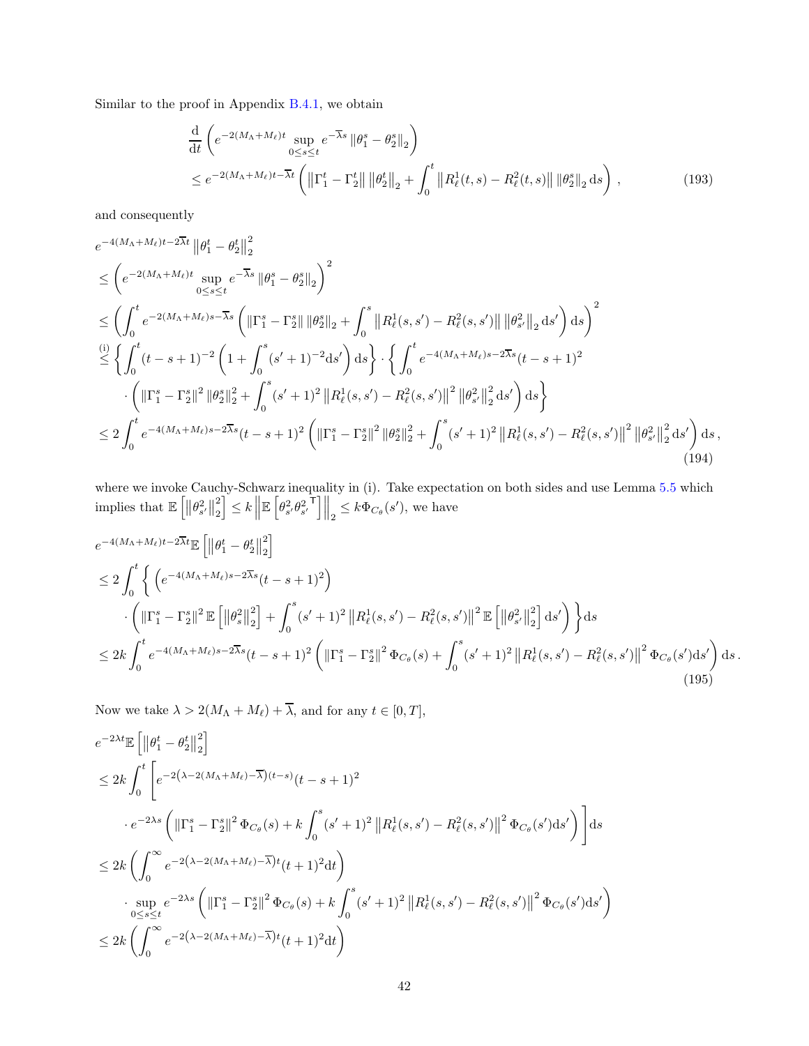Similar to the proof in Appendix B.4.1, we obtain

$$
\begin{aligned}
&\frac{\mathrm{d}}{\mathrm{d}t}\left(e^{-2(M_\Lambda+M_\ell)t}\sup_{0\le s\le t}e^{-\overline{\lambda}s}\left\|\theta_1^s-\theta_2^s\right\|_2\right)\\
&\le e^{-2(M_\Lambda+M_\ell)t-\overline{\lambda}t}\left(\left\|\Gamma_1^t-\Gamma_2^t\right\|\left\|\theta_2^t\right\|_2+\int_0^t\left\|R_\ell^1(t,s)-R_\ell^2(t,s)\right\|\left\|\theta_2^s\right\|_2\mathrm{d}s\right),
\end{aligned}
\tag{193}
$$

and consequently

$$
\begin{aligned}
&e^{-4(M_\Lambda+M_\ell)t-2\overline{\lambda}t}\left\|\theta_1^t-\theta_2^t\right\|_2^2\\
&\le\left(e^{-2(M_\Lambda+M_\ell)t}\sup_{0\le s\le t}e^{-\overline{\lambda}s}\left\|\theta_1^s-\theta_2^s\right\|_2\right)^2\\
&\le\left(\int_0^t e^{-2(M_\Lambda+M_\ell)s-\overline{\lambda}s}\left(\left\|\Gamma_1^s-\Gamma_2^s\right\|\left\|\theta_2^s\right\|_2+\int_0^s\left\|R_\ell^1(s,s')-R_\ell^2(s,s')\right\|\left\|\theta_{s'}^2\right\|_2\mathrm{d}s'\right)\mathrm{d}s\right)^2\\
&\overset{\text{(i)}}{\le}\left\{\int_0^t(t-s+1)^{-2}\left(1+\int_0^s(s'+1)^{-2}\mathrm{d}s'\right)\mathrm{d}s\right\}\cdot\left\{\int_0^t e^{-4(M_\Lambda+M_\ell)s-2\overline{\lambda}s}(t-s+1)^2\right.\\
&\qquad\left.\cdot\left(\left\|\Gamma_1^s-\Gamma_2^s\right\|^2\left\|\theta_2^s\right\|_2^2+\int_0^s(s'+1)^2\left\|R_\ell^1(s,s')-R_\ell^2(s,s')\right\|^2\left\|\theta_{s'}^2\right\|_2^2\mathrm{d}s'\right)\mathrm{d}s\right\}\\
&\le 2\int_0^t e^{-4(M_\Lambda+M_\ell)s-2\overline{\lambda}s}(t-s+1)^2\left(\left\|\Gamma_1^s-\Gamma_2^s\right\|^2\left\|\theta_2^s\right\|_2^2+\int_0^s(s'+1)^2\left\|R_\ell^1(s,s')-R_\ell^2(s,s')\right\|^2\left\|\theta_{s'}^2\right\|_2^2\mathrm{d}s'\right)\mathrm{d}s,
\end{aligned}
\tag{194}
$$

where we invoke Cauchy-Schwarz inequality in (i). Take expectation on both sides and use Lemma 5.5 which implies that $\mathbb{E}\left[\left\|\theta_{s'}^2\right\|_2^2\right]\le k\left\|\mathbb{E}\left[\theta_{s'}^2\theta_{s'}^{2\,\top}\right]\right\|_2\le k\Phi_{C_\theta}(s')$, we have

$$
\begin{aligned}
&e^{-4(M_\Lambda+M_\ell)t-2\overline{\lambda}t}\mathbb{E}\left[\left\|\theta_1^t-\theta_2^t\right\|_2^2\right]\\
&\le 2\int_0^t\left\{\left(e^{-4(M_\Lambda+M_\ell)s-2\overline{\lambda}s}(t-s+1)^2\right)\right.\\
&\qquad\left.\cdot\left(\left\|\Gamma_1^s-\Gamma_2^s\right\|^2\mathbb{E}\left[\left\|\theta_s^2\right\|_2^2\right]+\int_0^s(s'+1)^2\left\|R_\ell^1(s,s')-R_\ell^2(s,s')\right\|^2\mathbb{E}\left[\left\|\theta_{s'}^2\right\|_2^2\right]\mathrm{d}s'\right)\right\}\mathrm{d}s\\
&\le 2k\int_0^t e^{-4(M_\Lambda+M_\ell)s-2\overline{\lambda}s}(t-s+1)^2\left(\left\|\Gamma_1^s-\Gamma_2^s\right\|^2\Phi_{C_\theta}(s)+\int_0^s(s'+1)^2\left\|R_\ell^1(s,s')-R_\ell^2(s,s')\right\|^2\Phi_{C_\theta}(s')\mathrm{d}s'\right)\mathrm{d}s.
\end{aligned}
\tag{195}
$$

Now we take $\lambda>2(M_\Lambda+M_\ell)+\overline{\lambda}$, and for any $t\in[0,T]$,

$$
\begin{aligned}
&e^{-2\lambda t}\mathbb{E}\left[\left\|\theta_1^t-\theta_2^t\right\|_2^2\right]\\
&\le 2k\int_0^t\left[e^{-2\left(\lambda-2(M_\Lambda+M_\ell)-\overline{\lambda}\right)(t-s)}(t-s+1)^2\right.\\
&\qquad\left.\cdot e^{-2\lambda s}\left(\left\|\Gamma_1^s-\Gamma_2^s\right\|^2\Phi_{C_\theta}(s)+k\int_0^s(s'+1)^2\left\|R_\ell^1(s,s')-R_\ell^2(s,s')\right\|^2\Phi_{C_\theta}(s')\mathrm{d}s'\right)\right]\mathrm{d}s\\
&\le 2k\left(\int_0^\infty e^{-2\left(\lambda-2(M_\Lambda+M_\ell)-\overline{\lambda}\right)t}(t+1)^2\mathrm{d}t\right)\\
&\qquad\cdot\sup_{0\le s\le t}e^{-2\lambda s}\left(\left\|\Gamma_1^s-\Gamma_2^s\right\|^2\Phi_{C_\theta}(s)+k\int_0^s(s'+1)^2\left\|R_\ell^1(s,s')-R_\ell^2(s,s')\right\|^2\Phi_{C_\theta}(s')\mathrm{d}s'\right)\\
&\le 2k\left(\int_0^\infty e^{-2\left(\lambda-2(M_\Lambda+M_\ell)-\overline{\lambda}\right)t}(t+1)^2\mathrm{d}t\right)
\end{aligned}
$$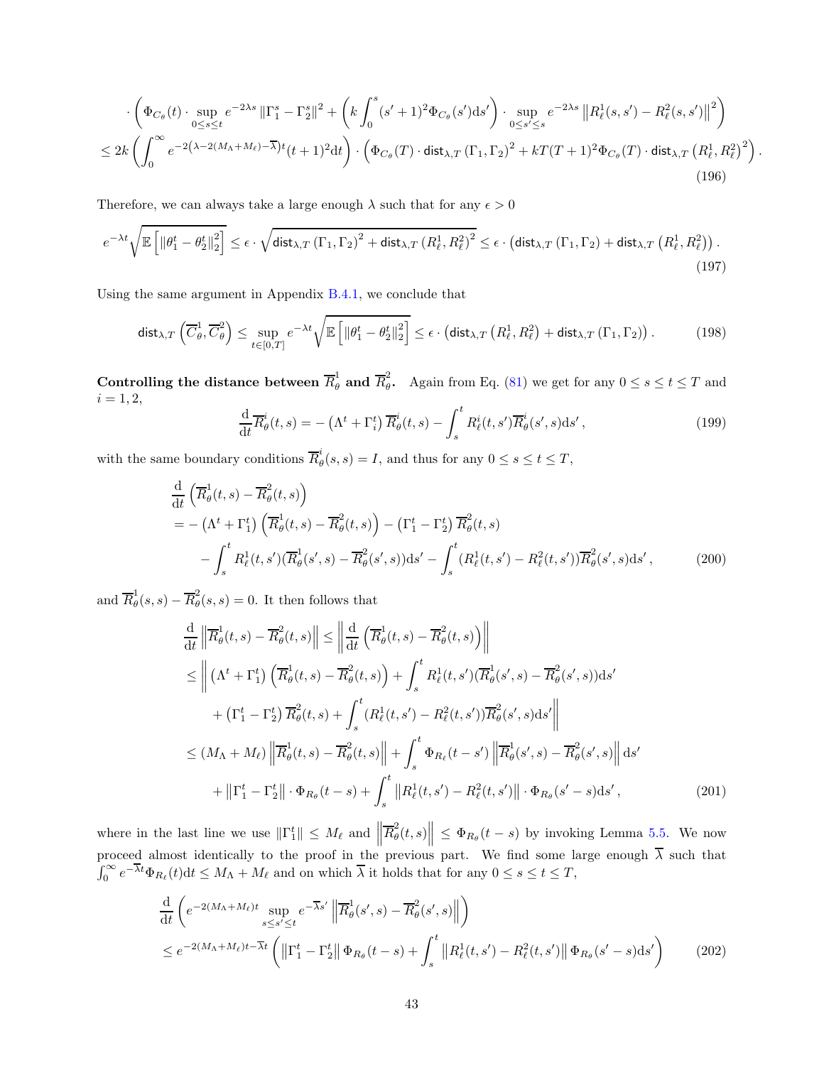$$
\cdot \left( \Phi_{C_\theta}(t) \cdot \sup_{0 \le s \le t} e^{-2\lambda s} \left\| \Gamma_1^s - \Gamma_2^s \right\|^2 + \left( k \int_0^s (s'+1)^2 \Phi_{C_\theta}(s') \mathrm{d}s' \right) \cdot \sup_{0 \le s' \le s} e^{-2\lambda s} \left\| R_\ell^1(s,s') - R_\ell^2(s,s') \right\|^2 \right)
$$

$$
\le 2k \left( \int_0^\infty e^{-2\left(\lambda - 2(M_\Lambda + M_\ell) - \overline{\lambda}\right)t} (t+1)^2 \mathrm{d}t \right) \cdot \left( \Phi_{C_\theta}(T) \cdot \mathsf{dist}_{\lambda,T}\left(\Gamma_1, \Gamma_2\right)^2 + kT(T+1)^2 \Phi_{C_\theta}(T) \cdot \mathsf{dist}_{\lambda,T}\left(R_\ell^1, R_\ell^2\right)^2 \right). \tag{196}
$$

Therefore, we can always take a large enough $\lambda$ such that for any $\epsilon > 0$

$$
e^{-\lambda t} \sqrt{\mathbb{E}\left[ \left\| \theta_1^t - \theta_2^t \right\|_2^2 \right]} \le \epsilon \cdot \sqrt{\mathsf{dist}_{\lambda,T}\left(\Gamma_1, \Gamma_2\right)^2 + \mathsf{dist}_{\lambda,T}\left(R_\ell^1, R_\ell^2\right)^2} \le \epsilon \cdot \left( \mathsf{dist}_{\lambda,T}\left(\Gamma_1, \Gamma_2\right) + \mathsf{dist}_{\lambda,T}\left(R_\ell^1, R_\ell^2\right) \right). \tag{197}
$$

Using the same argument in Appendix B.4.1, we conclude that

$$
\mathsf{dist}_{\lambda,T}\left( \overline{C}_\theta^1, \overline{C}_\theta^2 \right) \le \sup_{t \in [0,T]} e^{-\lambda t} \sqrt{\mathbb{E}\left[ \left\| \theta_1^t - \theta_2^t \right\|_2^2 \right]} \le \epsilon \cdot \left( \mathsf{dist}_{\lambda,T}\left(R_\ell^1, R_\ell^2\right) + \mathsf{dist}_{\lambda,T}\left(\Gamma_1, \Gamma_2\right) \right). \tag{198}
$$

**Controlling the distance between $\overline{R}_\theta^1$ and $\overline{R}_\theta^2$.** Again from Eq. (81) we get for any $0 \le s \le t \le T$ and $i = 1, 2$,

$$
\frac{\mathrm{d}}{\mathrm{d}t} \overline{R}_\theta^i(t,s) = -\left( \Lambda^t + \Gamma_i^t \right) \overline{R}_\theta^i(t,s) - \int_s^t R_\ell^i(t,s') \overline{R}_\theta^i(s',s) \mathrm{d}s', \tag{199}
$$

with the same boundary conditions $\overline{R}_\theta^i(s,s) = I$, and thus for any $0 \le s \le t \le T$,

$$
\begin{aligned}
&\frac{\mathrm{d}}{\mathrm{d}t} \left( \overline{R}_\theta^1(t,s) - \overline{R}_\theta^2(t,s) \right) \\
&= -\left( \Lambda^t + \Gamma_1^t \right) \left( \overline{R}_\theta^1(t,s) - \overline{R}_\theta^2(t,s) \right) - \left( \Gamma_1^t - \Gamma_2^t \right) \overline{R}_\theta^2(t,s) \\
&\quad - \int_s^t R_\ell^1(t,s') (\overline{R}_\theta^1(s',s) - \overline{R}_\theta^2(s',s)) \mathrm{d}s' - \int_s^t (R_\ell^1(t,s') - R_\ell^2(t,s')) \overline{R}_\theta^2(s',s) \mathrm{d}s',
\end{aligned} \tag{200}
$$

and $\overline{R}_\theta^1(s,s) - \overline{R}_\theta^2(s,s) = 0$. It then follows that

$$
\begin{aligned}
&\frac{\mathrm{d}}{\mathrm{d}t} \left\| \overline{R}_\theta^1(t,s) - \overline{R}_\theta^2(t,s) \right\| \le \left\| \frac{\mathrm{d}}{\mathrm{d}t} \left( \overline{R}_\theta^1(t,s) - \overline{R}_\theta^2(t,s) \right) \right\| \\
&\le \bigg\| \left( \Lambda^t + \Gamma_1^t \right) \left( \overline{R}_\theta^1(t,s) - \overline{R}_\theta^2(t,s) \right) + \int_s^t R_\ell^1(t,s') (\overline{R}_\theta^1(s',s) - \overline{R}_\theta^2(s',s)) \mathrm{d}s' \\
&\quad + \left( \Gamma_1^t - \Gamma_2^t \right) \overline{R}_\theta^2(t,s) + \int_s^t (R_\ell^1(t,s') - R_\ell^2(t,s')) \overline{R}_\theta^2(s',s) \mathrm{d}s' \bigg\| \\
&\le (M_\Lambda + M_\ell) \left\| \overline{R}_\theta^1(t,s) - \overline{R}_\theta^2(t,s) \right\| + \int_s^t \Phi_{R_\ell}(t-s') \left\| \overline{R}_\theta^1(s',s) - \overline{R}_\theta^2(s',s) \right\| \mathrm{d}s' \\
&\quad + \left\| \Gamma_1^t - \Gamma_2^t \right\| \cdot \Phi_{R_\theta}(t-s) + \int_s^t \left\| R_\ell^1(t,s') - R_\ell^2(t,s') \right\| \cdot \Phi_{R_\theta}(s'-s) \mathrm{d}s',
\end{aligned} \tag{201}
$$

where in the last line we use $\|\Gamma_1^t\| \le M_\ell$ and $\left\| \overline{R}_\theta^2(t,s) \right\| \le \Phi_{R_\theta}(t-s)$ by invoking Lemma 5.5. We now proceed almost identically to the proof in the previous part. We find some large enough $\overline{\lambda}$ such that $\int_0^\infty e^{-\overline{\lambda}t} \Phi_{R_\ell}(t) \mathrm{d}t \le M_\Lambda + M_\ell$ and on which $\overline{\lambda}$ it holds that for any $0 \le s \le t \le T$,

$$
\begin{aligned}
&\frac{\mathrm{d}}{\mathrm{d}t} \left( e^{-2(M_\Lambda + M_\ell)t} \sup_{s \le s' \le t} e^{-\overline{\lambda}s'} \left\| \overline{R}_\theta^1(s',s) - \overline{R}_\theta^2(s',s) \right\| \right) \\
&\le e^{-2(M_\Lambda + M_\ell)t - \overline{\lambda}t} \left( \left\| \Gamma_1^t - \Gamma_2^t \right\| \Phi_{R_\theta}(t-s) + \int_s^t \left\| R_\ell^1(t,s') - R_\ell^2(t,s') \right\| \Phi_{R_\theta}(s'-s) \mathrm{d}s' \right)
\end{aligned} \tag{202}
$$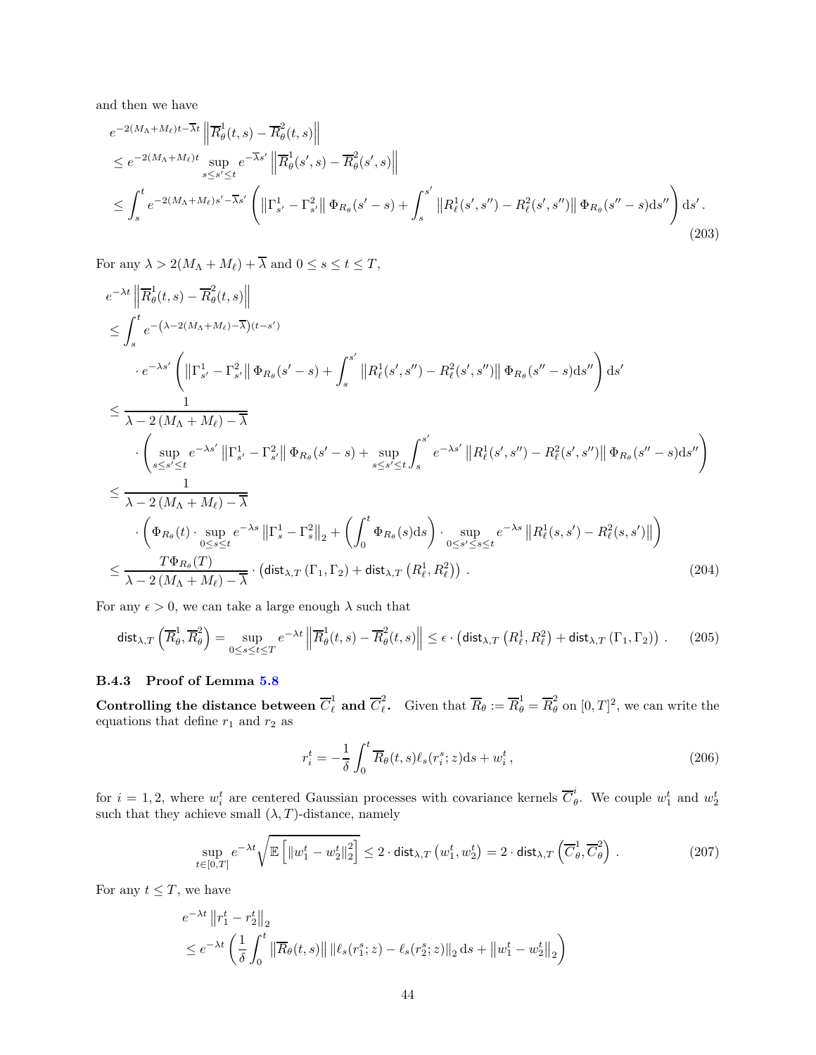and then we have

$$
\begin{aligned}
& e^{-2(M_\Lambda+M_\ell)t-\overline{\lambda}t}\left\|\overline{R}_\theta^1(t,s)-\overline{R}_\theta^2(t,s)\right\| \\
& \leq e^{-2(M_\Lambda+M_\ell)t}\sup_{s\leq s'\leq t} e^{-\overline{\lambda}s'}\left\|\overline{R}_\theta^1(s',s)-\overline{R}_\theta^2(s',s)\right\| \\
& \leq \int_s^t e^{-2(M_\Lambda+M_\ell)s'-\overline{\lambda}s'}\left(\left\|\Gamma_{s'}^1-\Gamma_{s'}^2\right\|\Phi_{R_\theta}(s'-s)+\int_s^{s'}\left\|R_\ell^1(s',s'')-R_\ell^2(s',s'')\right\|\Phi_{R_\theta}(s''-s)\mathrm{d}s''\right)\mathrm{d}s'\,.
\end{aligned}
\tag{203}
$$

For any $\lambda > 2(M_\Lambda + M_\ell) + \overline{\lambda}$ and $0 \leq s \leq t \leq T$,

$$
\begin{aligned}
& e^{-\lambda t}\left\|\overline{R}_\theta^1(t,s)-\overline{R}_\theta^2(t,s)\right\| \\
& \leq \int_s^t e^{-\left(\lambda-2(M_\Lambda+M_\ell)-\overline{\lambda}\right)(t-s')} \\
& \qquad \cdot e^{-\lambda s'}\left(\left\|\Gamma_{s'}^1-\Gamma_{s'}^2\right\|\Phi_{R_\theta}(s'-s)+\int_s^{s'}\left\|R_\ell^1(s',s'')-R_\ell^2(s',s'')\right\|\Phi_{R_\theta}(s''-s)\mathrm{d}s''\right)\mathrm{d}s' \\
& \leq \frac{1}{\lambda-2\left(M_\Lambda+M_\ell\right)-\overline{\lambda}} \\
& \qquad \cdot\left(\sup_{s\leq s'\leq t} e^{-\lambda s'}\left\|\Gamma_{s'}^1-\Gamma_{s'}^2\right\|\Phi_{R_\theta}(s'-s)+\sup_{s\leq s'\leq t}\int_s^{s'} e^{-\lambda s'}\left\|R_\ell^1(s',s'')-R_\ell^2(s',s'')\right\|\Phi_{R_\theta}(s''-s)\mathrm{d}s''\right) \\
& \leq \frac{1}{\lambda-2\left(M_\Lambda+M_\ell\right)-\overline{\lambda}} \\
& \qquad \cdot\left(\Phi_{R_\theta}(t)\cdot\sup_{0\leq s\leq t} e^{-\lambda s}\left\|\Gamma_s^1-\Gamma_s^2\right\|_2+\left(\int_0^t\Phi_{R_\theta}(s)\mathrm{d}s\right)\cdot\sup_{0\leq s'\leq s\leq t} e^{-\lambda s}\left\|R_\ell^1(s,s')-R_\ell^2(s,s')\right\|\right) \\
& \leq \frac{T\Phi_{R_\theta}(T)}{\lambda-2\left(M_\Lambda+M_\ell\right)-\overline{\lambda}}\cdot\left(\mathsf{dist}_{\lambda,T}\left(\Gamma_1,\Gamma_2\right)+\mathsf{dist}_{\lambda,T}\left(R_\ell^1,R_\ell^2\right)\right)\,.
\end{aligned}
\tag{204}
$$

For any $\epsilon > 0$, we can take a large enough $\lambda$ such that

$$
\mathsf{dist}_{\lambda,T}\left(\overline{R}_\theta^1,\overline{R}_\theta^2\right)=\sup_{0\leq s\leq t\leq T} e^{-\lambda t}\left\|\overline{R}_\theta^1(t,s)-\overline{R}_\theta^2(t,s)\right\|\leq\epsilon\cdot\left(\mathsf{dist}_{\lambda,T}\left(R_\ell^1,R_\ell^2\right)+\mathsf{dist}_{\lambda,T}\left(\Gamma_1,\Gamma_2\right)\right)\,.
\tag{205}
$$

### B.4.3 Proof of Lemma 5.8

**Controlling the distance between $\overline{C}_\ell^1$ and $\overline{C}_\ell^2$.** Given that $\overline{R}_\theta := \overline{R}_\theta^1 = \overline{R}_\theta^2$ on $[0,T]^2$, we can write the equations that define $r_1$ and $r_2$ as

$$
r_i^t = -\frac{1}{\delta}\int_0^t \overline{R}_\theta(t,s)\ell_s(r_i^s;z)\mathrm{d}s + w_i^t\,,
\tag{206}
$$

for $i = 1, 2$, where $w_i^t$ are centered Gaussian processes with covariance kernels $\overline{C}_\theta^i$. We couple $w_1^t$ and $w_2^t$ such that they achieve small $(\lambda, T)$-distance, namely

$$
\sup_{t\in[0,T]} e^{-\lambda t}\sqrt{\mathbb{E}\left[\left\|w_1^t-w_2^t\right\|_2^2\right]}\leq 2\cdot\mathsf{dist}_{\lambda,T}\left(w_1^t,w_2^t\right)=2\cdot\mathsf{dist}_{\lambda,T}\left(\overline{C}_\theta^1,\overline{C}_\theta^2\right)\,.
\tag{207}
$$

For any $t \leq T$, we have

$$
\begin{aligned}
& e^{-\lambda t}\left\|r_1^t-r_2^t\right\|_2 \\
& \leq e^{-\lambda t}\left(\frac{1}{\delta}\int_0^t\left\|\overline{R}_\theta(t,s)\right\|\left\|\ell_s(r_1^s;z)-\ell_s(r_2^s;z)\right\|_2\mathrm{d}s+\left\|w_1^t-w_2^t\right\|_2\right)
\end{aligned}
$$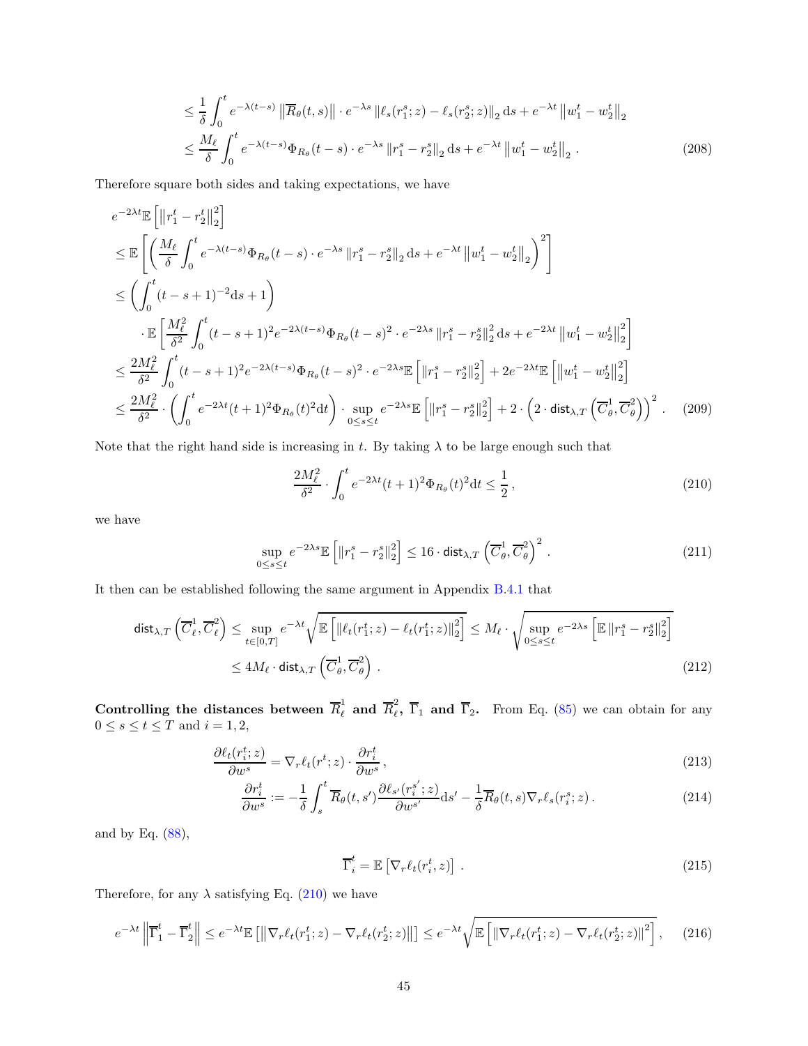$$
\begin{aligned}
&\leq \frac{1}{\delta}\int_0^t e^{-\lambda(t-s)}\left\|\overline{R}_\theta(t,s)\right\|\cdot e^{-\lambda s}\left\|\ell_s(r_1^s;z)-\ell_s(r_2^s;z)\right\|_2 \mathrm{d}s + e^{-\lambda t}\left\|w_1^t-w_2^t\right\|_2 \\
&\leq \frac{M_\ell}{\delta}\int_0^t e^{-\lambda(t-s)}\Phi_{R_\theta}(t-s)\cdot e^{-\lambda s}\left\|r_1^s-r_2^s\right\|_2 \mathrm{d}s + e^{-\lambda t}\left\|w_1^t-w_2^t\right\|_2 . \qquad (208)
\end{aligned}
$$

Therefore square both sides and taking expectations, we have

$$
\begin{aligned}
&e^{-2\lambda t}\mathbb{E}\left[\left\|r_1^t-r_2^t\right\|_2^2\right] \\
&\leq \mathbb{E}\left[\left(\frac{M_\ell}{\delta}\int_0^t e^{-\lambda(t-s)}\Phi_{R_\theta}(t-s)\cdot e^{-\lambda s}\left\|r_1^s-r_2^s\right\|_2 \mathrm{d}s + e^{-\lambda t}\left\|w_1^t-w_2^t\right\|_2\right)^2\right] \\
&\leq \left(\int_0^t (t-s+1)^{-2}\mathrm{d}s+1\right) \\
&\quad\cdot \mathbb{E}\left[\frac{M_\ell^2}{\delta^2}\int_0^t (t-s+1)^2 e^{-2\lambda(t-s)}\Phi_{R_\theta}(t-s)^2\cdot e^{-2\lambda s}\left\|r_1^s-r_2^s\right\|_2^2 \mathrm{d}s + e^{-2\lambda t}\left\|w_1^t-w_2^t\right\|_2^2\right] \\
&\leq \frac{2M_\ell^2}{\delta^2}\int_0^t (t-s+1)^2 e^{-2\lambda(t-s)}\Phi_{R_\theta}(t-s)^2\cdot e^{-2\lambda s}\mathbb{E}\left[\left\|r_1^s-r_2^s\right\|_2^2\right] + 2e^{-2\lambda t}\mathbb{E}\left[\left\|w_1^t-w_2^t\right\|_2^2\right] \\
&\leq \frac{2M_\ell^2}{\delta^2}\cdot\left(\int_0^t e^{-2\lambda t}(t+1)^2\Phi_{R_\theta}(t)^2\mathrm{d}t\right)\cdot\sup_{0\leq s\leq t} e^{-2\lambda s}\mathbb{E}\left[\left\|r_1^s-r_2^s\right\|_2^2\right] + 2\cdot\left(2\cdot\mathsf{dist}_{\lambda,T}\left(\overline{C}_\theta^1,\overline{C}_\theta^2\right)\right)^2 . \qquad (209)
\end{aligned}
$$

Note that the right hand side is increasing in $t$. By taking $\lambda$ to be large enough such that

$$
\frac{2M_\ell^2}{\delta^2}\cdot\int_0^t e^{-2\lambda t}(t+1)^2\Phi_{R_\theta}(t)^2\mathrm{d}t \leq \frac{1}{2}, \qquad (210)
$$

we have

$$
\sup_{0\leq s\leq t} e^{-2\lambda s}\mathbb{E}\left[\left\|r_1^s-r_2^s\right\|_2^2\right] \leq 16\cdot\mathsf{dist}_{\lambda,T}\left(\overline{C}_\theta^1,\overline{C}_\theta^2\right)^2 . \qquad (211)
$$

It then can be established following the same argument in Appendix B.4.1 that

$$
\begin{aligned}
\mathsf{dist}_{\lambda,T}\left(\overline{C}_\ell^1,\overline{C}_\ell^2\right) &\leq \sup_{t\in[0,T]} e^{-\lambda t}\sqrt{\mathbb{E}\left[\left\|\ell_t(r_1^t;z)-\ell_t(r_1^t;z)\right\|_2^2\right]} \leq M_\ell\cdot\sqrt{\sup_{0\leq s\leq t} e^{-2\lambda s}\left[\mathbb{E}\left\|r_1^s-r_2^s\right\|_2^2\right]} \\
&\leq 4M_\ell\cdot\mathsf{dist}_{\lambda,T}\left(\overline{C}_\theta^1,\overline{C}_\theta^2\right) . \qquad (212)
\end{aligned}
$$

**Controlling the distances between $\overline{R}_\ell^1$ and $\overline{R}_\ell^2$, $\overline{\Gamma}_1$ and $\overline{\Gamma}_2$.** From Eq. (85) we can obtain for any $0\leq s\leq t\leq T$ and $i=1,2$,

$$
\frac{\partial \ell_t(r_i^t;z)}{\partial w^s} = \nabla_r \ell_t(r^t;z)\cdot\frac{\partial r_i^t}{\partial w^s}, \qquad (213)
$$

$$
\frac{\partial r_i^t}{\partial w^s} := -\frac{1}{\delta}\int_s^t \overline{R}_\theta(t,s')\frac{\partial \ell_{s'}(r_i^{s'};z)}{\partial w^{s'}}\mathrm{d}s' - \frac{1}{\delta}\overline{R}_\theta(t,s)\nabla_r\ell_s(r_i^s;z) . \qquad (214)
$$

and by Eq. (88),

$$
\overline{\Gamma}_i^t = \mathbb{E}\left[\nabla_r \ell_t(r_i^t,z)\right] . \qquad (215)
$$

Therefore, for any $\lambda$ satisfying Eq. (210) we have

$$
e^{-\lambda t}\left\|\overline{\Gamma}_1^t-\overline{\Gamma}_2^t\right\| \leq e^{-\lambda t}\mathbb{E}\left[\left\|\nabla_r\ell_t(r_1^t;z)-\nabla_r\ell_t(r_2^t;z)\right\|\right] \leq e^{-\lambda t}\sqrt{\mathbb{E}\left[\left\|\nabla_r\ell_t(r_1^t;z)-\nabla_r\ell_t(r_2^t;z)\right\|^2\right]}, \qquad (216)
$$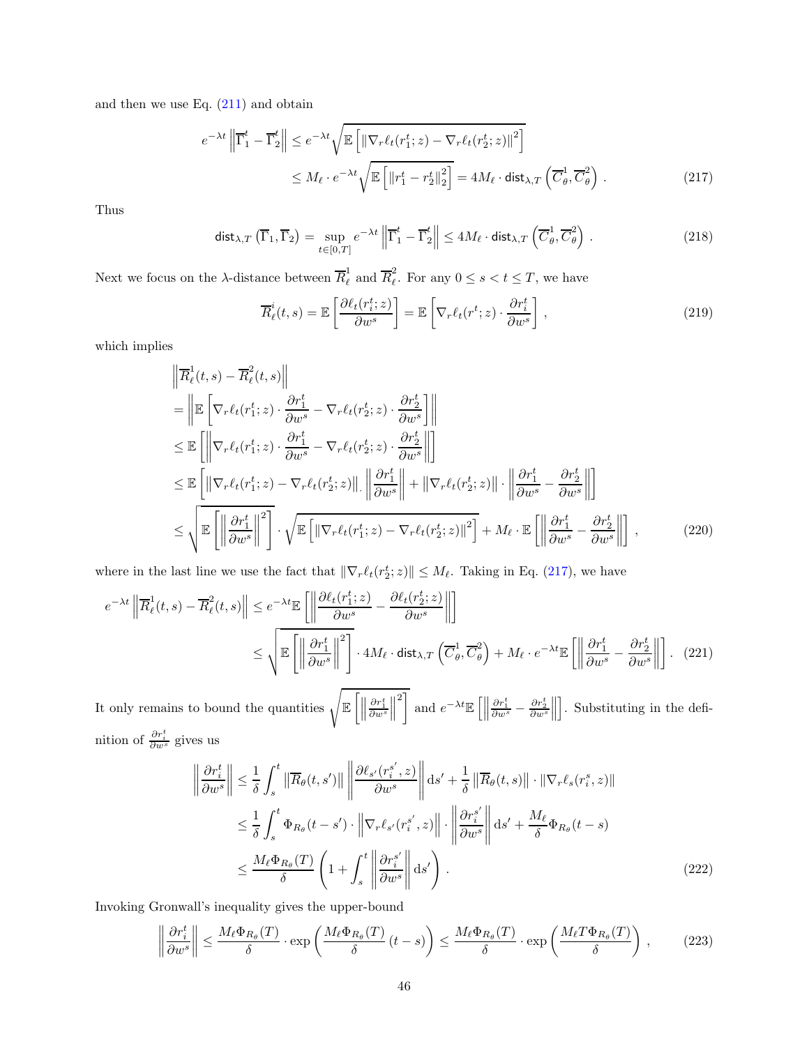and then we use Eq. (211) and obtain

$$
\begin{aligned}
e^{-\lambda t}\left\|\overline{\Gamma}_1^t - \overline{\Gamma}_2^t\right\| &\le e^{-\lambda t}\sqrt{\mathbb{E}\left[\|\nabla_r \ell_t(r_1^t;z) - \nabla_r \ell_t(r_2^t;z)\|^2\right]} \\
&\le M_\ell \cdot e^{-\lambda t}\sqrt{\mathbb{E}\left[\|r_1^t - r_2^t\|_2^2\right]} = 4M_\ell \cdot \mathsf{dist}_{\lambda,T}\left(\overline{C}_\theta^1, \overline{C}_\theta^2\right) . \qquad (217)
\end{aligned}
$$

Thus

$$
\mathsf{dist}_{\lambda,T}\left(\overline{\Gamma}_1, \overline{\Gamma}_2\right) = \sup_{t\in[0,T]} e^{-\lambda t}\left\|\overline{\Gamma}_1^t - \overline{\Gamma}_2^t\right\| \le 4M_\ell \cdot \mathsf{dist}_{\lambda,T}\left(\overline{C}_\theta^1, \overline{C}_\theta^2\right) . \qquad (218)
$$

Next we focus on the $\lambda$-distance between $\overline{R}_\ell^1$ and $\overline{R}_\ell^2$. For any $0 \le s < t \le T$, we have

$$
\overline{R}_\ell^i(t,s) = \mathbb{E}\left[\frac{\partial \ell_t(r_i^t;z)}{\partial w^s}\right] = \mathbb{E}\left[\nabla_r \ell_t(r^t;z)\cdot \frac{\partial r_i^t}{\partial w^s}\right] , \qquad (219)
$$

which implies

$$
\begin{aligned}
&\left\|\overline{R}_\ell^1(t,s) - \overline{R}_\ell^2(t,s)\right\| \\
&= \left\|\mathbb{E}\left[\nabla_r \ell_t(r_1^t;z)\cdot \frac{\partial r_1^t}{\partial w^s} - \nabla_r \ell_t(r_2^t;z)\cdot \frac{\partial r_2^t}{\partial w^s}\right]\right\| \\
&\le \mathbb{E}\left[\left\|\nabla_r \ell_t(r_1^t;z)\cdot \frac{\partial r_1^t}{\partial w^s} - \nabla_r \ell_t(r_2^t;z)\cdot \frac{\partial r_2^t}{\partial w^s}\right\|\right] \\
&\le \mathbb{E}\left[\left\|\nabla_r \ell_t(r_1^t;z) - \nabla_r \ell_t(r_2^t;z)\right\|_. \left\|\frac{\partial r_1^t}{\partial w^s}\right\| + \left\|\nabla_r \ell_t(r_2^t;z)\right\|\cdot\left\|\frac{\partial r_1^t}{\partial w^s} - \frac{\partial r_2^t}{\partial w^s}\right\|\right] \\
&\le \sqrt{\mathbb{E}\left[\left\|\frac{\partial r_1^t}{\partial w^s}\right\|^2\right]}\cdot\sqrt{\mathbb{E}\left[\|\nabla_r \ell_t(r_1^t;z) - \nabla_r \ell_t(r_2^t;z)\|^2\right]} + M_\ell\cdot \mathbb{E}\left[\left\|\frac{\partial r_1^t}{\partial w^s} - \frac{\partial r_2^t}{\partial w^s}\right\|\right] , \qquad (220)
\end{aligned}
$$

where in the last line we use the fact that $\|\nabla_r \ell_t(r_2^t;z)\| \le M_\ell$. Taking in Eq. (217), we have

$$
\begin{aligned}
e^{-\lambda t}\left\|\overline{R}_\ell^1(t,s) - \overline{R}_\ell^2(t,s)\right\| &\le e^{-\lambda t}\mathbb{E}\left[\left\|\frac{\partial \ell_t(r_1^t;z)}{\partial w^s} - \frac{\partial \ell_t(r_2^t;z)}{\partial w^s}\right\|\right] \\
&\le \sqrt{\mathbb{E}\left[\left\|\frac{\partial r_1^t}{\partial w^s}\right\|^2\right]}\cdot 4M_\ell\cdot \mathsf{dist}_{\lambda,T}\left(\overline{C}_\theta^1, \overline{C}_\theta^2\right) + M_\ell\cdot e^{-\lambda t}\mathbb{E}\left[\left\|\frac{\partial r_1^t}{\partial w^s} - \frac{\partial r_2^t}{\partial w^s}\right\|\right] . \quad (221)
\end{aligned}
$$

It only remains to bound the quantities $\sqrt{\mathbb{E}\left[\left\|\frac{\partial r_1^t}{\partial w^s}\right\|^2\right]}$ and $e^{-\lambda t}\mathbb{E}\left[\left\|\frac{\partial r_1^t}{\partial w^s} - \frac{\partial r_2^t}{\partial w^s}\right\|\right]$. Substituting in the definition of $\frac{\partial r_i^t}{\partial w^s}$ gives us

$$
\begin{aligned}
\left\|\frac{\partial r_i^t}{\partial w^s}\right\| &\le \frac{1}{\delta}\int_s^t \left\|\overline{R}_\theta(t,s')\right\|\left\|\frac{\partial \ell_{s'}(r_i^{s'},z)}{\partial w^s}\right\| \mathrm{d}s' + \frac{1}{\delta}\left\|\overline{R}_\theta(t,s)\right\|\cdot\left\|\nabla_r \ell_s(r_i^s,z)\right\| \\
&\le \frac{1}{\delta}\int_s^t \Phi_{R_\theta}(t-s')\cdot\left\|\nabla_r \ell_{s'}(r_i^{s'},z)\right\|\cdot\left\|\frac{\partial r_i^{s'}}{\partial w^s}\right\|\mathrm{d}s' + \frac{M_\ell}{\delta}\Phi_{R_\theta}(t-s) \\
&\le \frac{M_\ell \Phi_{R_\theta}(T)}{\delta}\left(1 + \int_s^t \left\|\frac{\partial r_i^{s'}}{\partial w^s}\right\|\mathrm{d}s'\right) . \qquad (222)
\end{aligned}
$$

Invoking Gronwall's inequality gives the upper-bound

$$
\left\|\frac{\partial r_i^t}{\partial w^s}\right\| \le \frac{M_\ell \Phi_{R_\theta}(T)}{\delta}\cdot\exp\left(\frac{M_\ell \Phi_{R_\theta}(T)}{\delta}(t-s)\right) \le \frac{M_\ell \Phi_{R_\theta}(T)}{\delta}\cdot\exp\left(\frac{M_\ell T \Phi_{R_\theta}(T)}{\delta}\right) , \qquad (223)
$$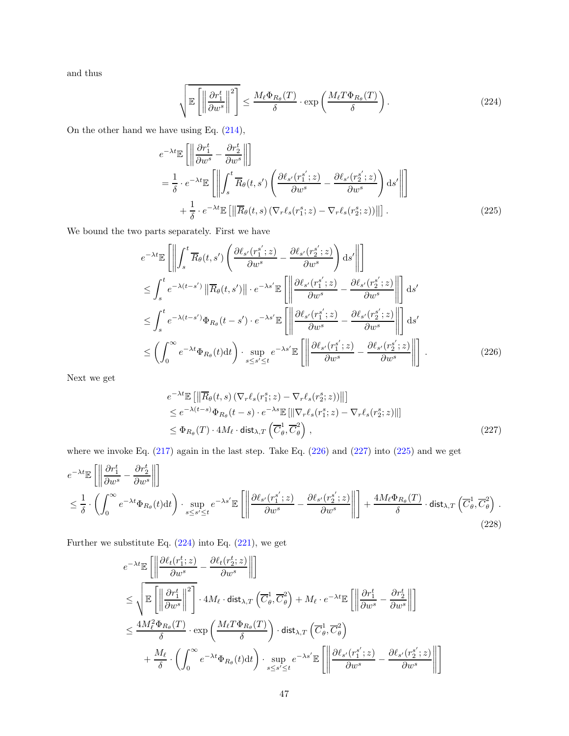and thus

$$
\sqrt{\mathbb{E}\left[\left\|\frac{\partial r_1^t}{\partial w^s}\right\|^2\right]} \leq \frac{M_\ell \Phi_{R_\theta}(T)}{\delta} \cdot \exp\left(\frac{M_\ell T \Phi_{R_\theta}(T)}{\delta}\right). \tag{224}
$$

On the other hand we have using Eq. (214),

$$
\begin{aligned}
&e^{-\lambda t}\mathbb{E}\left[\left\|\frac{\partial r_1^t}{\partial w^s} - \frac{\partial r_2^t}{\partial w^s}\right\|\right] \\
&= \frac{1}{\delta} \cdot e^{-\lambda t}\mathbb{E}\left[\left\|\int_s^t \overline{R}_\theta(t,s')\left(\frac{\partial \ell_{s'}(r_1^{s'};z)}{\partial w^s} - \frac{\partial \ell_{s'}(r_2^{s'};z)}{\partial w^s}\right)\mathrm{d}s'\right\|\right] \\
&\quad + \frac{1}{\delta} \cdot e^{-\lambda t}\mathbb{E}\left[\left\|\overline{R}_\theta(t,s)\left(\nabla_r \ell_s(r_1^s;z) - \nabla_r \ell_s(r_2^s;z)\right)\right\|\right].
\end{aligned} \tag{225}
$$

We bound the two parts separately. First we have

$$
\begin{aligned}
&e^{-\lambda t}\mathbb{E}\left[\left\|\int_s^t \overline{R}_\theta(t,s')\left(\frac{\partial \ell_{s'}(r_1^{s'};z)}{\partial w^s} - \frac{\partial \ell_{s'}(r_2^{s'};z)}{\partial w^s}\right)\mathrm{d}s'\right\|\right] \\
&\leq \int_s^t e^{-\lambda(t-s')}\left\|\overline{R}_\theta(t,s')\right\| \cdot e^{-\lambda s'}\mathbb{E}\left[\left\|\frac{\partial \ell_{s'}(r_1^{s'};z)}{\partial w^s} - \frac{\partial \ell_{s'}(r_2^{s'};z)}{\partial w^s}\right\|\right]\mathrm{d}s' \\
&\leq \int_s^t e^{-\lambda(t-s')}\Phi_{R_\theta}(t-s') \cdot e^{-\lambda s'}\mathbb{E}\left[\left\|\frac{\partial \ell_{s'}(r_1^{s'};z)}{\partial w^s} - \frac{\partial \ell_{s'}(r_2^{s'};z)}{\partial w^s}\right\|\right]\mathrm{d}s' \\
&\leq \left(\int_0^\infty e^{-\lambda t}\Phi_{R_\theta}(t)\mathrm{d}t\right) \cdot \sup_{s \leq s' \leq t} e^{-\lambda s'}\mathbb{E}\left[\left\|\frac{\partial \ell_{s'}(r_1^{s'};z)}{\partial w^s} - \frac{\partial \ell_{s'}(r_2^{s'};z)}{\partial w^s}\right\|\right].
\end{aligned} \tag{226}
$$

Next we get

$$
\begin{aligned}
&e^{-\lambda t}\mathbb{E}\left[\left\|\overline{R}_\theta(t,s)\left(\nabla_r \ell_s(r_1^s;z) - \nabla_r \ell_s(r_2^s;z)\right)\right\|\right] \\
&\leq e^{-\lambda(t-s)}\Phi_{R_\theta}(t-s) \cdot e^{-\lambda s}\mathbb{E}\left[\left\|\nabla_r \ell_s(r_1^s;z) - \nabla_r \ell_s(r_2^s;z)\right\|\right] \\
&\leq \Phi_{R_\theta}(T) \cdot 4M_\ell \cdot \mathsf{dist}_{\lambda,T}\left(\overline{C}_\theta^1, \overline{C}_\theta^2\right),
\end{aligned} \tag{227}
$$

where we invoke Eq. (217) again in the last step. Take Eq. (226) and (227) into (225) and we get

$$
\begin{aligned}
&e^{-\lambda t}\mathbb{E}\left[\left\|\frac{\partial r_1^t}{\partial w^s} - \frac{\partial r_2^t}{\partial w^s}\right\|\right] \\
&\leq \frac{1}{\delta} \cdot \left(\int_0^\infty e^{-\lambda t}\Phi_{R_\theta}(t)\mathrm{d}t\right) \cdot \sup_{s \leq s' \leq t} e^{-\lambda s'}\mathbb{E}\left[\left\|\frac{\partial \ell_{s'}(r_1^{s'};z)}{\partial w^s} - \frac{\partial \ell_{s'}(r_2^{s'};z)}{\partial w^s}\right\|\right] + \frac{4M_\ell \Phi_{R_\theta}(T)}{\delta} \cdot \mathsf{dist}_{\lambda,T}\left(\overline{C}_\theta^1, \overline{C}_\theta^2\right).
\end{aligned} \tag{228}
$$

Further we substitute Eq. (224) into Eq. (221), we get

$$
\begin{aligned}
&e^{-\lambda t}\mathbb{E}\left[\left\|\frac{\partial \ell_t(r_1^t;z)}{\partial w^s} - \frac{\partial \ell_t(r_2^t;z)}{\partial w^s}\right\|\right] \\
&\leq \sqrt{\mathbb{E}\left[\left\|\frac{\partial r_1^t}{\partial w^s}\right\|^2\right]} \cdot 4M_\ell \cdot \mathsf{dist}_{\lambda,T}\left(\overline{C}_\theta^1, \overline{C}_\theta^2\right) + M_\ell \cdot e^{-\lambda t}\mathbb{E}\left[\left\|\frac{\partial r_1^t}{\partial w^s} - \frac{\partial r_2^t}{\partial w^s}\right\|\right] \\
&\leq \frac{4M_\ell^2 \Phi_{R_\theta}(T)}{\delta} \cdot \exp\left(\frac{M_\ell T \Phi_{R_\theta}(T)}{\delta}\right) \cdot \mathsf{dist}_{\lambda,T}\left(\overline{C}_\theta^1, \overline{C}_\theta^2\right) \\
&\quad + \frac{M_\ell}{\delta} \cdot \left(\int_0^\infty e^{-\lambda t}\Phi_{R_\theta}(t)\mathrm{d}t\right) \cdot \sup_{s \leq s' \leq t} e^{-\lambda s'}\mathbb{E}\left[\left\|\frac{\partial \ell_{s'}(r_1^{s'};z)}{\partial w^s} - \frac{\partial \ell_{s'}(r_2^{s'};z)}{\partial w^s}\right\|\right]
\end{aligned}
$$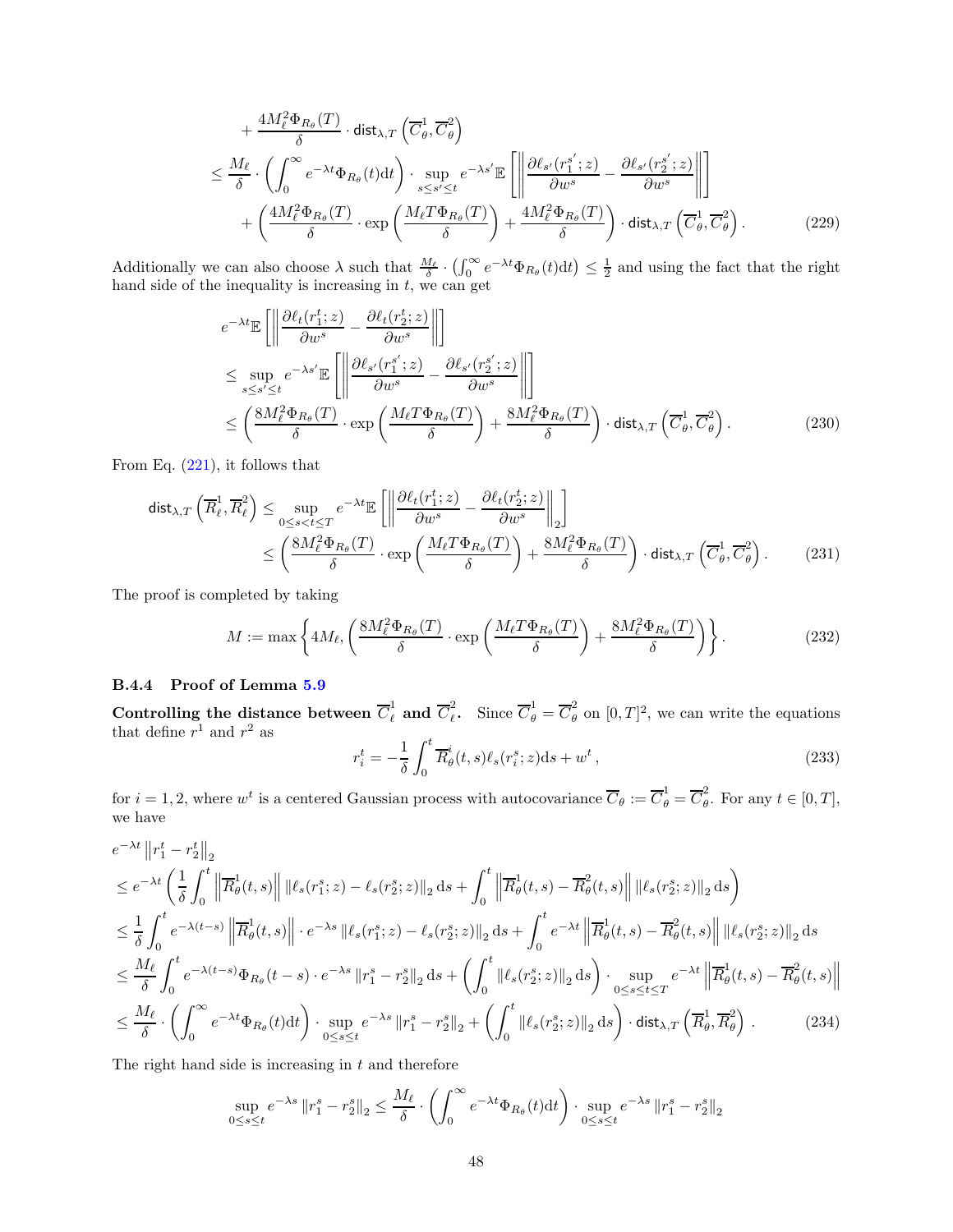$$
\begin{aligned}
&+ \frac{4M_\ell^2 \Phi_{R_\theta}(T)}{\delta} \cdot \mathsf{dist}_{\lambda,T}\left(\overline{C}_\theta^1, \overline{C}_\theta^2\right) \\
&\leq \frac{M_\ell}{\delta} \cdot \left(\int_0^\infty e^{-\lambda t}\Phi_{R_\theta}(t)\mathrm{d}t\right) \cdot \sup_{s \leq s' \leq t} e^{-\lambda s'} \mathbb{E}\left[\left\|\frac{\partial \ell_{s'}(r_1^{s'};z)}{\partial w^s} - \frac{\partial \ell_{s'}(r_2^{s'};z)}{\partial w^s}\right\|\right] \\
&\quad + \left(\frac{4M_\ell^2 \Phi_{R_\theta}(T)}{\delta} \cdot \exp\left(\frac{M_\ell T \Phi_{R_\theta}(T)}{\delta}\right) + \frac{4M_\ell^2 \Phi_{R_\theta}(T)}{\delta}\right) \cdot \mathsf{dist}_{\lambda,T}\left(\overline{C}_\theta^1, \overline{C}_\theta^2\right). \qquad (229)
\end{aligned}
$$

Additionally we can also choose $\lambda$ such that $\frac{M_\ell}{\delta} \cdot \left(\int_0^\infty e^{-\lambda t}\Phi_{R_\theta}(t)\mathrm{d}t\right) \leq \frac{1}{2}$ and using the fact that the right hand side of the inequality is increasing in $t$, we can get

$$
\begin{aligned}
&e^{-\lambda t}\mathbb{E}\left[\left\|\frac{\partial \ell_t(r_1^t;z)}{\partial w^s} - \frac{\partial \ell_t(r_2^t;z)}{\partial w^s}\right\|\right] \\
&\leq \sup_{s \leq s' \leq t} e^{-\lambda s'} \mathbb{E}\left[\left\|\frac{\partial \ell_{s'}(r_1^{s'};z)}{\partial w^s} - \frac{\partial \ell_{s'}(r_2^{s'};z)}{\partial w^s}\right\|\right] \\
&\leq \left(\frac{8M_\ell^2 \Phi_{R_\theta}(T)}{\delta} \cdot \exp\left(\frac{M_\ell T \Phi_{R_\theta}(T)}{\delta}\right) + \frac{8M_\ell^2 \Phi_{R_\theta}(T)}{\delta}\right) \cdot \mathsf{dist}_{\lambda,T}\left(\overline{C}_\theta^1, \overline{C}_\theta^2\right). \qquad (230)
\end{aligned}
$$

From Eq. (221), it follows that

$$
\begin{aligned}
\mathsf{dist}_{\lambda,T}\left(\overline{R}_\ell^1, \overline{R}_\ell^2\right) &\leq \sup_{0 \leq s < t \leq T} e^{-\lambda t}\mathbb{E}\left[\left\|\frac{\partial \ell_t(r_1^t;z)}{\partial w^s} - \frac{\partial \ell_t(r_2^t;z)}{\partial w^s}\right\|_2\right] \\
&\leq \left(\frac{8M_\ell^2 \Phi_{R_\theta}(T)}{\delta} \cdot \exp\left(\frac{M_\ell T \Phi_{R_\theta}(T)}{\delta}\right) + \frac{8M_\ell^2 \Phi_{R_\theta}(T)}{\delta}\right) \cdot \mathsf{dist}_{\lambda,T}\left(\overline{C}_\theta^1, \overline{C}_\theta^2\right). \qquad (231)
\end{aligned}
$$

The proof is completed by taking

$$
M := \max\left\{4M_\ell, \left(\frac{8M_\ell^2 \Phi_{R_\theta}(T)}{\delta} \cdot \exp\left(\frac{M_\ell T \Phi_{R_\theta}(T)}{\delta}\right) + \frac{8M_\ell^2 \Phi_{R_\theta}(T)}{\delta}\right)\right\}. \qquad (232)
$$

#### B.4.4 Proof of Lemma 5.9

**Controlling the distance between $\overline{C}_\ell^1$ and $\overline{C}_\ell^2$.** Since $\overline{C}_\theta^1 = \overline{C}_\theta^2$ on $[0,T]^2$, we can write the equations that define $r^1$ and $r^2$ as

$$
r_i^t = -\frac{1}{\delta}\int_0^t \overline{R}_\theta^i(t,s)\ell_s(r_i^s;z)\mathrm{d}s + w^t\,, \qquad (233)
$$

for $i = 1, 2$, where $w^t$ is a centered Gaussian process with autocovariance $\overline{C}_\theta := \overline{C}_\theta^1 = \overline{C}_\theta^2$. For any $t \in [0,T]$, we have

$$
\begin{aligned}
&e^{-\lambda t}\left\|r_1^t - r_2^t\right\|_2 \\
&\leq e^{-\lambda t}\left(\frac{1}{\delta}\int_0^t \left\|\overline{R}_\theta^1(t,s)\right\| \left\|\ell_s(r_1^s;z) - \ell_s(r_2^s;z)\right\|_2 \mathrm{d}s + \int_0^t \left\|\overline{R}_\theta^1(t,s) - \overline{R}_\theta^2(t,s)\right\| \left\|\ell_s(r_2^s;z)\right\|_2 \mathrm{d}s\right) \\
&\leq \frac{1}{\delta}\int_0^t e^{-\lambda(t-s)}\left\|\overline{R}_\theta^1(t,s)\right\| \cdot e^{-\lambda s}\left\|\ell_s(r_1^s;z) - \ell_s(r_2^s;z)\right\|_2 \mathrm{d}s + \int_0^t e^{-\lambda t}\left\|\overline{R}_\theta^1(t,s) - \overline{R}_\theta^2(t,s)\right\| \left\|\ell_s(r_2^s;z)\right\|_2 \mathrm{d}s \\
&\leq \frac{M_\ell}{\delta}\int_0^t e^{-\lambda(t-s)}\Phi_{R_\theta}(t-s) \cdot e^{-\lambda s}\left\|r_1^s - r_2^s\right\|_2 \mathrm{d}s + \left(\int_0^t \left\|\ell_s(r_2^s;z)\right\|_2 \mathrm{d}s\right) \cdot \sup_{0 \leq s \leq t \leq T} e^{-\lambda t}\left\|\overline{R}_\theta^1(t,s) - \overline{R}_\theta^2(t,s)\right\| \\
&\leq \frac{M_\ell}{\delta} \cdot \left(\int_0^\infty e^{-\lambda t}\Phi_{R_\theta}(t)\mathrm{d}t\right) \cdot \sup_{0 \leq s \leq t} e^{-\lambda s}\left\|r_1^s - r_2^s\right\|_2 + \left(\int_0^t \left\|\ell_s(r_2^s;z)\right\|_2 \mathrm{d}s\right) \cdot \mathsf{dist}_{\lambda,T}\left(\overline{R}_\theta^1, \overline{R}_\theta^2\right). \qquad (234)
\end{aligned}
$$

The right hand side is increasing in $t$ and therefore

$$
\sup_{0 \leq s \leq t} e^{-\lambda s}\left\|r_1^s - r_2^s\right\|_2 \leq \frac{M_\ell}{\delta} \cdot \left(\int_0^\infty e^{-\lambda t}\Phi_{R_\theta}(t)\mathrm{d}t\right) \cdot \sup_{0 \leq s \leq t} e^{-\lambda s}\left\|r_1^s - r_2^s\right\|_2
$$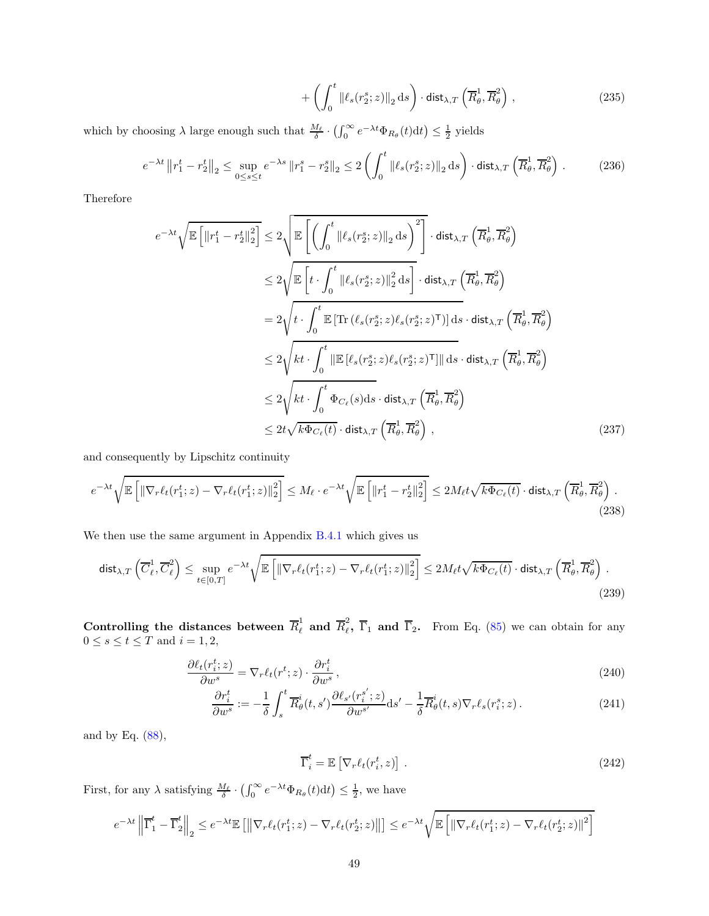$$+\left(\int_0^t \|\ell_s(r_2^s;z)\|_2 \,\mathrm{d}s\right)\cdot \mathsf{dist}_{\lambda,T}\left(\overline{R}_\theta^1, \overline{R}_\theta^2\right), \tag{235}$$

which by choosing $\lambda$ large enough such that $\frac{M_\ell}{\delta}\cdot\left(\int_0^\infty e^{-\lambda t}\Phi_{R_\theta}(t)\mathrm{d}t\right)\le\frac{1}{2}$ yields

$$e^{-\lambda t}\left\|r_1^t - r_2^t\right\|_2 \le \sup_{0\le s\le t} e^{-\lambda s}\left\|r_1^s - r_2^s\right\|_2 \le 2\left(\int_0^t \|\ell_s(r_2^s;z)\|_2 \,\mathrm{d}s\right)\cdot \mathsf{dist}_{\lambda,T}\left(\overline{R}_\theta^1, \overline{R}_\theta^2\right). \tag{236}$$

Therefore

$$\begin{aligned}
e^{-\lambda t}\sqrt{\mathbb{E}\left[\left\|r_1^t - r_2^t\right\|_2^2\right]} &\le 2\sqrt{\mathbb{E}\left[\left(\int_0^t \|\ell_s(r_2^s;z)\|_2\,\mathrm{d}s\right)^2\right]}\cdot \mathsf{dist}_{\lambda,T}\left(\overline{R}_\theta^1, \overline{R}_\theta^2\right) \\
&\le 2\sqrt{\mathbb{E}\left[t\cdot\int_0^t \|\ell_s(r_2^s;z)\|_2^2\,\mathrm{d}s\right]}\cdot \mathsf{dist}_{\lambda,T}\left(\overline{R}_\theta^1, \overline{R}_\theta^2\right) \\
&= 2\sqrt{t\cdot\int_0^t \mathbb{E}\left[\mathrm{Tr}\left(\ell_s(r_2^s;z)\ell_s(r_2^s;z)^\mathsf{T}\right)\right]\mathrm{d}s}\cdot \mathsf{dist}_{\lambda,T}\left(\overline{R}_\theta^1, \overline{R}_\theta^2\right) \\
&\le 2\sqrt{kt\cdot\int_0^t \left\|\mathbb{E}\left[\ell_s(r_2^s;z)\ell_s(r_2^s;z)^\mathsf{T}\right]\right\|\mathrm{d}s}\cdot \mathsf{dist}_{\lambda,T}\left(\overline{R}_\theta^1, \overline{R}_\theta^2\right) \\
&\le 2\sqrt{kt\cdot\int_0^t \Phi_{C_\ell}(s)\mathrm{d}s}\cdot \mathsf{dist}_{\lambda,T}\left(\overline{R}_\theta^1, \overline{R}_\theta^2\right) \\
&\le 2t\sqrt{k\Phi_{C_\ell}(t)}\cdot \mathsf{dist}_{\lambda,T}\left(\overline{R}_\theta^1, \overline{R}_\theta^2\right),
\end{aligned} \tag{237}$$

and consequently by Lipschitz continuity

$$e^{-\lambda t}\sqrt{\mathbb{E}\left[\left\|\nabla_r\ell_t(r_1^t;z) - \nabla_r\ell_t(r_1^t;z)\right\|_2^2\right]} \le M_\ell\cdot e^{-\lambda t}\sqrt{\mathbb{E}\left[\left\|r_1^t - r_2^t\right\|_2^2\right]} \le 2M_\ell t\sqrt{k\Phi_{C_\ell}(t)}\cdot \mathsf{dist}_{\lambda,T}\left(\overline{R}_\theta^1, \overline{R}_\theta^2\right). \tag{238}$$

We then use the same argument in Appendix B.4.1 which gives us

$$\mathsf{dist}_{\lambda,T}\left(\overline{C}_\ell^1, \overline{C}_\ell^2\right) \le \sup_{t\in[0,T]} e^{-\lambda t}\sqrt{\mathbb{E}\left[\left\|\nabla_r\ell_t(r_1^t;z) - \nabla_r\ell_t(r_1^t;z)\right\|_2^2\right]} \le 2M_\ell t\sqrt{k\Phi_{C_\ell}(t)}\cdot \mathsf{dist}_{\lambda,T}\left(\overline{R}_\theta^1, \overline{R}_\theta^2\right). \tag{239}$$

**Controlling the distances between $\overline{R}_\ell^1$ and $\overline{R}_\ell^2$, $\overline{\Gamma}_1$ and $\overline{\Gamma}_2$.** From Eq. (85) we can obtain for any $0\le s\le t\le T$ and $i=1,2$,

$$\frac{\partial \ell_t(r_i^t;z)}{\partial w^s} = \nabla_r\ell_t(r^t;z)\cdot\frac{\partial r_i^t}{\partial w^s}, \tag{240}$$

$$\frac{\partial r_i^t}{\partial w^s} := -\frac{1}{\delta}\int_s^t \overline{R}_\theta^i(t,s')\frac{\partial \ell_{s'}(r_i^{s'};z)}{\partial w^{s'}}\mathrm{d}s' - \frac{1}{\delta}\overline{R}_\theta^i(t,s)\nabla_r\ell_s(r_i^s;z). \tag{241}$$

and by Eq. (88),

$$\overline{\Gamma}_i^t = \mathbb{E}\left[\nabla_r\ell_t(r_i^t,z)\right]. \tag{242}$$

First, for any $\lambda$ satisfying $\frac{M_\ell}{\delta}\cdot\left(\int_0^\infty e^{-\lambda t}\Phi_{R_\theta}(t)\mathrm{d}t\right)\le\frac{1}{2}$, we have

$$e^{-\lambda t}\left\|\overline{\Gamma}_1^t - \overline{\Gamma}_2^t\right\|_2 \le e^{-\lambda t}\mathbb{E}\left[\left\|\nabla_r\ell_t(r_1^t;z) - \nabla_r\ell_t(r_2^t;z)\right\|\right] \le e^{-\lambda t}\sqrt{\mathbb{E}\left[\left\|\nabla_r\ell_t(r_1^t;z) - \nabla_r\ell_t(r_2^t;z)\right\|^2\right]}$$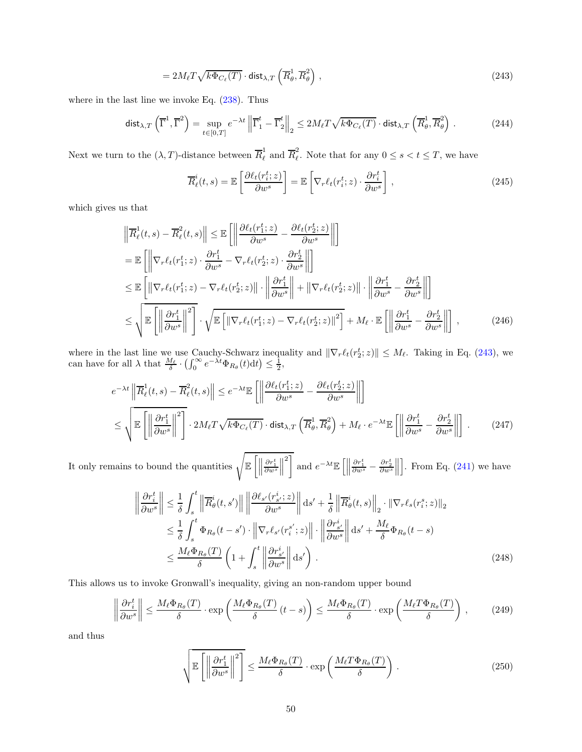$$= 2M_\ell T\sqrt{k\Phi_{C_\ell}(T)} \cdot \mathsf{dist}_{\lambda,T}\left(\overline{R}_\theta^1, \overline{R}_\theta^2\right), \tag{243}$$

where in the last line we invoke Eq. (238). Thus

$$\mathsf{dist}_{\lambda,T}\left(\overline{\Gamma}^1, \overline{\Gamma}^2\right) = \sup_{t\in[0,T]} e^{-\lambda t}\left\|\overline{\Gamma}_1^t - \overline{\Gamma}_2^t\right\|_2 \le 2M_\ell T\sqrt{k\Phi_{C_\ell}(T)} \cdot \mathsf{dist}_{\lambda,T}\left(\overline{R}_\theta^1, \overline{R}_\theta^2\right). \tag{244}$$

Next we turn to the $(\lambda, T)$-distance between $\overline{R}_\ell^1$ and $\overline{R}_\ell^2$. Note that for any $0 \le s < t \le T$, we have

$$\overline{R}_\ell^i(t,s) = \mathbb{E}\left[\frac{\partial \ell_t(r_i^t; z)}{\partial w^s}\right] = \mathbb{E}\left[\nabla_r \ell_t(r_i^t; z) \cdot \frac{\partial r_i^t}{\partial w^s}\right], \tag{245}$$

which gives us that

$$\begin{aligned}
\left\|\overline{R}_\ell^1(t,s) - \overline{R}_\ell^2(t,s)\right\| &\le \mathbb{E}\left[\left\|\frac{\partial \ell_t(r_1^t; z)}{\partial w^s} - \frac{\partial \ell_t(r_2^t; z)}{\partial w^s}\right\|\right] \\
&= \mathbb{E}\left[\left\|\nabla_r \ell_t(r_1^t; z) \cdot \frac{\partial r_1^t}{\partial w^s} - \nabla_r \ell_t(r_2^t; z) \cdot \frac{\partial r_2^t}{\partial w^s}\right\|\right] \\
&\le \mathbb{E}\left[\left\|\nabla_r \ell_t(r_1^t; z) - \nabla_r \ell_t(r_2^t; z)\right\| \cdot \left\|\frac{\partial r_1^t}{\partial w^s}\right\| + \left\|\nabla_r \ell_t(r_2^t; z)\right\| \cdot \left\|\frac{\partial r_1^t}{\partial w^s} - \frac{\partial r_2^t}{\partial w^s}\right\|\right] \\
&\le \sqrt{\mathbb{E}\left[\left\|\frac{\partial r_1^t}{\partial w^s}\right\|^2\right]} \cdot \sqrt{\mathbb{E}\left[\left\|\nabla_r \ell_t(r_1^t; z) - \nabla_r \ell_t(r_2^t; z)\right\|^2\right]} + M_\ell \cdot \mathbb{E}\left[\left\|\frac{\partial r_1^t}{\partial w^s} - \frac{\partial r_2^t}{\partial w^s}\right\|\right],
\end{aligned} \tag{246}$$

where in the last line we use Cauchy-Schwarz inequality and $\|\nabla_r \ell_t(r_2^t; z)\| \le M_\ell$. Taking in Eq. (243), we can have for all $\lambda$ that $\frac{M_\ell}{\delta} \cdot \left(\int_0^\infty e^{-\lambda t}\Phi_{R_\theta}(t)\mathrm{d}t\right) \le \frac{1}{2}$,

$$\begin{aligned}
e^{-\lambda t}\left\|\overline{R}_\ell^1(t,s) - \overline{R}_\ell^2(t,s)\right\| &\le e^{-\lambda t}\mathbb{E}\left[\left\|\frac{\partial \ell_t(r_1^t; z)}{\partial w^s} - \frac{\partial \ell_t(r_2^t; z)}{\partial w^s}\right\|\right] \\
&\le \sqrt{\mathbb{E}\left[\left\|\frac{\partial r_1^t}{\partial w^s}\right\|^2\right]} \cdot 2M_\ell T\sqrt{k\Phi_{C_\ell}(T)} \cdot \mathsf{dist}_{\lambda,T}\left(\overline{R}_\theta^1, \overline{R}_\theta^2\right) + M_\ell \cdot e^{-\lambda t}\mathbb{E}\left[\left\|\frac{\partial r_1^t}{\partial w^s} - \frac{\partial r_2^t}{\partial w^s}\right\|\right].
\end{aligned} \tag{247}$$

It only remains to bound the quantities $\sqrt{\mathbb{E}\left[\left\|\frac{\partial r_1^t}{\partial w^s}\right\|^2\right]}$ and $e^{-\lambda t}\mathbb{E}\left[\left\|\frac{\partial r_1^t}{\partial w^s} - \frac{\partial r_2^t}{\partial w^s}\right\|\right]$. From Eq. (241) we have

$$\begin{aligned}
\left\|\frac{\partial r_i^t}{\partial w^s}\right\| &\le \frac{1}{\delta}\int_s^t \left\|\overline{R}_\theta^i(t,s')\right\| \left\|\frac{\partial \ell_{s'}(r_{s'}^i; z)}{\partial w^s}\right\| \mathrm{d}s' + \frac{1}{\delta}\left\|\overline{R}_\theta^i(t,s)\right\|_2 \cdot \|\nabla_r \ell_s(r_i^s; z)\|_2 \\
&\le \frac{1}{\delta}\int_s^t \Phi_{R_\theta}(t-s') \cdot \left\|\nabla_r \ell_{s'}(r_i^{s'}; z)\right\| \cdot \left\|\frac{\partial r_{s'}^i}{\partial w^s}\right\| \mathrm{d}s' + \frac{M_\ell}{\delta}\Phi_{R_\theta}(t-s) \\
&\le \frac{M_\ell \Phi_{R_\theta}(T)}{\delta}\left(1 + \int_s^t \left\|\frac{\partial r_{s'}^i}{\partial w^s}\right\| \mathrm{d}s'\right).
\end{aligned} \tag{248}$$

This allows us to invoke Gronwall's inequality, giving an non-random upper bound

$$\left\|\frac{\partial r_i^t}{\partial w^s}\right\| \le \frac{M_\ell \Phi_{R_\theta}(T)}{\delta} \cdot \exp\left(\frac{M_\ell \Phi_{R_\theta}(T)}{\delta}(t-s)\right) \le \frac{M_\ell \Phi_{R_\theta}(T)}{\delta} \cdot \exp\left(\frac{M_\ell T \Phi_{R_\theta}(T)}{\delta}\right), \tag{249}$$

and thus

$$\sqrt{\mathbb{E}\left[\left\|\frac{\partial r_1^t}{\partial w^s}\right\|^2\right]} \le \frac{M_\ell \Phi_{R_\theta}(T)}{\delta} \cdot \exp\left(\frac{M_\ell T \Phi_{R_\theta}(T)}{\delta}\right). \tag{250}$$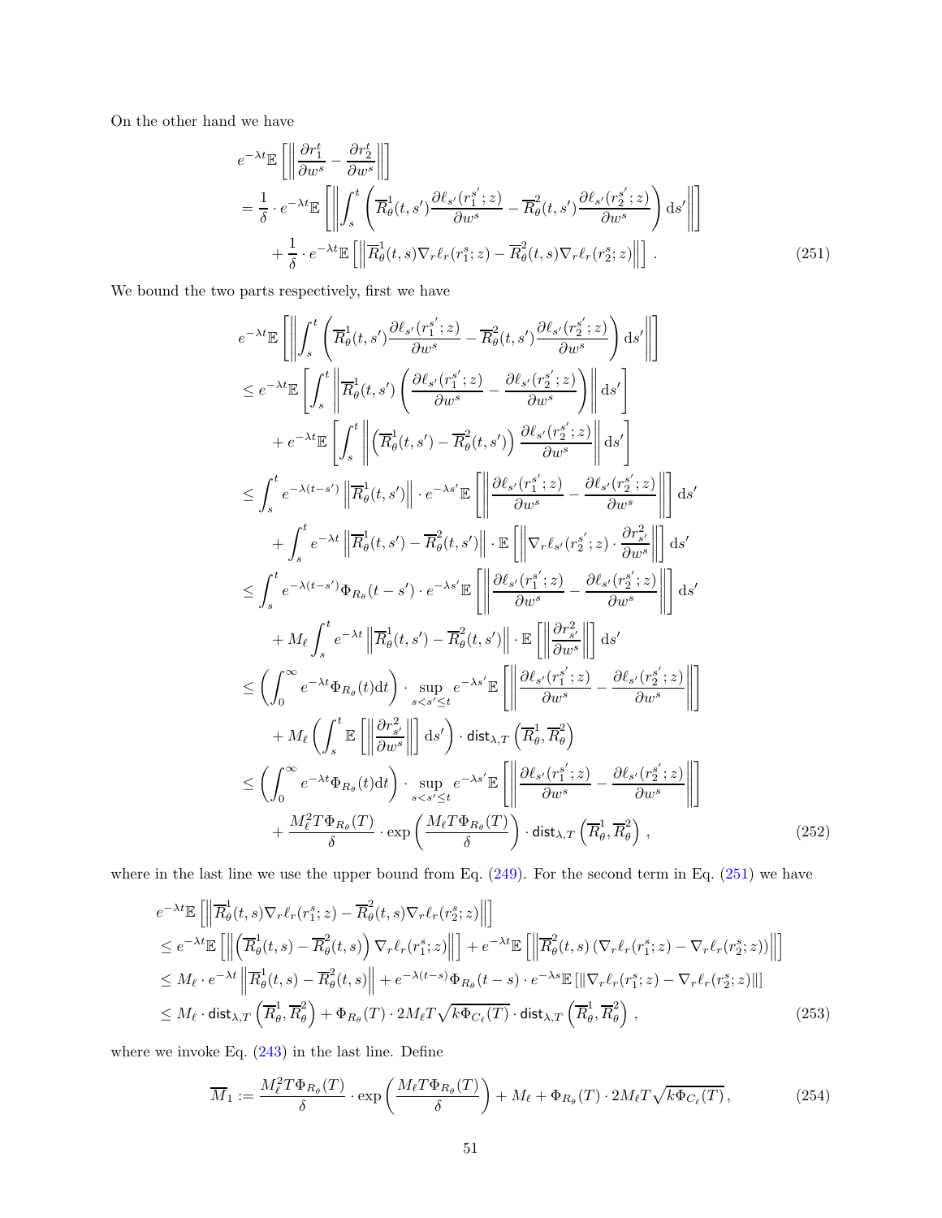On the other hand we have

$$
\begin{aligned}
& e^{-\lambda t}\mathbb{E}\left[\left\|\frac{\partial r_1^t}{\partial w^s}-\frac{\partial r_2^t}{\partial w^s}\right\|\right] \\
&= \frac{1}{\delta}\cdot e^{-\lambda t}\mathbb{E}\left[\left\|\int_s^t\left(\overline{R}_\theta^1(t,s')\frac{\partial \ell_{s'}(r_1^{s'};z)}{\partial w^s}-\overline{R}_\theta^2(t,s')\frac{\partial \ell_{s'}(r_2^{s'};z)}{\partial w^s}\right)\mathrm{d}s'\right\|\right] \\
&\quad + \frac{1}{\delta}\cdot e^{-\lambda t}\mathbb{E}\left[\left\|\overline{R}_\theta^1(t,s)\nabla_r\ell_r(r_1^s;z)-\overline{R}_\theta^2(t,s)\nabla_r\ell_r(r_2^s;z)\right\|\right]. 
\end{aligned} \tag{251}
$$

We bound the two parts respectively, first we have

$$
\begin{aligned}
& e^{-\lambda t}\mathbb{E}\left[\left\|\int_s^t\left(\overline{R}_\theta^1(t,s')\frac{\partial \ell_{s'}(r_1^{s'};z)}{\partial w^s}-\overline{R}_\theta^2(t,s')\frac{\partial \ell_{s'}(r_2^{s'};z)}{\partial w^s}\right)\mathrm{d}s'\right\|\right] \\
&\le e^{-\lambda t}\mathbb{E}\left[\int_s^t\left\|\overline{R}_\theta^1(t,s')\left(\frac{\partial \ell_{s'}(r_1^{s'};z)}{\partial w^s}-\frac{\partial \ell_{s'}(r_2^{s'};z)}{\partial w^s}\right)\right\|\mathrm{d}s'\right] \\
&\quad + e^{-\lambda t}\mathbb{E}\left[\int_s^t\left\|\left(\overline{R}_\theta^1(t,s')-\overline{R}_\theta^2(t,s')\right)\frac{\partial \ell_{s'}(r_2^{s'};z)}{\partial w^s}\right\|\mathrm{d}s'\right] \\
&\le \int_s^t e^{-\lambda(t-s')}\left\|\overline{R}_\theta^1(t,s')\right\|\cdot e^{-\lambda s'}\mathbb{E}\left[\left\|\frac{\partial \ell_{s'}(r_1^{s'};z)}{\partial w^s}-\frac{\partial \ell_{s'}(r_2^{s'};z)}{\partial w^s}\right\|\right]\mathrm{d}s' \\
&\quad + \int_s^t e^{-\lambda t}\left\|\overline{R}_\theta^1(t,s')-\overline{R}_\theta^2(t,s')\right\|\cdot\mathbb{E}\left[\left\|\nabla_r\ell_{s'}(r_2^{s'};z)\cdot\frac{\partial r_{s'}^2}{\partial w^s}\right\|\right]\mathrm{d}s' \\
&\le \int_s^t e^{-\lambda(t-s')}\Phi_{R_\theta}(t-s')\cdot e^{-\lambda s'}\mathbb{E}\left[\left\|\frac{\partial \ell_{s'}(r_1^{s'};z)}{\partial w^s}-\frac{\partial \ell_{s'}(r_2^{s'};z)}{\partial w^s}\right\|\right]\mathrm{d}s' \\
&\quad + M_\ell\int_s^t e^{-\lambda t}\left\|\overline{R}_\theta^1(t,s')-\overline{R}_\theta^2(t,s')\right\|\cdot\mathbb{E}\left[\left\|\frac{\partial r_{s'}^2}{\partial w^s}\right\|\right]\mathrm{d}s' \\
&\le \left(\int_0^\infty e^{-\lambda t}\Phi_{R_\theta}(t)\mathrm{d}t\right)\cdot\sup_{s<s'\le t}e^{-\lambda s'}\mathbb{E}\left[\left\|\frac{\partial \ell_{s'}(r_1^{s'};z)}{\partial w^s}-\frac{\partial \ell_{s'}(r_2^{s'};z)}{\partial w^s}\right\|\right] \\
&\quad + M_\ell\left(\int_s^t\mathbb{E}\left[\left\|\frac{\partial r_{s'}^2}{\partial w^s}\right\|\right]\mathrm{d}s'\right)\cdot\mathsf{dist}_{\lambda,T}\left(\overline{R}_\theta^1,\overline{R}_\theta^2\right) \\
&\le \left(\int_0^\infty e^{-\lambda t}\Phi_{R_\theta}(t)\mathrm{d}t\right)\cdot\sup_{s<s'\le t}e^{-\lambda s'}\mathbb{E}\left[\left\|\frac{\partial \ell_{s'}(r_1^{s'};z)}{\partial w^s}-\frac{\partial \ell_{s'}(r_2^{s'};z)}{\partial w^s}\right\|\right] \\
&\quad + \frac{M_\ell^2 T\Phi_{R_\theta}(T)}{\delta}\cdot\exp\left(\frac{M_\ell T\Phi_{R_\theta}(T)}{\delta}\right)\cdot\mathsf{dist}_{\lambda,T}\left(\overline{R}_\theta^1,\overline{R}_\theta^2\right),
\end{aligned} \tag{252}
$$

where in the last line we use the upper bound from Eq. (249). For the second term in Eq. (251) we have

$$
\begin{aligned}
& e^{-\lambda t}\mathbb{E}\left[\left\|\overline{R}_\theta^1(t,s)\nabla_r\ell_r(r_1^s;z)-\overline{R}_\theta^2(t,s)\nabla_r\ell_r(r_2^s;z)\right\|\right] \\
&\le e^{-\lambda t}\mathbb{E}\left[\left\|\left(\overline{R}_\theta^1(t,s)-\overline{R}_\theta^2(t,s)\right)\nabla_r\ell_r(r_1^s;z)\right\|\right]+e^{-\lambda t}\mathbb{E}\left[\left\|\overline{R}_\theta^2(t,s)\left(\nabla_r\ell_r(r_1^s;z)-\nabla_r\ell_r(r_2^s;z)\right)\right\|\right] \\
&\le M_\ell\cdot e^{-\lambda t}\left\|\overline{R}_\theta^1(t,s)-\overline{R}_\theta^2(t,s)\right\|+e^{-\lambda(t-s)}\Phi_{R_\theta}(t-s)\cdot e^{-\lambda s}\mathbb{E}\left[\left\|\nabla_r\ell_r(r_1^s;z)-\nabla_r\ell_r(r_2^s;z)\right\|\right] \\
&\le M_\ell\cdot\mathsf{dist}_{\lambda,T}\left(\overline{R}_\theta^1,\overline{R}_\theta^2\right)+\Phi_{R_\theta}(T)\cdot 2M_\ell T\sqrt{k\Phi_{C_\ell}(T)}\cdot\mathsf{dist}_{\lambda,T}\left(\overline{R}_\theta^1,\overline{R}_\theta^2\right),
\end{aligned} \tag{253}
$$

where we invoke Eq. (243) in the last line. Define

$$
\overline{M}_1 := \frac{M_\ell^2 T\Phi_{R_\theta}(T)}{\delta}\cdot\exp\left(\frac{M_\ell T\Phi_{R_\theta}(T)}{\delta}\right)+M_\ell+\Phi_{R_\theta}(T)\cdot 2M_\ell T\sqrt{k\Phi_{C_\ell}(T)}, \tag{254}
$$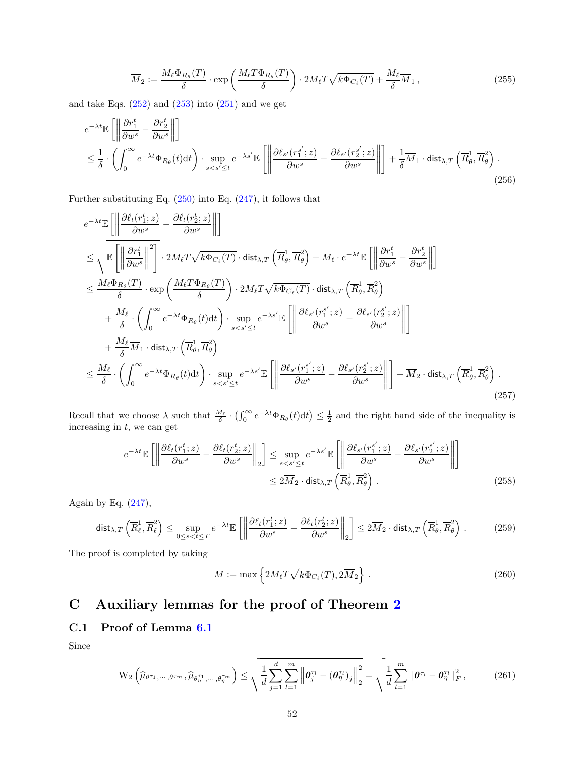$$
\overline{M}_2 := \frac{M_\ell \Phi_{R_\theta}(T)}{\delta} \cdot \exp\left(\frac{M_\ell T \Phi_{R_\theta}(T)}{\delta}\right) \cdot 2M_\ell T\sqrt{k\Phi_{C_\ell}(T)} + \frac{M_\ell}{\delta}\overline{M}_1 \,, \tag{255}
$$

and take Eqs. (252) and (253) into (251) and we get

$$
\begin{aligned}
& e^{-\lambda t}\mathbb{E}\left[\left\|\frac{\partial r_1^t}{\partial w^s} - \frac{\partial r_2^t}{\partial w^s}\right\|\right] \\
& \leq \frac{1}{\delta}\cdot\left(\int_0^\infty e^{-\lambda t}\Phi_{R_\theta}(t)\mathrm{d}t\right)\cdot \sup_{s<s'\leq t} e^{-\lambda s'}\mathbb{E}\left[\left\|\frac{\partial \ell_{s'}(r_1^{s'};z)}{\partial w^s} - \frac{\partial \ell_{s'}(r_2^{s'};z)}{\partial w^s}\right\|\right] + \frac{1}{\delta}\overline{M}_1\cdot \mathsf{dist}_{\lambda,T}\left(\overline{R}_\theta^1, \overline{R}_\theta^2\right) .
\end{aligned} \tag{256}
$$

Further substituting Eq. (250) into Eq. (247), it follows that

$$
\begin{aligned}
& e^{-\lambda t}\mathbb{E}\left[\left\|\frac{\partial \ell_t(r_1^t;z)}{\partial w^s} - \frac{\partial \ell_t(r_2^t;z)}{\partial w^s}\right\|\right] \\
& \leq \sqrt{\mathbb{E}\left[\left\|\frac{\partial r_1^t}{\partial w^s}\right\|^2\right]}\cdot 2M_\ell T\sqrt{k\Phi_{C_\ell}(T)}\cdot \mathsf{dist}_{\lambda,T}\left(\overline{R}_\theta^1, \overline{R}_\theta^2\right) + M_\ell\cdot e^{-\lambda t}\mathbb{E}\left[\left\|\frac{\partial r_1^t}{\partial w^s} - \frac{\partial r_2^t}{\partial w^s}\right\|\right] \\
& \leq \frac{M_\ell \Phi_{R_\theta}(T)}{\delta}\cdot \exp\left(\frac{M_\ell T\Phi_{R_\theta}(T)}{\delta}\right)\cdot 2M_\ell T\sqrt{k\Phi_{C_\ell}(T)}\cdot \mathsf{dist}_{\lambda,T}\left(\overline{R}_\theta^1, \overline{R}_\theta^2\right) \\
& \quad + \frac{M_\ell}{\delta}\cdot\left(\int_0^\infty e^{-\lambda t}\Phi_{R_\theta}(t)\mathrm{d}t\right)\cdot \sup_{s<s'\leq t} e^{-\lambda s'}\mathbb{E}\left[\left\|\frac{\partial \ell_{s'}(r_1^{s'};z)}{\partial w^s} - \frac{\partial \ell_{s'}(r_2^{s'};z)}{\partial w^s}\right\|\right] \\
& \quad + \frac{M_\ell}{\delta}\overline{M}_1\cdot \mathsf{dist}_{\lambda,T}\left(\overline{R}_\theta^1, \overline{R}_\theta^2\right) \\
& \leq \frac{M_\ell}{\delta}\cdot\left(\int_0^\infty e^{-\lambda t}\Phi_{R_\theta}(t)\mathrm{d}t\right)\cdot \sup_{s<s'\leq t} e^{-\lambda s'}\mathbb{E}\left[\left\|\frac{\partial \ell_{s'}(r_1^{s'};z)}{\partial w^s} - \frac{\partial \ell_{s'}(r_2^{s'};z)}{\partial w^s}\right\|\right] + \overline{M}_2\cdot \mathsf{dist}_{\lambda,T}\left(\overline{R}_\theta^1, \overline{R}_\theta^2\right) .
\end{aligned} \tag{257}
$$

Recall that we choose $\lambda$ such that $\frac{M_\ell}{\delta}\cdot\left(\int_0^\infty e^{-\lambda t}\Phi_{R_\theta}(t)\mathrm{d}t\right) \leq \frac{1}{2}$ and the right hand side of the inequality is increasing in $t$, we can get

$$
\begin{aligned}
e^{-\lambda t}\mathbb{E}\left[\left\|\frac{\partial \ell_t(r_1^t;z)}{\partial w^s} - \frac{\partial \ell_t(r_2^t;z)}{\partial w^s}\right\|_2\right] & \leq \sup_{s<s'\leq t} e^{-\lambda s'}\mathbb{E}\left[\left\|\frac{\partial \ell_{s'}(r_1^{s'};z)}{\partial w^s} - \frac{\partial \ell_{s'}(r_2^{s'};z)}{\partial w^s}\right\|\right] \\
& \leq 2\overline{M}_2\cdot \mathsf{dist}_{\lambda,T}\left(\overline{R}_\theta^1, \overline{R}_\theta^2\right) .
\end{aligned} \tag{258}
$$

Again by Eq. (247),

$$
\mathsf{dist}_{\lambda,T}\left(\overline{R}_\ell^1, \overline{R}_\ell^2\right) \leq \sup_{0\leq s<t\leq T} e^{-\lambda t}\mathbb{E}\left[\left\|\frac{\partial \ell_t(r_1^t;z)}{\partial w^s} - \frac{\partial \ell_t(r_2^t;z)}{\partial w^s}\right\|_2\right] \leq 2\overline{M}_2\cdot \mathsf{dist}_{\lambda,T}\left(\overline{R}_\theta^1, \overline{R}_\theta^2\right) . \tag{259}
$$

The proof is completed by taking

$$
M := \max\left\{2M_\ell T\sqrt{k\Phi_{C_\ell}(T)}, 2\overline{M}_2\right\} . \tag{260}
$$

# C Auxiliary lemmas for the proof of Theorem 2

## C.1 Proof of Lemma 6.1

Since

$$
\mathrm{W}_2\left(\widehat{\mu}_{\theta^{\tau_1},\cdots,\theta^{\tau_m}}, \widehat{\mu}_{\theta_\eta^{\tau_1},\cdots,\theta_\eta^{\tau_m}}\right) \leq \sqrt{\frac{1}{d}\sum_{j=1}^{d}\sum_{l=1}^{m}\left\|\boldsymbol{\theta}_j^{\tau_l} - (\boldsymbol{\theta}_\eta^{\tau_l})_j\right\|_2^2} = \sqrt{\frac{1}{d}\sum_{l=1}^{m}\left\|\boldsymbol{\theta}^{\tau_l} - \boldsymbol{\theta}_\eta^{\tau_l}\right\|_F^2} \,, \tag{261}
$$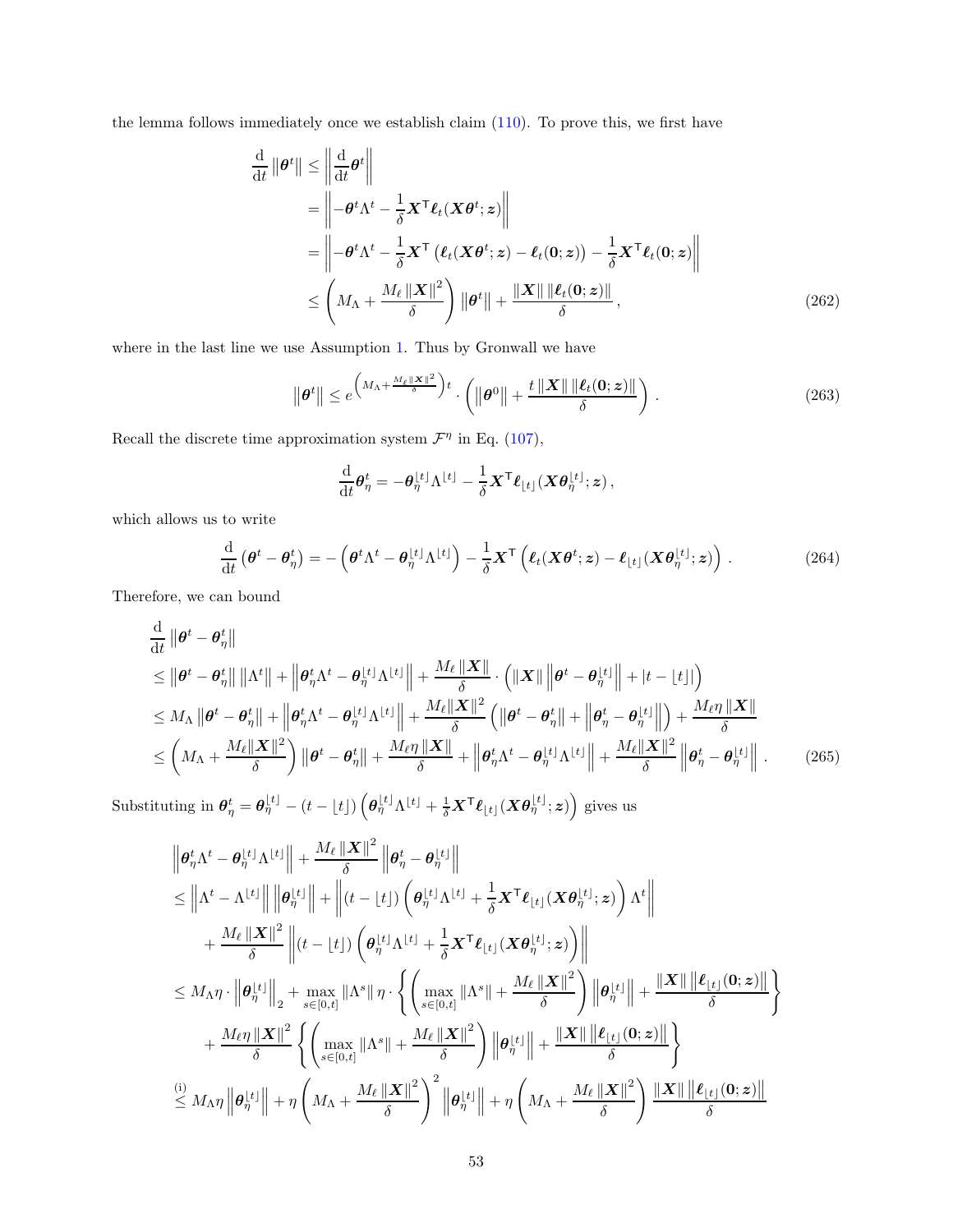the lemma follows immediately once we establish claim (110). To prove this, we first have

$$
\begin{aligned}
\frac{\mathrm{d}}{\mathrm{d}t}\left\|\boldsymbol{\theta}^t\right\| &\le \left\|\frac{\mathrm{d}}{\mathrm{d}t}\boldsymbol{\theta}^t\right\| \\
&= \left\|-\boldsymbol{\theta}^t\Lambda^t - \frac{1}{\delta}\boldsymbol{X}^\mathsf{T}\boldsymbol{\ell}_t(\boldsymbol{X}\boldsymbol{\theta}^t;\boldsymbol{z})\right\| \\
&= \left\|-\boldsymbol{\theta}^t\Lambda^t - \frac{1}{\delta}\boldsymbol{X}^\mathsf{T}\left(\boldsymbol{\ell}_t(\boldsymbol{X}\boldsymbol{\theta}^t;\boldsymbol{z}) - \boldsymbol{\ell}_t(\boldsymbol{0};\boldsymbol{z})\right) - \frac{1}{\delta}\boldsymbol{X}^\mathsf{T}\boldsymbol{\ell}_t(\boldsymbol{0};\boldsymbol{z})\right\| \\
&\le \left(M_\Lambda + \frac{M_\ell\left\|\boldsymbol{X}\right\|^2}{\delta}\right)\left\|\boldsymbol{\theta}^t\right\| + \frac{\left\|\boldsymbol{X}\right\|\left\|\boldsymbol{\ell}_t(\boldsymbol{0};\boldsymbol{z})\right\|}{\delta}\,, \qquad (262)
\end{aligned}
$$

where in the last line we use Assumption 1. Thus by Gronwall we have

$$
\left\|\boldsymbol{\theta}^t\right\| \le e^{\left(M_\Lambda + \frac{M_\ell\|\boldsymbol{X}\|^2}{\delta}\right)t}\cdot\left(\left\|\boldsymbol{\theta}^0\right\| + \frac{t\left\|\boldsymbol{X}\right\|\left\|\boldsymbol{\ell}_t(\boldsymbol{0};\boldsymbol{z})\right\|}{\delta}\right)\,. \qquad (263)
$$

Recall the discrete time approximation system $\mathcal{F}^\eta$ in Eq. (107),

$$
\frac{\mathrm{d}}{\mathrm{d}t}\boldsymbol{\theta}_\eta^t = -\boldsymbol{\theta}_\eta^{\lfloor t\rfloor}\Lambda^{\lfloor t\rfloor} - \frac{1}{\delta}\boldsymbol{X}^\mathsf{T}\boldsymbol{\ell}_{\lfloor t\rfloor}(\boldsymbol{X}\boldsymbol{\theta}_\eta^{\lfloor t\rfloor};\boldsymbol{z})\,,
$$

which allows us to write

$$
\frac{\mathrm{d}}{\mathrm{d}t}\left(\boldsymbol{\theta}^t - \boldsymbol{\theta}_\eta^t\right) = -\left(\boldsymbol{\theta}^t\Lambda^t - \boldsymbol{\theta}_\eta^{\lfloor t\rfloor}\Lambda^{\lfloor t\rfloor}\right) - \frac{1}{\delta}\boldsymbol{X}^\mathsf{T}\left(\boldsymbol{\ell}_t(\boldsymbol{X}\boldsymbol{\theta}^t;\boldsymbol{z}) - \boldsymbol{\ell}_{\lfloor t\rfloor}(\boldsymbol{X}\boldsymbol{\theta}_\eta^{\lfloor t\rfloor};\boldsymbol{z})\right)\,. \qquad (264)
$$

Therefore, we can bound

$$
\begin{aligned}
&\frac{\mathrm{d}}{\mathrm{d}t}\left\|\boldsymbol{\theta}^t - \boldsymbol{\theta}_\eta^t\right\| \\
&\le \left\|\boldsymbol{\theta}^t - \boldsymbol{\theta}_\eta^t\right\|\left\|\Lambda^t\right\| + \left\|\boldsymbol{\theta}_\eta^t\Lambda^t - \boldsymbol{\theta}_\eta^{\lfloor t\rfloor}\Lambda^{\lfloor t\rfloor}\right\| + \frac{M_\ell\left\|\boldsymbol{X}\right\|}{\delta}\cdot\left(\left\|\boldsymbol{X}\right\|\left\|\boldsymbol{\theta}^t - \boldsymbol{\theta}_\eta^{\lfloor t\rfloor}\right\| + \left|t - \lfloor t\rfloor\right|\right) \\
&\le M_\Lambda\left\|\boldsymbol{\theta}^t - \boldsymbol{\theta}_\eta^t\right\| + \left\|\boldsymbol{\theta}_\eta^t\Lambda^t - \boldsymbol{\theta}_\eta^{\lfloor t\rfloor}\Lambda^{\lfloor t\rfloor}\right\| + \frac{M_\ell\|\boldsymbol{X}\|^2}{\delta}\left(\left\|\boldsymbol{\theta}^t - \boldsymbol{\theta}_\eta^t\right\| + \left\|\boldsymbol{\theta}_\eta^t - \boldsymbol{\theta}_\eta^{\lfloor t\rfloor}\right\|\right) + \frac{M_\ell\eta\left\|\boldsymbol{X}\right\|}{\delta} \\
&\le \left(M_\Lambda + \frac{M_\ell\|\boldsymbol{X}\|^2}{\delta}\right)\left\|\boldsymbol{\theta}^t - \boldsymbol{\theta}_\eta^t\right\| + \frac{M_\ell\eta\left\|\boldsymbol{X}\right\|}{\delta} + \left\|\boldsymbol{\theta}_\eta^t\Lambda^t - \boldsymbol{\theta}_\eta^{\lfloor t\rfloor}\Lambda^{\lfloor t\rfloor}\right\| + \frac{M_\ell\|\boldsymbol{X}\|^2}{\delta}\left\|\boldsymbol{\theta}_\eta^t - \boldsymbol{\theta}_\eta^{\lfloor t\rfloor}\right\|\,. \qquad (265)
\end{aligned}
$$

Substituting in $\boldsymbol{\theta}_\eta^t = \boldsymbol{\theta}_\eta^{\lfloor t\rfloor} - (t - \lfloor t\rfloor)\left(\boldsymbol{\theta}_\eta^{\lfloor t\rfloor}\Lambda^{\lfloor t\rfloor} + \frac{1}{\delta}\boldsymbol{X}^\mathsf{T}\boldsymbol{\ell}_{\lfloor t\rfloor}(\boldsymbol{X}\boldsymbol{\theta}_\eta^{\lfloor t\rfloor};\boldsymbol{z})\right)$ gives us

$$
\begin{aligned}
&\left\|\boldsymbol{\theta}_\eta^t\Lambda^t - \boldsymbol{\theta}_\eta^{\lfloor t\rfloor}\Lambda^{\lfloor t\rfloor}\right\| + \frac{M_\ell\left\|\boldsymbol{X}\right\|^2}{\delta}\left\|\boldsymbol{\theta}_\eta^t - \boldsymbol{\theta}_\eta^{\lfloor t\rfloor}\right\| \\
&\le \left\|\Lambda^t - \Lambda^{\lfloor t\rfloor}\right\|\left\|\boldsymbol{\theta}_\eta^{\lfloor t\rfloor}\right\| + \left\|(t - \lfloor t\rfloor)\left(\boldsymbol{\theta}_\eta^{\lfloor t\rfloor}\Lambda^{\lfloor t\rfloor} + \frac{1}{\delta}\boldsymbol{X}^\mathsf{T}\boldsymbol{\ell}_{\lfloor t\rfloor}(\boldsymbol{X}\boldsymbol{\theta}_\eta^{\lfloor t\rfloor};\boldsymbol{z})\right)\Lambda^t\right\| \\
&\quad + \frac{M_\ell\left\|\boldsymbol{X}\right\|^2}{\delta}\left\|(t - \lfloor t\rfloor)\left(\boldsymbol{\theta}_\eta^{\lfloor t\rfloor}\Lambda^{\lfloor t\rfloor} + \frac{1}{\delta}\boldsymbol{X}^\mathsf{T}\boldsymbol{\ell}_{\lfloor t\rfloor}(\boldsymbol{X}\boldsymbol{\theta}_\eta^{\lfloor t\rfloor};\boldsymbol{z})\right)\right\| \\
&\le M_\Lambda\eta\cdot\left\|\boldsymbol{\theta}_\eta^{\lfloor t\rfloor}\right\|_2 + \max_{s\in[0,t]}\left\|\Lambda^s\right\|\eta\cdot\left\{\left(\max_{s\in[0,t]}\left\|\Lambda^s\right\| + \frac{M_\ell\left\|\boldsymbol{X}\right\|^2}{\delta}\right)\left\|\boldsymbol{\theta}_\eta^{\lfloor t\rfloor}\right\| + \frac{\left\|\boldsymbol{X}\right\|\left\|\boldsymbol{\ell}_{\lfloor t\rfloor}(\boldsymbol{0};\boldsymbol{z})\right\|}{\delta}\right\} \\
&\quad + \frac{M_\ell\eta\left\|\boldsymbol{X}\right\|^2}{\delta}\left\{\left(\max_{s\in[0,t]}\left\|\Lambda^s\right\| + \frac{M_\ell\left\|\boldsymbol{X}\right\|^2}{\delta}\right)\left\|\boldsymbol{\theta}_\eta^{\lfloor t\rfloor}\right\| + \frac{\left\|\boldsymbol{X}\right\|\left\|\boldsymbol{\ell}_{\lfloor t\rfloor}(\boldsymbol{0};\boldsymbol{z})\right\|}{\delta}\right\} \\
&\overset{\text{(i)}}{\le} M_\Lambda\eta\left\|\boldsymbol{\theta}_\eta^{\lfloor t\rfloor}\right\| + \eta\left(M_\Lambda + \frac{M_\ell\left\|\boldsymbol{X}\right\|^2}{\delta}\right)^2\left\|\boldsymbol{\theta}_\eta^{\lfloor t\rfloor}\right\| + \eta\left(M_\Lambda + \frac{M_\ell\left\|\boldsymbol{X}\right\|^2}{\delta}\right)\frac{\left\|\boldsymbol{X}\right\|\left\|\boldsymbol{\ell}_{\lfloor t\rfloor}(\boldsymbol{0};\boldsymbol{z})\right\|}{\delta}
\end{aligned}
$$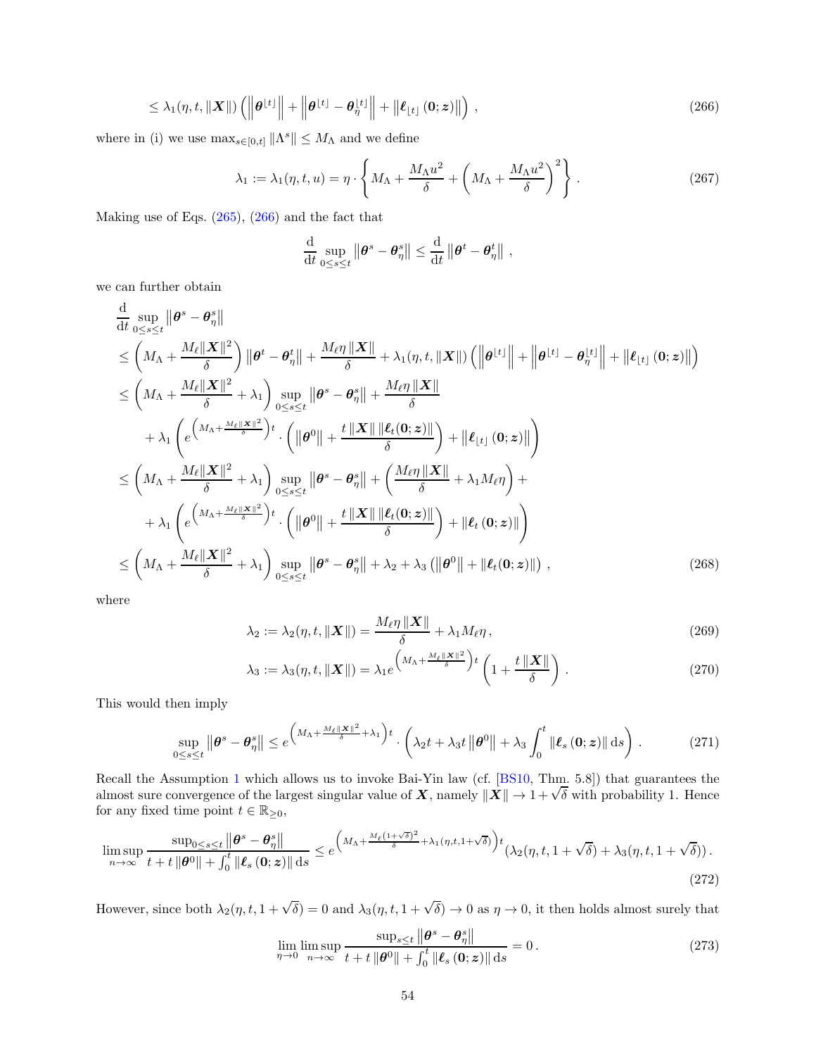$$\leq \lambda_1(\eta, t, \|\boldsymbol{X}\|) \left( \left\|\boldsymbol{\theta}^{\lfloor t \rfloor}\right\| + \left\|\boldsymbol{\theta}^{\lfloor t \rfloor} - \boldsymbol{\theta}_\eta^{\lfloor t \rfloor}\right\| + \left\|\boldsymbol{\ell}_{\lfloor t \rfloor}(\mathbf{0}; \boldsymbol{z})\right\| \right), \tag{266}$$

where in (i) we use $\max_{s\in[0,t]} \|\Lambda^s\| \leq M_\Lambda$ and we define

$$\lambda_1 := \lambda_1(\eta, t, u) = \eta \cdot \left\{ M_\Lambda + \frac{M_\Lambda u^2}{\delta} + \left( M_\Lambda + \frac{M_\Lambda u^2}{\delta} \right)^2 \right\}. \tag{267}$$

Making use of Eqs. (265), (266) and the fact that

$$\frac{\mathrm{d}}{\mathrm{d}t} \sup_{0\leq s\leq t} \left\|\boldsymbol{\theta}^s - \boldsymbol{\theta}_\eta^s\right\| \leq \frac{\mathrm{d}}{\mathrm{d}t} \left\|\boldsymbol{\theta}^t - \boldsymbol{\theta}_\eta^t\right\|,$$

we can further obtain

$$\begin{aligned}
&\frac{\mathrm{d}}{\mathrm{d}t} \sup_{0\leq s\leq t} \left\|\boldsymbol{\theta}^s - \boldsymbol{\theta}_\eta^s\right\| \\
&\leq \left( M_\Lambda + \frac{M_\ell \|\boldsymbol{X}\|^2}{\delta} \right) \left\|\boldsymbol{\theta}^t - \boldsymbol{\theta}_\eta^t\right\| + \frac{M_\ell \eta \|\boldsymbol{X}\|}{\delta} + \lambda_1(\eta, t, \|\boldsymbol{X}\|) \left( \left\|\boldsymbol{\theta}^{\lfloor t \rfloor}\right\| + \left\|\boldsymbol{\theta}^{\lfloor t \rfloor} - \boldsymbol{\theta}_\eta^{\lfloor t \rfloor}\right\| + \left\|\boldsymbol{\ell}_{\lfloor t \rfloor}(\mathbf{0}; \boldsymbol{z})\right\| \right) \\
&\leq \left( M_\Lambda + \frac{M_\ell \|\boldsymbol{X}\|^2}{\delta} + \lambda_1 \right) \sup_{0\leq s\leq t} \left\|\boldsymbol{\theta}^s - \boldsymbol{\theta}_\eta^s\right\| + \frac{M_\ell \eta \|\boldsymbol{X}\|}{\delta} \\
&\quad + \lambda_1 \left( e^{\left( M_\Lambda + \frac{M_\ell \|\boldsymbol{X}\|^2}{\delta} \right) t} \cdot \left( \left\|\boldsymbol{\theta}^0\right\| + \frac{t \|\boldsymbol{X}\| \|\boldsymbol{\ell}_t(\mathbf{0}; \boldsymbol{z})\|}{\delta} \right) + \left\|\boldsymbol{\ell}_{\lfloor t \rfloor}(\mathbf{0}; \boldsymbol{z})\right\| \right) \\
&\leq \left( M_\Lambda + \frac{M_\ell \|\boldsymbol{X}\|^2}{\delta} + \lambda_1 \right) \sup_{0\leq s\leq t} \left\|\boldsymbol{\theta}^s - \boldsymbol{\theta}_\eta^s\right\| + \left( \frac{M_\ell \eta \|\boldsymbol{X}\|}{\delta} + \lambda_1 M_\ell \eta \right) + \\
&\quad + \lambda_1 \left( e^{\left( M_\Lambda + \frac{M_\ell \|\boldsymbol{X}\|^2}{\delta} \right) t} \cdot \left( \left\|\boldsymbol{\theta}^0\right\| + \frac{t \|\boldsymbol{X}\| \|\boldsymbol{\ell}_t(\mathbf{0}; \boldsymbol{z})\|}{\delta} \right) + \left\|\boldsymbol{\ell}_t(\mathbf{0}; \boldsymbol{z})\right\| \right) \\
&\leq \left( M_\Lambda + \frac{M_\ell \|\boldsymbol{X}\|^2}{\delta} + \lambda_1 \right) \sup_{0\leq s\leq t} \left\|\boldsymbol{\theta}^s - \boldsymbol{\theta}_\eta^s\right\| + \lambda_2 + \lambda_3 \left( \left\|\boldsymbol{\theta}^0\right\| + \|\boldsymbol{\ell}_t(\mathbf{0}; \boldsymbol{z})\| \right),
\end{aligned} \tag{268}$$

where

$$\lambda_2 := \lambda_2(\eta, t, \|\boldsymbol{X}\|) = \frac{M_\ell \eta \|\boldsymbol{X}\|}{\delta} + \lambda_1 M_\ell \eta, \tag{269}$$

$$\lambda_3 := \lambda_3(\eta, t, \|\boldsymbol{X}\|) = \lambda_1 e^{\left( M_\Lambda + \frac{M_\ell \|\boldsymbol{X}\|^2}{\delta} \right) t} \left( 1 + \frac{t \|\boldsymbol{X}\|}{\delta} \right). \tag{270}$$

This would then imply

$$\sup_{0\leq s\leq t} \left\|\boldsymbol{\theta}^s - \boldsymbol{\theta}_\eta^s\right\| \leq e^{\left( M_\Lambda + \frac{M_\ell \|\boldsymbol{X}\|^2}{\delta} + \lambda_1 \right) t} \cdot \left( \lambda_2 t + \lambda_3 t \left\|\boldsymbol{\theta}^0\right\| + \lambda_3 \int_0^t \|\boldsymbol{\ell}_s(\mathbf{0}; \boldsymbol{z})\| \,\mathrm{d}s \right). \tag{271}$$

Recall the Assumption 1 which allows us to invoke Bai-Yin law (cf. [BS10, Thm. 5.8]) that guarantees the almost sure convergence of the largest singular value of $\boldsymbol{X}$, namely $\|\boldsymbol{X}\| \to 1 + \sqrt{\delta}$ with probability 1. Hence for any fixed time point $t \in \mathbb{R}_{\geq 0}$,

$$\limsup_{n\to\infty} \frac{\sup_{0\leq s\leq t} \left\|\boldsymbol{\theta}^s - \boldsymbol{\theta}_\eta^s\right\|}{t + t\left\|\boldsymbol{\theta}^0\right\| + \int_0^t \|\boldsymbol{\ell}_s(\mathbf{0}; \boldsymbol{z})\| \,\mathrm{d}s} \leq e^{\left( M_\Lambda + \frac{M_\ell (1+\sqrt{\delta})^2}{\delta} + \lambda_1(\eta, t, 1+\sqrt{\delta}) \right) t} (\lambda_2(\eta, t, 1+\sqrt{\delta}) + \lambda_3(\eta, t, 1+\sqrt{\delta})). \tag{272}$$

However, since both $\lambda_2(\eta, t, 1+\sqrt{\delta}) = 0$ and $\lambda_3(\eta, t, 1+\sqrt{\delta}) \to 0$ as $\eta \to 0$, it then holds almost surely that

$$\lim_{\eta\to 0} \limsup_{n\to\infty} \frac{\sup_{s\leq t} \left\|\boldsymbol{\theta}^s - \boldsymbol{\theta}_\eta^s\right\|}{t + t\left\|\boldsymbol{\theta}^0\right\| + \int_0^t \|\boldsymbol{\ell}_s(\mathbf{0}; \boldsymbol{z})\| \,\mathrm{d}s} = 0. \tag{273}$$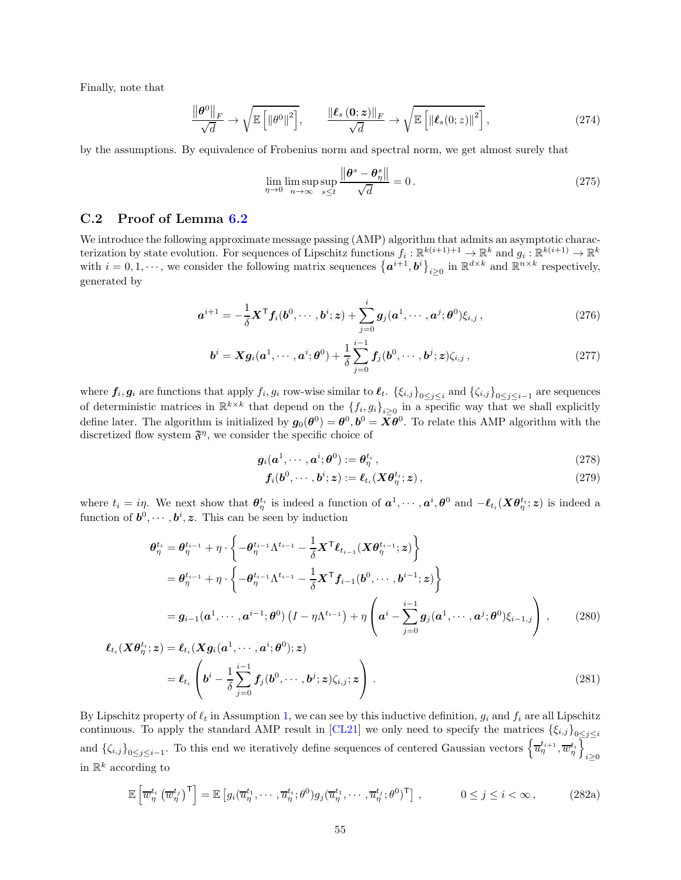Finally, note that

$$
\frac{\|\boldsymbol{\theta}^0\|_F}{\sqrt{d}} \to \sqrt{\mathbb{E}\left[\|\theta^0\|^2\right]}, \qquad \frac{\|\boldsymbol{\ell}_s(\mathbf{0};\boldsymbol{z})\|_F}{\sqrt{d}} \to \sqrt{\mathbb{E}\left[\|\boldsymbol{\ell}_s(0;z)\|^2\right]}, \tag{274}
$$

by the assumptions. By equivalence of Frobenius norm and spectral norm, we get almost surely that

$$
\lim_{\eta\to 0}\limsup_{n\to\infty}\sup_{s\le t}\frac{\|\boldsymbol{\theta}^s-\boldsymbol{\theta}^s_\eta\|}{\sqrt{d}} = 0\,. \tag{275}
$$

## C.2 Proof of Lemma 6.2

We introduce the following approximate message passing (AMP) algorithm that admits an asymptotic characterization by state evolution. For sequences of Lipschitz functions $f_i : \mathbb{R}^{k(i+1)+1} \to \mathbb{R}^k$ and $g_i : \mathbb{R}^{k(i+1)} \to \mathbb{R}^k$ with $i = 0, 1, \cdots$, we consider the following matrix sequences $\left\{\boldsymbol{a}^{i+1}, \boldsymbol{b}^i\right\}_{i\ge 0}$ in $\mathbb{R}^{d\times k}$ and $\mathbb{R}^{n\times k}$ respectively, generated by

$$
\boldsymbol{a}^{i+1} = -\frac{1}{\delta}\boldsymbol{X}^\mathsf{T}\boldsymbol{f}_i(\boldsymbol{b}^0,\cdots,\boldsymbol{b}^i;\boldsymbol{z}) + \sum_{j=0}^{i}\boldsymbol{g}_j(\boldsymbol{a}^1,\cdots,\boldsymbol{a}^j;\boldsymbol{\theta}^0)\xi_{i,j}\,, \tag{276}
$$

$$
\boldsymbol{b}^i = \boldsymbol{X}\boldsymbol{g}_i(\boldsymbol{a}^1,\cdots,\boldsymbol{a}^i;\boldsymbol{\theta}^0) + \frac{1}{\delta}\sum_{j=0}^{i-1}\boldsymbol{f}_j(\boldsymbol{b}^0,\cdots,\boldsymbol{b}^j;\boldsymbol{z})\zeta_{i,j}\,, \tag{277}
$$

where $\boldsymbol{f}_i, \boldsymbol{g}_i$ are functions that apply $f_i, g_i$ row-wise similar to $\boldsymbol{\ell}_t$. $\{\xi_{i,j}\}_{0\le j\le i}$ and $\{\zeta_{i,j}\}_{0\le j\le i-1}$ are sequences of deterministic matrices in $\mathbb{R}^{k\times k}$ that depend on the $\{f_i, g_i\}_{i\ge 0}$ in a specific way that we shall explicitly define later. The algorithm is initialized by $\boldsymbol{g}_0(\boldsymbol{\theta}^0) = \boldsymbol{\theta}^0, \boldsymbol{b}^0 = \boldsymbol{X}\boldsymbol{\theta}^0$. To relate this AMP algorithm with the discretized flow system $\mathfrak{F}^\eta$, we consider the specific choice of

$$
\boldsymbol{g}_i(\boldsymbol{a}^1,\cdots,\boldsymbol{a}^i;\boldsymbol{\theta}^0) := \boldsymbol{\theta}_\eta^{t_i}\,, \tag{278}
$$

$$
\boldsymbol{f}_i(\boldsymbol{b}^0,\cdots,\boldsymbol{b}^i;\boldsymbol{z}) := \boldsymbol{\ell}_{t_i}(\boldsymbol{X}\boldsymbol{\theta}_\eta^{t_i};\boldsymbol{z})\,, \tag{279}
$$

where $t_i = i\eta$. We next show that $\boldsymbol{\theta}_\eta^{t_i}$ is indeed a function of $\boldsymbol{a}^1,\cdots,\boldsymbol{a}^i,\boldsymbol{\theta}^0$ and $-\boldsymbol{\ell}_{t_i}(\boldsymbol{X}\boldsymbol{\theta}_\eta^{t_i};\boldsymbol{z})$ is indeed a function of $\boldsymbol{b}^0,\cdots,\boldsymbol{b}^i,\boldsymbol{z}$. This can be seen by induction

$$
\begin{aligned}
\boldsymbol{\theta}_\eta^{t_i} &= \boldsymbol{\theta}_\eta^{t_{i-1}} + \eta\cdot\left\{-\boldsymbol{\theta}_\eta^{t_{i-1}}\Lambda^{t_{i-1}} - \frac{1}{\delta}\boldsymbol{X}^\mathsf{T}\boldsymbol{\ell}_{t_{i-1}}(\boldsymbol{X}\boldsymbol{\theta}_\eta^{t_{i-1}};\boldsymbol{z})\right\}\\
&= \boldsymbol{\theta}_\eta^{t_{i-1}} + \eta\cdot\left\{-\boldsymbol{\theta}_\eta^{t_{i-1}}\Lambda^{t_{i-1}} - \frac{1}{\delta}\boldsymbol{X}^\mathsf{T}\boldsymbol{f}_{i-1}(\boldsymbol{b}^0,\cdots,\boldsymbol{b}^{i-1};\boldsymbol{z})\right\}\\
&= \boldsymbol{g}_{i-1}(\boldsymbol{a}^1,\cdots,\boldsymbol{a}^{i-1};\boldsymbol{\theta}^0)\left(I-\eta\Lambda^{t_{i-1}}\right) + \eta\left(\boldsymbol{a}^i - \sum_{j=0}^{i-1}\boldsymbol{g}_j(\boldsymbol{a}^1,\cdots,\boldsymbol{a}^j;\boldsymbol{\theta}^0)\xi_{i-1,j}\right)\,,
\end{aligned} \tag{280}
$$

$$
\begin{aligned}
\boldsymbol{\ell}_{t_i}(\boldsymbol{X}\boldsymbol{\theta}_\eta^{t_i};\boldsymbol{z}) &= \boldsymbol{\ell}_{t_i}(\boldsymbol{X}\boldsymbol{g}_i(\boldsymbol{a}^1,\cdots,\boldsymbol{a}^i;\boldsymbol{\theta}^0);\boldsymbol{z})\\
&= \boldsymbol{\ell}_{t_i}\left(\boldsymbol{b}^i - \frac{1}{\delta}\sum_{j=0}^{i-1}\boldsymbol{f}_j(\boldsymbol{b}^0,\cdots,\boldsymbol{b}^j;\boldsymbol{z})\zeta_{i,j};\boldsymbol{z}\right)\,.
\end{aligned} \tag{281}
$$

By Lipschitz property of $\ell_t$ in Assumption 1, we can see by this inductive definition, $g_i$ and $f_i$ are all Lipschitz continuous. To apply the standard AMP result in [CL21] we only need to specify the matrices $\{\xi_{i,j}\}_{0\le j\le i}$ and $\{\zeta_{i,j}\}_{0\le j\le i-1}$. To this end we iteratively define sequences of centered Gaussian vectors $\left\{\overline{u}_\eta^{t_{i+1}}, \overline{w}_\eta^{t_i}\right\}_{i\ge 0}$ in $\mathbb{R}^k$ according to

$$
\mathbb{E}\left[\overline{w}_\eta^{t_i}\left(\overline{w}_\eta^{t_j}\right)^\mathsf{T}\right] = \mathbb{E}\left[g_i(\overline{u}_\eta^{t_1},\cdots,\overline{u}_\eta^{t_i};\theta^0)g_j(\overline{u}_\eta^{t_1},\cdots,\overline{u}_\eta^{t_j};\theta^0)^\mathsf{T}\right]\,, \qquad 0\le j\le i<\infty\,, \tag{282a}
$$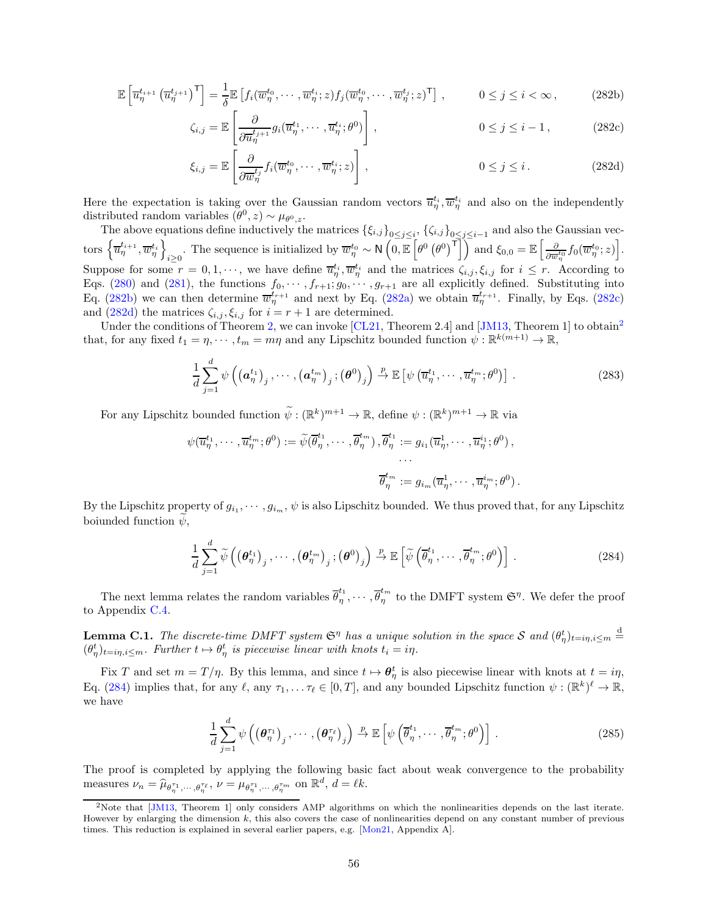$$\mathbb{E}\left[\overline{u}_\eta^{t_{i+1}}\left(\overline{u}_\eta^{t_{j+1}}\right)^{\mathsf{T}}\right] = \frac{1}{\delta}\mathbb{E}\left[f_i(\overline{w}_\eta^{t_0}, \cdots, \overline{w}_\eta^{t_i}; z) f_j(\overline{w}_\eta^{t_0}, \cdots, \overline{w}_\eta^{t_j}; z)^{\mathsf{T}}\right], \qquad 0 \le j \le i < \infty, \tag{282b}$$

$$\zeta_{i,j} = \mathbb{E}\left[\frac{\partial}{\partial \overline{u}_\eta^{t_{j+1}}} g_i(\overline{u}_\eta^{t_1}, \cdots, \overline{u}_\eta^{t_i}; \theta^0)\right], \qquad 0 \le j \le i-1, \tag{282c}$$

$$\xi_{i,j} = \mathbb{E}\left[\frac{\partial}{\partial \overline{w}_\eta^{t_j}} f_i(\overline{w}_\eta^{t_0}, \cdots, \overline{w}_\eta^{t_i}; z)\right], \qquad 0 \le j \le i. \tag{282d}$$

Here the expectation is taking over the Gaussian random vectors $\overline{u}_\eta^{t_i}, \overline{w}_\eta^{t_i}$ and also on the independently distributed random variables $(\theta^0, z) \sim \mu_{\theta^0, z}$.

The above equations define inductively the matrices $\{\xi_{i,j}\}_{0 \le j \le i}$, $\{\zeta_{i,j}\}_{0 \le j \le i-1}$ and also the Gaussian vectors $\left\{\overline{u}_\eta^{t_{i+1}}, \overline{w}_\eta^{t_i}\right\}_{i \ge 0}$. The sequence is initialized by $\overline{w}_\eta^{t_0} \sim \mathsf{N}\left(0, \mathbb{E}\left[\theta^0 \left(\theta^0\right)^{\mathsf{T}}\right]\right)$ and $\xi_{0,0} = \mathbb{E}\left[\frac{\partial}{\partial \overline{w}_\eta^{t_0}} f_0(\overline{w}_\eta^{t_0}; z)\right]$. Suppose for some $r = 0, 1, \cdots$, we have define $\overline{u}_\eta^{t_i}, \overline{w}_\eta^{t_i}$ and the matrices $\zeta_{i,j}, \xi_{i,j}$ for $i \le r$. According to Eqs. (280) and (281), the functions $f_0, \cdots, f_{r+1}; g_0, \cdots, g_{r+1}$ are all explicitly defined. Substituting into Eq. (282b) we can then determine $\overline{w}_\eta^{t_{r+1}}$ and next by Eq. (282a) we obtain $\overline{u}_\eta^{t_{r+1}}$. Finally, by Eqs. (282c) and (282d) the matrices $\zeta_{i,j}, \xi_{i,j}$ for $i = r+1$ are determined.

Under the conditions of Theorem 2, we can invoke [CL21, Theorem 2.4] and [JM13, Theorem 1] to obtain[2] that, for any fixed $t_1 = \eta, \cdots, t_m = m\eta$ and any Lipschitz bounded function $\psi : \mathbb{R}^{k(m+1)} \to \mathbb{R}$,

$$\frac{1}{d}\sum_{j=1}^{d} \psi\left(\left(\boldsymbol{a}_\eta^{t_1}\right)_j, \cdots, \left(\boldsymbol{a}_\eta^{t_m}\right)_j; \left(\boldsymbol{\theta}^0\right)_j\right) \xrightarrow{p} \mathbb{E}\left[\psi\left(\overline{u}_\eta^{t_1}, \cdots, \overline{u}_\eta^{t_m}; \theta^0\right)\right]. \tag{283}$$

For any Lipschitz bounded function $\widetilde{\psi} : (\mathbb{R}^k)^{m+1} \to \mathbb{R}$, define $\psi : (\mathbb{R}^k)^{m+1} \to \mathbb{R}$ via

$$\psi(\overline{u}_\eta^{t_1}, \cdots, \overline{u}_\eta^{t_m}; \theta^0) := \widetilde{\psi}(\overline{\theta}_\eta^{t_1}, \cdots, \overline{\theta}_\eta^{t_m}), \overline{\theta}_\eta^{t_1} := g_{i_1}(\overline{u}_\eta^1, \cdots, \overline{u}_\eta^{i_1}; \theta^0),$$
$$\cdots$$
$$\overline{\theta}_\eta^{t_m} := g_{i_m}(\overline{u}_\eta^1, \cdots, \overline{u}_\eta^{i_m}; \theta^0).$$

By the Lipschitz property of $g_{i_1}, \cdots, g_{i_m}$, $\psi$ is also Lipschitz bounded. We thus proved that, for any Lipschitz boiunded function $\widetilde{\psi}$,

$$\frac{1}{d}\sum_{j=1}^{d} \widetilde{\psi}\left(\left(\boldsymbol{\theta}_\eta^{t_1}\right)_j, \cdots, \left(\boldsymbol{\theta}_\eta^{t_m}\right)_j; \left(\boldsymbol{\theta}^0\right)_j\right) \xrightarrow{p} \mathbb{E}\left[\widetilde{\psi}\left(\overline{\theta}_\eta^{t_1}, \cdots, \overline{\theta}_\eta^{t_m}; \theta^0\right)\right]. \tag{284}$$

The next lemma relates the random variables $\overline{\theta}_\eta^{t_1}, \cdots, \overline{\theta}_\eta^{t_m}$ to the DMFT system $\mathfrak{S}^\eta$. We defer the proof to Appendix C.4.

**Lemma C.1.** *The discrete-time DMFT system $\mathfrak{S}^\eta$ has a unique solution in the space $\mathcal{S}$ and $(\theta_\eta^t)_{t=i\eta, i\le m} \stackrel{\mathrm{d}}{=} (\theta_\eta^t)_{t=i\eta, i\le m}$. Further $t \mapsto \theta_\eta^t$ is piecewise linear with knots $t_i = i\eta$.*

Fix $T$ and set $m = T/\eta$. By this lemma, and since $t \mapsto \boldsymbol{\theta}_\eta^t$ is also piecewise linear with knots at $t = i\eta$, Eq. (284) implies that, for any $\ell$, any $\tau_1, \ldots \tau_\ell \in [0, T]$, and any bounded Lipschitz function $\psi : (\mathbb{R}^k)^\ell \to \mathbb{R}$, we have

$$\frac{1}{d}\sum_{j=1}^{d} \psi\left(\left(\boldsymbol{\theta}_\eta^{\tau_1}\right)_j, \cdots, \left(\boldsymbol{\theta}_\eta^{\tau_\ell}\right)_j\right) \xrightarrow{p} \mathbb{E}\left[\psi\left(\overline{\theta}_\eta^{t_1}, \cdots, \overline{\theta}_\eta^{t_m}; \theta^0\right)\right]. \tag{285}$$

The proof is completed by applying the following basic fact about weak convergence to the probability measures $\nu_n = \widehat{\mu}_{\theta_\eta^{\tau_1}, \cdots, \theta_\eta^{\tau_\ell}}$, $\nu = \mu_{\theta_\eta^{\tau_1}, \cdots, \theta_\eta^{\tau_m}}$ on $\mathbb{R}^d$, $d = \ell k$.

[2] Note that [JM13, Theorem 1] only considers AMP algorithms on which the nonlinearities depends on the last iterate. However by enlarging the dimension $k$, this also covers the case of nonlinearities depend on any constant number of previous times. This reduction is explained in several earlier papers, e.g. [Mon21, Appendix A].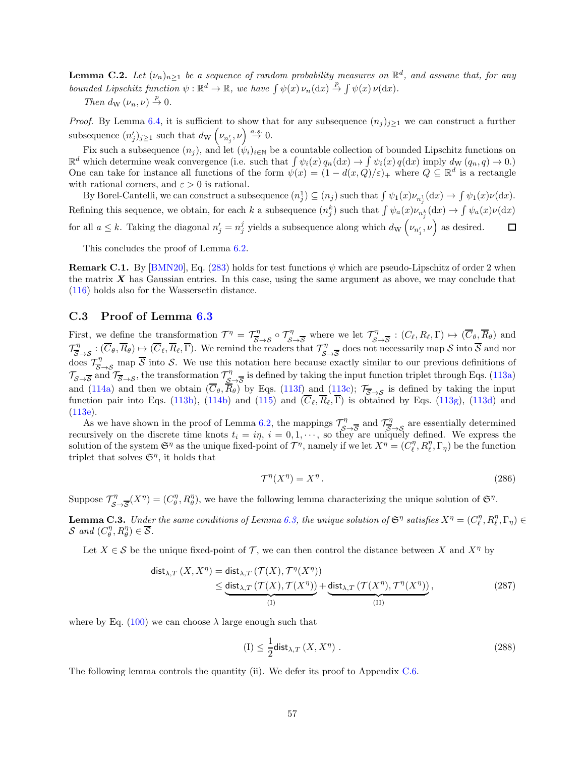**Lemma C.2.** *Let $(\nu_n)_{n\geq 1}$ be a sequence of random probability measures on $\mathbb{R}^d$, and assume that, for any bounded Lipschitz function $\psi : \mathbb{R}^d \to \mathbb{R}$, we have $\int \psi(x)\, \nu_n(\mathrm{d}x) \xrightarrow{p} \int \psi(x)\, \nu(\mathrm{d}x)$.*

*Then $d_{\mathrm{W}}(\nu_n, \nu) \xrightarrow{p} 0$.*

*Proof.* By Lemma 6.4, it is sufficient to show that for any subsequence $(n_j)_{j\geq 1}$ we can construct a further subsequence $(n'_j)_{j\geq 1}$ such that $d_{\mathrm{W}}\left(\nu_{n'_j}, \nu\right) \xrightarrow{a.s.} 0$.

Fix such a subsequence $(n_j)$, and let $(\psi_i)_{i\in\mathbb{N}}$ be a countable collection of bounded Lipschitz functions on $\mathbb{R}^d$ which determine weak convergence (i.e. such that $\int \psi_i(x)\, q_n(\mathrm{d}x) \to \int \psi_i(x)\, q(\mathrm{d}x)$ imply $d_{\mathrm{W}}(q_n, q) \to 0$.) One can take for instance all functions of the form $\psi(x) = (1 - d(x, Q)/\varepsilon)_+$ where $Q \subseteq \mathbb{R}^d$ is a rectangle with rational corners, and $\varepsilon > 0$ is rational.

By Borel-Cantelli, we can construct a subsequence $(n_j^1) \subseteq (n_j)$ such that $\int \psi_1(x)\nu_{n_j^1}(\mathrm{d}x) \to \int \psi_1(x)\nu(\mathrm{d}x)$. Refining this sequence, we obtain, for each $k$ a subsequence $(n_j^k)$ such that $\int \psi_a(x)\nu_{n_j^k}(\mathrm{d}x) \to \int \psi_a(x)\nu(\mathrm{d}x)$ for all $a \leq k$. Taking the diagonal $n'_j = n_j^j$ yields a subsequence along which $d_{\mathrm{W}}\left(\nu_{n'_j}, \nu\right)$ as desired. $\square$

This concludes the proof of Lemma 6.2.

**Remark C.1.** By [BMN20], Eq. (283) holds for test functions $\psi$ which are pseudo-Lipschitz of order 2 when the matrix $\boldsymbol{X}$ has Gaussian entries. In this case, using the same argument as above, we may conclude that (116) holds also for the Wassersetin distance.

### C.3 Proof of Lemma 6.3

First, we define the transformation $\mathcal{T}^\eta = \mathcal{T}^\eta_{\overline{\mathcal{S}}\to\mathcal{S}} \circ \mathcal{T}^\eta_{\mathcal{S}\to\overline{\mathcal{S}}}$ where we let $\mathcal{T}^\eta_{\mathcal{S}\to\overline{\mathcal{S}}} : (C_\ell, R_\ell, \Gamma) \mapsto (\overline{C}_\theta, \overline{R}_\theta)$ and $\mathcal{T}^\eta_{\overline{\mathcal{S}}\to\mathcal{S}} : (\overline{C}_\theta, \overline{R}_\theta) \mapsto (\overline{C}_\ell, \overline{R}_\ell, \overline{\Gamma})$. We remind the readers that $\mathcal{T}^\eta_{\mathcal{S}\to\overline{\mathcal{S}}}$ does not necessarily map $\mathcal{S}$ into $\overline{\mathcal{S}}$ and nor does $\mathcal{T}^\eta_{\overline{\mathcal{S}}\to\mathcal{S}}$ map $\overline{\mathcal{S}}$ into $\mathcal{S}$. We use this notation here because exactly similar to our previous definitions of $\mathcal{T}_{\mathcal{S}\to\overline{\mathcal{S}}}$ and $\mathcal{T}_{\overline{\mathcal{S}}\to\mathcal{S}}$, the transformation $\mathcal{T}^\eta_{\mathcal{S}\to\overline{\mathcal{S}}}$ is defined by taking the input function triplet through Eqs. (113a) and (114a) and then we obtain $(\overline{C}_\theta, \overline{R}_\theta)$ by Eqs. (113f) and (113c); $\mathcal{T}_{\overline{\mathcal{S}}\to\mathcal{S}}$ is defined by taking the input function pair into Eqs. (113b), (114b) and (115) and $(\overline{C}_\ell, \overline{R}_\ell, \overline{\Gamma})$ is obtained by Eqs. (113g), (113d) and (113e).

As we have shown in the proof of Lemma 6.2, the mappings $\mathcal{T}^\eta_{\mathcal{S}\to\overline{\mathcal{S}}}$ and $\mathcal{T}^\eta_{\overline{\mathcal{S}}\to\mathcal{S}}$ are essentially determined recursively on the discrete time knots $t_i = i\eta$, $i = 0, 1, \cdots$, so they are uniquely defined. We express the solution of the system $\mathfrak{S}^\eta$ as the unique fixed-point of $\mathcal{T}^\eta$, namely if we let $X^\eta = (C^\eta_\ell, R^\eta_\ell, \Gamma_\eta)$ be the function triplet that solves $\mathfrak{S}^\eta$, it holds that

$$\mathcal{T}^\eta(X^\eta) = X^\eta\,. \tag{286}$$

Suppose $\mathcal{T}^\eta_{\mathcal{S}\to\overline{\mathcal{S}}}(X^\eta) = (C^\eta_\theta, R^\eta_\theta)$, we have the following lemma characterizing the unique solution of $\mathfrak{S}^\eta$.

**Lemma C.3.** *Under the same conditions of Lemma 6.3, the unique solution of $\mathfrak{S}^\eta$ satisfies $X^\eta = (C^\eta_\ell, R^\eta_\ell, \Gamma_\eta) \in \mathcal{S}$ and $(C^\eta_\theta, R^\eta_\theta) \in \overline{\mathcal{S}}$.*

Let $X \in \mathcal{S}$ be the unique fixed-point of $\mathcal{T}$, we can then control the distance between $X$ and $X^\eta$ by

$$\begin{aligned}
\mathsf{dist}_{\lambda,T}(X, X^\eta) &= \mathsf{dist}_{\lambda,T}(\mathcal{T}(X), \mathcal{T}^\eta(X^\eta)) \\
&\leq \underbrace{\mathsf{dist}_{\lambda,T}(\mathcal{T}(X), \mathcal{T}(X^\eta))}_{\text{(I)}} + \underbrace{\mathsf{dist}_{\lambda,T}(\mathcal{T}(X^\eta), \mathcal{T}^\eta(X^\eta))}_{\text{(II)}},
\end{aligned} \tag{287}$$

where by Eq. (100) we can choose $\lambda$ large enough such that

$$\text{(I)} \leq \frac{1}{2}\mathsf{dist}_{\lambda,T}(X, X^\eta)\,. \tag{288}$$

The following lemma controls the quantity (ii). We defer its proof to Appendix C.6.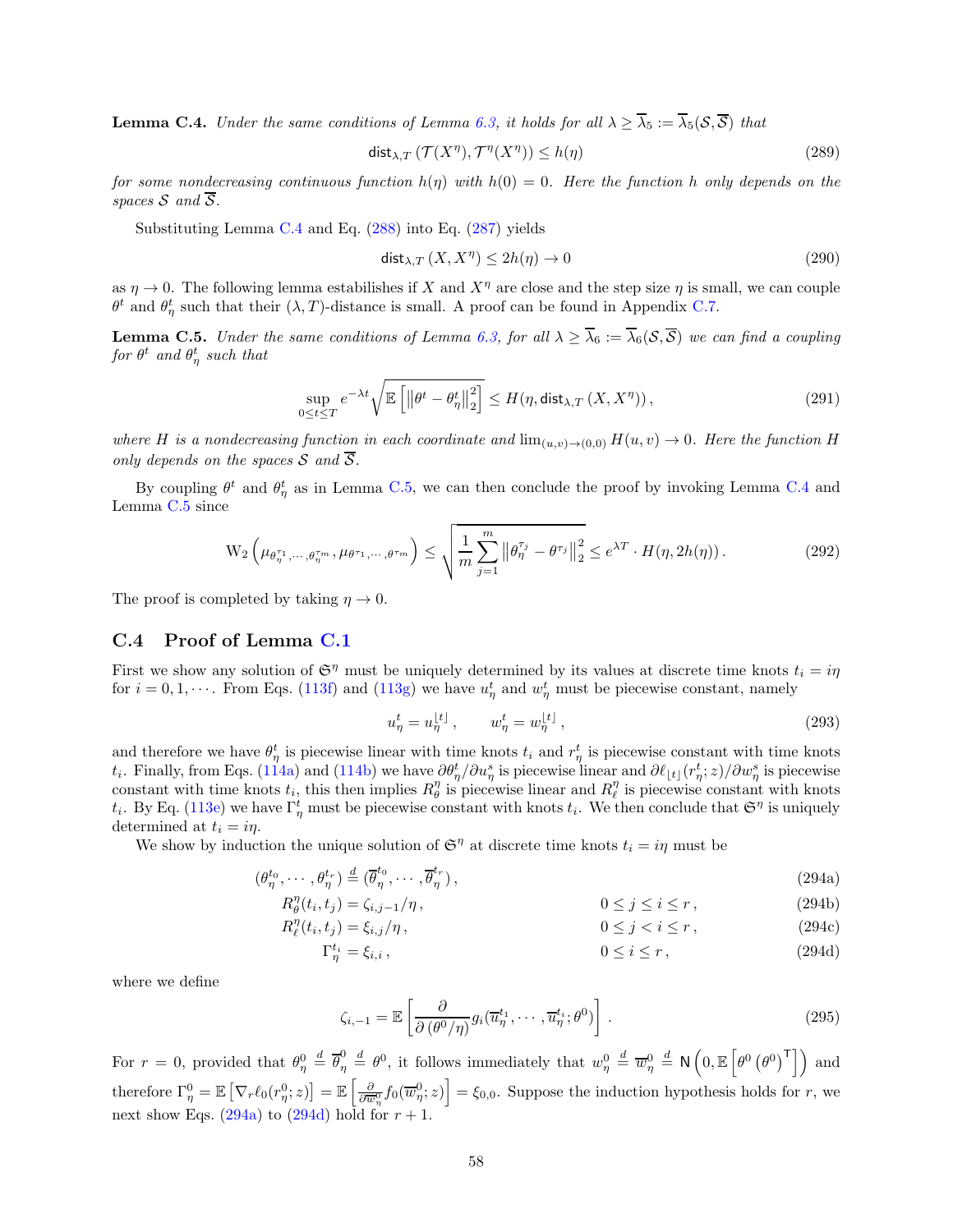**Lemma C.4.** *Under the same conditions of Lemma 6.3, it holds for all $\lambda \geq \overline{\lambda}_5 := \overline{\lambda}_5(\mathcal{S}, \overline{\mathcal{S}})$ that*

$$\mathsf{dist}_{\lambda,T}\left(\mathcal{T}(X^\eta), \mathcal{T}^\eta(X^\eta)\right) \leq h(\eta) \tag{289}$$

*for some nondecreasing continuous function $h(\eta)$ with $h(0) = 0$. Here the function $h$ only depends on the spaces $\mathcal{S}$ and $\overline{\mathcal{S}}$.*

Substituting Lemma C.4 and Eq. (288) into Eq. (287) yields

$$\mathsf{dist}_{\lambda,T}\left(X, X^\eta\right) \leq 2h(\eta) \to 0 \tag{290}$$

as $\eta \to 0$. The following lemma estabilishes if $X$ and $X^\eta$ are close and the step size $\eta$ is small, we can couple $\theta^t$ and $\theta^t_\eta$ such that their $(\lambda, T)$-distance is small. A proof can be found in Appendix C.7.

**Lemma C.5.** *Under the same conditions of Lemma 6.3, for all $\lambda \geq \overline{\lambda}_6 := \overline{\lambda}_6(\mathcal{S}, \overline{\mathcal{S}})$ we can find a coupling for $\theta^t$ and $\theta^t_\eta$ such that*

$$\sup_{0\leq t\leq T} e^{-\lambda t}\sqrt{\mathbb{E}\left[\left\|\theta^t - \theta^t_\eta\right\|_2^2\right]} \leq H(\eta, \mathsf{dist}_{\lambda,T}\left(X, X^\eta\right)), \tag{291}$$

*where $H$ is a nondecreasing function in each coordinate and $\lim_{(u,v)\to(0,0)} H(u,v) \to 0$. Here the function $H$ only depends on the spaces $\mathcal{S}$ and $\overline{\mathcal{S}}$.*

By coupling $\theta^t$ and $\theta^t_\eta$ as in Lemma C.5, we can then conclude the proof by invoking Lemma C.4 and Lemma C.5 since

$$\mathrm{W}_2\left(\mu_{\theta_\eta^{\tau_1},\cdots,\theta_\eta^{\tau_m}}, \mu_{\theta^{\tau_1},\cdots,\theta^{\tau_m}}\right) \leq \sqrt{\frac{1}{m}\sum_{j=1}^m \left\|\theta_\eta^{\tau_j} - \theta^{\tau_j}\right\|_2^2} \leq e^{\lambda T}\cdot H(\eta, 2h(\eta)). \tag{292}$$

The proof is completed by taking $\eta \to 0$.

## C.4 Proof of Lemma C.1

First we show any solution of $\mathfrak{S}^\eta$ must be uniquely determined by its values at discrete time knots $t_i = i\eta$ for $i = 0, 1, \cdots$. From Eqs. (113f) and (113g) we have $u^t_\eta$ and $w^t_\eta$ must be piecewise constant, namely

$$u^t_\eta = u^{\lfloor t\rfloor}_\eta, \qquad w^t_\eta = w^{\lfloor t\rfloor}_\eta, \tag{293}$$

and therefore we have $\theta^t_\eta$ is piecewise linear with time knots $t_i$ and $r^t_\eta$ is piecewise constant with time knots $t_i$. Finally, from Eqs. (114a) and (114b) we have $\partial\theta^t_\eta/\partial u^s_\eta$ is piecewise linear and $\partial\ell_{\lfloor t\rfloor}(r^t_\eta; z)/\partial w^s_\eta$ is piecewise constant with time knots $t_i$, this then implies $R^\eta_\theta$ is piecewise linear and $R^\eta_\ell$ is piecewise constant with knots $t_i$. By Eq. (113e) we have $\Gamma^t_\eta$ must be piecewise constant with knots $t_i$. We then conclude that $\mathfrak{S}^\eta$ is uniquely determined at $t_i = i\eta$.

We show by induction the unique solution of $\mathfrak{S}^\eta$ at discrete time knots $t_i = i\eta$ must be

$$(\theta^{t_0}_\eta, \cdots, \theta^{t_r}_\eta) \overset{d}{=} (\overline{\theta}^{t_0}_\eta, \cdots, \overline{\theta}^{t_r}_\eta), \tag{294a}$$

$$R^\eta_\theta(t_i, t_j) = \zeta_{i,j-1}/\eta, \qquad\qquad 0 \leq j \leq i \leq r, \tag{294b}$$

$$R^\eta_\ell(t_i, t_j) = \xi_{i,j}/\eta, \qquad\qquad 0 \leq j < i \leq r, \tag{294c}$$

$$\Gamma^{t_i}_\eta = \xi_{i,i}, \qquad\qquad 0 \leq i \leq r, \tag{294d}$$

where we define

$$\zeta_{i,-1} = \mathbb{E}\left[\frac{\partial}{\partial\left(\theta^0/\eta\right)} g_i(\overline{u}^{t_1}_\eta, \cdots, \overline{u}^{t_i}_\eta; \theta^0)\right]. \tag{295}$$

For $r = 0$, provided that $\theta^0_\eta \overset{d}{=} \overline{\theta}^0_\eta \overset{d}{=} \theta^0$, it follows immediately that $w^0_\eta \overset{d}{=} \overline{w}^0_\eta \overset{d}{=} \mathsf{N}\left(0, \mathbb{E}\left[\theta^0\left(\theta^0\right)^\mathsf{T}\right]\right)$ and therefore $\Gamma^0_\eta = \mathbb{E}\left[\nabla_r \ell_0(r^0_\eta; z)\right] = \mathbb{E}\left[\frac{\partial}{\partial \overline{w}^0_\eta} f_0(\overline{w}^0_\eta; z)\right] = \xi_{0,0}$. Suppose the induction hypothesis holds for $r$, we next show Eqs. (294a) to (294d) hold for $r + 1$.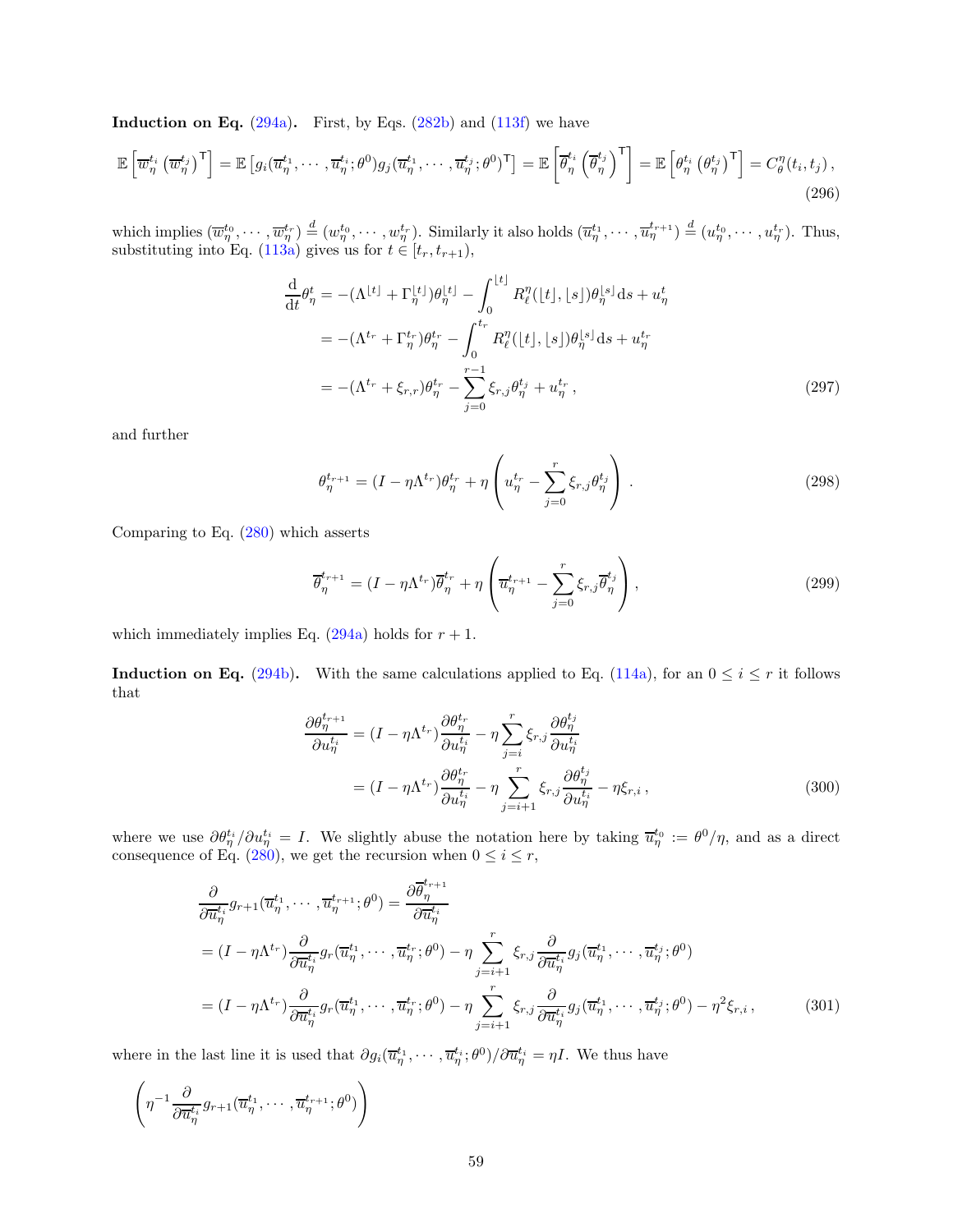**Induction on Eq. (294a).** First, by Eqs. (282b) and (113f) we have

$$\mathbb{E}\left[\overline{w}_\eta^{t_i}\left(\overline{w}_\eta^{t_j}\right)^\intercal\right] = \mathbb{E}\left[g_i(\overline{u}_\eta^{t_1},\cdots,\overline{u}_\eta^{t_i};\theta^0)g_j(\overline{u}_\eta^{t_1},\cdots,\overline{u}_\eta^{t_j};\theta^0)^\intercal\right] = \mathbb{E}\left[\overline{\theta}_\eta^{t_i}\left(\overline{\theta}_\eta^{t_j}\right)^\intercal\right] = \mathbb{E}\left[\theta_\eta^{t_i}\left(\theta_\eta^{t_j}\right)^\intercal\right] = C_\theta^\eta(t_i,t_j)\,, \tag{296}$$

which implies $(\overline{w}_\eta^{t_0},\cdots,\overline{w}_\eta^{t_r}) \overset{d}{=} (w_\eta^{t_0},\cdots,w_\eta^{t_r})$. Similarly it also holds $(\overline{u}_\eta^{t_1},\cdots,\overline{u}_\eta^{t_{r+1}}) \overset{d}{=} (u_\eta^{t_0},\cdots,u_\eta^{t_r})$. Thus, substituting into Eq. (113a) gives us for $t\in[t_r,t_{r+1})$,

$$\begin{aligned}
\frac{\mathrm{d}}{\mathrm{d}t}\theta_\eta^t &= -(\Lambda^{\lfloor t\rfloor}+\Gamma_\eta^{\lfloor t\rfloor})\theta_\eta^{\lfloor t\rfloor} - \int_0^{\lfloor t\rfloor} R_\ell^\eta(\lfloor t\rfloor,\lfloor s\rfloor)\theta_\eta^{\lfloor s\rfloor}\mathrm{d}s + u_\eta^t\\
&= -(\Lambda^{t_r}+\Gamma_\eta^{t_r})\theta_\eta^{t_r} - \int_0^{t_r} R_\ell^\eta(\lfloor t\rfloor,\lfloor s\rfloor)\theta_\eta^{\lfloor s\rfloor}\mathrm{d}s + u_\eta^{t_r}\\
&= -(\Lambda^{t_r}+\xi_{r,r})\theta_\eta^{t_r} - \sum_{j=0}^{r-1}\xi_{r,j}\theta_\eta^{t_j} + u_\eta^{t_r}\,,
\end{aligned} \tag{297}$$

and further

$$\theta_\eta^{t_{r+1}} = (I-\eta\Lambda^{t_r})\theta_\eta^{t_r} + \eta\left(u_\eta^{t_r} - \sum_{j=0}^{r}\xi_{r,j}\theta_\eta^{t_j}\right)\,. \tag{298}$$

Comparing to Eq. (280) which asserts

$$\overline{\theta}_\eta^{t_{r+1}} = (I-\eta\Lambda^{t_r})\overline{\theta}_\eta^{t_r} + \eta\left(\overline{u}_\eta^{t_{r+1}} - \sum_{j=0}^{r}\xi_{r,j}\overline{\theta}_\eta^{t_j}\right)\,, \tag{299}$$

which immediately implies Eq. (294a) holds for $r+1$.

**Induction on Eq. (294b).** With the same calculations applied to Eq. (114a), for an $0\le i\le r$ it follows that

$$\begin{aligned}
\frac{\partial\theta_\eta^{t_{r+1}}}{\partial u_\eta^{t_i}} &= (I-\eta\Lambda^{t_r})\frac{\partial\theta_\eta^{t_r}}{\partial u_\eta^{t_i}} - \eta\sum_{j=i}^{r}\xi_{r,j}\frac{\partial\theta_\eta^{t_j}}{\partial u_\eta^{t_i}}\\
&= (I-\eta\Lambda^{t_r})\frac{\partial\theta_\eta^{t_r}}{\partial u_\eta^{t_i}} - \eta\sum_{j=i+1}^{r}\xi_{r,j}\frac{\partial\theta_\eta^{t_j}}{\partial u_\eta^{t_i}} - \eta\xi_{r,i}\,,
\end{aligned} \tag{300}$$

where we use $\partial\theta_\eta^{t_i}/\partial u_\eta^{t_i} = I$. We slightly abuse the notation here by taking $\overline{u}_\eta^{t_0} := \theta^0/\eta$, and as a direct consequence of Eq. (280), we get the recursion when $0\le i\le r$,

$$\begin{aligned}
&\frac{\partial}{\partial\overline{u}_\eta^{t_i}}g_{r+1}(\overline{u}_\eta^{t_1},\cdots,\overline{u}_\eta^{t_{r+1}};\theta^0) = \frac{\partial\overline{\theta}_\eta^{t_{r+1}}}{\partial\overline{u}_\eta^{t_i}}\\
&= (I-\eta\Lambda^{t_r})\frac{\partial}{\partial\overline{u}_\eta^{t_i}}g_r(\overline{u}_\eta^{t_1},\cdots,\overline{u}_\eta^{t_r};\theta^0) - \eta\sum_{j=i+1}^{r}\xi_{r,j}\frac{\partial}{\partial\overline{u}_\eta^{t_i}}g_j(\overline{u}_\eta^{t_1},\cdots,\overline{u}_\eta^{t_j};\theta^0)\\
&= (I-\eta\Lambda^{t_r})\frac{\partial}{\partial\overline{u}_\eta^{t_i}}g_r(\overline{u}_\eta^{t_1},\cdots,\overline{u}_\eta^{t_r};\theta^0) - \eta\sum_{j=i+1}^{r}\xi_{r,j}\frac{\partial}{\partial\overline{u}_\eta^{t_i}}g_j(\overline{u}_\eta^{t_1},\cdots,\overline{u}_\eta^{t_j};\theta^0) - \eta^2\xi_{r,i}\,,
\end{aligned} \tag{301}$$

where in the last line it is used that $\partial g_i(\overline{u}_\eta^{t_1},\cdots,\overline{u}_\eta^{t_i};\theta^0)/\partial\overline{u}_\eta^{t_i} = \eta I$. We thus have

$$\left(\eta^{-1}\frac{\partial}{\partial\overline{u}_\eta^{t_i}}g_{r+1}(\overline{u}_\eta^{t_1},\cdots,\overline{u}_\eta^{t_{r+1}};\theta^0)\right)$$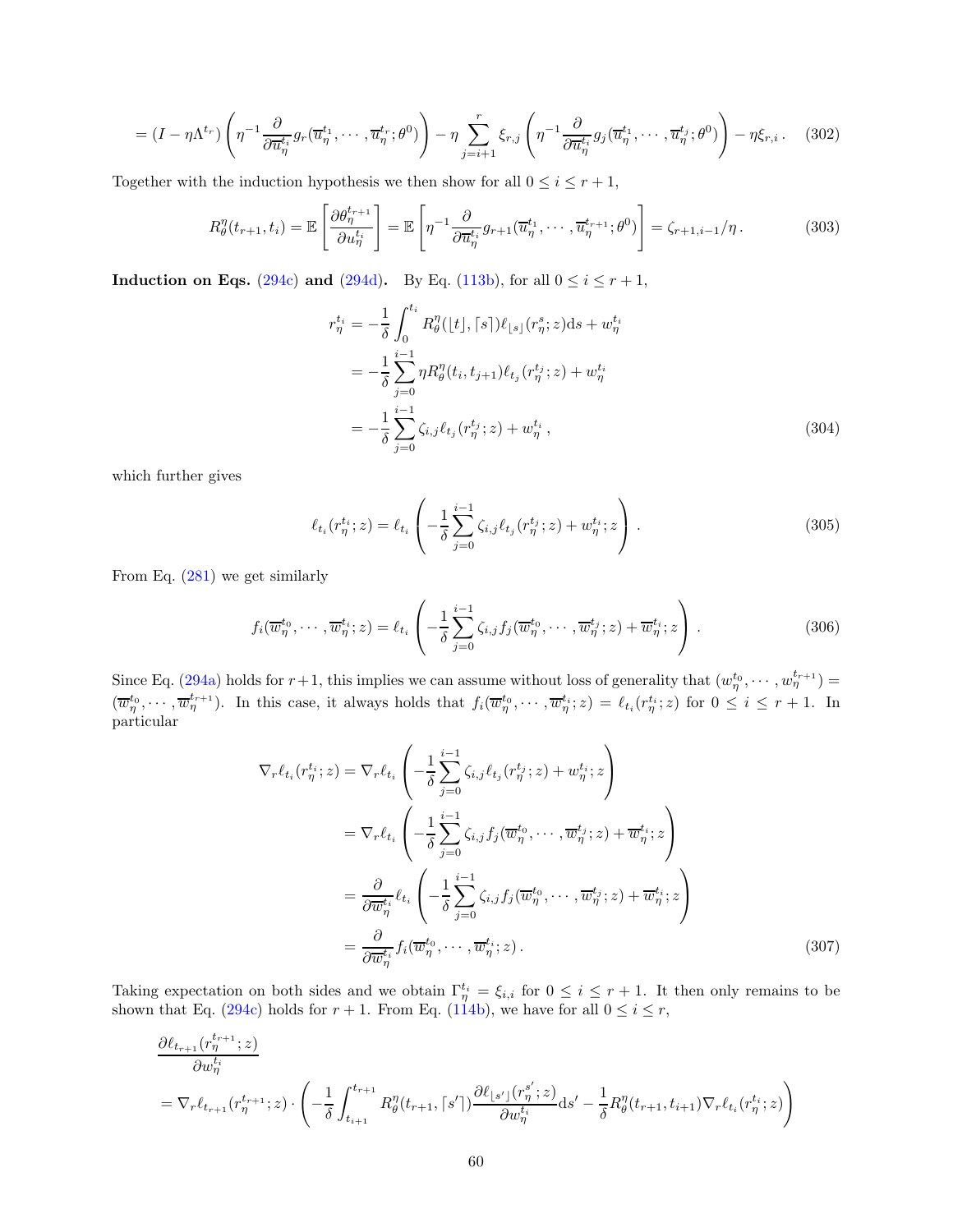$$= (I - \eta \Lambda^{t_r}) \left( \eta^{-1} \frac{\partial}{\partial \overline{u}_\eta^{t_i}} g_r(\overline{u}_\eta^{t_1}, \cdots, \overline{u}_\eta^{t_r}; \theta^0) \right) - \eta \sum_{j=i+1}^{r} \xi_{r,j} \left( \eta^{-1} \frac{\partial}{\partial \overline{u}_\eta^{t_i}} g_j(\overline{u}_\eta^{t_1}, \cdots, \overline{u}_\eta^{t_j}; \theta^0) \right) - \eta \xi_{r,i} \,. \tag{302}$$

Together with the induction hypothesis we then show for all $0 \leq i \leq r+1$,

$$R_\theta^\eta(t_{r+1}, t_i) = \mathbb{E}\left[ \frac{\partial \theta_\eta^{t_{r+1}}}{\partial u_\eta^{t_i}} \right] = \mathbb{E}\left[ \eta^{-1} \frac{\partial}{\partial \overline{u}_\eta^{t_i}} g_{r+1}(\overline{u}_\eta^{t_1}, \cdots, \overline{u}_\eta^{t_{r+1}}; \theta^0) \right] = \zeta_{r+1,i-1}/\eta \,. \tag{303}$$

**Induction on Eqs. (294c) and (294d).** By Eq. (113b), for all $0 \leq i \leq r+1$,

$$\begin{aligned}
r_\eta^{t_i} &= -\frac{1}{\delta} \int_0^{t_i} R_\theta^\eta(\lfloor t \rfloor, \lceil s \rceil) \ell_{\lfloor s \rfloor}(r_\eta^s; z) \mathrm{d}s + w_\eta^{t_i} \\
&= -\frac{1}{\delta} \sum_{j=0}^{i-1} \eta R_\theta^\eta(t_i, t_{j+1}) \ell_{t_j}(r_\eta^{t_j}; z) + w_\eta^{t_i} \\
&= -\frac{1}{\delta} \sum_{j=0}^{i-1} \zeta_{i,j} \ell_{t_j}(r_\eta^{t_j}; z) + w_\eta^{t_i} \,,
\end{aligned} \tag{304}$$

which further gives

$$\ell_{t_i}(r_\eta^{t_i}; z) = \ell_{t_i}\left( -\frac{1}{\delta} \sum_{j=0}^{i-1} \zeta_{i,j} \ell_{t_j}(r_\eta^{t_j}; z) + w_\eta^{t_i}; z \right). \tag{305}$$

From Eq. (281) we get similarly

$$f_i(\overline{w}_\eta^{t_0}, \cdots, \overline{w}_\eta^{t_i}; z) = \ell_{t_i}\left( -\frac{1}{\delta} \sum_{j=0}^{i-1} \zeta_{i,j} f_j(\overline{w}_\eta^{t_0}, \cdots, \overline{w}_\eta^{t_j}; z) + \overline{w}_\eta^{t_i}; z \right). \tag{306}$$

Since Eq. (294a) holds for $r+1$, this implies we can assume without loss of generality that $(w_\eta^{t_0}, \cdots, w_\eta^{t_{r+1}}) = (\overline{w}_\eta^{t_0}, \cdots, \overline{w}_\eta^{t_{r+1}})$. In this case, it always holds that $f_i(\overline{w}_\eta^{t_0}, \cdots, \overline{w}_\eta^{t_i}; z) = \ell_{t_i}(r_\eta^{t_i}; z)$ for $0 \leq i \leq r+1$. In particular

$$\begin{aligned}
\nabla_r \ell_{t_i}(r_\eta^{t_i}; z) &= \nabla_r \ell_{t_i}\left( -\frac{1}{\delta} \sum_{j=0}^{i-1} \zeta_{i,j} \ell_{t_j}(r_\eta^{t_j}; z) + w_\eta^{t_i}; z \right) \\
&= \nabla_r \ell_{t_i}\left( -\frac{1}{\delta} \sum_{j=0}^{i-1} \zeta_{i,j} f_j(\overline{w}_\eta^{t_0}, \cdots, \overline{w}_\eta^{t_j}; z) + \overline{w}_\eta^{t_i}; z \right) \\
&= \frac{\partial}{\partial \overline{w}_\eta^{t_i}} \ell_{t_i}\left( -\frac{1}{\delta} \sum_{j=0}^{i-1} \zeta_{i,j} f_j(\overline{w}_\eta^{t_0}, \cdots, \overline{w}_\eta^{t_j}; z) + \overline{w}_\eta^{t_i}; z \right) \\
&= \frac{\partial}{\partial \overline{w}_\eta^{t_i}} f_i(\overline{w}_\eta^{t_0}, \cdots, \overline{w}_\eta^{t_i}; z) \,.
\end{aligned} \tag{307}$$

Taking expectation on both sides and we obtain $\Gamma_\eta^{t_i} = \xi_{i,i}$ for $0 \leq i \leq r+1$. It then only remains to be shown that Eq. (294c) holds for $r+1$. From Eq. (114b), we have for all $0 \leq i \leq r$,

$$\begin{aligned}
&\frac{\partial \ell_{t_{r+1}}(r_\eta^{t_{r+1}}; z)}{\partial w_\eta^{t_i}} \\
&= \nabla_r \ell_{t_{r+1}}(r_\eta^{t_{r+1}}; z) \cdot \left( -\frac{1}{\delta} \int_{t_{i+1}}^{t_{r+1}} R_\theta^\eta(t_{r+1}, \lceil s' \rceil) \frac{\partial \ell_{\lfloor s' \rfloor}(r_\eta^{s'}; z)}{\partial w_\eta^{t_i}} \mathrm{d}s' - \frac{1}{\delta} R_\theta^\eta(t_{r+1}, t_{i+1}) \nabla_r \ell_{t_i}(r_\eta^{t_i}; z) \right)
\end{aligned}$$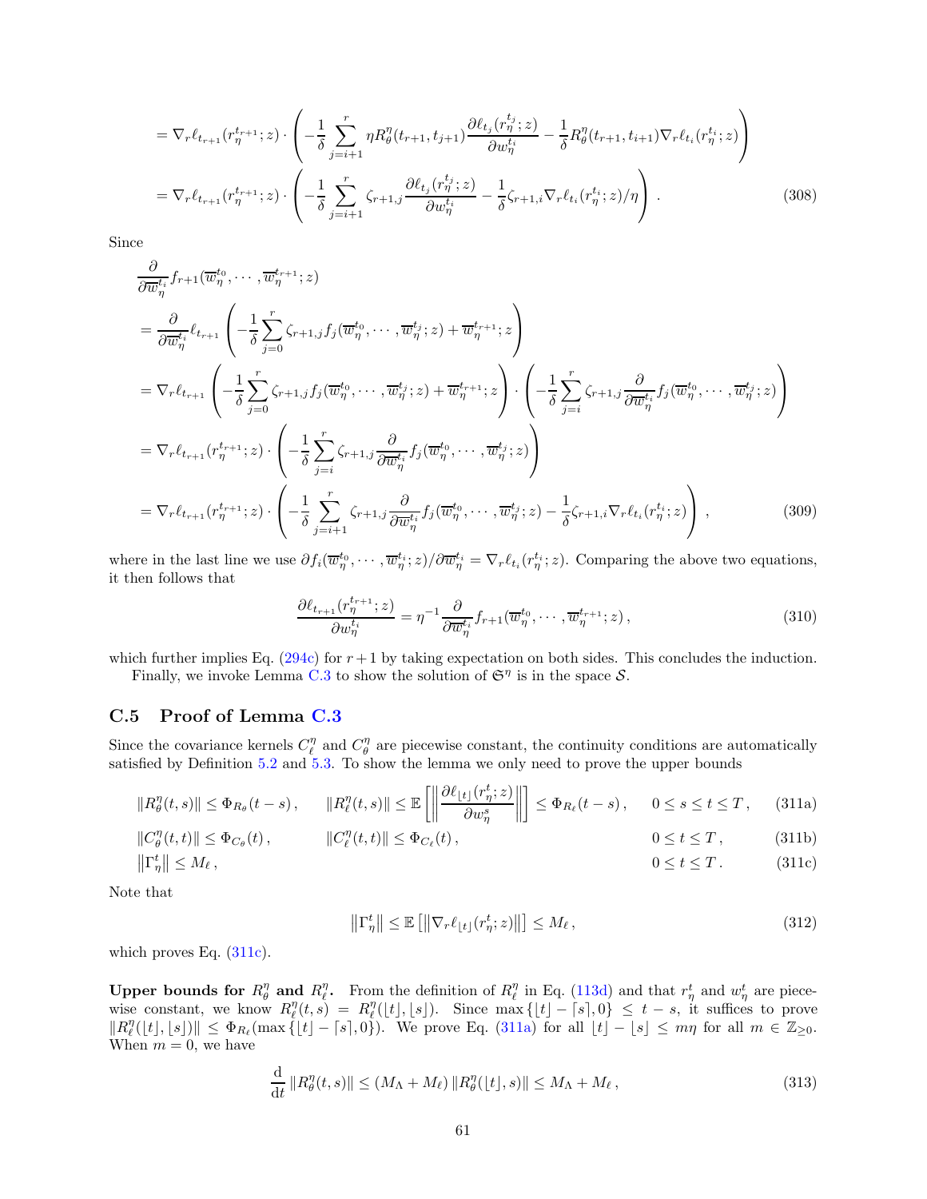$$
= \nabla_r \ell_{t_{r+1}}(r_\eta^{t_{r+1}}; z) \cdot \left( -\frac{1}{\delta} \sum_{j=i+1}^{r} \eta R_\theta^\eta(t_{r+1}, t_{j+1}) \frac{\partial \ell_{t_j}(r_\eta^{t_j}; z)}{\partial w_\eta^{t_i}} - \frac{1}{\delta} R_\theta^\eta(t_{r+1}, t_{i+1}) \nabla_r \ell_{t_i}(r_\eta^{t_i}; z) \right)
$$

$$
= \nabla_r \ell_{t_{r+1}}(r_\eta^{t_{r+1}}; z) \cdot \left( -\frac{1}{\delta} \sum_{j=i+1}^{r} \zeta_{r+1,j} \frac{\partial \ell_{t_j}(r_\eta^{t_j}; z)}{\partial w_\eta^{t_i}} - \frac{1}{\delta} \zeta_{r+1,i} \nabla_r \ell_{t_i}(r_\eta^{t_i}; z)/\eta \right). \tag{308}
$$

Since

$$
\begin{aligned}
&\frac{\partial}{\partial \overline{w}_\eta^{t_i}} f_{r+1}(\overline{w}_\eta^{t_0}, \cdots, \overline{w}_\eta^{t_{r+1}}; z) \\
&= \frac{\partial}{\partial \overline{w}_\eta^{t_i}} \ell_{t_{r+1}} \left( -\frac{1}{\delta} \sum_{j=0}^{r} \zeta_{r+1,j} f_j(\overline{w}_\eta^{t_0}, \cdots, \overline{w}_\eta^{t_j}; z) + \overline{w}_\eta^{t_{r+1}}; z \right) \\
&= \nabla_r \ell_{t_{r+1}} \left( -\frac{1}{\delta} \sum_{j=0}^{r} \zeta_{r+1,j} f_j(\overline{w}_\eta^{t_0}, \cdots, \overline{w}_\eta^{t_j}; z) + \overline{w}_\eta^{t_{r+1}}; z \right) \cdot \left( -\frac{1}{\delta} \sum_{j=i}^{r} \zeta_{r+1,j} \frac{\partial}{\partial \overline{w}_\eta^{t_i}} f_j(\overline{w}_\eta^{t_0}, \cdots, \overline{w}_\eta^{t_j}; z) \right) \\
&= \nabla_r \ell_{t_{r+1}}(r_\eta^{t_{r+1}}; z) \cdot \left( -\frac{1}{\delta} \sum_{j=i}^{r} \zeta_{r+1,j} \frac{\partial}{\partial \overline{w}_\eta^{t_i}} f_j(\overline{w}_\eta^{t_0}, \cdots, \overline{w}_\eta^{t_j}; z) \right) \\
&= \nabla_r \ell_{t_{r+1}}(r_\eta^{t_{r+1}}; z) \cdot \left( -\frac{1}{\delta} \sum_{j=i+1}^{r} \zeta_{r+1,j} \frac{\partial}{\partial \overline{w}_\eta^{t_i}} f_j(\overline{w}_\eta^{t_0}, \cdots, \overline{w}_\eta^{t_j}; z) - \frac{1}{\delta} \zeta_{r+1,i} \nabla_r \ell_{t_i}(r_\eta^{t_i}; z) \right),
\end{aligned} \tag{309}
$$

where in the last line we use $\partial f_i(\overline{w}_\eta^{t_0}, \cdots, \overline{w}_\eta^{t_i}; z)/\partial \overline{w}_\eta^{t_i} = \nabla_r \ell_{t_i}(r_\eta^{t_i}; z)$. Comparing the above two equations, it then follows that

$$
\frac{\partial \ell_{t_{r+1}}(r_\eta^{t_{r+1}}; z)}{\partial w_\eta^{t_i}} = \eta^{-1} \frac{\partial}{\partial \overline{w}_\eta^{t_i}} f_{r+1}(\overline{w}_\eta^{t_0}, \cdots, \overline{w}_\eta^{t_{r+1}}; z), \tag{310}
$$

which further implies Eq. (294c) for $r+1$ by taking expectation on both sides. This concludes the induction.

Finally, we invoke Lemma C.3 to show the solution of $\mathfrak{S}^\eta$ is in the space $\mathcal{S}$.

## C.5 Proof of Lemma C.3

Since the covariance kernels $C_\ell^\eta$ and $C_\theta^\eta$ are piecewise constant, the continuity conditions are automatically satisfied by Definition 5.2 and 5.3. To show the lemma we only need to prove the upper bounds

$$
\|R_\theta^\eta(t,s)\| \le \Phi_{R_\theta}(t-s), \qquad \|R_\ell^\eta(t,s)\| \le \mathbb{E}\left[ \left\| \frac{\partial \ell_{\lfloor t \rfloor}(r_\eta^t; z)}{\partial w_\eta^s} \right\| \right] \le \Phi_{R_\ell}(t-s), \qquad 0 \le s \le t \le T, \tag{311a}
$$

$$
\|C_\theta^\eta(t,t)\| \le \Phi_{C_\theta}(t), \qquad \|C_\ell^\eta(t,t)\| \le \Phi_{C_\ell}(t), \qquad 0 \le t \le T, \tag{311b}
$$

$$
\left\| \Gamma_\eta^t \right\| \le M_\ell, \qquad 0 \le t \le T. \tag{311c}
$$

Note that

$$
\left\| \Gamma_\eta^t \right\| \le \mathbb{E}\left[ \left\| \nabla_r \ell_{\lfloor t \rfloor}(r_\eta^t; z) \right\| \right] \le M_\ell, \tag{312}
$$

which proves Eq. (311c).

**Upper bounds for $R_\theta^\eta$ and $R_\ell^\eta$.** From the definition of $R_\ell^\eta$ in Eq. (113d) and that $r_\eta^t$ and $w_\eta^t$ are piecewise constant, we know $R_\ell^\eta(t,s) = R_\ell^\eta(\lfloor t \rfloor, \lfloor s \rfloor)$. Since $\max\{\lfloor t \rfloor - \lceil s \rceil, 0\} \le t - s$, it suffices to prove $\|R_\ell^\eta(\lfloor t \rfloor, \lfloor s \rfloor)\| \le \Phi_{R_\ell}(\max\{\lfloor t \rfloor - \lceil s \rceil, 0\})$. We prove Eq. (311a) for all $\lfloor t \rfloor - \lfloor s \rfloor \le m\eta$ for all $m \in \mathbb{Z}_{\ge 0}$. When $m = 0$, we have

$$
\frac{\mathrm{d}}{\mathrm{d}t} \|R_\theta^\eta(t,s)\| \le (M_\Lambda + M_\ell) \|R_\theta^\eta(\lfloor t \rfloor, s)\| \le M_\Lambda + M_\ell, \tag{313}
$$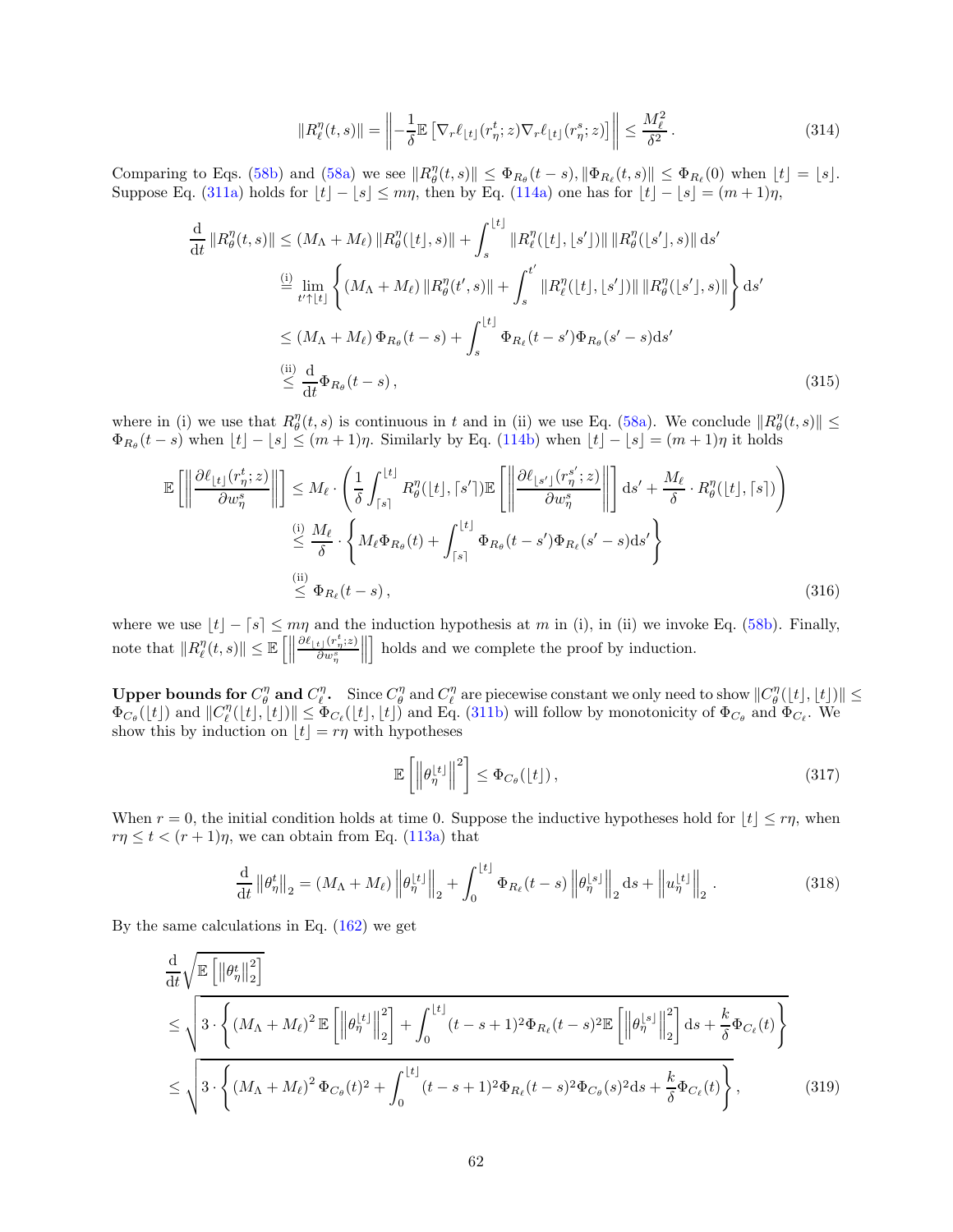$$\|R^\eta_\ell(t,s)\| = \left\| -\frac{1}{\delta}\mathbb{E}\left[\nabla_r \ell_{\lfloor t\rfloor}(r^t_\eta; z)\nabla_r \ell_{\lfloor t\rfloor}(r^s_\eta; z)\right]\right\| \le \frac{M_\ell^2}{\delta^2}\,. \tag{314}$$

Comparing to Eqs. (58b) and (58a) we see $\|R^\eta_\theta(t,s)\| \le \Phi_{R_\theta}(t-s), \|\Phi_{R_\ell}(t,s)\| \le \Phi_{R_\ell}(0)$ when $\lfloor t\rfloor = \lfloor s\rfloor$. Suppose Eq. (311a) holds for $\lfloor t\rfloor - \lfloor s\rfloor \le m\eta$, then by Eq. (114a) one has for $\lfloor t\rfloor - \lfloor s\rfloor = (m+1)\eta$,

$$\begin{aligned}
\frac{\mathrm{d}}{\mathrm{d}t}\|R^\eta_\theta(t,s)\| &\le (M_\Lambda + M_\ell)\|R^\eta_\theta(\lfloor t\rfloor, s)\| + \int_s^{\lfloor t\rfloor} \|R^\eta_\ell(\lfloor t\rfloor, \lfloor s'\rfloor)\|\,\|R^\eta_\theta(\lfloor s'\rfloor, s)\|\,\mathrm{d}s' \\
&\overset{\text{(i)}}{=} \lim_{t'\uparrow\lfloor t\rfloor}\left\{(M_\Lambda + M_\ell)\|R^\eta_\theta(t', s)\| + \int_s^{t'} \|R^\eta_\ell(\lfloor t\rfloor, \lfloor s'\rfloor)\|\,\|R^\eta_\theta(\lfloor s'\rfloor, s)\|\right\}\mathrm{d}s' \\
&\le (M_\Lambda + M_\ell)\,\Phi_{R_\theta}(t-s) + \int_s^{\lfloor t\rfloor} \Phi_{R_\ell}(t-s')\Phi_{R_\theta}(s'-s)\mathrm{d}s' \\
&\overset{\text{(ii)}}{\le} \frac{\mathrm{d}}{\mathrm{d}t}\Phi_{R_\theta}(t-s)\,,
\end{aligned} \tag{315}$$

where in (i) we use that $R^\eta_\theta(t,s)$ is continuous in $t$ and in (ii) we use Eq. (58a). We conclude $\|R^\eta_\theta(t,s)\| \le \Phi_{R_\theta}(t-s)$ when $\lfloor t\rfloor - \lfloor s\rfloor \le (m+1)\eta$. Similarly by Eq. (114b) when $\lfloor t\rfloor - \lfloor s\rfloor = (m+1)\eta$ it holds

$$\begin{aligned}
\mathbb{E}\left[\left\|\frac{\partial \ell_{\lfloor t\rfloor}(r^t_\eta; z)}{\partial w^s_\eta}\right\|\right] &\le M_\ell \cdot \left(\frac{1}{\delta}\int_{\lceil s\rceil}^{\lfloor t\rfloor} R^\eta_\theta(\lfloor t\rfloor, \lceil s'\rceil)\mathbb{E}\left[\left\|\frac{\partial \ell_{\lfloor s'\rfloor}(r^{s'}_\eta; z)}{\partial w^s_\eta}\right\|\right]\mathrm{d}s' + \frac{M_\ell}{\delta}\cdot R^\eta_\theta(\lfloor t\rfloor, \lceil s\rceil)\right) \\
&\overset{\text{(i)}}{\le} \frac{M_\ell}{\delta}\cdot\left\{M_\ell \Phi_{R_\theta}(t) + \int_{\lceil s\rceil}^{\lfloor t\rfloor} \Phi_{R_\theta}(t-s')\Phi_{R_\ell}(s'-s)\mathrm{d}s'\right\} \\
&\overset{\text{(ii)}}{\le} \Phi_{R_\ell}(t-s)\,,
\end{aligned} \tag{316}$$

where we use $\lfloor t\rfloor - \lceil s\rceil \le m\eta$ and the induction hypothesis at $m$ in (i), in (ii) we invoke Eq. (58b). Finally, note that $\|R^\eta_\ell(t,s)\| \le \mathbb{E}\left[\left\|\frac{\partial \ell_{\lfloor t\rfloor}(r^t_\eta; z)}{\partial w^s_\eta}\right\|\right]$ holds and we complete the proof by induction.

**Upper bounds for $C^\eta_\theta$ and $C^\eta_\ell$.** Since $C^\eta_\theta$ and $C^\eta_\ell$ are piecewise constant we only need to show $\|C^\eta_\theta(\lfloor t\rfloor, \lfloor t\rfloor)\| \le \Phi_{C_\theta}(\lfloor t\rfloor)$ and $\|C^\eta_\ell(\lfloor t\rfloor, \lfloor t\rfloor)\| \le \Phi_{C_\ell}(\lfloor t\rfloor, \lfloor t\rfloor)$ and Eq. (311b) will follow by monotonicity of $\Phi_{C_\theta}$ and $\Phi_{C_\ell}$. We show this by induction on $\lfloor t\rfloor = r\eta$ with hypotheses

$$\mathbb{E}\left[\left\|\theta^{\lfloor t\rfloor}_\eta\right\|^2\right] \le \Phi_{C_\theta}(\lfloor t\rfloor)\,, \tag{317}$$

When $r = 0$, the initial condition holds at time 0. Suppose the inductive hypotheses hold for $\lfloor t\rfloor \le r\eta$, when $r\eta \le t < (r+1)\eta$, we can obtain from Eq. (113a) that

$$\frac{\mathrm{d}}{\mathrm{d}t}\left\|\theta^t_\eta\right\|_2 = (M_\Lambda + M_\ell)\left\|\theta^{\lfloor t\rfloor}_\eta\right\|_2 + \int_0^{\lfloor t\rfloor}\Phi_{R_\ell}(t-s)\left\|\theta^{\lfloor s\rfloor}_\eta\right\|_2\mathrm{d}s + \left\|u^{\lfloor t\rfloor}_\eta\right\|_2. \tag{318}$$

By the same calculations in Eq. (162) we get

$$\begin{aligned}
&\frac{\mathrm{d}}{\mathrm{d}t}\sqrt{\mathbb{E}\left[\left\|\theta^t_\eta\right\|_2^2\right]} \\
&\le \sqrt{3\cdot\left\{(M_\Lambda + M_\ell)^2\,\mathbb{E}\left[\left\|\theta^{\lfloor t\rfloor}_\eta\right\|_2^2\right] + \int_0^{\lfloor t\rfloor}(t-s+1)^2\Phi_{R_\ell}(t-s)^2\mathbb{E}\left[\left\|\theta^{\lfloor s\rfloor}_\eta\right\|_2^2\right]\mathrm{d}s + \frac{k}{\delta}\Phi_{C_\ell}(t)\right\}} \\
&\le \sqrt{3\cdot\left\{(M_\Lambda + M_\ell)^2\,\Phi_{C_\theta}(t)^2 + \int_0^{\lfloor t\rfloor}(t-s+1)^2\Phi_{R_\ell}(t-s)^2\Phi_{C_\theta}(s)^2\mathrm{d}s + \frac{k}{\delta}\Phi_{C_\ell}(t)\right\}}\,,
\end{aligned} \tag{319}$$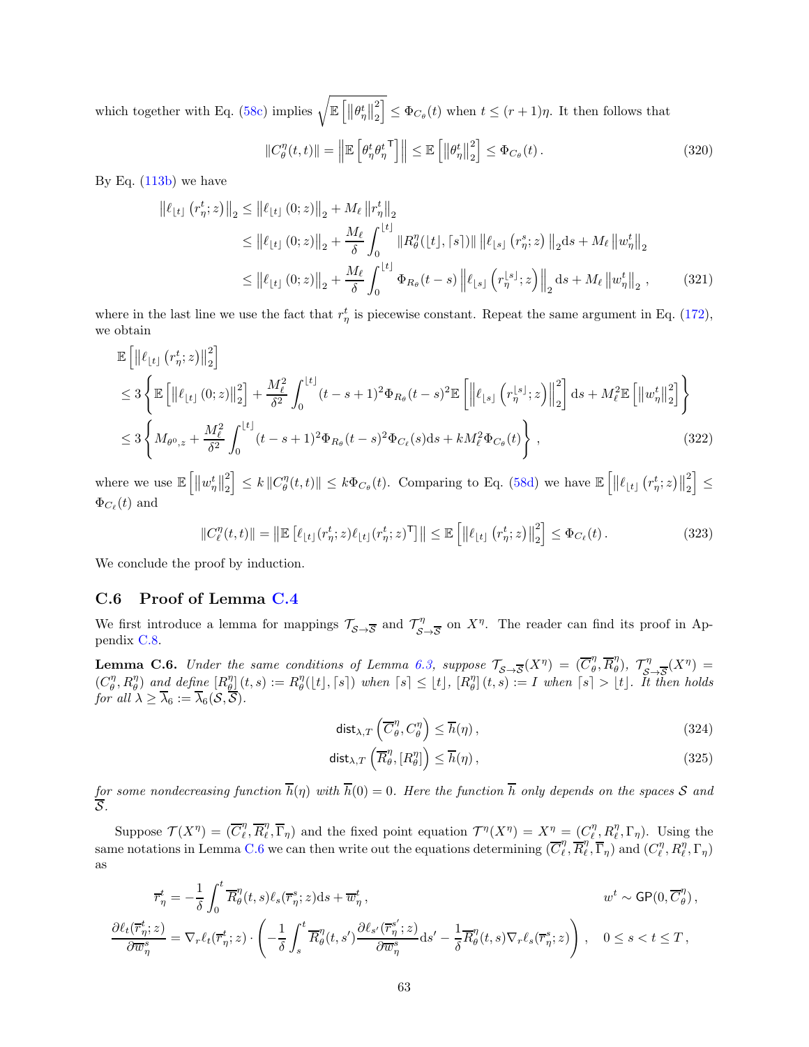which together with Eq. (58c) implies $\sqrt{\mathbb{E}\left[\left\|\theta_\eta^t\right\|_2^2\right]} \le \Phi_{C_\theta}(t)$ when $t \le (r+1)\eta$. It then follows that

$$
\|C_\theta^\eta(t,t)\| = \left\|\mathbb{E}\left[\theta_\eta^t {\theta_\eta^t}^{\mathsf{T}}\right]\right\| \le \mathbb{E}\left[\left\|\theta_\eta^t\right\|_2^2\right] \le \Phi_{C_\theta}(t)\,. \tag{320}
$$

By Eq. (113b) we have

$$
\begin{aligned}
\left\|\ell_{\lfloor t\rfloor}\left(r_\eta^t;z\right)\right\|_2 &\le \left\|\ell_{\lfloor t\rfloor}\left(0;z\right)\right\|_2 + M_\ell\left\|r_\eta^t\right\|_2 \\
&\le \left\|\ell_{\lfloor t\rfloor}\left(0;z\right)\right\|_2 + \frac{M_\ell}{\delta}\int_0^{\lfloor t\rfloor}\|R_\theta^\eta(\lfloor t\rfloor,\lceil s\rceil)\|\left\|\ell_{\lfloor s\rfloor}\left(r_\eta^s;z\right)\right\|_2 \mathrm{d}s + M_\ell\left\|w_\eta^t\right\|_2 \\
&\le \left\|\ell_{\lfloor t\rfloor}\left(0;z\right)\right\|_2 + \frac{M_\ell}{\delta}\int_0^{\lfloor t\rfloor}\Phi_{R_\theta}(t-s)\left\|\ell_{\lfloor s\rfloor}\left(r_\eta^{\lfloor s\rfloor};z\right)\right\|_2 \mathrm{d}s + M_\ell\left\|w_\eta^t\right\|_2\,,
\end{aligned} \tag{321}
$$

where in the last line we use the fact that $r_\eta^t$ is piecewise constant. Repeat the same argument in Eq. (172), we obtain

$$
\begin{aligned}
&\mathbb{E}\left[\left\|\ell_{\lfloor t\rfloor}\left(r_\eta^t;z\right)\right\|_2^2\right] \\
&\le 3\left\{\mathbb{E}\left[\left\|\ell_{\lfloor t\rfloor}\left(0;z\right)\right\|_2^2\right] + \frac{M_\ell^2}{\delta^2}\int_0^{\lfloor t\rfloor}(t-s+1)^2\Phi_{R_\theta}(t-s)^2\mathbb{E}\left[\left\|\ell_{\lfloor s\rfloor}\left(r_\eta^{\lfloor s\rfloor};z\right)\right\|_2^2\right]\mathrm{d}s + M_\ell^2\mathbb{E}\left[\left\|w_\eta^t\right\|_2^2\right]\right\} \\
&\le 3\left\{M_{\theta^0,z} + \frac{M_\ell^2}{\delta^2}\int_0^{\lfloor t\rfloor}(t-s+1)^2\Phi_{R_\theta}(t-s)^2\Phi_{C_\ell}(s)\mathrm{d}s + kM_\ell^2\Phi_{C_\theta}(t)\right\}\,,
\end{aligned} \tag{322}
$$

where we use $\mathbb{E}\left[\left\|w_\eta^t\right\|_2^2\right] \le k\left\|C_\theta^\eta(t,t)\right\| \le k\Phi_{C_\theta}(t)$. Comparing to Eq. (58d) we have $\mathbb{E}\left[\left\|\ell_{\lfloor t\rfloor}\left(r_\eta^t;z\right)\right\|_2^2\right] \le \Phi_{C_\ell}(t)$ and

$$
\|C_\ell^\eta(t,t)\| = \left\|\mathbb{E}\left[\ell_{\lfloor t\rfloor}(r_\eta^t;z)\ell_{\lfloor t\rfloor}(r_\eta^t;z)^{\mathsf{T}}\right]\right\| \le \mathbb{E}\left[\left\|\ell_{\lfloor t\rfloor}\left(r_\eta^t;z\right)\right\|_2^2\right] \le \Phi_{C_\ell}(t)\,. \tag{323}
$$

We conclude the proof by induction.

## C.6 Proof of Lemma C.4

We first introduce a lemma for mappings $\mathcal{T}_{\mathcal{S}\to\overline{\mathcal{S}}}$ and $\mathcal{T}^\eta_{\mathcal{S}\to\overline{\mathcal{S}}}$ on $X^\eta$. The reader can find its proof in Appendix C.8.

**Lemma C.6.** *Under the same conditions of Lemma 6.3, suppose $\mathcal{T}_{\mathcal{S}\to\overline{\mathcal{S}}}(X^\eta) = (\overline{C}_\theta^\eta, \overline{R}_\theta^\eta)$, $\mathcal{T}^\eta_{\mathcal{S}\to\overline{\mathcal{S}}}(X^\eta) = (C_\theta^\eta, R_\theta^\eta)$ and define $[R_\theta^\eta](t,s) := R_\theta^\eta(\lfloor t\rfloor,\lceil s\rceil)$ when $\lceil s\rceil \le \lfloor t\rfloor$, $[R_\theta^\eta](t,s) := I$ when $\lceil s\rceil > \lfloor t\rfloor$. It then holds for all $\lambda \ge \overline{\lambda}_6 := \overline{\lambda}_6(\mathcal{S},\overline{\mathcal{S}})$.*

$$
\mathsf{dist}_{\lambda,T}\left(\overline{C}_\theta^\eta, C_\theta^\eta\right) \le \overline{h}(\eta)\,, \tag{324}
$$

$$
\mathsf{dist}_{\lambda,T}\left(\overline{R}_\theta^\eta, [R_\theta^\eta]\right) \le \overline{h}(\eta)\,, \tag{325}
$$

*for some nondecreasing function $\overline{h}(\eta)$ with $\overline{h}(0) = 0$. Here the function $\overline{h}$ only depends on the spaces $\mathcal{S}$ and $\overline{\mathcal{S}}$.*

Suppose $\mathcal{T}(X^\eta) = (\overline{C}_\ell^\eta, \overline{R}_\ell^\eta, \overline{\Gamma}_\eta)$ and the fixed point equation $\mathcal{T}^\eta(X^\eta) = X^\eta = (C_\ell^\eta, R_\ell^\eta, \Gamma_\eta)$. Using the same notations in Lemma C.6 we can then write out the equations determining $(\overline{C}_\ell^\eta, \overline{R}_\ell^\eta, \overline{\Gamma}_\eta)$ and $(C_\ell^\eta, R_\ell^\eta, \Gamma_\eta)$ as

$$
\begin{aligned}
\overline{r}_\eta^t &= -\frac{1}{\delta}\int_0^t \overline{R}_\theta^\eta(t,s)\ell_s(\overline{r}_\eta^s;z)\mathrm{d}s + \overline{w}_\eta^t\,, && w^t \sim \mathsf{GP}(0,\overline{C}_\theta^\eta)\,, \\
\frac{\partial\ell_t(\overline{r}_\eta^t;z)}{\partial\overline{w}_\eta^s} &= \nabla_r\ell_t(\overline{r}_\eta^t;z)\cdot\left(-\frac{1}{\delta}\int_s^t \overline{R}_\theta^\eta(t,s')\frac{\partial\ell_{s'}(\overline{r}_\eta^{s'};z)}{\partial\overline{w}_\eta^s}\mathrm{d}s' - \frac{1}{\delta}\overline{R}_\theta^\eta(t,s)\nabla_r\ell_s(\overline{r}_\eta^s;z)\right)\,, && 0 \le s < t \le T\,,
\end{aligned}
$$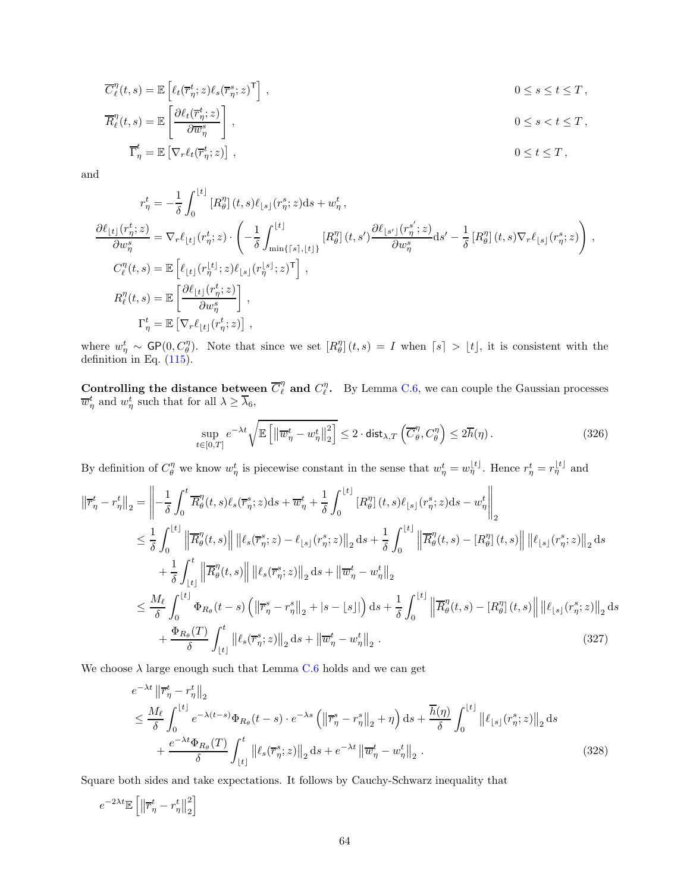$$
\begin{aligned}
\overline{C}_\ell^\eta(t,s) &= \mathbb{E}\left[\ell_t(\overline{r}_\eta^t; z)\ell_s(\overline{r}_\eta^s; z)^\mathsf{T}\right], && 0 \le s \le t \le T,\\
\overline{R}_\ell^\eta(t,s) &= \mathbb{E}\left[\frac{\partial \ell_t(\overline{r}_\eta^t; z)}{\partial \overline{w}_\eta^s}\right], && 0 \le s < t \le T,\\
\overline{\Gamma}_\eta^t &= \mathbb{E}\left[\nabla_r \ell_t(\overline{r}_\eta^t; z)\right], && 0 \le t \le T,
\end{aligned}
$$

and

$$
\begin{aligned}
r_\eta^t &= -\frac{1}{\delta}\int_0^{\lfloor t\rfloor} \left[R_\theta^\eta\right](t,s)\ell_{\lfloor s\rfloor}(r_\eta^s; z)\mathrm{d}s + w_\eta^t,\\
\frac{\partial \ell_{\lfloor t\rfloor}(r_\eta^t; z)}{\partial w_\eta^s} &= \nabla_r \ell_{\lfloor t\rfloor}(r_\eta^t; z)\cdot\left(-\frac{1}{\delta}\int_{\min\{\lceil s\rceil,\lfloor t\rfloor\}}^{\lfloor t\rfloor}\left[R_\theta^\eta\right](t,s')\frac{\partial \ell_{\lfloor s'\rfloor}(r_\eta^{s'}; z)}{\partial w_\eta^s}\mathrm{d}s' - \frac{1}{\delta}\left[R_\theta^\eta\right](t,s)\nabla_r \ell_{\lfloor s\rfloor}(r_\eta^s; z)\right),\\
C_\ell^\eta(t,s) &= \mathbb{E}\left[\ell_{\lfloor t\rfloor}(r_\eta^{\lfloor t\rfloor}; z)\ell_{\lfloor s\rfloor}(r_\eta^{\lfloor s\rfloor}; z)^\mathsf{T}\right],\\
R_\ell^\eta(t,s) &= \mathbb{E}\left[\frac{\partial \ell_{\lfloor t\rfloor}(r_\eta^t; z)}{\partial w_\eta^s}\right],\\
\Gamma_\eta^t &= \mathbb{E}\left[\nabla_r \ell_{\lfloor t\rfloor}(r_\eta^t; z)\right],
\end{aligned}
$$

where $w_\eta^t \sim \mathsf{GP}(0, C_\theta^\eta)$. Note that since we set $\left[R_\theta^\eta\right](t,s) = I$ when $\lceil s\rceil > \lfloor t\rfloor$, it is consistent with the definition in Eq. (115).

**Controlling the distance between $\overline{C}_\ell^\eta$ and $C_\ell^\eta$.** By Lemma C.6, we can couple the Gaussian processes $\overline{w}_\eta^t$ and $w_\eta^t$ such that for all $\lambda \ge \overline{\lambda}_6$,

$$
\sup_{t\in[0,T]} e^{-\lambda t}\sqrt{\mathbb{E}\left[\left\|\overline{w}_\eta^t - w_\eta^t\right\|_2^2\right]} \le 2\cdot \mathsf{dist}_{\lambda,T}\left(\overline{C}_\theta^\eta, C_\theta^\eta\right) \le 2\overline{h}(\eta)\,. \tag{326}
$$

By definition of $C_\theta^\eta$ we know $w_\eta^t$ is piecewise constant in the sense that $w_\eta^t = w_\eta^{\lfloor t\rfloor}$. Hence $r_\eta^t = r_\eta^{\lfloor t\rfloor}$ and

$$
\begin{aligned}
\left\|\overline{r}_\eta^t - r_\eta^t\right\|_2 &= \left\|-\frac{1}{\delta}\int_0^t \overline{R}_\theta^\eta(t,s)\ell_s(\overline{r}_\eta^s; z)\mathrm{d}s + \overline{w}_\eta^t + \frac{1}{\delta}\int_0^{\lfloor t\rfloor}\left[R_\theta^\eta\right](t,s)\ell_{\lfloor s\rfloor}(r_\eta^s; z)\mathrm{d}s - w_\eta^t\right\|_2\\
&\le \frac{1}{\delta}\int_0^{\lfloor t\rfloor}\left\|\overline{R}_\theta^\eta(t,s)\right\|\left\|\ell_s(\overline{r}_\eta^s; z) - \ell_{\lfloor s\rfloor}(r_\eta^s; z)\right\|_2\mathrm{d}s + \frac{1}{\delta}\int_0^{\lfloor t\rfloor}\left\|\overline{R}_\theta^\eta(t,s) - \left[R_\theta^\eta\right](t,s)\right\|\left\|\ell_{\lfloor s\rfloor}(r_\eta^s; z)\right\|_2\mathrm{d}s\\
&\quad + \frac{1}{\delta}\int_{\lfloor t\rfloor}^t\left\|\overline{R}_\theta^\eta(t,s)\right\|\left\|\ell_s(\overline{r}_\eta^s; z)\right\|_2\mathrm{d}s + \left\|\overline{w}_\eta^t - w_\eta^t\right\|_2\\
&\le \frac{M_\ell}{\delta}\int_0^{\lfloor t\rfloor}\Phi_{R_\theta}(t-s)\left(\left\|\overline{r}_\eta^s - r_\eta^s\right\|_2 + |s - \lfloor s\rfloor|\right)\mathrm{d}s + \frac{1}{\delta}\int_0^{\lfloor t\rfloor}\left\|\overline{R}_\theta^\eta(t,s) - \left[R_\theta^\eta\right](t,s)\right\|\left\|\ell_{\lfloor s\rfloor}(r_\eta^s; z)\right\|_2\mathrm{d}s\\
&\quad + \frac{\Phi_{R_\theta}(T)}{\delta}\int_{\lfloor t\rfloor}^t\left\|\ell_s(\overline{r}_\eta^s; z)\right\|_2\mathrm{d}s + \left\|\overline{w}_\eta^t - w_\eta^t\right\|_2\,.
\end{aligned} \tag{327}
$$

We choose $\lambda$ large enough such that Lemma C.6 holds and we can get

$$
\begin{aligned}
&e^{-\lambda t}\left\|\overline{r}_\eta^t - r_\eta^t\right\|_2\\
&\le \frac{M_\ell}{\delta}\int_0^{\lfloor t\rfloor} e^{-\lambda(t-s)}\Phi_{R_\theta}(t-s)\cdot e^{-\lambda s}\left(\left\|\overline{r}_\eta^s - r_\eta^s\right\|_2 + \eta\right)\mathrm{d}s + \frac{\overline{h}(\eta)}{\delta}\int_0^{\lfloor t\rfloor}\left\|\ell_{\lfloor s\rfloor}(r_\eta^s; z)\right\|_2\mathrm{d}s\\
&\quad + \frac{e^{-\lambda t}\Phi_{R_\theta}(T)}{\delta}\int_{\lfloor t\rfloor}^t\left\|\ell_s(\overline{r}_\eta^s; z)\right\|_2\mathrm{d}s + e^{-\lambda t}\left\|\overline{w}_\eta^t - w_\eta^t\right\|_2\,.
\end{aligned} \tag{328}
$$

Square both sides and take expectations. It follows by Cauchy-Schwarz inequality that

$$
e^{-2\lambda t}\mathbb{E}\left[\left\|\overline{r}_\eta^t - r_\eta^t\right\|_2^2\right]
$$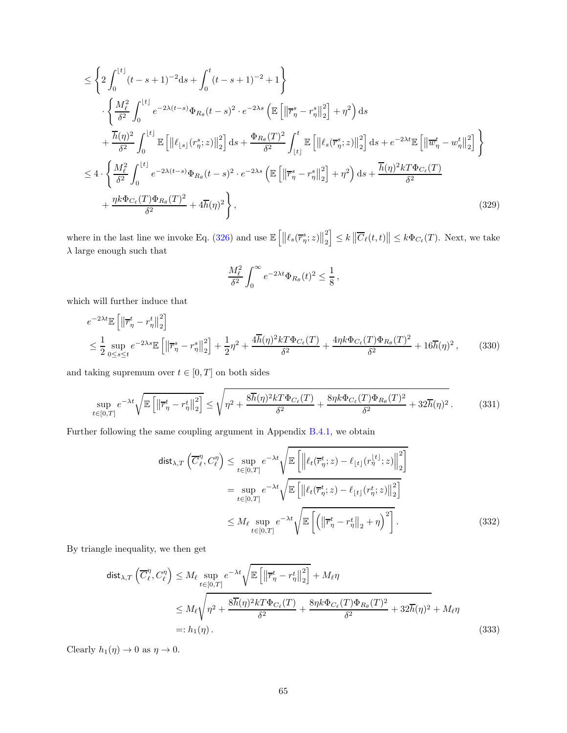$$
\begin{aligned}
&\leq \left\{ 2\int_0^{\lfloor t \rfloor} (t-s+1)^{-2} \mathrm{d}s + \int_0^t (t-s+1)^{-2} + 1 \right\} \\
&\quad \cdot \left\{ \frac{M_\ell^2}{\delta^2} \int_0^{\lfloor t \rfloor} e^{-2\lambda(t-s)} \Phi_{R_\theta}(t-s)^2 \cdot e^{-2\lambda s} \left( \mathbb{E}\left[ \left\| \overline{r}_\eta^s - r_\eta^s \right\|_2^2 \right] + \eta^2 \right) \mathrm{d}s \right. \\
&\quad \left. + \frac{\overline{h}(\eta)^2}{\delta^2} \int_0^{\lfloor t \rfloor} \mathbb{E}\left[ \left\| \ell_{\lfloor s \rfloor}(r_\eta^s; z) \right\|_2^2 \right] \mathrm{d}s + \frac{\Phi_{R_\theta}(T)^2}{\delta^2} \int_{\lfloor t \rfloor}^t \mathbb{E}\left[ \left\| \ell_s(\overline{r}_\eta^s; z) \right\|_2^2 \right] \mathrm{d}s + e^{-2\lambda t} \mathbb{E}\left[ \left\| \overline{w}_\eta^t - w_\eta^t \right\|_2^2 \right] \right\} \\
&\leq 4 \cdot \left\{ \frac{M_\ell^2}{\delta^2} \int_0^{\lfloor t \rfloor} e^{-2\lambda(t-s)} \Phi_{R_\theta}(t-s)^2 \cdot e^{-2\lambda s} \left( \mathbb{E}\left[ \left\| \overline{r}_\eta^s - r_\eta^s \right\|_2^2 \right] + \eta^2 \right) \mathrm{d}s + \frac{\overline{h}(\eta)^2 k T \Phi_{C_\ell}(T)}{\delta^2} \right. \\
&\quad \left. + \frac{\eta k \Phi_{C_\ell}(T) \Phi_{R_\theta}(T)^2}{\delta^2} + 4\overline{h}(\eta)^2 \right\},
\end{aligned} \tag{329}
$$

where in the last line we invoke Eq. (326) and use $\mathbb{E}\left[ \left\| \ell_s(\overline{r}_\eta^s; z) \right\|_2^2 \right] \leq k \left\| \overline{C}_\ell(t,t) \right\| \leq k \Phi_{C_\ell}(T)$. Next, we take $\lambda$ large enough such that

$$
\frac{M_\ell^2}{\delta^2} \int_0^\infty e^{-2\lambda t} \Phi_{R_\theta}(t)^2 \leq \frac{1}{8},
$$

which will further induce that

$$
\begin{aligned}
& e^{-2\lambda t} \mathbb{E}\left[ \left\| \overline{r}_\eta^t - r_\eta^t \right\|_2^2 \right] \\
& \leq \frac{1}{2} \sup_{0 \leq s \leq t} e^{-2\lambda s} \mathbb{E}\left[ \left\| \overline{r}_\eta^s - r_\eta^s \right\|_2^2 \right] + \frac{1}{2}\eta^2 + \frac{4\overline{h}(\eta)^2 k T \Phi_{C_\ell}(T)}{\delta^2} + \frac{4\eta k \Phi_{C_\ell}(T) \Phi_{R_\theta}(T)^2}{\delta^2} + 16\overline{h}(\eta)^2,
\end{aligned} \tag{330}
$$

and taking supremum over $t \in [0,T]$ on both sides

$$
\sup_{t \in [0,T]} e^{-\lambda t} \sqrt{\mathbb{E}\left[ \left\| \overline{r}_\eta^t - r_\eta^t \right\|_2^2 \right]} \leq \sqrt{\eta^2 + \frac{8\overline{h}(\eta)^2 k T \Phi_{C_\ell}(T)}{\delta^2} + \frac{8\eta k \Phi_{C_\ell}(T) \Phi_{R_\theta}(T)^2}{\delta^2} + 32\overline{h}(\eta)^2}. \tag{331}
$$

Further following the same coupling argument in Appendix B.4.1, we obtain

$$
\begin{aligned}
\mathsf{dist}_{\lambda,T}\left( \overline{C}_\ell^\eta, C_\ell^\eta \right) &\leq \sup_{t \in [0,T]} e^{-\lambda t} \sqrt{\mathbb{E}\left[ \left\| \ell_t(\overline{r}_\eta^t; z) - \ell_{\lfloor t \rfloor}(r_\eta^{\lfloor t \rfloor}; z) \right\|_2^2 \right]} \\
&= \sup_{t \in [0,T]} e^{-\lambda t} \sqrt{\mathbb{E}\left[ \left\| \ell_t(\overline{r}_\eta^t; z) - \ell_{\lfloor t \rfloor}(r_\eta^t; z) \right\|_2^2 \right]} \\
&\leq M_\ell \sup_{t \in [0,T]} e^{-\lambda t} \sqrt{\mathbb{E}\left[ \left( \left\| \overline{r}_\eta^t - r_\eta^t \right\|_2 + \eta \right)^2 \right]}.
\end{aligned} \tag{332}
$$

By triangle inequality, we then get

$$
\begin{aligned}
\mathsf{dist}_{\lambda,T}\left( \overline{C}_\ell^\eta, C_\ell^\eta \right) &\leq M_\ell \sup_{t \in [0,T]} e^{-\lambda t} \sqrt{\mathbb{E}\left[ \left\| \overline{r}_\eta^t - r_\eta^t \right\|_2^2 \right]} + M_\ell \eta \\
&\leq M_\ell \sqrt{\eta^2 + \frac{8\overline{h}(\eta)^2 k T \Phi_{C_\ell}(T)}{\delta^2} + \frac{8\eta k \Phi_{C_\ell}(T) \Phi_{R_\theta}(T)^2}{\delta^2} + 32\overline{h}(\eta)^2} + M_\ell \eta \\
&=: h_1(\eta).
\end{aligned} \tag{333}
$$

Clearly $h_1(\eta) \to 0$ as $\eta \to 0$.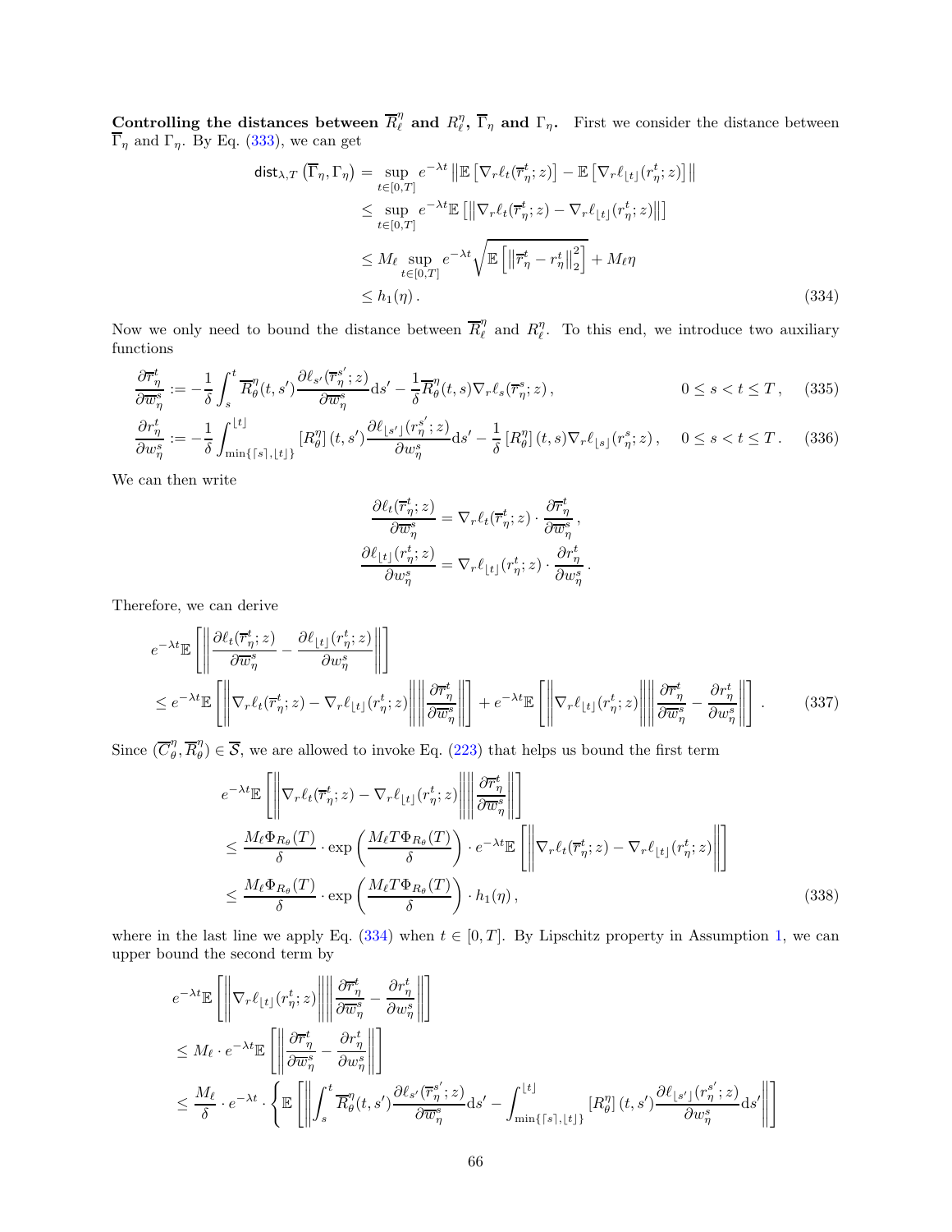**Controlling the distances between $\overline{R}_\ell^\eta$ and $R_\ell^\eta$, $\overline{\Gamma}_\eta$ and $\Gamma_\eta$.** First we consider the distance between $\overline{\Gamma}_\eta$ and $\Gamma_\eta$. By Eq. (333), we can get

$$
\begin{aligned}
\mathsf{dist}_{\lambda,T}\left(\overline{\Gamma}_\eta, \Gamma_\eta\right) &= \sup_{t\in[0,T]} e^{-\lambda t}\left\|\mathbb{E}\left[\nabla_r \ell_t(\overline{r}_\eta^t; z)\right] - \mathbb{E}\left[\nabla_r \ell_{\lfloor t\rfloor}(r_\eta^t; z)\right]\right\| \\
&\le \sup_{t\in[0,T]} e^{-\lambda t}\mathbb{E}\left[\left\|\nabla_r \ell_t(\overline{r}_\eta^t; z) - \nabla_r \ell_{\lfloor t\rfloor}(r_\eta^t; z)\right\|\right] \\
&\le M_\ell \sup_{t\in[0,T]} e^{-\lambda t}\sqrt{\mathbb{E}\left[\left\|\overline{r}_\eta^t - r_\eta^t\right\|_2^2\right]} + M_\ell \eta \\
&\le h_1(\eta)\,.
\end{aligned} \tag{334}
$$

Now we only need to bound the distance between $\overline{R}_\ell^\eta$ and $R_\ell^\eta$. To this end, we introduce two auxiliary functions

$$
\frac{\partial \overline{r}_\eta^t}{\partial \overline{w}_\eta^s} := -\frac{1}{\delta}\int_s^t \overline{R}_\theta^\eta(t,s')\frac{\partial \ell_{s'}(\overline{r}_\eta^{s'}; z)}{\partial \overline{w}_\eta^s}\mathrm{d}s' - \frac{1}{\delta}\overline{R}_\theta^\eta(t,s)\nabla_r \ell_s(\overline{r}_\eta^s; z)\,, \qquad 0\le s<t\le T\,, \tag{335}
$$

$$
\frac{\partial r_\eta^t}{\partial w_\eta^s} := -\frac{1}{\delta}\int_{\min\{\lceil s\rceil,\lfloor t\rfloor\}}^{\lfloor t\rfloor} \left[R_\theta^\eta\right](t,s')\frac{\partial \ell_{\lfloor s'\rfloor}(r_\eta^{s'}; z)}{\partial w_\eta^s}\mathrm{d}s' - \frac{1}{\delta}\left[R_\theta^\eta\right](t,s)\nabla_r \ell_{\lfloor s\rfloor}(r_\eta^s; z)\,, \quad 0\le s<t\le T\,. \tag{336}
$$

We can then write

$$
\frac{\partial \ell_t(\overline{r}_\eta^t; z)}{\partial \overline{w}_\eta^s} = \nabla_r \ell_t(\overline{r}_\eta^t; z)\cdot\frac{\partial \overline{r}_\eta^t}{\partial \overline{w}_\eta^s}\,,
$$

$$
\frac{\partial \ell_{\lfloor t\rfloor}(r_\eta^t; z)}{\partial w_\eta^s} = \nabla_r \ell_{\lfloor t\rfloor}(r_\eta^t; z)\cdot\frac{\partial r_\eta^t}{\partial w_\eta^s}\,.
$$

Therefore, we can derive

$$
\begin{aligned}
&e^{-\lambda t}\mathbb{E}\left[\left\|\frac{\partial \ell_t(\overline{r}_\eta^t; z)}{\partial \overline{w}_\eta^s} - \frac{\partial \ell_{\lfloor t\rfloor}(r_\eta^t; z)}{\partial w_\eta^s}\right\|\right] \\
&\le e^{-\lambda t}\mathbb{E}\left[\left\|\nabla_r \ell_t(\overline{r}_\eta^t; z) - \nabla_r \ell_{\lfloor t\rfloor}(r_\eta^t; z)\right\|\left\|\frac{\partial \overline{r}_\eta^t}{\partial \overline{w}_\eta^s}\right\|\right] + e^{-\lambda t}\mathbb{E}\left[\left\|\nabla_r \ell_{\lfloor t\rfloor}(r_\eta^t; z)\right\|\left\|\frac{\partial \overline{r}_\eta^t}{\partial \overline{w}_\eta^s} - \frac{\partial r_\eta^t}{\partial w_\eta^s}\right\|\right]\,.
\end{aligned} \tag{337}
$$

Since $(\overline{C}_\theta^\eta, \overline{R}_\theta^\eta) \in \overline{\mathcal{S}}$, we are allowed to invoke Eq. (223) that helps us bound the first term

$$
\begin{aligned}
&e^{-\lambda t}\mathbb{E}\left[\left\|\nabla_r \ell_t(\overline{r}_\eta^t; z) - \nabla_r \ell_{\lfloor t\rfloor}(r_\eta^t; z)\right\|\left\|\frac{\partial \overline{r}_\eta^t}{\partial \overline{w}_\eta^s}\right\|\right] \\
&\le \frac{M_\ell \Phi_{R_\theta}(T)}{\delta}\cdot\exp\left(\frac{M_\ell T\Phi_{R_\theta}(T)}{\delta}\right)\cdot e^{-\lambda t}\mathbb{E}\left[\left\|\nabla_r \ell_t(\overline{r}_\eta^t; z) - \nabla_r \ell_{\lfloor t\rfloor}(r_\eta^t; z)\right\|\right] \\
&\le \frac{M_\ell \Phi_{R_\theta}(T)}{\delta}\cdot\exp\left(\frac{M_\ell T\Phi_{R_\theta}(T)}{\delta}\right)\cdot h_1(\eta)\,,
\end{aligned} \tag{338}
$$

where in the last line we apply Eq. (334) when $t\in[0,T]$. By Lipschitz property in Assumption 1, we can upper bound the second term by

$$
\begin{aligned}
&e^{-\lambda t}\mathbb{E}\left[\left\|\nabla_r \ell_{\lfloor t\rfloor}(r_\eta^t; z)\right\|\left\|\frac{\partial \overline{r}_\eta^t}{\partial \overline{w}_\eta^s} - \frac{\partial r_\eta^t}{\partial w_\eta^s}\right\|\right] \\
&\le M_\ell \cdot e^{-\lambda t}\mathbb{E}\left[\left\|\frac{\partial \overline{r}_\eta^t}{\partial \overline{w}_\eta^s} - \frac{\partial r_\eta^t}{\partial w_\eta^s}\right\|\right] \\
&\le \frac{M_\ell}{\delta}\cdot e^{-\lambda t}\cdot\left\{\mathbb{E}\left[\left\|\int_s^t \overline{R}_\theta^\eta(t,s')\frac{\partial \ell_{s'}(\overline{r}_\eta^{s'}; z)}{\partial \overline{w}_\eta^s}\mathrm{d}s' - \int_{\min\{\lceil s\rceil,\lfloor t\rfloor\}}^{\lfloor t\rfloor}\left[R_\theta^\eta\right](t,s')\frac{\partial \ell_{\lfloor s'\rfloor}(r_\eta^{s'}; z)}{\partial w_\eta^s}\mathrm{d}s'\right\|\right]\right.
\end{aligned}
$$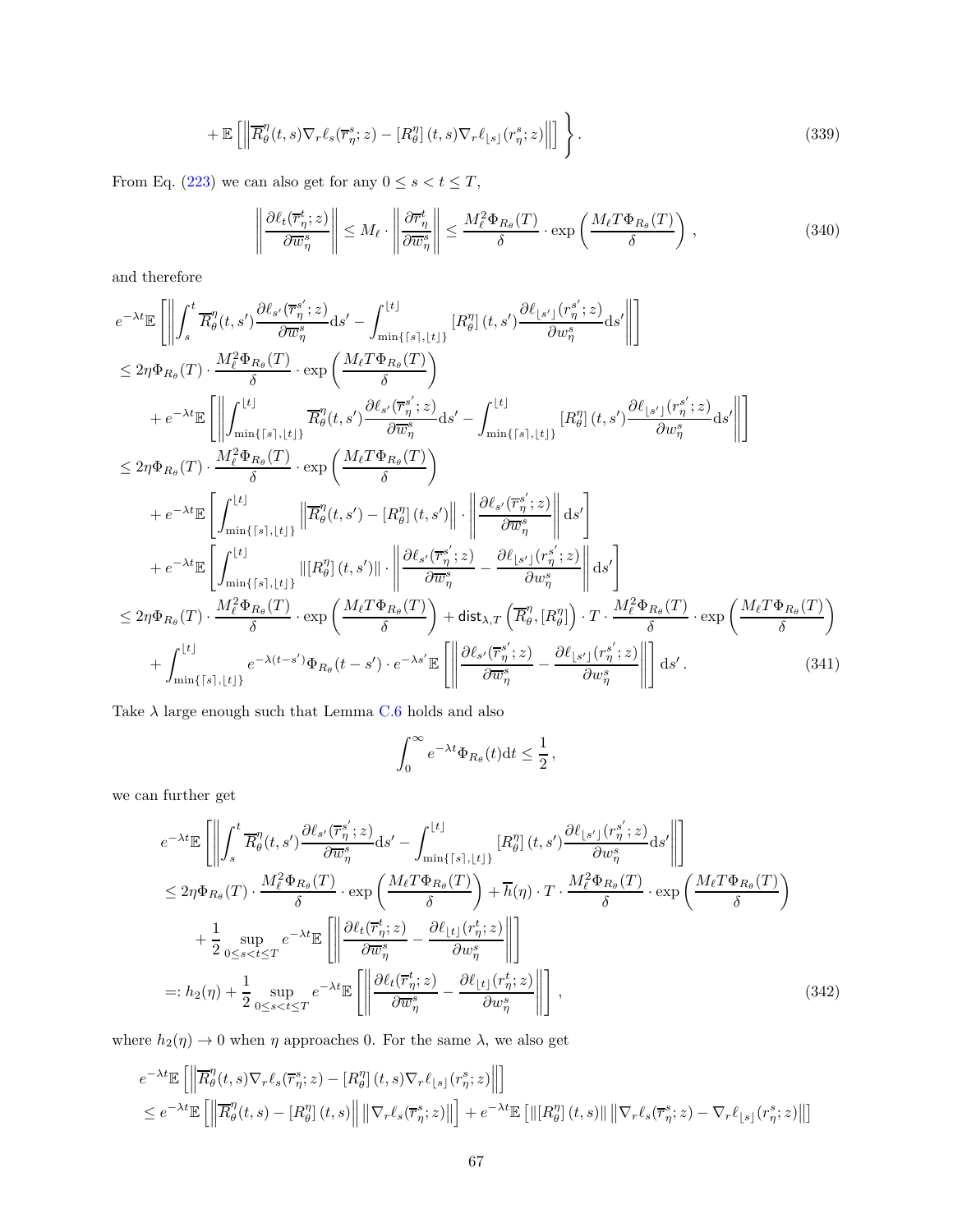$$
+ \mathbb{E}\left[\left\|\overline{R}_\theta^\eta(t,s)\nabla_r \ell_s(\overline{r}_\eta^s;z) - \left[R_\theta^\eta\right](t,s)\nabla_r \ell_{\lfloor s \rfloor}(r_\eta^s;z)\right\|\right] \Bigg\} . \tag{339}
$$

From Eq. (223) we can also get for any $0 \le s < t \le T$,

$$
\left\|\frac{\partial \ell_t(\overline{r}_\eta^t;z)}{\partial \overline{w}_\eta^s}\right\| \le M_\ell \cdot \left\|\frac{\partial \overline{r}_\eta^t}{\partial \overline{w}_\eta^s}\right\| \le \frac{M_\ell^2 \Phi_{R_\theta}(T)}{\delta} \cdot \exp\left(\frac{M_\ell T \Phi_{R_\theta}(T)}{\delta}\right) , \tag{340}
$$

and therefore

$$
\begin{aligned}
& e^{-\lambda t}\mathbb{E}\left[\left\|\int_s^t \overline{R}_\theta^\eta(t,s')\frac{\partial \ell_{s'}(\overline{r}_\eta^{s'};z)}{\partial \overline{w}_\eta^s}\mathrm{d}s' - \int_{\min\{\lceil s\rceil,\lfloor t\rfloor\}}^{\lfloor t\rfloor}\left[R_\theta^\eta\right](t,s')\frac{\partial \ell_{\lfloor s'\rfloor}(r_\eta^{s'};z)}{\partial w_\eta^s}\mathrm{d}s'\right\|\right] \\
& \le 2\eta \Phi_{R_\theta}(T)\cdot \frac{M_\ell^2 \Phi_{R_\theta}(T)}{\delta}\cdot \exp\left(\frac{M_\ell T \Phi_{R_\theta}(T)}{\delta}\right) \\
& \quad + e^{-\lambda t}\mathbb{E}\left[\left\|\int_{\min\{\lceil s\rceil,\lfloor t\rfloor\}}^{\lfloor t\rfloor} \overline{R}_\theta^\eta(t,s')\frac{\partial \ell_{s'}(\overline{r}_\eta^{s'};z)}{\partial \overline{w}_\eta^s}\mathrm{d}s' - \int_{\min\{\lceil s\rceil,\lfloor t\rfloor\}}^{\lfloor t\rfloor}\left[R_\theta^\eta\right](t,s')\frac{\partial \ell_{\lfloor s'\rfloor}(r_\eta^{s'};z)}{\partial w_\eta^s}\mathrm{d}s'\right\|\right] \\
& \le 2\eta \Phi_{R_\theta}(T)\cdot \frac{M_\ell^2 \Phi_{R_\theta}(T)}{\delta}\cdot \exp\left(\frac{M_\ell T \Phi_{R_\theta}(T)}{\delta}\right) \\
& \quad + e^{-\lambda t}\mathbb{E}\left[\int_{\min\{\lceil s\rceil,\lfloor t\rfloor\}}^{\lfloor t\rfloor} \left\|\overline{R}_\theta^\eta(t,s') - \left[R_\theta^\eta\right](t,s')\right\| \cdot \left\|\frac{\partial \ell_{s'}(\overline{r}_\eta^{s'};z)}{\partial \overline{w}_\eta^s}\right\|\mathrm{d}s'\right] \\
& \quad + e^{-\lambda t}\mathbb{E}\left[\int_{\min\{\lceil s\rceil,\lfloor t\rfloor\}}^{\lfloor t\rfloor} \left\|\left[R_\theta^\eta\right](t,s')\right\| \cdot \left\|\frac{\partial \ell_{s'}(\overline{r}_\eta^{s'};z)}{\partial \overline{w}_\eta^s} - \frac{\partial \ell_{\lfloor s'\rfloor}(r_\eta^{s'};z)}{\partial w_\eta^s}\right\|\mathrm{d}s'\right] \\
& \le 2\eta \Phi_{R_\theta}(T)\cdot \frac{M_\ell^2 \Phi_{R_\theta}(T)}{\delta}\cdot \exp\left(\frac{M_\ell T \Phi_{R_\theta}(T)}{\delta}\right) + \mathsf{dist}_{\lambda,T}\left(\overline{R}_\theta^\eta, \left[R_\theta^\eta\right]\right)\cdot T \cdot \frac{M_\ell^2 \Phi_{R_\theta}(T)}{\delta}\cdot \exp\left(\frac{M_\ell T \Phi_{R_\theta}(T)}{\delta}\right) \\
& \quad + \int_{\min\{\lceil s\rceil,\lfloor t\rfloor\}}^{\lfloor t\rfloor} e^{-\lambda(t-s')}\Phi_{R_\theta}(t-s')\cdot e^{-\lambda s'}\mathbb{E}\left[\left\|\frac{\partial \ell_{s'}(\overline{r}_\eta^{s'};z)}{\partial \overline{w}_\eta^s} - \frac{\partial \ell_{\lfloor s'\rfloor}(r_\eta^{s'};z)}{\partial w_\eta^s}\right\|\right]\mathrm{d}s' .
\end{aligned} \tag{341}
$$

Take $\lambda$ large enough such that Lemma C.6 holds and also

$$
\int_0^\infty e^{-\lambda t}\Phi_{R_\theta}(t)\mathrm{d}t \le \frac{1}{2} ,
$$

we can further get

$$
\begin{aligned}
& e^{-\lambda t}\mathbb{E}\left[\left\|\int_s^t \overline{R}_\theta^\eta(t,s')\frac{\partial \ell_{s'}(\overline{r}_\eta^{s'};z)}{\partial \overline{w}_\eta^s}\mathrm{d}s' - \int_{\min\{\lceil s\rceil,\lfloor t\rfloor\}}^{\lfloor t\rfloor}\left[R_\theta^\eta\right](t,s')\frac{\partial \ell_{\lfloor s'\rfloor}(r_\eta^{s'};z)}{\partial w_\eta^s}\mathrm{d}s'\right\|\right] \\
& \le 2\eta \Phi_{R_\theta}(T)\cdot \frac{M_\ell^2 \Phi_{R_\theta}(T)}{\delta}\cdot \exp\left(\frac{M_\ell T \Phi_{R_\theta}(T)}{\delta}\right) + \overline{h}(\eta)\cdot T\cdot \frac{M_\ell^2 \Phi_{R_\theta}(T)}{\delta}\cdot \exp\left(\frac{M_\ell T \Phi_{R_\theta}(T)}{\delta}\right) \\
& \quad + \frac{1}{2}\sup_{0\le s<t\le T} e^{-\lambda t}\mathbb{E}\left[\left\|\frac{\partial \ell_t(\overline{r}_\eta^t;z)}{\partial \overline{w}_\eta^s} - \frac{\partial \ell_{\lfloor t\rfloor}(r_\eta^t;z)}{\partial w_\eta^s}\right\|\right] \\
& =: h_2(\eta) + \frac{1}{2}\sup_{0\le s<t\le T} e^{-\lambda t}\mathbb{E}\left[\left\|\frac{\partial \ell_t(\overline{r}_\eta^t;z)}{\partial \overline{w}_\eta^s} - \frac{\partial \ell_{\lfloor t\rfloor}(r_\eta^t;z)}{\partial w_\eta^s}\right\|\right] ,
\end{aligned} \tag{342}
$$

where $h_2(\eta) \to 0$ when $\eta$ approaches 0. For the same $\lambda$, we also get

$$
\begin{aligned}
& e^{-\lambda t}\mathbb{E}\left[\left\|\overline{R}_\theta^\eta(t,s)\nabla_r \ell_s(\overline{r}_\eta^s;z) - \left[R_\theta^\eta\right](t,s)\nabla_r \ell_{\lfloor s\rfloor}(r_\eta^s;z)\right\|\right] \\
& \le e^{-\lambda t}\mathbb{E}\left[\left\|\overline{R}_\theta^\eta(t,s) - \left[R_\theta^\eta\right](t,s)\right\| \left\|\nabla_r \ell_s(\overline{r}_\eta^s;z)\right\|\right] + e^{-\lambda t}\mathbb{E}\left[\left\|\left[R_\theta^\eta\right](t,s)\right\| \left\|\nabla_r \ell_s(\overline{r}_\eta^s;z) - \nabla_r \ell_{\lfloor s\rfloor}(r_\eta^s;z)\right\|\right]
\end{aligned}
$$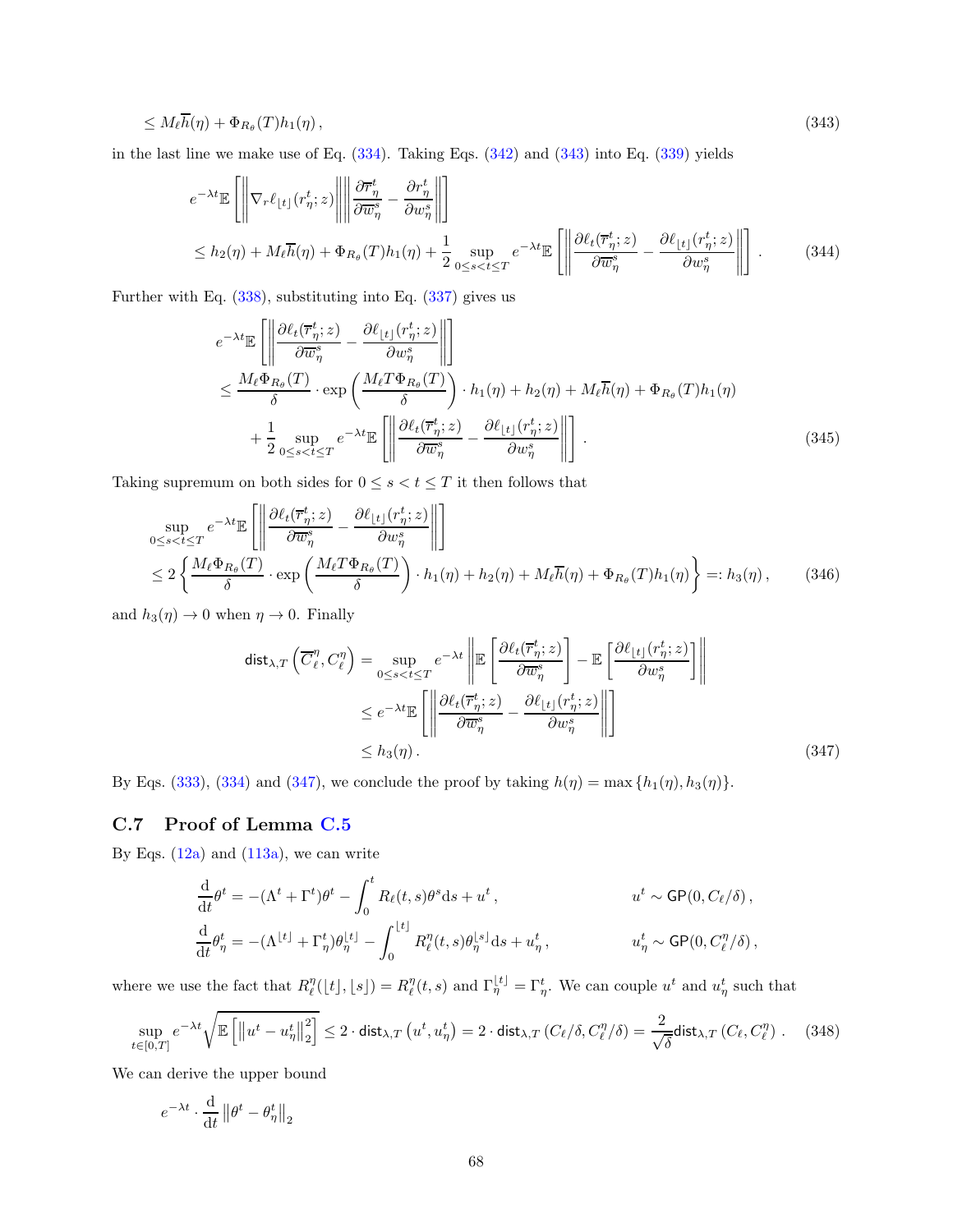$$
\leq M_\ell \overline{h}(\eta) + \Phi_{R_\theta}(T) h_1(\eta) \,, \tag{343}
$$

in the last line we make use of Eq. (334). Taking Eqs. (342) and (343) into Eq. (339) yields

$$
\begin{aligned}
& e^{-\lambda t} \mathbb{E}\left[ \left\| \nabla_r \ell_{\lfloor t \rfloor}(r_\eta^t; z) \right\| \left\| \frac{\partial \overline{r}_\eta^t}{\partial \overline{w}_\eta^s} - \frac{\partial r_\eta^t}{\partial w_\eta^s} \right\| \right] \\
& \leq h_2(\eta) + M_\ell \overline{h}(\eta) + \Phi_{R_\theta}(T) h_1(\eta) + \frac{1}{2} \sup_{0 \leq s < t \leq T} e^{-\lambda t} \mathbb{E}\left[ \left\| \frac{\partial \ell_t(\overline{r}_\eta^t; z)}{\partial \overline{w}_\eta^s} - \frac{\partial \ell_{\lfloor t \rfloor}(r_\eta^t; z)}{\partial w_\eta^s} \right\| \right] .
\end{aligned} \tag{344}
$$

Further with Eq. (338), substituting into Eq. (337) gives us

$$
\begin{aligned}
& e^{-\lambda t} \mathbb{E}\left[ \left\| \frac{\partial \ell_t(\overline{r}_\eta^t; z)}{\partial \overline{w}_\eta^s} - \frac{\partial \ell_{\lfloor t \rfloor}(r_\eta^t; z)}{\partial w_\eta^s} \right\| \right] \\
& \leq \frac{M_\ell \Phi_{R_\theta}(T)}{\delta} \cdot \exp\left( \frac{M_\ell T \Phi_{R_\theta}(T)}{\delta} \right) \cdot h_1(\eta) + h_2(\eta) + M_\ell \overline{h}(\eta) + \Phi_{R_\theta}(T) h_1(\eta) \\
& \quad + \frac{1}{2} \sup_{0 \leq s < t \leq T} e^{-\lambda t} \mathbb{E}\left[ \left\| \frac{\partial \ell_t(\overline{r}_\eta^t; z)}{\partial \overline{w}_\eta^s} - \frac{\partial \ell_{\lfloor t \rfloor}(r_\eta^t; z)}{\partial w_\eta^s} \right\| \right] .
\end{aligned} \tag{345}
$$

Taking supremum on both sides for $0 \leq s < t \leq T$ it then follows that

$$
\begin{aligned}
& \sup_{0 \leq s < t \leq T} e^{-\lambda t} \mathbb{E}\left[ \left\| \frac{\partial \ell_t(\overline{r}_\eta^t; z)}{\partial \overline{w}_\eta^s} - \frac{\partial \ell_{\lfloor t \rfloor}(r_\eta^t; z)}{\partial w_\eta^s} \right\| \right] \\
& \leq 2 \left\{ \frac{M_\ell \Phi_{R_\theta}(T)}{\delta} \cdot \exp\left( \frac{M_\ell T \Phi_{R_\theta}(T)}{\delta} \right) \cdot h_1(\eta) + h_2(\eta) + M_\ell \overline{h}(\eta) + \Phi_{R_\theta}(T) h_1(\eta) \right\} =: h_3(\eta) \,,
\end{aligned} \tag{346}
$$

and $h_3(\eta) \to 0$ when $\eta \to 0$. Finally

$$
\begin{aligned}
\mathsf{dist}_{\lambda, T}\left( \overline{C}_\ell^\eta, C_\ell^\eta \right) &= \sup_{0 \leq s < t \leq T} e^{-\lambda t} \left\| \mathbb{E}\left[ \frac{\partial \ell_t(\overline{r}_\eta^t; z)}{\partial \overline{w}_\eta^s} \right] - \mathbb{E}\left[ \frac{\partial \ell_{\lfloor t \rfloor}(r_\eta^t; z)}{\partial w_\eta^s} \right] \right\| \\
&\leq e^{-\lambda t} \mathbb{E}\left[ \left\| \frac{\partial \ell_t(\overline{r}_\eta^t; z)}{\partial \overline{w}_\eta^s} - \frac{\partial \ell_{\lfloor t \rfloor}(r_\eta^t; z)}{\partial w_\eta^s} \right\| \right] \\
&\leq h_3(\eta) \,.
\end{aligned} \tag{347}
$$

By Eqs. (333), (334) and (347), we conclude the proof by taking $h(\eta) = \max\{h_1(\eta), h_3(\eta)\}$.

## C.7 Proof of Lemma C.5

By Eqs. (12a) and (113a), we can write

$$
\begin{aligned}
\frac{\mathrm{d}}{\mathrm{d}t} \theta^t &= -(\Lambda^t + \Gamma^t) \theta^t - \int_0^t R_\ell(t, s) \theta^s \mathrm{d}s + u^t \,, & u^t &\sim \mathsf{GP}(0, C_\ell / \delta) \,, \\
\frac{\mathrm{d}}{\mathrm{d}t} \theta_\eta^t &= -(\Lambda^{\lfloor t \rfloor} + \Gamma_\eta^t) \theta_\eta^{\lfloor t \rfloor} - \int_0^{\lfloor t \rfloor} R_\ell^\eta(t, s) \theta_\eta^{\lfloor s \rfloor} \mathrm{d}s + u_\eta^t \,, & u_\eta^t &\sim \mathsf{GP}(0, C_\ell^\eta / \delta) \,,
\end{aligned}
$$

where we use the fact that $R_\ell^\eta(\lfloor t \rfloor, \lfloor s \rfloor) = R_\ell^\eta(t, s)$ and $\Gamma_\eta^{\lfloor t \rfloor} = \Gamma_\eta^t$. We can couple $u^t$ and $u_\eta^t$ such that

$$
\sup_{t \in [0, T]} e^{-\lambda t} \sqrt{\mathbb{E}\left[ \left\| u^t - u_\eta^t \right\|_2^2 \right]} \leq 2 \cdot \mathsf{dist}_{\lambda, T}\left( u^t, u_\eta^t \right) = 2 \cdot \mathsf{dist}_{\lambda, T}\left( C_\ell / \delta, C_\ell^\eta / \delta \right) = \frac{2}{\sqrt{\delta}} \mathsf{dist}_{\lambda, T}\left( C_\ell, C_\ell^\eta \right) . \tag{348}
$$

We can derive the upper bound

$$
e^{-\lambda t} \cdot \frac{\mathrm{d}}{\mathrm{d}t} \left\| \theta^t - \theta_\eta^t \right\|_2
$$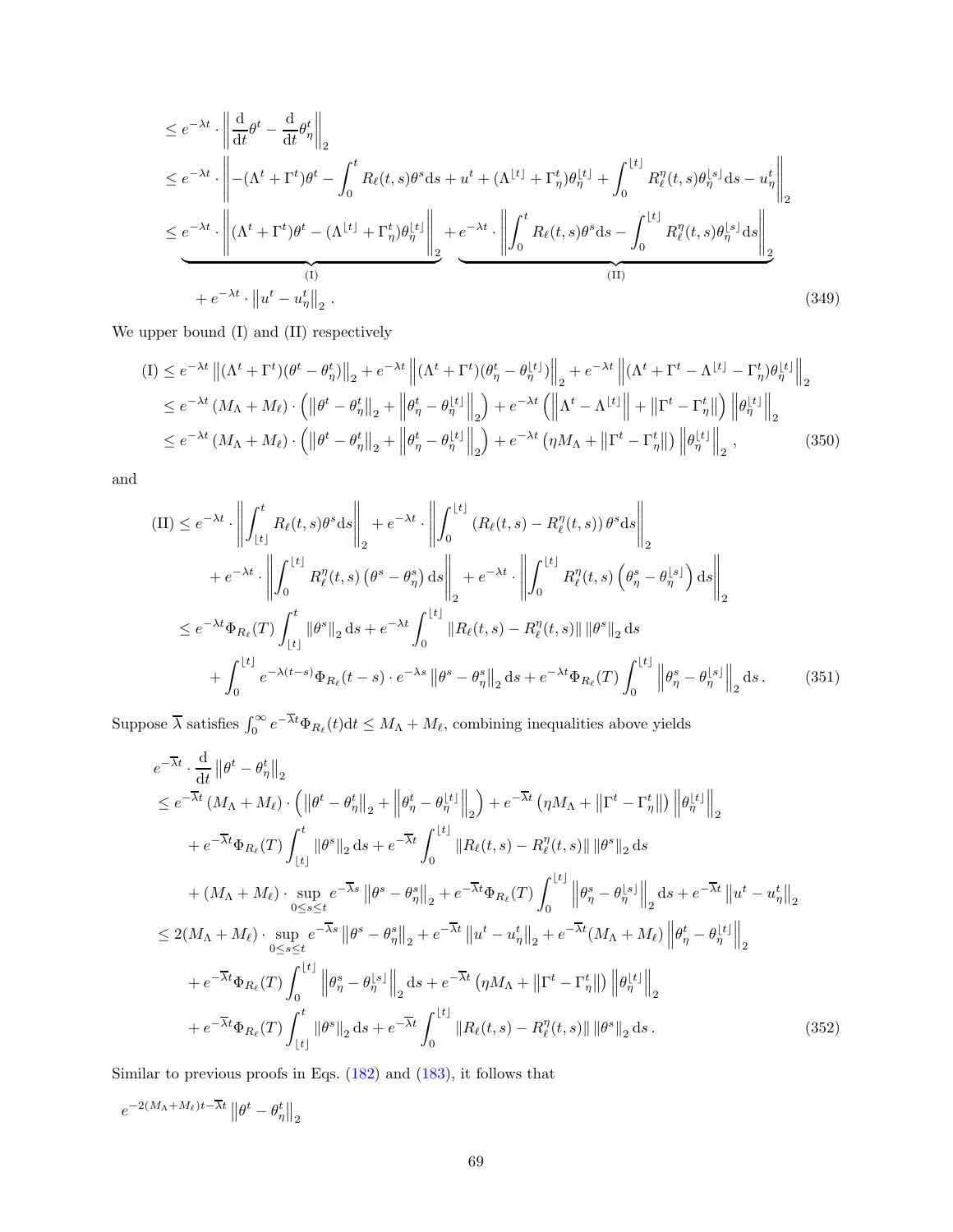$$
\begin{aligned}
&\le e^{-\lambda t} \cdot \left\| \frac{\mathrm{d}}{\mathrm{d}t}\theta^t - \frac{\mathrm{d}}{\mathrm{d}t}\theta^t_\eta \right\|_2 \\
&\le e^{-\lambda t} \cdot \left\| -(\Lambda^t + \Gamma^t)\theta^t - \int_0^t R_\ell(t,s)\theta^s \mathrm{d}s + u^t + (\Lambda^{\lfloor t \rfloor} + \Gamma^t_\eta)\theta^{\lfloor t \rfloor}_\eta + \int_0^{\lfloor t \rfloor} R^\eta_\ell(t,s)\theta^{\lfloor s \rfloor}_\eta \mathrm{d}s - u^t_\eta \right\|_2 \\
&\le \underbrace{e^{-\lambda t} \cdot \left\| (\Lambda^t + \Gamma^t)\theta^t - (\Lambda^{\lfloor t \rfloor} + \Gamma^t_\eta)\theta^{\lfloor t \rfloor}_\eta \right\|_2}_{\text{(I)}} + \underbrace{e^{-\lambda t} \cdot \left\| \int_0^t R_\ell(t,s)\theta^s \mathrm{d}s - \int_0^{\lfloor t \rfloor} R^\eta_\ell(t,s)\theta^{\lfloor s \rfloor}_\eta \mathrm{d}s \right\|_2}_{\text{(II)}} \\
&\quad + e^{-\lambda t} \cdot \left\| u^t - u^t_\eta \right\|_2 .
\end{aligned} \tag{349}
$$

We upper bound (I) and (II) respectively

$$
\begin{aligned}
\text{(I)} &\le e^{-\lambda t} \left\| (\Lambda^t + \Gamma^t)(\theta^t - \theta^t_\eta) \right\|_2 + e^{-\lambda t} \left\| (\Lambda^t + \Gamma^t)(\theta^t_\eta - \theta^{\lfloor t \rfloor}_\eta) \right\|_2 + e^{-\lambda t} \left\| (\Lambda^t + \Gamma^t - \Lambda^{\lfloor t \rfloor} - \Gamma^t_\eta)\theta^{\lfloor t \rfloor}_\eta \right\|_2 \\
&\le e^{-\lambda t} (M_\Lambda + M_\ell) \cdot \left( \left\| \theta^t - \theta^t_\eta \right\|_2 + \left\| \theta^t_\eta - \theta^{\lfloor t \rfloor}_\eta \right\|_2 \right) + e^{-\lambda t} \left( \left\| \Lambda^t - \Lambda^{\lfloor t \rfloor} \right\| + \left\| \Gamma^t - \Gamma^t_\eta \right\| \right) \left\| \theta^{\lfloor t \rfloor}_\eta \right\|_2 \\
&\le e^{-\lambda t} (M_\Lambda + M_\ell) \cdot \left( \left\| \theta^t - \theta^t_\eta \right\|_2 + \left\| \theta^t_\eta - \theta^{\lfloor t \rfloor}_\eta \right\|_2 \right) + e^{-\lambda t} \left( \eta M_\Lambda + \left\| \Gamma^t - \Gamma^t_\eta \right\| \right) \left\| \theta^{\lfloor t \rfloor}_\eta \right\|_2 ,
\end{aligned} \tag{350}
$$

and

$$
\begin{aligned}
\text{(II)} &\le e^{-\lambda t} \cdot \left\| \int_{\lfloor t \rfloor}^t R_\ell(t,s)\theta^s \mathrm{d}s \right\|_2 + e^{-\lambda t} \cdot \left\| \int_0^{\lfloor t \rfloor} \left( R_\ell(t,s) - R^\eta_\ell(t,s) \right) \theta^s \mathrm{d}s \right\|_2 \\
&\quad + e^{-\lambda t} \cdot \left\| \int_0^{\lfloor t \rfloor} R^\eta_\ell(t,s) \left( \theta^s - \theta^s_\eta \right) \mathrm{d}s \right\|_2 + e^{-\lambda t} \cdot \left\| \int_0^{\lfloor t \rfloor} R^\eta_\ell(t,s) \left( \theta^s_\eta - \theta^{\lfloor s \rfloor}_\eta \right) \mathrm{d}s \right\|_2 \\
&\le e^{-\lambda t} \Phi_{R_\ell}(T) \int_{\lfloor t \rfloor}^t \left\| \theta^s \right\|_2 \mathrm{d}s + e^{-\lambda t} \int_0^{\lfloor t \rfloor} \left\| R_\ell(t,s) - R^\eta_\ell(t,s) \right\| \left\| \theta^s \right\|_2 \mathrm{d}s \\
&\quad + \int_0^{\lfloor t \rfloor} e^{-\lambda(t-s)} \Phi_{R_\ell}(t-s) \cdot e^{-\lambda s} \left\| \theta^s - \theta^s_\eta \right\|_2 \mathrm{d}s + e^{-\lambda t} \Phi_{R_\ell}(T) \int_0^{\lfloor t \rfloor} \left\| \theta^s_\eta - \theta^{\lfloor s \rfloor}_\eta \right\|_2 \mathrm{d}s .
\end{aligned} \tag{351}
$$

Suppose $\overline{\lambda}$ satisfies $\int_0^\infty e^{-\overline{\lambda} t} \Phi_{R_\ell}(t) \mathrm{d}t \le M_\Lambda + M_\ell$, combining inequalities above yields

$$
\begin{aligned}
& e^{-\overline{\lambda} t} \cdot \frac{\mathrm{d}}{\mathrm{d}t} \left\| \theta^t - \theta^t_\eta \right\|_2 \\
&\le e^{-\overline{\lambda} t} (M_\Lambda + M_\ell) \cdot \left( \left\| \theta^t - \theta^t_\eta \right\|_2 + \left\| \theta^t_\eta - \theta^{\lfloor t \rfloor}_\eta \right\|_2 \right) + e^{-\overline{\lambda} t} \left( \eta M_\Lambda + \left\| \Gamma^t - \Gamma^t_\eta \right\| \right) \left\| \theta^{\lfloor t \rfloor}_\eta \right\|_2 \\
&\quad + e^{-\overline{\lambda} t} \Phi_{R_\ell}(T) \int_{\lfloor t \rfloor}^t \left\| \theta^s \right\|_2 \mathrm{d}s + e^{-\overline{\lambda} t} \int_0^{\lfloor t \rfloor} \left\| R_\ell(t,s) - R^\eta_\ell(t,s) \right\| \left\| \theta^s \right\|_2 \mathrm{d}s \\
&\quad + (M_\Lambda + M_\ell) \cdot \sup_{0 \le s \le t} e^{-\overline{\lambda} s} \left\| \theta^s - \theta^s_\eta \right\|_2 + e^{-\overline{\lambda} t} \Phi_{R_\ell}(T) \int_0^{\lfloor t \rfloor} \left\| \theta^s_\eta - \theta^{\lfloor s \rfloor}_\eta \right\|_2 \mathrm{d}s + e^{-\overline{\lambda} t} \left\| u^t - u^t_\eta \right\|_2 \\
&\le 2(M_\Lambda + M_\ell) \cdot \sup_{0 \le s \le t} e^{-\overline{\lambda} s} \left\| \theta^s - \theta^s_\eta \right\|_2 + e^{-\overline{\lambda} t} \left\| u^t - u^t_\eta \right\|_2 + e^{-\overline{\lambda} t} (M_\Lambda + M_\ell) \left\| \theta^t_\eta - \theta^{\lfloor t \rfloor}_\eta \right\|_2 \\
&\quad + e^{-\overline{\lambda} t} \Phi_{R_\ell}(T) \int_0^{\lfloor t \rfloor} \left\| \theta^s_\eta - \theta^{\lfloor s \rfloor}_\eta \right\|_2 \mathrm{d}s + e^{-\overline{\lambda} t} \left( \eta M_\Lambda + \left\| \Gamma^t - \Gamma^t_\eta \right\| \right) \left\| \theta^{\lfloor t \rfloor}_\eta \right\|_2 \\
&\quad + e^{-\overline{\lambda} t} \Phi_{R_\ell}(T) \int_{\lfloor t \rfloor}^t \left\| \theta^s \right\|_2 \mathrm{d}s + e^{-\overline{\lambda} t} \int_0^{\lfloor t \rfloor} \left\| R_\ell(t,s) - R^\eta_\ell(t,s) \right\| \left\| \theta^s \right\|_2 \mathrm{d}s .
\end{aligned} \tag{352}
$$

Similar to previous proofs in Eqs. (182) and (183), it follows that

$$
e^{-2(M_\Lambda + M_\ell)t - \overline{\lambda} t} \left\| \theta^t - \theta^t_\eta \right\|_2
$$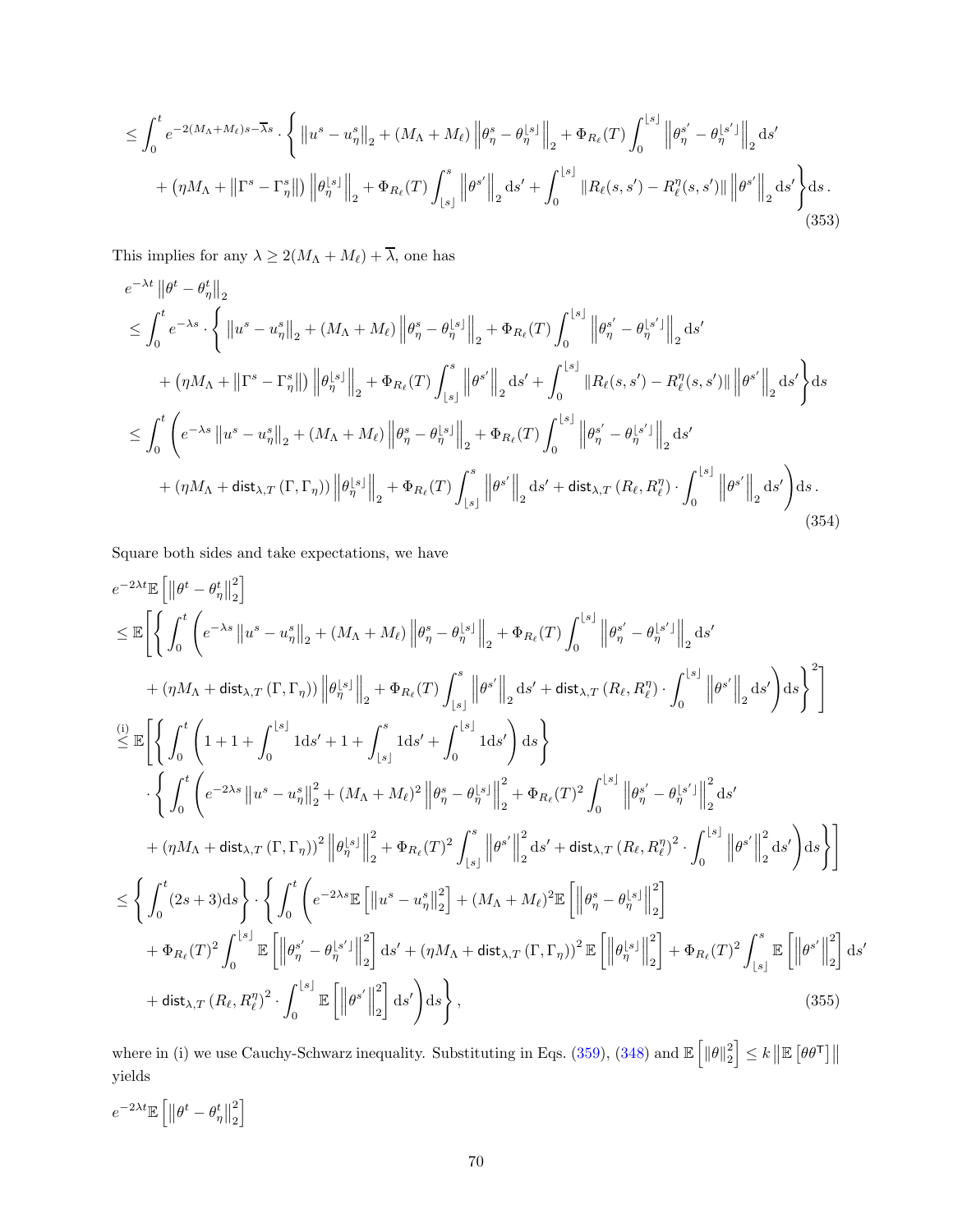$$
\leq \int_0^t e^{-2(M_\Lambda+M_\ell)s-\overline{\lambda}s} \cdot \Bigg\{ \left\|u^s - u_\eta^s\right\|_2 + (M_\Lambda + M_\ell)\left\|\theta_\eta^s - \theta_\eta^{\lfloor s\rfloor}\right\|_2 + \Phi_{R_\ell}(T)\int_0^{\lfloor s\rfloor}\left\|\theta_\eta^{s'} - \theta_\eta^{\lfloor s'\rfloor}\right\|_2 \mathrm{d}s'
$$

$$
+ \left(\eta M_\Lambda + \left\|\Gamma^s - \Gamma_\eta^s\right\|\right)\left\|\theta_\eta^{\lfloor s\rfloor}\right\|_2 + \Phi_{R_\ell}(T)\int_{\lfloor s\rfloor}^s \left\|\theta^{s'}\right\|_2 \mathrm{d}s' + \int_0^{\lfloor s\rfloor}\|R_\ell(s,s') - R_\ell^\eta(s,s')\|\left\|\theta^{s'}\right\|_2 \mathrm{d}s'\Bigg\}\mathrm{d}s\,. \tag{353}
$$

This implies for any $\lambda \geq 2(M_\Lambda + M_\ell) + \overline{\lambda}$, one has

$$
\begin{aligned}
&e^{-\lambda t}\left\|\theta^t - \theta_\eta^t\right\|_2 \\
&\leq \int_0^t e^{-\lambda s} \cdot \Bigg\{ \left\|u^s - u_\eta^s\right\|_2 + (M_\Lambda + M_\ell)\left\|\theta_\eta^s - \theta_\eta^{\lfloor s\rfloor}\right\|_2 + \Phi_{R_\ell}(T)\int_0^{\lfloor s\rfloor}\left\|\theta_\eta^{s'} - \theta_\eta^{\lfloor s'\rfloor}\right\|_2 \mathrm{d}s' \\
&\quad + \left(\eta M_\Lambda + \left\|\Gamma^s - \Gamma_\eta^s\right\|\right)\left\|\theta_\eta^{\lfloor s\rfloor}\right\|_2 + \Phi_{R_\ell}(T)\int_{\lfloor s\rfloor}^s \left\|\theta^{s'}\right\|_2 \mathrm{d}s' + \int_0^{\lfloor s\rfloor}\|R_\ell(s,s') - R_\ell^\eta(s,s')\|\left\|\theta^{s'}\right\|_2 \mathrm{d}s'\Bigg\}\mathrm{d}s \\
&\leq \int_0^t \Bigg( e^{-\lambda s}\left\|u^s - u_\eta^s\right\|_2 + (M_\Lambda + M_\ell)\left\|\theta_\eta^s - \theta_\eta^{\lfloor s\rfloor}\right\|_2 + \Phi_{R_\ell}(T)\int_0^{\lfloor s\rfloor}\left\|\theta_\eta^{s'} - \theta_\eta^{\lfloor s'\rfloor}\right\|_2 \mathrm{d}s' \\
&\quad + \left(\eta M_\Lambda + \mathsf{dist}_{\lambda,T}\left(\Gamma, \Gamma_\eta\right)\right)\left\|\theta_\eta^{\lfloor s\rfloor}\right\|_2 + \Phi_{R_\ell}(T)\int_{\lfloor s\rfloor}^s \left\|\theta^{s'}\right\|_2 \mathrm{d}s' + \mathsf{dist}_{\lambda,T}\left(R_\ell, R_\ell^\eta\right)\cdot\int_0^{\lfloor s\rfloor}\left\|\theta^{s'}\right\|_2 \mathrm{d}s'\Bigg)\mathrm{d}s\,.
\end{aligned} \tag{354}
$$

Square both sides and take expectations, we have

$$
\begin{aligned}
&e^{-2\lambda t}\mathbb{E}\left[\left\|\theta^t - \theta_\eta^t\right\|_2^2\right] \\
&\leq \mathbb{E}\Bigg[\Bigg\{\int_0^t \Bigg( e^{-\lambda s}\left\|u^s - u_\eta^s\right\|_2 + (M_\Lambda + M_\ell)\left\|\theta_\eta^s - \theta_\eta^{\lfloor s\rfloor}\right\|_2 + \Phi_{R_\ell}(T)\int_0^{\lfloor s\rfloor}\left\|\theta_\eta^{s'} - \theta_\eta^{\lfloor s'\rfloor}\right\|_2 \mathrm{d}s' \\
&\quad + \left(\eta M_\Lambda + \mathsf{dist}_{\lambda,T}\left(\Gamma, \Gamma_\eta\right)\right)\left\|\theta_\eta^{\lfloor s\rfloor}\right\|_2 + \Phi_{R_\ell}(T)\int_{\lfloor s\rfloor}^s \left\|\theta^{s'}\right\|_2 \mathrm{d}s' + \mathsf{dist}_{\lambda,T}\left(R_\ell, R_\ell^\eta\right)\cdot\int_0^{\lfloor s\rfloor}\left\|\theta^{s'}\right\|_2 \mathrm{d}s'\Bigg)\mathrm{d}s\Bigg\}^2\Bigg] \\
&\overset{\text{(i)}}{\leq} \mathbb{E}\Bigg[\Bigg\{\int_0^t\Bigg(1 + 1 + \int_0^{\lfloor s\rfloor} 1\mathrm{d}s' + 1 + \int_{\lfloor s\rfloor}^s 1\mathrm{d}s' + \int_0^{\lfloor s\rfloor} 1\mathrm{d}s'\Bigg)\mathrm{d}s\Bigg\} \\
&\quad \cdot \Bigg\{\int_0^t \Bigg( e^{-2\lambda s}\left\|u^s - u_\eta^s\right\|_2^2 + (M_\Lambda + M_\ell)^2\left\|\theta_\eta^s - \theta_\eta^{\lfloor s\rfloor}\right\|_2^2 + \Phi_{R_\ell}(T)^2\int_0^{\lfloor s\rfloor}\left\|\theta_\eta^{s'} - \theta_\eta^{\lfloor s'\rfloor}\right\|_2^2 \mathrm{d}s' \\
&\quad + \left(\eta M_\Lambda + \mathsf{dist}_{\lambda,T}\left(\Gamma, \Gamma_\eta\right)\right)^2\left\|\theta_\eta^{\lfloor s\rfloor}\right\|_2^2 + \Phi_{R_\ell}(T)^2\int_{\lfloor s\rfloor}^s \left\|\theta^{s'}\right\|_2^2 \mathrm{d}s' + \mathsf{dist}_{\lambda,T}\left(R_\ell, R_\ell^\eta\right)^2\cdot\int_0^{\lfloor s\rfloor}\left\|\theta^{s'}\right\|_2^2 \mathrm{d}s'\Bigg)\mathrm{d}s\Bigg\}\Bigg] \\
&\leq \Bigg\{\int_0^t (2s+3)\mathrm{d}s\Bigg\}\cdot\Bigg\{\int_0^t\Bigg( e^{-2\lambda s}\mathbb{E}\left[\left\|u^s - u_\eta^s\right\|_2^2\right] + (M_\Lambda + M_\ell)^2\mathbb{E}\left[\left\|\theta_\eta^s - \theta_\eta^{\lfloor s\rfloor}\right\|_2^2\right] \\
&\quad + \Phi_{R_\ell}(T)^2\int_0^{\lfloor s\rfloor}\mathbb{E}\left[\left\|\theta_\eta^{s'} - \theta_\eta^{\lfloor s'\rfloor}\right\|_2^2\right]\mathrm{d}s' + \left(\eta M_\Lambda + \mathsf{dist}_{\lambda,T}\left(\Gamma, \Gamma_\eta\right)\right)^2\mathbb{E}\left[\left\|\theta_\eta^{\lfloor s\rfloor}\right\|_2^2\right] + \Phi_{R_\ell}(T)^2\int_{\lfloor s\rfloor}^s\mathbb{E}\left[\left\|\theta^{s'}\right\|_2^2\right]\mathrm{d}s' \\
&\quad + \mathsf{dist}_{\lambda,T}\left(R_\ell, R_\ell^\eta\right)^2\cdot\int_0^{\lfloor s\rfloor}\mathbb{E}\left[\left\|\theta^{s'}\right\|_2^2\right]\mathrm{d}s'\Bigg)\mathrm{d}s\Bigg\}\,,
\end{aligned} \tag{355}
$$

where in (i) we use Cauchy-Schwarz inequality. Substituting in Eqs. (359), (348) and $\mathbb{E}\left[\|\theta\|_2^2\right] \leq k\left\|\mathbb{E}\left[\theta\theta^\mathsf{T}\right]\right\|$ yields

$$
e^{-2\lambda t}\mathbb{E}\left[\left\|\theta^t - \theta_\eta^t\right\|_2^2\right]
$$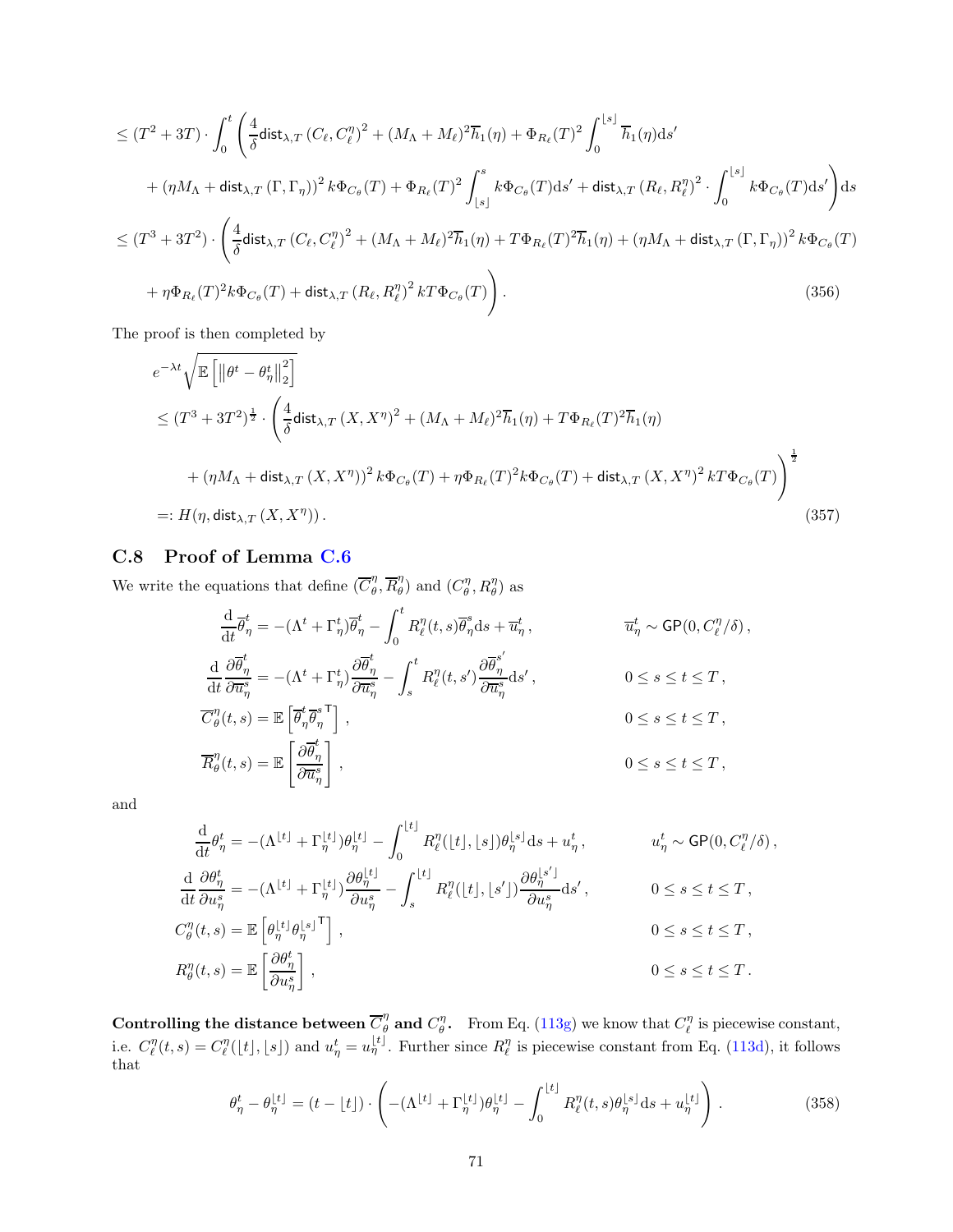$$
\begin{aligned}
&\leq (T^2+3T)\cdot\int_0^t\Bigg(\frac{4}{\delta}\mathsf{dist}_{\lambda,T}\left(C_\ell,C_\ell^\eta\right)^2+(M_\Lambda+M_\ell)^2\overline{h}_1(\eta)+\Phi_{R_\ell}(T)^2\int_0^{\lfloor s\rfloor}\overline{h}_1(\eta)\mathrm{d}s' \\
&\quad+\left(\eta M_\Lambda+\mathsf{dist}_{\lambda,T}\left(\Gamma,\Gamma_\eta\right)\right)^2k\Phi_{C_\theta}(T)+\Phi_{R_\ell}(T)^2\int_{\lfloor s\rfloor}^s k\Phi_{C_\theta}(T)\mathrm{d}s'+\mathsf{dist}_{\lambda,T}\left(R_\ell,R_\ell^\eta\right)^2\cdot\int_0^{\lfloor s\rfloor}k\Phi_{C_\theta}(T)\mathrm{d}s'\Bigg)\mathrm{d}s \\
&\leq (T^3+3T^2)\cdot\Bigg(\frac{4}{\delta}\mathsf{dist}_{\lambda,T}\left(C_\ell,C_\ell^\eta\right)^2+(M_\Lambda+M_\ell)^2\overline{h}_1(\eta)+T\Phi_{R_\ell}(T)^2\overline{h}_1(\eta)+\left(\eta M_\Lambda+\mathsf{dist}_{\lambda,T}\left(\Gamma,\Gamma_\eta\right)\right)^2k\Phi_{C_\theta}(T) \\
&\quad+\eta\Phi_{R_\ell}(T)^2k\Phi_{C_\theta}(T)+\mathsf{dist}_{\lambda,T}\left(R_\ell,R_\ell^\eta\right)^2kT\Phi_{C_\theta}(T)\Bigg).
\end{aligned}
\tag{356}
$$

The proof is then completed by

$$
\begin{aligned}
&e^{-\lambda t}\sqrt{\mathbb{E}\left[\left\|\theta^t-\theta_\eta^t\right\|_2^2\right]} \\
&\leq (T^3+3T^2)^{\frac{1}{2}}\cdot\Bigg(\frac{4}{\delta}\mathsf{dist}_{\lambda,T}\left(X,X^\eta\right)^2+(M_\Lambda+M_\ell)^2\overline{h}_1(\eta)+T\Phi_{R_\ell}(T)^2\overline{h}_1(\eta) \\
&\quad+\left(\eta M_\Lambda+\mathsf{dist}_{\lambda,T}\left(X,X^\eta\right)\right)^2k\Phi_{C_\theta}(T)+\eta\Phi_{R_\ell}(T)^2k\Phi_{C_\theta}(T)+\mathsf{dist}_{\lambda,T}\left(X,X^\eta\right)^2kT\Phi_{C_\theta}(T)\Bigg)^{\frac{1}{2}} \\
&=: H(\eta,\mathsf{dist}_{\lambda,T}\left(X,X^\eta\right)).
\end{aligned}
\tag{357}
$$

## C.8 Proof of Lemma C.6

We write the equations that define $(\overline{C}_\theta^\eta,\overline{R}_\theta^\eta)$ and $(C_\theta^\eta,R_\theta^\eta)$ as

$$
\begin{aligned}
&\frac{\mathrm{d}}{\mathrm{d}t}\overline{\theta}_\eta^t=-(\Lambda^t+\Gamma_\eta^t)\overline{\theta}_\eta^t-\int_0^t R_\ell^\eta(t,s)\overline{\theta}_\eta^s\mathrm{d}s+\overline{u}_\eta^t\,, && \overline{u}_\eta^t\sim\mathsf{GP}(0,C_\ell^\eta/\delta)\,,\\
&\frac{\mathrm{d}}{\mathrm{d}t}\frac{\partial\overline{\theta}_\eta^t}{\partial\overline{u}_\eta^s}=-(\Lambda^t+\Gamma_\eta^t)\frac{\partial\overline{\theta}_\eta^t}{\partial\overline{u}_\eta^s}-\int_s^t R_\ell^\eta(t,s')\frac{\partial\overline{\theta}_\eta^{s'}}{\partial\overline{u}_\eta^s}\mathrm{d}s'\,, && 0\leq s\leq t\leq T\,,\\
&\overline{C}_\theta^\eta(t,s)=\mathbb{E}\left[\overline{\theta}_\eta^t\overline{\theta}_\eta^{s\,\mathsf{T}}\right]\,, && 0\leq s\leq t\leq T\,,\\
&\overline{R}_\theta^\eta(t,s)=\mathbb{E}\left[\frac{\partial\overline{\theta}_\eta^t}{\partial\overline{u}_\eta^s}\right]\,, && 0\leq s\leq t\leq T\,,
\end{aligned}
$$

and

$$
\begin{aligned}
&\frac{\mathrm{d}}{\mathrm{d}t}\theta_\eta^t=-(\Lambda^{\lfloor t\rfloor}+\Gamma_\eta^{\lfloor t\rfloor})\theta_\eta^{\lfloor t\rfloor}-\int_0^{\lfloor t\rfloor}R_\ell^\eta(\lfloor t\rfloor,\lfloor s\rfloor)\theta_\eta^{\lfloor s\rfloor}\mathrm{d}s+u_\eta^t\,, && u_\eta^t\sim\mathsf{GP}(0,C_\ell^\eta/\delta)\,,\\
&\frac{\mathrm{d}}{\mathrm{d}t}\frac{\partial\theta_\eta^t}{\partial u_\eta^s}=-(\Lambda^{\lfloor t\rfloor}+\Gamma_\eta^{\lfloor t\rfloor})\frac{\partial\theta_\eta^{\lfloor t\rfloor}}{\partial u_\eta^s}-\int_s^{\lfloor t\rfloor}R_\ell^\eta(\lfloor t\rfloor,\lfloor s'\rfloor)\frac{\partial\theta_\eta^{\lfloor s'\rfloor}}{\partial u_\eta^s}\mathrm{d}s'\,, && 0\leq s\leq t\leq T\,,\\
&C_\theta^\eta(t,s)=\mathbb{E}\left[\theta_\eta^{\lfloor t\rfloor}\theta_\eta^{\lfloor s\rfloor\,\mathsf{T}}\right]\,, && 0\leq s\leq t\leq T\,,\\
&R_\theta^\eta(t,s)=\mathbb{E}\left[\frac{\partial\theta_\eta^t}{\partial u_\eta^s}\right]\,, && 0\leq s\leq t\leq T\,.
\end{aligned}
$$

**Controlling the distance between $\overline{C}_\theta^\eta$ and $C_\theta^\eta$.** From Eq. (113g) we know that $C_\ell^\eta$ is piecewise constant, i.e. $C_\ell^\eta(t,s)=C_\ell^\eta(\lfloor t\rfloor,\lfloor s\rfloor)$ and $u_\eta^t=u_\eta^{\lfloor t\rfloor}$. Further since $R_\ell^\eta$ is piecewise constant from Eq. (113d), it follows that

$$
\theta_\eta^t-\theta_\eta^{\lfloor t\rfloor}=(t-\lfloor t\rfloor)\cdot\left(-(\Lambda^{\lfloor t\rfloor}+\Gamma_\eta^{\lfloor t\rfloor})\theta_\eta^{\lfloor t\rfloor}-\int_0^{\lfloor t\rfloor}R_\ell^\eta(t,s)\theta_\eta^{\lfloor s\rfloor}\mathrm{d}s+u_\eta^{\lfloor t\rfloor}\right)\,.
\tag{358}
$$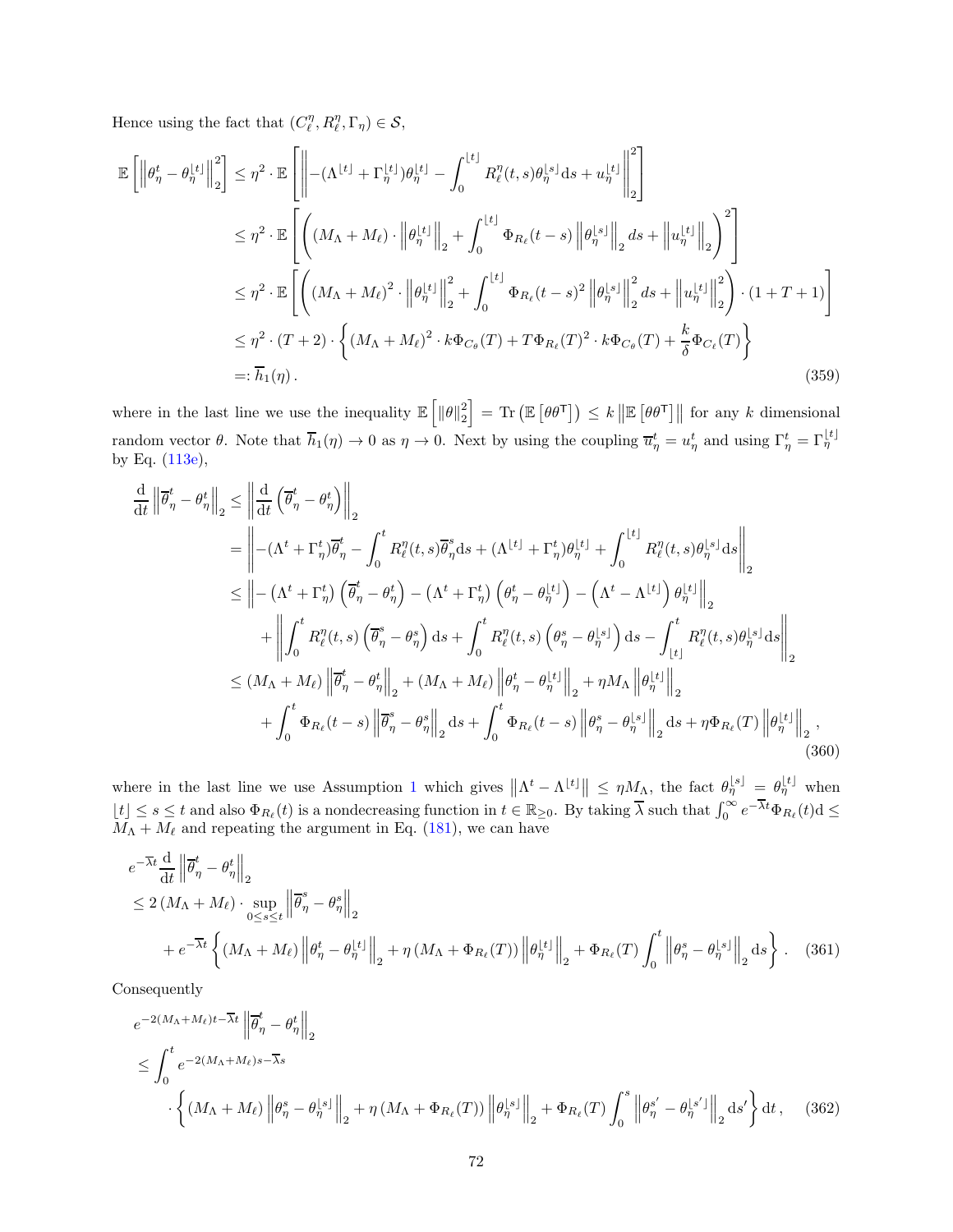Hence using the fact that $(C_\ell^\eta, R_\ell^\eta, \Gamma_\eta) \in \mathcal{S}$,

$$
\begin{aligned}
\mathbb{E}\left[\left\|\theta_\eta^t - \theta_\eta^{\lfloor t \rfloor}\right\|_2^2\right] &\le \eta^2 \cdot \mathbb{E}\left[\left\|-(\Lambda^{\lfloor t \rfloor} + \Gamma_\eta^{\lfloor t \rfloor})\theta_\eta^{\lfloor t \rfloor} - \int_0^{\lfloor t \rfloor} R_\ell^\eta(t,s)\theta_\eta^{\lfloor s \rfloor} \mathrm{d}s + u_\eta^{\lfloor t \rfloor}\right\|_2^2\right] \\
&\le \eta^2 \cdot \mathbb{E}\left[\left((M_\Lambda + M_\ell)\cdot \left\|\theta_\eta^{\lfloor t \rfloor}\right\|_2 + \int_0^{\lfloor t \rfloor} \Phi_{R_\ell}(t-s)\left\|\theta_\eta^{\lfloor s \rfloor}\right\|_2 ds + \left\|u_\eta^{\lfloor t \rfloor}\right\|_2\right)^2\right] \\
&\le \eta^2 \cdot \mathbb{E}\left[\left((M_\Lambda + M_\ell)^2 \cdot \left\|\theta_\eta^{\lfloor t \rfloor}\right\|_2^2 + \int_0^{\lfloor t \rfloor} \Phi_{R_\ell}(t-s)^2\left\|\theta_\eta^{\lfloor s \rfloor}\right\|_2^2 ds + \left\|u_\eta^{\lfloor t \rfloor}\right\|_2^2\right)\cdot (1+T+1)\right] \\
&\le \eta^2 \cdot (T+2)\cdot \left\{(M_\Lambda + M_\ell)^2 \cdot k\Phi_{C_\theta}(T) + T\Phi_{R_\ell}(T)^2 \cdot k\Phi_{C_\theta}(T) + \frac{k}{\delta}\Phi_{C_\ell}(T)\right\} \\
&=: \overline{h}_1(\eta)\,.
\end{aligned} \tag{359}
$$

where in the last line we use the inequality $\mathbb{E}\left[\|\theta\|_2^2\right] = \mathrm{Tr}\left(\mathbb{E}\left[\theta\theta^\mathsf{T}\right]\right) \le k\left\|\mathbb{E}\left[\theta\theta^\mathsf{T}\right]\right\|$ for any $k$ dimensional random vector $\theta$. Note that $\overline{h}_1(\eta) \to 0$ as $\eta \to 0$. Next by using the coupling $\overline{u}_\eta^t = u_\eta^t$ and using $\Gamma_\eta^t = \Gamma_\eta^{\lfloor t \rfloor}$ by Eq. (113e),

$$
\begin{aligned}
\frac{\mathrm{d}}{\mathrm{d}t}\left\|\overline{\theta}_\eta^t - \theta_\eta^t\right\|_2 &\le \left\|\frac{\mathrm{d}}{\mathrm{d}t}\left(\overline{\theta}_\eta^t - \theta_\eta^t\right)\right\|_2 \\
&= \left\|-(\Lambda^t + \Gamma_\eta^t)\overline{\theta}_\eta^t - \int_0^t R_\ell^\eta(t,s)\overline{\theta}_\eta^s \mathrm{d}s + (\Lambda^{\lfloor t \rfloor} + \Gamma_\eta^t)\theta_\eta^{\lfloor t \rfloor} + \int_0^{\lfloor t \rfloor} R_\ell^\eta(t,s)\theta_\eta^{\lfloor s \rfloor}\mathrm{d}s\right\|_2 \\
&\le \left\|-\left(\Lambda^t + \Gamma_\eta^t\right)\left(\overline{\theta}_\eta^t - \theta_\eta^t\right) - \left(\Lambda^t + \Gamma_\eta^t\right)\left(\theta_\eta^t - \theta_\eta^{\lfloor t \rfloor}\right) - \left(\Lambda^t - \Lambda^{\lfloor t \rfloor}\right)\theta_\eta^{\lfloor t \rfloor}\right\|_2 \\
&\quad + \left\|\int_0^t R_\ell^\eta(t,s)\left(\overline{\theta}_\eta^s - \theta_\eta^s\right)\mathrm{d}s + \int_0^t R_\ell^\eta(t,s)\left(\theta_\eta^s - \theta_\eta^{\lfloor s \rfloor}\right)\mathrm{d}s - \int_{\lfloor t \rfloor}^t R_\ell^\eta(t,s)\theta_\eta^{\lfloor s \rfloor}\mathrm{d}s\right\|_2 \\
&\le (M_\Lambda + M_\ell)\left\|\overline{\theta}_\eta^t - \theta_\eta^t\right\|_2 + (M_\Lambda + M_\ell)\left\|\theta_\eta^t - \theta_\eta^{\lfloor t \rfloor}\right\|_2 + \eta M_\Lambda\left\|\theta_\eta^{\lfloor t \rfloor}\right\|_2 \\
&\quad + \int_0^t \Phi_{R_\ell}(t-s)\left\|\overline{\theta}_\eta^s - \theta_\eta^s\right\|_2 \mathrm{d}s + \int_0^t \Phi_{R_\ell}(t-s)\left\|\theta_\eta^s - \theta_\eta^{\lfloor s \rfloor}\right\|_2 \mathrm{d}s + \eta\Phi_{R_\ell}(T)\left\|\theta_\eta^{\lfloor t \rfloor}\right\|_2\,,
\end{aligned} \tag{360}
$$

where in the last line we use Assumption 1 which gives $\left\|\Lambda^t - \Lambda^{\lfloor t \rfloor}\right\| \le \eta M_\Lambda$, the fact $\theta_\eta^{\lfloor s \rfloor} = \theta_\eta^{\lfloor t \rfloor}$ when $\lfloor t \rfloor \le s \le t$ and also $\Phi_{R_\ell}(t)$ is a nondecreasing function in $t \in \mathbb{R}_{\ge 0}$. By taking $\overline{\lambda}$ such that $\int_0^\infty e^{-\overline{\lambda}t}\Phi_{R_\ell}(t)\mathrm{d} \le M_\Lambda + M_\ell$ and repeating the argument in Eq. (181), we can have

$$
\begin{aligned}
&e^{-\overline{\lambda}t}\frac{\mathrm{d}}{\mathrm{d}t}\left\|\overline{\theta}_\eta^t - \theta_\eta^t\right\|_2 \\
&\le 2\left(M_\Lambda + M_\ell\right)\cdot \sup_{0\le s\le t}\left\|\overline{\theta}_\eta^s - \theta_\eta^s\right\|_2 \\
&\quad + e^{-\overline{\lambda}t}\left\{(M_\Lambda + M_\ell)\left\|\theta_\eta^t - \theta_\eta^{\lfloor t \rfloor}\right\|_2 + \eta\left(M_\Lambda + \Phi_{R_\ell}(T)\right)\left\|\theta_\eta^{\lfloor t \rfloor}\right\|_2 + \Phi_{R_\ell}(T)\int_0^t \left\|\theta_\eta^s - \theta_\eta^{\lfloor s \rfloor}\right\|_2 \mathrm{d}s\right\}.
\end{aligned} \tag{361}
$$

Consequently

$$
\begin{aligned}
&e^{-2(M_\Lambda + M_\ell)t - \overline{\lambda}t}\left\|\overline{\theta}_\eta^t - \theta_\eta^t\right\|_2 \\
&\le \int_0^t e^{-2(M_\Lambda + M_\ell)s - \overline{\lambda}s} \\
&\quad \cdot\left\{(M_\Lambda + M_\ell)\left\|\theta_\eta^s - \theta_\eta^{\lfloor s \rfloor}\right\|_2 + \eta\left(M_\Lambda + \Phi_{R_\ell}(T)\right)\left\|\theta_\eta^{\lfloor s \rfloor}\right\|_2 + \Phi_{R_\ell}(T)\int_0^s \left\|\theta_\eta^{s'} - \theta_\eta^{\lfloor s' \rfloor}\right\|_2 \mathrm{d}s'\right\}\mathrm{d}t\,,
\end{aligned} \tag{362}
$$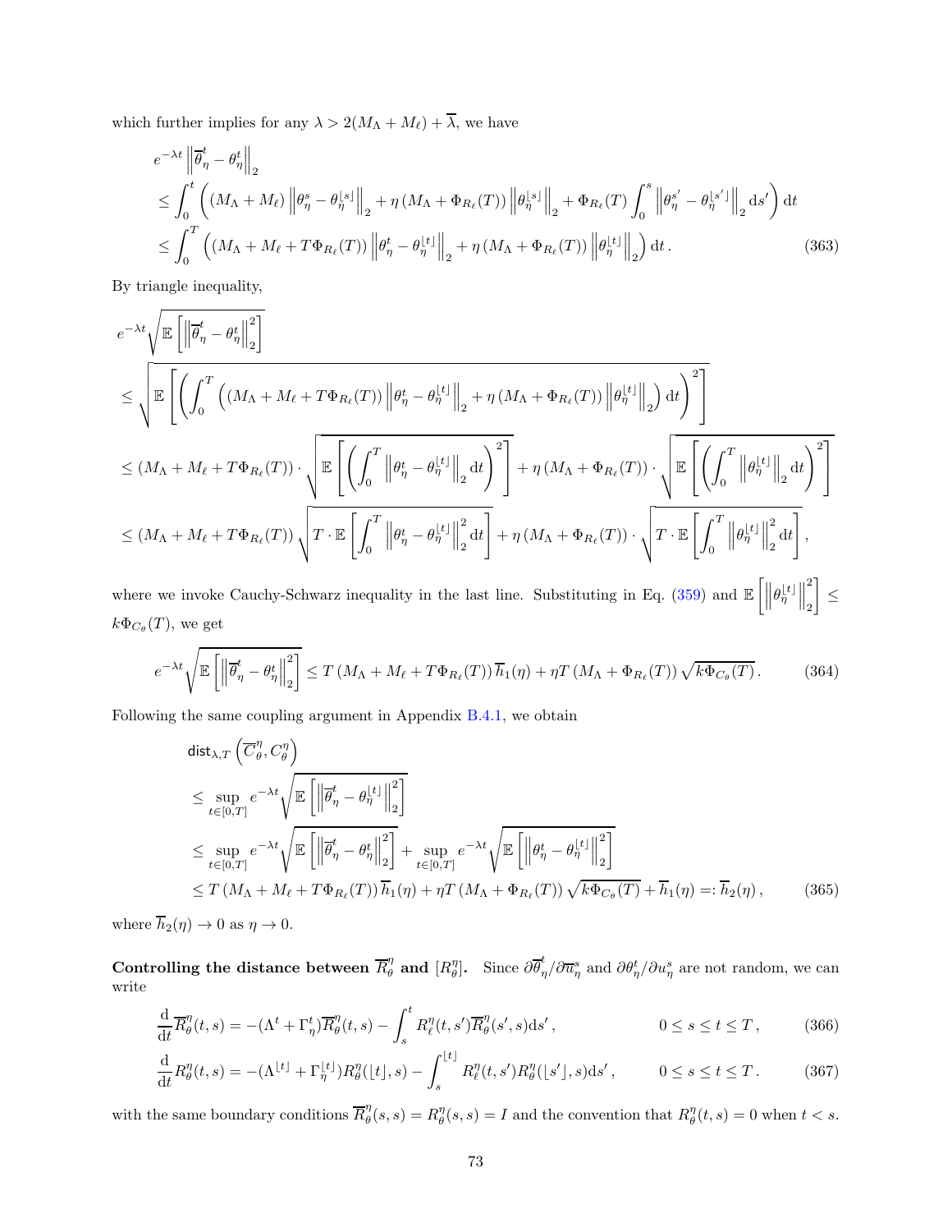which further implies for any $\lambda > 2(M_\Lambda + M_\ell) + \overline{\lambda}$, we have

$$
\begin{aligned}
& e^{-\lambda t} \left\| \overline{\theta}_\eta^t - \theta_\eta^t \right\|_2 \\
& \leq \int_0^t \left( (M_\Lambda + M_\ell) \left\| \theta_\eta^s - \theta_\eta^{\lfloor s \rfloor} \right\|_2 + \eta \left( M_\Lambda + \Phi_{R_\ell}(T) \right) \left\| \theta_\eta^{\lfloor s \rfloor} \right\|_2 + \Phi_{R_\ell}(T) \int_0^s \left\| \theta_\eta^{s'} - \theta_\eta^{\lfloor s' \rfloor} \right\|_2 \mathrm{d}s' \right) \mathrm{d}t \\
& \leq \int_0^T \left( \left( M_\Lambda + M_\ell + T \Phi_{R_\ell}(T) \right) \left\| \theta_\eta^t - \theta_\eta^{\lfloor t \rfloor} \right\|_2 + \eta \left( M_\Lambda + \Phi_{R_\ell}(T) \right) \left\| \theta_\eta^{\lfloor t \rfloor} \right\|_2 \right) \mathrm{d}t \,. \qquad (363)
\end{aligned}
$$

By triangle inequality,

$$
\begin{aligned}
& e^{-\lambda t} \sqrt{\mathbb{E}\left[ \left\| \overline{\theta}_\eta^t - \theta_\eta^t \right\|_2^2 \right]} \\
& \leq \sqrt{\mathbb{E}\left[ \left( \int_0^T \left( \left( M_\Lambda + M_\ell + T \Phi_{R_\ell}(T) \right) \left\| \theta_\eta^t - \theta_\eta^{\lfloor t \rfloor} \right\|_2 + \eta \left( M_\Lambda + \Phi_{R_\ell}(T) \right) \left\| \theta_\eta^{\lfloor t \rfloor} \right\|_2 \right) \mathrm{d}t \right)^2 \right]} \\
& \leq \left( M_\Lambda + M_\ell + T \Phi_{R_\ell}(T) \right) \cdot \sqrt{\mathbb{E}\left[ \left( \int_0^T \left\| \theta_\eta^t - \theta_\eta^{\lfloor t \rfloor} \right\|_2 \mathrm{d}t \right)^2 \right]} + \eta \left( M_\Lambda + \Phi_{R_\ell}(T) \right) \cdot \sqrt{\mathbb{E}\left[ \left( \int_0^T \left\| \theta_\eta^{\lfloor t \rfloor} \right\|_2 \mathrm{d}t \right)^2 \right]} \\
& \leq \left( M_\Lambda + M_\ell + T \Phi_{R_\ell}(T) \right) \sqrt{T \cdot \mathbb{E}\left[ \int_0^T \left\| \theta_\eta^t - \theta_\eta^{\lfloor t \rfloor} \right\|_2^2 \mathrm{d}t \right]} + \eta \left( M_\Lambda + \Phi_{R_\ell}(T) \right) \cdot \sqrt{T \cdot \mathbb{E}\left[ \int_0^T \left\| \theta_\eta^{\lfloor t \rfloor} \right\|_2^2 \mathrm{d}t \right]} \,,
\end{aligned}
$$

where we invoke Cauchy-Schwarz inequality in the last line. Substituting in Eq. (359) and $\mathbb{E}\left[ \left\| \theta_\eta^{\lfloor t \rfloor} \right\|_2^2 \right] \leq k \Phi_{C_\theta}(T)$, we get

$$
e^{-\lambda t} \sqrt{\mathbb{E}\left[ \left\| \overline{\theta}_\eta^t - \theta_\eta^t \right\|_2^2 \right]} \leq T \left( M_\Lambda + M_\ell + T \Phi_{R_\ell}(T) \right) \overline{h}_1(\eta) + \eta T \left( M_\Lambda + \Phi_{R_\ell}(T) \right) \sqrt{k \Phi_{C_\theta}(T)} \,. \qquad (364)
$$

Following the same coupling argument in Appendix B.4.1, we obtain

$$
\begin{aligned}
& \mathsf{dist}_{\lambda, T}\left( \overline{C}_\theta^\eta, C_\theta^\eta \right) \\
& \leq \sup_{t \in [0,T]} e^{-\lambda t} \sqrt{\mathbb{E}\left[ \left\| \overline{\theta}_\eta^t - \theta_\eta^{\lfloor t \rfloor} \right\|_2^2 \right]} \\
& \leq \sup_{t \in [0,T]} e^{-\lambda t} \sqrt{\mathbb{E}\left[ \left\| \overline{\theta}_\eta^t - \theta_\eta^t \right\|_2^2 \right]} + \sup_{t \in [0,T]} e^{-\lambda t} \sqrt{\mathbb{E}\left[ \left\| \theta_\eta^t - \theta_\eta^{\lfloor t \rfloor} \right\|_2^2 \right]} \\
& \leq T \left( M_\Lambda + M_\ell + T \Phi_{R_\ell}(T) \right) \overline{h}_1(\eta) + \eta T \left( M_\Lambda + \Phi_{R_\ell}(T) \right) \sqrt{k \Phi_{C_\theta}(T)} + \overline{h}_1(\eta) =: \overline{h}_2(\eta) \,, \qquad (365)
\end{aligned}
$$

where $\overline{h}_2(\eta) \to 0$ as $\eta \to 0$.

**Controlling the distance between $\overline{R}_\theta^\eta$ and $[R_\theta^\eta]$.** Since $\partial \overline{\theta}_\eta^t / \partial \overline{u}_\eta^s$ and $\partial \theta_\eta^t / \partial u_\eta^s$ are not random, we can write

$$
\frac{\mathrm{d}}{\mathrm{d}t} \overline{R}_\theta^\eta(t,s) = -(\Lambda^t + \Gamma_\eta^t) \overline{R}_\theta^\eta(t,s) - \int_s^t R_\ell^\eta(t,s') \overline{R}_\theta^\eta(s',s) \mathrm{d}s' \,, \qquad 0 \leq s \leq t \leq T \,, \qquad (366)
$$

$$
\frac{\mathrm{d}}{\mathrm{d}t} R_\theta^\eta(t,s) = -(\Lambda^{\lfloor t \rfloor} + \Gamma_\eta^{\lfloor t \rfloor}) R_\theta^\eta(\lfloor t \rfloor, s) - \int_s^{\lfloor t \rfloor} R_\ell^\eta(t,s') R_\theta^\eta(\lfloor s' \rfloor, s) \mathrm{d}s' \,, \qquad 0 \leq s \leq t \leq T \,. \qquad (367)
$$

with the same boundary conditions $\overline{R}_\theta^\eta(s,s) = R_\theta^\eta(s,s) = I$ and the convention that $R_\theta^\eta(t,s) = 0$ when $t < s$.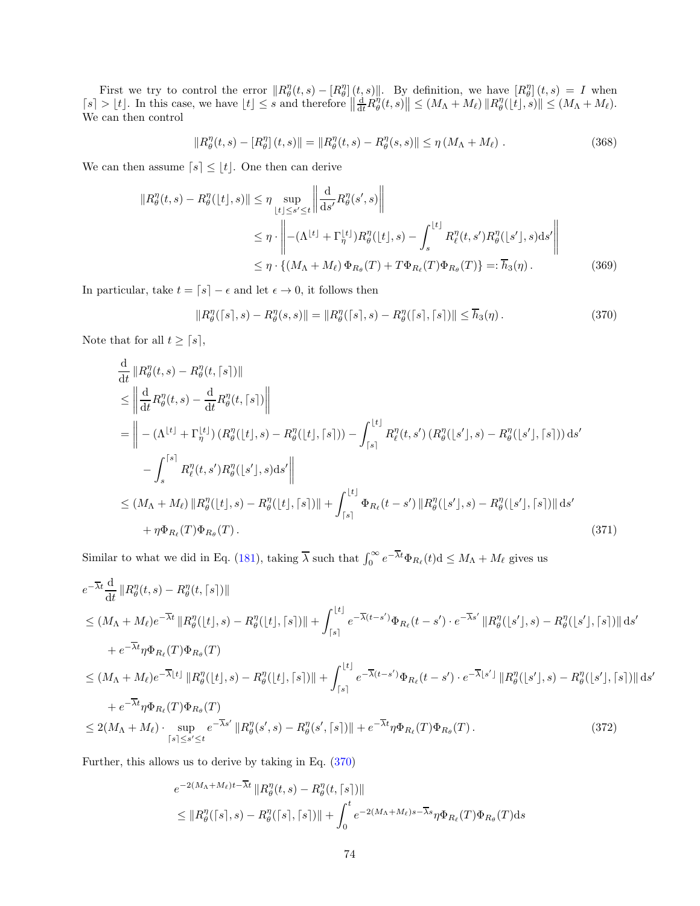First we try to control the error $\|R_\theta^\eta(t,s) - [R_\theta^\eta](t,s)\|$. By definition, we have $[R_\theta^\eta](t,s) = I$ when $\lceil s \rceil > \lfloor t \rfloor$. In this case, we have $\lfloor t \rfloor \le s$ and therefore $\left\|\frac{\mathrm{d}}{\mathrm{d}t} R_\theta^\eta(t,s)\right\| \le (M_\Lambda + M_\ell)\|R_\theta^\eta(\lfloor t \rfloor, s)\| \le (M_\Lambda + M_\ell)$. We can then control

$$
\|R_\theta^\eta(t,s) - [R_\theta^\eta](t,s)\| = \|R_\theta^\eta(t,s) - R_\theta^\eta(s,s)\| \le \eta\,(M_\Lambda + M_\ell)\,. \tag{368}
$$

We can then assume $\lceil s \rceil \le \lfloor t \rfloor$. One then can derive

$$
\begin{aligned}
\|R_\theta^\eta(t,s) - R_\theta^\eta(\lfloor t \rfloor, s)\| &\le \eta \sup_{\lfloor t \rfloor \le s' \le t} \left\| \frac{\mathrm{d}}{\mathrm{d}s'} R_\theta^\eta(s',s) \right\| \\
&\le \eta \cdot \left\| -(\Lambda^{\lfloor t \rfloor} + \Gamma_\eta^{\lfloor t \rfloor}) R_\theta^\eta(\lfloor t \rfloor, s) - \int_s^{\lfloor t \rfloor} R_\ell^\eta(t,s') R_\theta^\eta(\lfloor s' \rfloor, s)\mathrm{d}s' \right\| \\
&\le \eta \cdot \left\{ (M_\Lambda + M_\ell)\,\Phi_{R_\theta}(T) + T\Phi_{R_\ell}(T)\Phi_{R_\theta}(T) \right\} =: \overline{h}_3(\eta)\,.
\end{aligned} \tag{369}
$$

In particular, take $t = \lceil s \rceil - \epsilon$ and let $\epsilon \to 0$, it follows then

$$
\|R_\theta^\eta(\lceil s \rceil, s) - R_\theta^\eta(s,s)\| = \|R_\theta^\eta(\lceil s \rceil, s) - R_\theta^\eta(\lceil s \rceil, \lceil s \rceil)\| \le \overline{h}_3(\eta)\,. \tag{370}
$$

Note that for all $t \ge \lceil s \rceil$,

$$
\begin{aligned}
&\frac{\mathrm{d}}{\mathrm{d}t} \|R_\theta^\eta(t,s) - R_\theta^\eta(t,\lceil s \rceil)\| \\
&\le \left\| \frac{\mathrm{d}}{\mathrm{d}t} R_\theta^\eta(t,s) - \frac{\mathrm{d}}{\mathrm{d}t} R_\theta^\eta(t,\lceil s \rceil) \right\| \\
&= \Bigg\| -(\Lambda^{\lfloor t \rfloor} + \Gamma_\eta^{\lfloor t \rfloor})\left(R_\theta^\eta(\lfloor t \rfloor, s) - R_\theta^\eta(\lfloor t \rfloor, \lceil s \rceil)\right) - \int_{\lceil s \rceil}^{\lfloor t \rfloor} R_\ell^\eta(t,s')\left(R_\theta^\eta(\lfloor s' \rfloor, s) - R_\theta^\eta(\lfloor s' \rfloor, \lceil s \rceil)\right)\mathrm{d}s' \\
&\qquad - \int_s^{\lceil s \rceil} R_\ell^\eta(t,s') R_\theta^\eta(\lfloor s' \rfloor, s)\mathrm{d}s' \Bigg\| \\
&\le (M_\Lambda + M_\ell)\|R_\theta^\eta(\lfloor t \rfloor, s) - R_\theta^\eta(\lfloor t \rfloor, \lceil s \rceil)\| + \int_{\lceil s \rceil}^{\lfloor t \rfloor} \Phi_{R_\ell}(t-s')\|R_\theta^\eta(\lfloor s' \rfloor, s) - R_\theta^\eta(\lfloor s' \rfloor, \lceil s \rceil)\|\mathrm{d}s' \\
&\qquad + \eta\Phi_{R_\ell}(T)\Phi_{R_\theta}(T)\,.
\end{aligned} \tag{371}
$$

Similar to what we did in Eq. (181), taking $\overline{\lambda}$ such that $\int_0^\infty e^{-\overline{\lambda}t}\Phi_{R_\ell}(t)\mathrm{d} \le M_\Lambda + M_\ell$ gives us

$$
\begin{aligned}
&e^{-\overline{\lambda}t}\frac{\mathrm{d}}{\mathrm{d}t}\|R_\theta^\eta(t,s) - R_\theta^\eta(t,\lceil s \rceil)\| \\
&\le (M_\Lambda + M_\ell)e^{-\overline{\lambda}t}\|R_\theta^\eta(\lfloor t \rfloor, s) - R_\theta^\eta(\lfloor t \rfloor, \lceil s \rceil)\| + \int_{\lceil s \rceil}^{\lfloor t \rfloor} e^{-\overline{\lambda}(t-s')}\Phi_{R_\ell}(t-s')\cdot e^{-\overline{\lambda}s'}\|R_\theta^\eta(\lfloor s' \rfloor, s) - R_\theta^\eta(\lfloor s' \rfloor, \lceil s \rceil)\|\mathrm{d}s' \\
&\qquad + e^{-\overline{\lambda}t}\eta\Phi_{R_\ell}(T)\Phi_{R_\theta}(T) \\
&\le (M_\Lambda + M_\ell)e^{-\overline{\lambda}\lfloor t \rfloor}\|R_\theta^\eta(\lfloor t \rfloor, s) - R_\theta^\eta(\lfloor t \rfloor, \lceil s \rceil)\| + \int_{\lceil s \rceil}^{\lfloor t \rfloor} e^{-\overline{\lambda}(t-s')}\Phi_{R_\ell}(t-s')\cdot e^{-\overline{\lambda}\lfloor s' \rfloor}\|R_\theta^\eta(\lfloor s' \rfloor, s) - R_\theta^\eta(\lfloor s' \rfloor, \lceil s \rceil)\|\mathrm{d}s' \\
&\qquad + e^{-\overline{\lambda}t}\eta\Phi_{R_\ell}(T)\Phi_{R_\theta}(T) \\
&\le 2(M_\Lambda + M_\ell)\cdot \sup_{\lceil s \rceil \le s' \le t} e^{-\overline{\lambda}s'}\|R_\theta^\eta(s',s) - R_\theta^\eta(s',\lceil s \rceil)\| + e^{-\overline{\lambda}t}\eta\Phi_{R_\ell}(T)\Phi_{R_\theta}(T)\,.
\end{aligned} \tag{372}
$$

Further, this allows us to derive by taking in Eq. (370)

$$
\begin{aligned}
&e^{-2(M_\Lambda + M_\ell)t - \overline{\lambda}t}\|R_\theta^\eta(t,s) - R_\theta^\eta(t,\lceil s \rceil)\| \\
&\le \|R_\theta^\eta(\lceil s \rceil, s) - R_\theta^\eta(\lceil s \rceil, \lceil s \rceil)\| + \int_0^t e^{-2(M_\Lambda + M_\ell)s - \overline{\lambda}s}\eta\Phi_{R_\ell}(T)\Phi_{R_\theta}(T)\mathrm{d}s
\end{aligned}
$$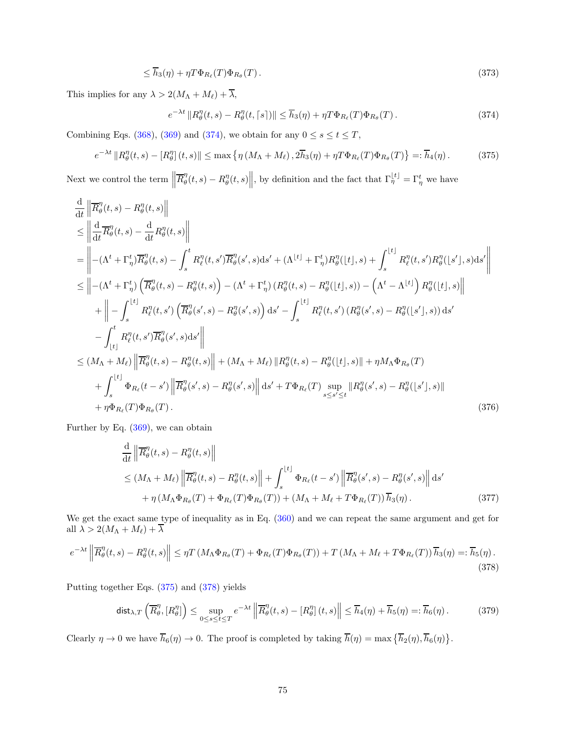$$
\leq \overline{h}_3(\eta) + \eta T \Phi_{R_\ell}(T) \Phi_{R_\theta}(T) \,. \tag{373}
$$

This implies for any $\lambda > 2(M_\Lambda + M_\ell) + \overline{\lambda}$,

$$
e^{-\lambda t} \left\| R_\theta^\eta(t,s) - R_\theta^\eta(t, \lceil s \rceil) \right\| \leq \overline{h}_3(\eta) + \eta T \Phi_{R_\ell}(T) \Phi_{R_\theta}(T) \,. \tag{374}
$$

Combining Eqs. (368), (369) and (374), we obtain for any $0 \leq s \leq t \leq T$,

$$
e^{-\lambda t} \left\| R_\theta^\eta(t,s) - \left[R_\theta^\eta\right](t,s) \right\| \leq \max\left\{ \eta \left(M_\Lambda + M_\ell\right), 2\overline{h}_3(\eta) + \eta T \Phi_{R_\ell}(T) \Phi_{R_\theta}(T) \right\} =: \overline{h}_4(\eta) \,. \tag{375}
$$

Next we control the term $\left\| \overline{R}_\theta^\eta(t,s) - R_\theta^\eta(t,s) \right\|$, by definition and the fact that $\Gamma_\eta^{\lfloor t \rfloor} = \Gamma_\eta^t$ we have

$$
\begin{aligned}
&\frac{\mathrm{d}}{\mathrm{d}t} \left\| \overline{R}_\theta^\eta(t,s) - R_\theta^\eta(t,s) \right\| \\
&\leq \left\| \frac{\mathrm{d}}{\mathrm{d}t} \overline{R}_\theta^\eta(t,s) - \frac{\mathrm{d}}{\mathrm{d}t} R_\theta^\eta(t,s) \right\| \\
&= \left\| -(\Lambda^t + \Gamma_\eta^t) \overline{R}_\theta^\eta(t,s) - \int_s^t R_\ell^\eta(t,s') \overline{R}_\theta^\eta(s',s) \mathrm{d}s' + (\Lambda^{\lfloor t \rfloor} + \Gamma_\eta^t) R_\theta^\eta(\lfloor t \rfloor, s) + \int_s^{\lfloor t \rfloor} R_\ell^\eta(t,s') R_\theta^\eta(\lfloor s' \rfloor, s) \mathrm{d}s' \right\| \\
&\leq \left\| -(\Lambda^t + \Gamma_\eta^t) \left( \overline{R}_\theta^\eta(t,s) - R_\theta^\eta(t,s) \right) - (\Lambda^t + \Gamma_\eta^t) \left( R_\theta^\eta(t,s) - R_\theta^\eta(\lfloor t \rfloor, s) \right) - \left( \Lambda^t - \Lambda^{\lfloor t \rfloor} \right) R_\theta^\eta(\lfloor t \rfloor, s) \right\| \\
&\quad + \left\| - \int_s^{\lfloor t \rfloor} R_\ell^\eta(t,s') \left( \overline{R}_\theta^\eta(s',s) - R_\theta^\eta(s',s) \right) \mathrm{d}s' - \int_s^{\lfloor t \rfloor} R_\ell^\eta(t,s') \left( R_\theta^\eta(s',s) - R_\theta^\eta(\lfloor s' \rfloor, s) \right) \mathrm{d}s' \right. \\
&\quad \left. - \int_{\lfloor t \rfloor}^t R_\ell^\eta(t,s') \overline{R}_\theta^\eta(s',s) \mathrm{d}s' \right\| \\
&\leq (M_\Lambda + M_\ell) \left\| \overline{R}_\theta^\eta(t,s) - R_\theta^\eta(t,s) \right\| + (M_\Lambda + M_\ell) \left\| R_\theta^\eta(t,s) - R_\theta^\eta(\lfloor t \rfloor, s) \right\| + \eta M_\Lambda \Phi_{R_\theta}(T) \\
&\quad + \int_s^{\lfloor t \rfloor} \Phi_{R_\ell}(t - s') \left\| \overline{R}_\theta^\eta(s',s) - R_\theta^\eta(s',s) \right\| \mathrm{d}s' + T \Phi_{R_\ell}(T) \sup_{s \leq s' \leq t} \left\| R_\theta^\eta(s',s) - R_\theta^\eta(\lfloor s' \rfloor, s) \right\| \\
&\quad + \eta \Phi_{R_\ell}(T) \Phi_{R_\theta}(T) \,.
\end{aligned} \tag{376}
$$

Further by Eq. (369), we can obtain

$$
\begin{aligned}
&\frac{\mathrm{d}}{\mathrm{d}t} \left\| \overline{R}_\theta^\eta(t,s) - R_\theta^\eta(t,s) \right\| \\
&\leq (M_\Lambda + M_\ell) \left\| \overline{R}_\theta^\eta(t,s) - R_\theta^\eta(t,s) \right\| + \int_s^{\lfloor t \rfloor} \Phi_{R_\ell}(t - s') \left\| \overline{R}_\theta^\eta(s',s) - R_\theta^\eta(s',s) \right\| \mathrm{d}s' \\
&\quad + \eta \left( M_\Lambda \Phi_{R_\theta}(T) + \Phi_{R_\ell}(T) \Phi_{R_\theta}(T) \right) + \left( M_\Lambda + M_\ell + T \Phi_{R_\ell}(T) \right) \overline{h}_3(\eta) \,.
\end{aligned} \tag{377}
$$

We get the exact same type of inequality as in Eq. (360) and we can repeat the same argument and get for all $\lambda > 2(M_\Lambda + M_\ell) + \overline{\lambda}$

$$
e^{-\lambda t} \left\| \overline{R}_\theta^\eta(t,s) - R_\theta^\eta(t,s) \right\| \leq \eta T \left( M_\Lambda \Phi_{R_\theta}(T) + \Phi_{R_\ell}(T) \Phi_{R_\theta}(T) \right) + T \left( M_\Lambda + M_\ell + T \Phi_{R_\ell}(T) \right) \overline{h}_3(\eta) =: \overline{h}_5(\eta) \,. \tag{378}
$$

Putting together Eqs. (375) and (378) yields

$$
\mathsf{dist}_{\lambda,T}\left( \overline{R}_\theta^\eta, \left[R_\theta^\eta\right] \right) \leq \sup_{0 \leq s \leq t \leq T} e^{-\lambda t} \left\| \overline{R}_\theta^\eta(t,s) - \left[R_\theta^\eta\right](t,s) \right\| \leq \overline{h}_4(\eta) + \overline{h}_5(\eta) =: \overline{h}_6(\eta) \,. \tag{379}
$$

Clearly $\eta \to 0$ we have $\overline{h}_6(\eta) \to 0$. The proof is completed by taking $\overline{h}(\eta) = \max\left\{ \overline{h}_2(\eta), \overline{h}_6(\eta) \right\}$.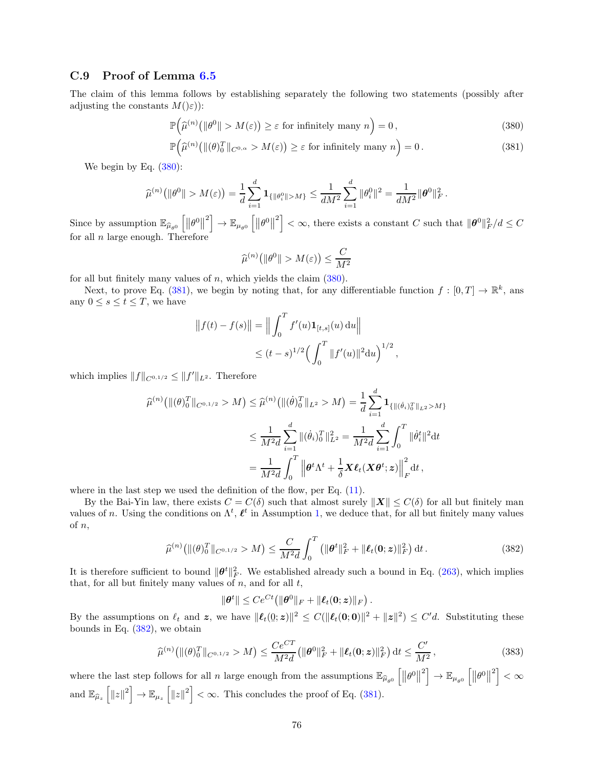### C.9 Proof of Lemma 6.5

The claim of this lemma follows by establishing separately the following two statements (possibly after adjusting the constants $M()\varepsilon)$):

$$
\mathbb{P}\Big(\widehat{\mu}^{(n)}\big(\|\theta^0\| > M(\varepsilon)\big) \geq \varepsilon \text{ for infinitely many } n\Big) = 0\,, \tag{380}
$$

$$
\mathbb{P}\Big(\widehat{\mu}^{(n)}\big(\|(\theta)_0^T\|_{C^{0,\alpha}} > M(\varepsilon)\big) \geq \varepsilon \text{ for infinitely many } n\Big) = 0\,. \tag{381}
$$

We begin by Eq. (380):

$$
\widehat{\mu}^{(n)}\big(\|\theta^0\| > M(\varepsilon)\big) = \frac{1}{d}\sum_{i=1}^d \mathbf{1}_{\{\|\theta_i^0\|>M\}} \leq \frac{1}{dM^2}\sum_{i=1}^d \|\theta_i^0\|^2 = \frac{1}{dM^2}\|\boldsymbol{\theta}^0\|_F^2\,.
$$

Since by assumption $\mathbb{E}_{\widehat{\mu}_{\theta^0}}\left[\left\|\theta^0\right\|^2\right] \to \mathbb{E}_{\mu_{\theta^0}}\left[\left\|\theta^0\right\|^2\right] < \infty$, there exists a constant $C$ such that $\|\boldsymbol{\theta}^0\|_F^2/d \leq C$ for all $n$ large enough. Therefore

$$
\widehat{\mu}^{(n)}\big(\|\theta^0\| > M(\varepsilon)\big) \leq \frac{C}{M^2}
$$

for all but finitely many values of $n$, which yields the claim (380).

Next, to prove Eq. (381), we begin by noting that, for any differentiable function $f : [0,T] \to \mathbb{R}^k$, ans any $0 \leq s \leq t \leq T$, we have

$$
\begin{aligned}
\big\|f(t) - f(s)\big\| &= \Big\|\int_0^T f'(u)\mathbf{1}_{[t,s]}(u)\,\mathrm{d}u\Big\| \\
&\leq (t-s)^{1/2}\Big(\int_0^T \|f'(u)\|^2 \mathrm{d}u\Big)^{1/2}\,,
\end{aligned}
$$

which implies $\|f\|_{C^{0,1/2}} \leq \|f'\|_{L^2}$. Therefore

$$
\begin{aligned}
\widehat{\mu}^{(n)}\big(\|(\theta)_0^T\|_{C^{0,1/2}} > M\big) &\leq \widehat{\mu}^{(n)}\big(\|(\dot{\theta})_0^T\|_{L^2} > M\big) = \frac{1}{d}\sum_{i=1}^d \mathbf{1}_{\{\|(\dot{\theta}_i)_0^T\|_{L^2}>M\}} \\
&\leq \frac{1}{M^2 d}\sum_{i=1}^d \|(\dot{\theta}_i)_0^T\|_{L^2}^2 = \frac{1}{M^2 d}\sum_{i=1}^d \int_0^T \|\dot{\theta}_i^t\|^2 \mathrm{d}t \\
&= \frac{1}{M^2 d}\int_0^T \Big\|\boldsymbol{\theta}^t\Lambda^t + \frac{1}{\delta}\boldsymbol{X}\boldsymbol{\ell}_t(\boldsymbol{X}\boldsymbol{\theta}^t;\boldsymbol{z})\Big\|_F^2 \mathrm{d}t\,,
\end{aligned}
$$

where in the last step we used the definition of the flow, per Eq. (11).

By the Bai-Yin law, there exists $C = C(\delta)$ such that almost surely $\|\boldsymbol{X}\| \leq C(\delta)$ for all but finitely man values of $n$. Using the conditions on $\Lambda^t$, $\boldsymbol{\ell}^t$ in Assumption 1, we deduce that, for all but finitely many values of $n$,

$$
\widehat{\mu}^{(n)}\big(\|(\theta)_0^T\|_{C^{0,1/2}} > M\big) \leq \frac{C}{M^2 d}\int_0^T \big(\|\boldsymbol{\theta}^t\|_F^2 + \|\boldsymbol{\ell}_t(\mathbf{0};\boldsymbol{z})\|_F^2\big)\,\mathrm{d}t\,. \tag{382}
$$

It is therefore sufficient to bound $\|\boldsymbol{\theta}^t\|_F^2$. We established already such a bound in Eq. (263), which implies that, for all but finitely many values of $n$, and for all $t$,

$$
\|\boldsymbol{\theta}^t\| \leq Ce^{Ct}\big(\|\boldsymbol{\theta}^0\|_F + \|\boldsymbol{\ell}_t(\mathbf{0};\boldsymbol{z})\|_F\big)\,.
$$

By the assumptions on $\ell_t$ and $\boldsymbol{z}$, we have $\|\boldsymbol{\ell}_t(0;\boldsymbol{z})\|^2 \leq C(\|\boldsymbol{\ell}_t(\mathbf{0};\mathbf{0})\|^2 + \|\boldsymbol{z}\|^2) \leq C'd$. Substituting these bounds in Eq. (382), we obtain

$$
\widehat{\mu}^{(n)}\big(\|(\theta)_0^T\|_{C^{0,1/2}} > M\big) \leq \frac{Ce^{CT}}{M^2 d}\big(\|\boldsymbol{\theta}^0\|_F^2 + \|\boldsymbol{\ell}_t(\mathbf{0};\boldsymbol{z})\|_F^2\big)\,\mathrm{d}t \leq \frac{C'}{M^2}\,, \tag{383}
$$

where the last step follows for all $n$ large enough from the assumptions $\mathbb{E}_{\widehat{\mu}_{\theta^0}}\left[\left\|\theta^0\right\|^2\right] \to \mathbb{E}_{\mu_{\theta^0}}\left[\left\|\theta^0\right\|^2\right] < \infty$ and $\mathbb{E}_{\widehat{\mu}_z}\left[\left\|z\right\|^2\right] \to \mathbb{E}_{\mu_z}\left[\left\|z\right\|^2\right] < \infty$. This concludes the proof of Eq. (381).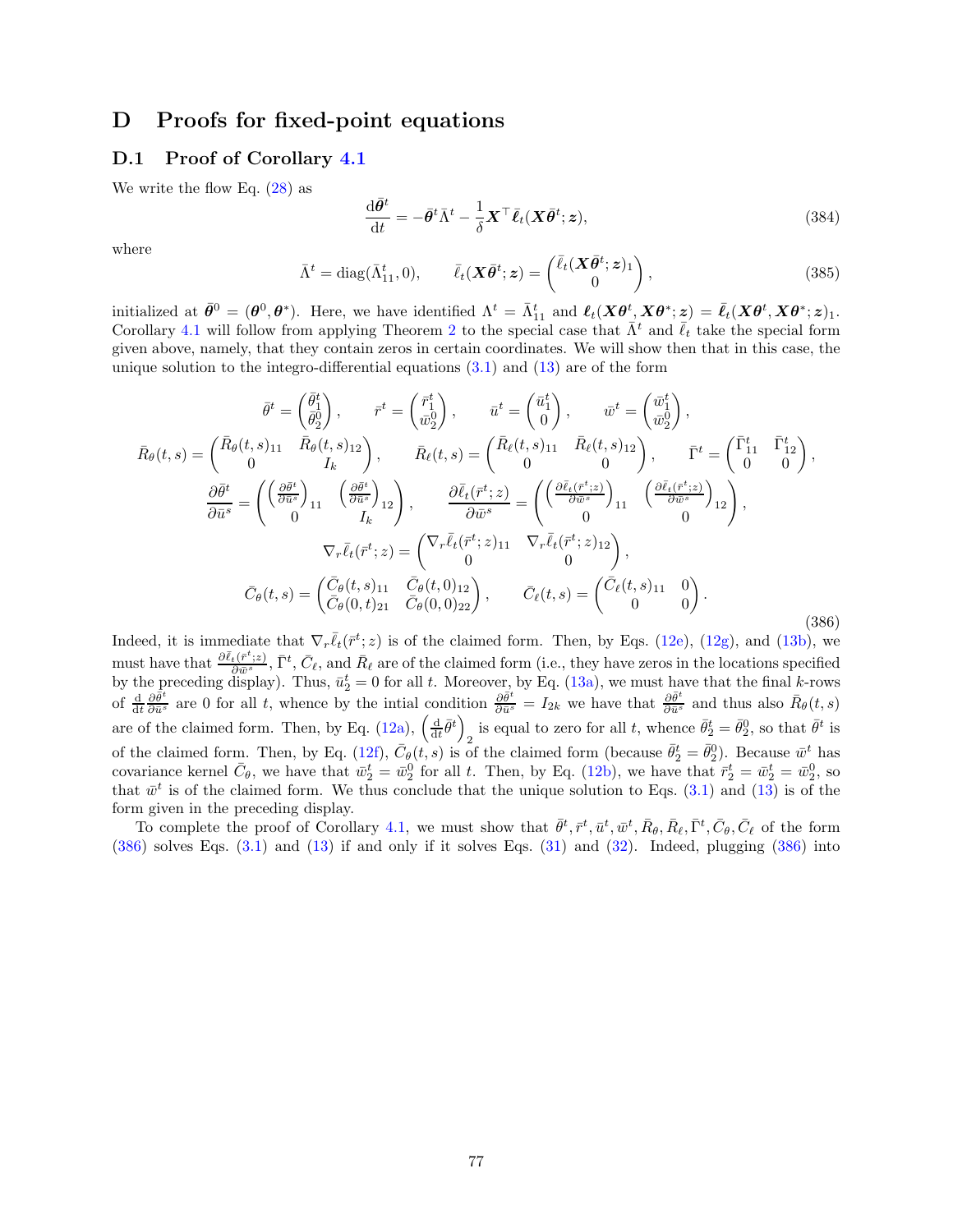# D Proofs for fixed-point equations

## D.1 Proof of Corollary 4.1

We write the flow Eq. (28) as

$$
\frac{\mathrm{d}\bar{\boldsymbol{\theta}}^t}{\mathrm{d}t} = -\bar{\boldsymbol{\theta}}^t \bar{\Lambda}^t - \frac{1}{\delta}\boldsymbol{X}^\top \bar{\boldsymbol{\ell}}_t(\boldsymbol{X}\bar{\boldsymbol{\theta}}^t;\boldsymbol{z}), \tag{384}
$$

where

$$
\bar{\Lambda}^t = \mathrm{diag}(\bar{\Lambda}_{11}^t, 0), \qquad \bar{\ell}_t(\boldsymbol{X}\bar{\boldsymbol{\theta}}^t;\boldsymbol{z}) = \begin{pmatrix} \bar{\ell}_t(\boldsymbol{X}\bar{\boldsymbol{\theta}}^t;\boldsymbol{z})_1 \\ 0 \end{pmatrix}, \tag{385}
$$

initialized at $\bar{\boldsymbol{\theta}}^0 = (\boldsymbol{\theta}^0, \boldsymbol{\theta}^*)$. Here, we have identified $\Lambda^t = \bar{\Lambda}_{11}^t$ and $\boldsymbol{\ell}_t(\boldsymbol{X}\boldsymbol{\theta}^t, \boldsymbol{X}\boldsymbol{\theta}^*;\boldsymbol{z}) = \bar{\boldsymbol{\ell}}_t(\boldsymbol{X}\boldsymbol{\theta}^t, \boldsymbol{X}\boldsymbol{\theta}^*;\boldsymbol{z})_1$. Corollary 4.1 will follow from applying Theorem 2 to the special case that $\bar{\Lambda}^t$ and $\bar{\ell}_t$ take the special form given above, namely, that they contain zeros in certain coordinates. We will show then that in this case, the unique solution to the integro-differential equations (3.1) and (13) are of the form

$$
\begin{gathered}
\bar{\theta}^t = \begin{pmatrix} \bar{\theta}_1^t \\ \theta_2^0 \end{pmatrix}, \qquad \bar{r}^t = \begin{pmatrix} \bar{r}_1^t \\ \bar{w}_2^0 \end{pmatrix}, \qquad \bar{u}^t = \begin{pmatrix} \bar{u}_1^t \\ 0 \end{pmatrix}, \qquad \bar{w}^t = \begin{pmatrix} \bar{w}_1^t \\ \bar{w}_2^0 \end{pmatrix}, \\
\bar{R}_\theta(t,s) = \begin{pmatrix} \bar{R}_\theta(t,s)_{11} & \bar{R}_\theta(t,s)_{12} \\ 0 & I_k \end{pmatrix}, \qquad \bar{R}_\ell(t,s) = \begin{pmatrix} \bar{R}_\ell(t,s)_{11} & \bar{R}_\ell(t,s)_{12} \\ 0 & 0 \end{pmatrix}, \qquad \bar{\Gamma}^t = \begin{pmatrix} \bar{\Gamma}_{11}^t & \bar{\Gamma}_{12}^t \\ 0 & 0 \end{pmatrix}, \\
\frac{\partial \bar{\theta}^t}{\partial \bar{u}^s} = \begin{pmatrix} \left(\frac{\partial \bar{\theta}^t}{\partial \bar{u}^s}\right)_{11} & \left(\frac{\partial \bar{\theta}^t}{\partial \bar{u}^s}\right)_{12} \\ 0 & I_k \end{pmatrix}, \qquad \frac{\partial \bar{\ell}_t(\bar{r}^t;z)}{\partial \bar{w}^s} = \begin{pmatrix} \left(\frac{\partial \bar{\ell}_t(\bar{r}^t;z)}{\partial \bar{w}^s}\right)_{11} & \left(\frac{\partial \bar{\ell}_t(\bar{r}^t;z)}{\partial \bar{w}^s}\right)_{12} \\ 0 & 0 \end{pmatrix}, \\
\nabla_r \bar{\ell}_t(\bar{r}^t;z) = \begin{pmatrix} \nabla_r \bar{\ell}_t(\bar{r}^t;z)_{11} & \nabla_r \bar{\ell}_t(\bar{r}^t;z)_{12} \\ 0 & 0 \end{pmatrix}, \\
\bar{C}_\theta(t,s) = \begin{pmatrix} \bar{C}_\theta(t,s)_{11} & \bar{C}_\theta(t,0)_{12} \\ \bar{C}_\theta(0,t)_{21} & \bar{C}_\theta(0,0)_{22} \end{pmatrix}, \qquad \bar{C}_\ell(t,s) = \begin{pmatrix} \bar{C}_\ell(t,s)_{11} & 0 \\ 0 & 0 \end{pmatrix}.
\end{gathered} \tag{386}
$$

Indeed, it is immediate that $\nabla_r \bar{\ell}_t(\bar{r}^t;z)$ is of the claimed form. Then, by Eqs. (12e), (12g), and (13b), we must have that $\frac{\partial \bar{\ell}_t(\bar{r}^t;z)}{\partial \bar{w}^s}$, $\bar{\Gamma}^t$, $\bar{C}_\ell$, and $\bar{R}_\ell$ are of the claimed form (i.e., they have zeros in the locations specified by the preceding display). Thus, $\bar{u}_2^t = 0$ for all $t$. Moreover, by Eq. (13a), we must have that the final $k$-rows of $\frac{\mathrm{d}}{\mathrm{d}t}\frac{\partial \bar{\theta}^t}{\partial \bar{u}^s}$ are 0 for all $t$, whence by the intial condition $\frac{\partial \bar{\theta}^t}{\partial \bar{u}^s} = I_{2k}$ we have that $\frac{\partial \bar{\theta}^t}{\partial \bar{u}^s}$ and thus also $\bar{R}_\theta(t,s)$ are of the claimed form. Then, by Eq. (12a), $\left(\frac{\mathrm{d}}{\mathrm{d}t}\bar{\theta}^t\right)_2$ is equal to zero for all $t$, whence $\bar{\theta}_2^t = \bar{\theta}_2^0$, so that $\bar{\theta}^t$ is of the claimed form. Then, by Eq. (12f), $\bar{C}_\theta(t,s)$ is of the claimed form (because $\bar{\theta}_2^t = \bar{\theta}_2^0$). Because $\bar{w}^t$ has covariance kernel $\bar{C}_\theta$, we have that $\bar{w}_2^t = \bar{w}_2^0$ for all $t$. Then, by Eq. (12b), we have that $\bar{r}_2^t = \bar{w}_2^t = \bar{w}_2^0$, so that $\bar{w}^t$ is of the claimed form. We thus conclude that the unique solution to Eqs. (3.1) and (13) is of the form given in the preceding display.

To complete the proof of Corollary 4.1, we must show that $\bar{\theta}^t, \bar{r}^t, \bar{u}^t, \bar{w}^t, \bar{R}_\theta, \bar{R}_\ell, \bar{\Gamma}^t, \bar{C}_\theta, \bar{C}_\ell$ of the form (386) solves Eqs. (3.1) and (13) if and only if it solves Eqs. (31) and (32). Indeed, plugging (386) into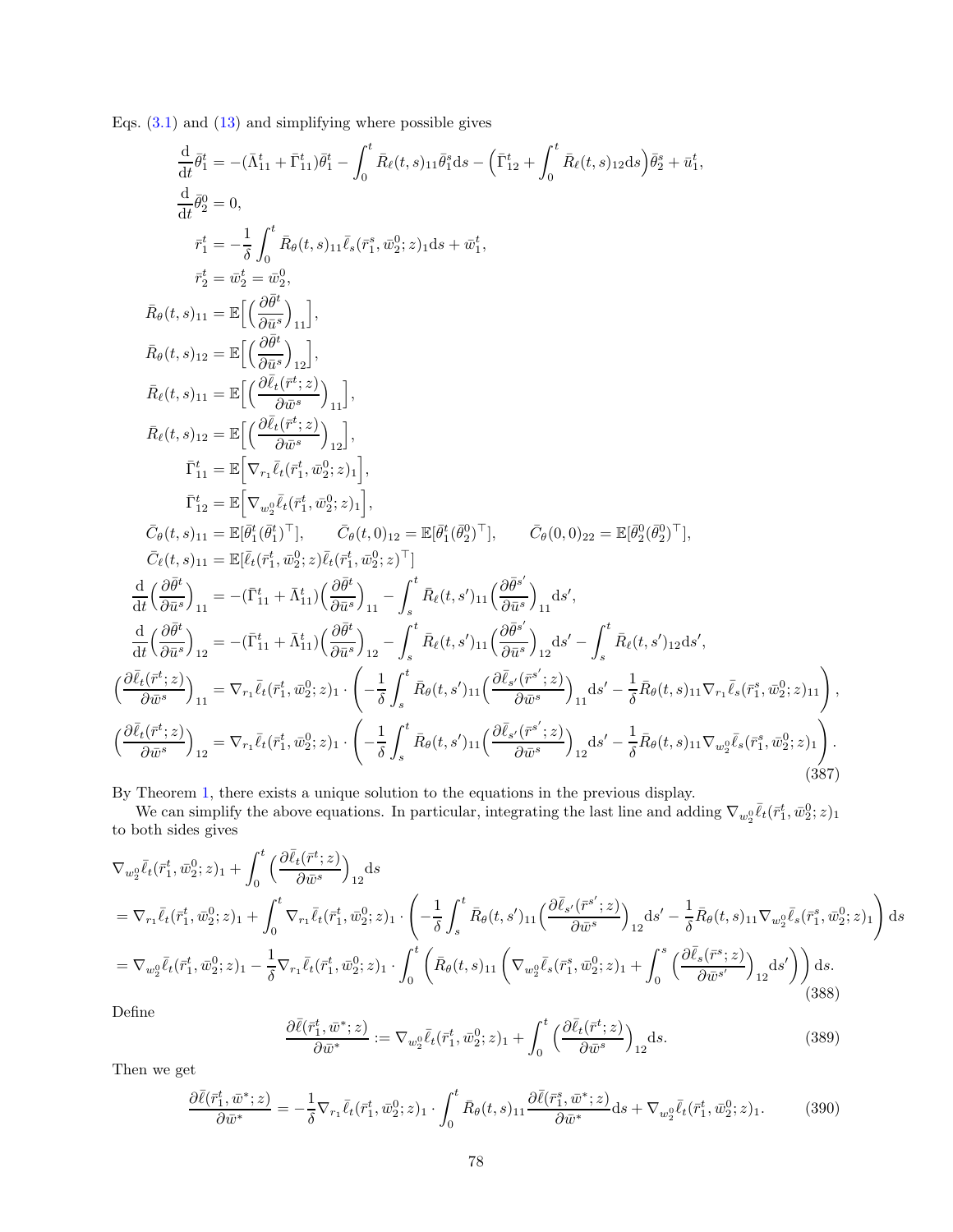Eqs. (3.1) and (13) and simplifying where possible gives

$$
\begin{aligned}
\frac{\mathrm{d}}{\mathrm{d}t}\bar{\theta}_1^t &= -(\bar{\Lambda}_{11}^t + \bar{\Gamma}_{11}^t)\bar{\theta}_1^t - \int_0^t \bar{R}_\ell(t,s)_{11}\bar{\theta}_1^s \mathrm{d}s - \Big(\bar{\Gamma}_{12}^t + \int_0^t \bar{R}_\ell(t,s)_{12}\mathrm{d}s\Big)\bar{\theta}_2^s + \bar{u}_1^t,\\
\frac{\mathrm{d}}{\mathrm{d}t}\bar{\theta}_2^0 &= 0,\\
\bar{r}_1^t &= -\frac{1}{\delta}\int_0^t \bar{R}_\theta(t,s)_{11}\bar{\ell}_s(\bar{r}_1^s, \bar{w}_2^0; z)_1 \mathrm{d}s + \bar{w}_1^t,\\
\bar{r}_2^t &= \bar{w}_2^t = \bar{w}_2^0,\\
\bar{R}_\theta(t,s)_{11} &= \mathbb{E}\Big[\Big(\frac{\partial \bar{\theta}^t}{\partial \bar{u}^s}\Big)_{11}\Big],\\
\bar{R}_\theta(t,s)_{12} &= \mathbb{E}\Big[\Big(\frac{\partial \bar{\theta}^t}{\partial \bar{u}^s}\Big)_{12}\Big],\\
\bar{R}_\ell(t,s)_{11} &= \mathbb{E}\Big[\Big(\frac{\partial \bar{\ell}_t(\bar{r}^t; z)}{\partial \bar{w}^s}\Big)_{11}\Big],\\
\bar{R}_\ell(t,s)_{12} &= \mathbb{E}\Big[\Big(\frac{\partial \bar{\ell}_t(\bar{r}^t; z)}{\partial \bar{w}^s}\Big)_{12}\Big],\\
\bar{\Gamma}_{11}^t &= \mathbb{E}\Big[\nabla_{r_1}\bar{\ell}_t(\bar{r}_1^t, \bar{w}_2^0; z)_1\Big],\\
\bar{\Gamma}_{12}^t &= \mathbb{E}\Big[\nabla_{w_2^0}\bar{\ell}_t(\bar{r}_1^t, \bar{w}_2^0; z)_1\Big],\\
\bar{C}_\theta(t,s)_{11} &= \mathbb{E}[\bar{\theta}_1^t(\bar{\theta}_1^t)^\top], \qquad \bar{C}_\theta(t,0)_{12} = \mathbb{E}[\bar{\theta}_1^t(\bar{\theta}_2^0)^\top], \qquad \bar{C}_\theta(0,0)_{22} = \mathbb{E}[\bar{\theta}_2^0(\bar{\theta}_2^0)^\top],\\
\bar{C}_\ell(t,s)_{11} &= \mathbb{E}[\bar{\ell}_t(\bar{r}_1^t, \bar{w}_2^0; z)\bar{\ell}_t(\bar{r}_1^t, \bar{w}_2^0; z)^\top]\\
\frac{\mathrm{d}}{\mathrm{d}t}\Big(\frac{\partial \bar{\theta}^t}{\partial \bar{u}^s}\Big)_{11} &= -(\bar{\Gamma}_{11}^t + \bar{\Lambda}_{11}^t)\Big(\frac{\partial \bar{\theta}^t}{\partial \bar{u}^s}\Big)_{11} - \int_s^t \bar{R}_\ell(t,s')_{11}\Big(\frac{\partial \bar{\theta}^{s'}}{\partial \bar{u}^s}\Big)_{11}\mathrm{d}s',\\
\frac{\mathrm{d}}{\mathrm{d}t}\Big(\frac{\partial \bar{\theta}^t}{\partial \bar{u}^s}\Big)_{12} &= -(\bar{\Gamma}_{11}^t + \bar{\Lambda}_{11}^t)\Big(\frac{\partial \bar{\theta}^t}{\partial \bar{u}^s}\Big)_{12} - \int_s^t \bar{R}_\ell(t,s')_{11}\Big(\frac{\partial \bar{\theta}^{s'}}{\partial \bar{u}^s}\Big)_{12}\mathrm{d}s' - \int_s^t \bar{R}_\ell(t,s')_{12}\mathrm{d}s',\\
\Big(\frac{\partial \bar{\ell}_t(\bar{r}^t; z)}{\partial \bar{w}^s}\Big)_{11} &= \nabla_{r_1}\bar{\ell}_t(\bar{r}_1^t, \bar{w}_2^0; z)_1 \cdot \left(-\frac{1}{\delta}\int_s^t \bar{R}_\theta(t,s')_{11}\Big(\frac{\partial \bar{\ell}_{s'}(\bar{r}^{s'}; z)}{\partial \bar{w}^s}\Big)_{11}\mathrm{d}s' - \frac{1}{\delta}\bar{R}_\theta(t,s)_{11}\nabla_{r_1}\bar{\ell}_s(\bar{r}_1^s, \bar{w}_2^0; z)_{11}\right),\\
\Big(\frac{\partial \bar{\ell}_t(\bar{r}^t; z)}{\partial \bar{w}^s}\Big)_{12} &= \nabla_{r_1}\bar{\ell}_t(\bar{r}_1^t, \bar{w}_2^0; z)_1 \cdot \left(-\frac{1}{\delta}\int_s^t \bar{R}_\theta(t,s')_{11}\Big(\frac{\partial \bar{\ell}_{s'}(\bar{r}^{s'}; z)}{\partial \bar{w}^s}\Big)_{12}\mathrm{d}s' - \frac{1}{\delta}\bar{R}_\theta(t,s)_{11}\nabla_{w_2^0}\bar{\ell}_s(\bar{r}_1^s, \bar{w}_2^0; z)_1\right).
\end{aligned}
\tag{387}
$$

By Theorem 1, there exists a unique solution to the equations in the previous display.

We can simplify the above equations. In particular, integrating the last line and adding $\nabla_{w_2^0}\bar{\ell}_t(\bar{r}_1^t, \bar{w}_2^0; z)_1$ to both sides gives

$$
\begin{aligned}
&\nabla_{w_2^0}\bar{\ell}_t(\bar{r}_1^t, \bar{w}_2^0; z)_1 + \int_0^t \Big(\frac{\partial \bar{\ell}_t(\bar{r}^t; z)}{\partial \bar{w}^s}\Big)_{12}\mathrm{d}s\\
&= \nabla_{r_1}\bar{\ell}_t(\bar{r}_1^t, \bar{w}_2^0; z)_1 + \int_0^t \nabla_{r_1}\bar{\ell}_t(\bar{r}_1^t, \bar{w}_2^0; z)_1 \cdot \left(-\frac{1}{\delta}\int_s^t \bar{R}_\theta(t,s')_{11}\Big(\frac{\partial \bar{\ell}_{s'}(\bar{r}^{s'}; z)}{\partial \bar{w}^s}\Big)_{12}\mathrm{d}s' - \frac{1}{\delta}\bar{R}_\theta(t,s)_{11}\nabla_{w_2^0}\bar{\ell}_s(\bar{r}_1^s, \bar{w}_2^0; z)_1\right)\mathrm{d}s\\
&= \nabla_{w_2^0}\bar{\ell}_t(\bar{r}_1^t, \bar{w}_2^0; z)_1 - \frac{1}{\delta}\nabla_{r_1}\bar{\ell}_t(\bar{r}_1^t, \bar{w}_2^0; z)_1 \cdot \int_0^t \left(\bar{R}_\theta(t,s)_{11}\left(\nabla_{w_2^0}\bar{\ell}_s(\bar{r}_1^s, \bar{w}_2^0; z)_1 + \int_0^s \Big(\frac{\partial \bar{\ell}_s(\bar{r}^s; z)}{\partial \bar{w}^{s'}}\Big)_{12}\mathrm{d}s'\right)\right)\mathrm{d}s.
\end{aligned}
\tag{388}
$$

Define

$$
\frac{\partial \bar{\ell}(\bar{r}_1^t, \bar{w}^*; z)}{\partial \bar{w}^*} := \nabla_{w_2^0}\bar{\ell}_t(\bar{r}_1^t, \bar{w}_2^0; z)_1 + \int_0^t \Big(\frac{\partial \bar{\ell}_t(\bar{r}^t; z)}{\partial \bar{w}^s}\Big)_{12}\mathrm{d}s. \tag{389}
$$

Then we get

$$
\frac{\partial \bar{\ell}(\bar{r}_1^t, \bar{w}^*; z)}{\partial \bar{w}^*} = -\frac{1}{\delta}\nabla_{r_1}\bar{\ell}_t(\bar{r}_1^t, \bar{w}_2^0; z)_1 \cdot \int_0^t \bar{R}_\theta(t,s)_{11}\frac{\partial \bar{\ell}(\bar{r}_1^s, \bar{w}^*; z)}{\partial \bar{w}^*}\mathrm{d}s + \nabla_{w_2^0}\bar{\ell}_t(\bar{r}_1^t, \bar{w}_2^0; z)_1. \tag{390}
$$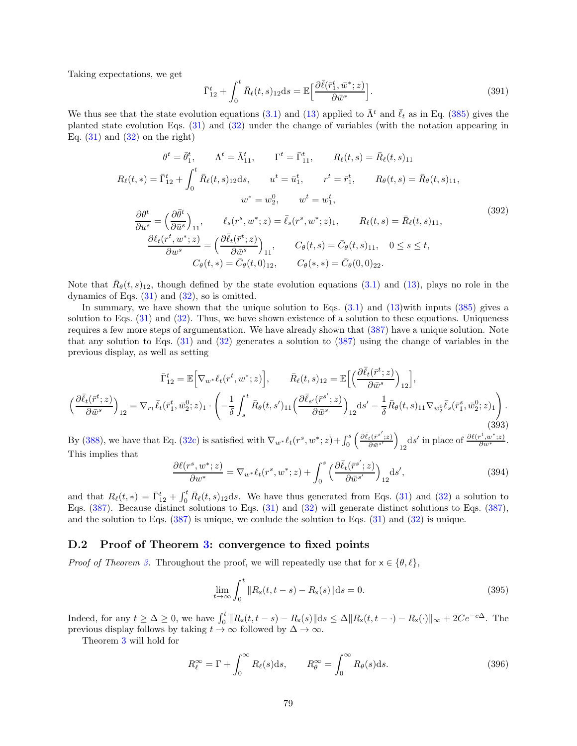Taking expectations, we get

$$\bar{\Gamma}_{12}^t + \int_0^t \bar{R}_\ell(t,s)_{12} \mathrm{d}s = \mathbb{E}\Big[\frac{\partial \bar{\ell}(\bar{r}_1^t, \bar{w}^*; z)}{\partial \bar{w}^*}\Big]. \tag{391}$$

We thus see that the state evolution equations (3.1) and (13) applied to $\bar{\Lambda}^t$ and $\bar{\ell}_t$ as in Eq. (385) gives the planted state evolution Eqs. (31) and (32) under the change of variables (with the notation appearing in Eq. (31) and (32) on the right)

$$\begin{gathered}
\theta^t = \bar{\theta}_1^t, \qquad \Lambda^t = \bar{\Lambda}_{11}^t, \qquad \Gamma^t = \bar{\Gamma}_{11}^t, \qquad R_\ell(t,s) = \bar{R}_\ell(t,s)_{11} \\
R_\ell(t,*) = \bar{\Gamma}_{12}^t + \int_0^t \bar{R}_\ell(t,s)_{12} \mathrm{d}s, \qquad u^t = \bar{u}_1^t, \qquad r^t = \bar{r}_1^t, \qquad R_\theta(t,s) = \bar{R}_\theta(t,s)_{11}, \\
w^* = w_2^0, \qquad w^t = w_1^t, \\
\frac{\partial \theta^t}{\partial u^s} = \Big(\frac{\partial \bar{\theta}^t}{\partial \bar{u}^s}\Big)_{11}, \qquad \ell_s(r^s, w^*; z) = \bar{\ell}_s(r^s, w^*; z)_1, \qquad R_\ell(t,s) = \bar{R}_\ell(t,s)_{11}, \\
\frac{\partial \ell_t(r^t, w^*; z)}{\partial w^s} = \Big(\frac{\partial \bar{\ell}_t(\bar{r}^t; z)}{\partial \bar{w}^s}\Big)_{11}, \qquad C_\theta(t,s) = \bar{C}_\theta(t,s)_{11}, \quad 0 \le s \le t, \\
C_\theta(t,*) = \bar{C}_\theta(t,0)_{12}, \qquad C_\theta(*,*) = \bar{C}_\theta(0,0)_{22}.
\end{gathered} \tag{392}$$

Note that $\bar{R}_\theta(t,s)_{12}$, though defined by the state evolution equations (3.1) and (13), plays no role in the dynamics of Eqs. (31) and (32), so is omitted.

In summary, we have shown that the unique solution to Eqs. (3.1) and (13)with inputs (385) gives a solution to Eqs. (31) and (32). Thus, we have shown existence of a solution to these equations. Uniqueness requires a few more steps of argumentation. We have already shown that (387) have a unique solution. Note that any solution to Eqs. (31) and (32) generates a solution to (387) using the change of variables in the previous display, as well as setting

$$\begin{gathered}
\bar{\Gamma}_{12}^t = \mathbb{E}\Big[\nabla_{w^*} \ell_t(r^t, w^*; z)\Big], \qquad \bar{R}_\ell(t,s)_{12} = \mathbb{E}\Big[\Big(\frac{\partial \bar{\ell}_t(\bar{r}^t; z)}{\partial \bar{w}^s}\Big)_{12}\Big], \\
\Big(\frac{\partial \bar{\ell}_t(\bar{r}^t; z)}{\partial \bar{w}^s}\Big)_{12} = \nabla_{r_1} \bar{\ell}_t(\bar{r}_1^t, \bar{w}_2^0; z)_1 \cdot \left( -\frac{1}{\delta} \int_s^t \bar{R}_\theta(t,s')_{11} \Big(\frac{\partial \bar{\ell}_{s'}(\bar{r}^{s'}; z)}{\partial \bar{w}^s}\Big)_{12} \mathrm{d}s' - \frac{1}{\delta} \bar{R}_\theta(t,s)_{11} \nabla_{w_2^0} \bar{\ell}_s(\bar{r}_1^s, \bar{w}_2^0; z)_1 \right).
\end{gathered} \tag{393}$$

By (388), we have that Eq. (32c) is satisfied with $\nabla_{w^*} \ell_t(r^s, w^*; z) + \int_0^s \Big(\frac{\partial \bar{\ell}_t(\bar{r}^{s'}; z)}{\partial \bar{w}^{s'}}\Big)_{12} \mathrm{d}s'$ in place of $\frac{\partial \ell(r^t, w^*; z)}{\partial w^*}$. This implies that

$$\frac{\partial \ell(r^s, w^*; z)}{\partial w^*} = \nabla_{w^*} \ell_t(r^s, w^*; z) + \int_0^s \Big(\frac{\partial \bar{\ell}_t(\bar{r}^{s'}; z)}{\partial \bar{w}^{s'}}\Big)_{12} \mathrm{d}s', \tag{394}$$

and that $R_\ell(t,*) = \bar{\Gamma}_{12}^t + \int_0^t \bar{R}_\ell(t,s)_{12} \mathrm{d}s$. We have thus generated from Eqs. (31) and (32) a solution to Eqs. (387). Because distinct solutions to Eqs. (31) and (32) will generate distinct solutions to Eqs. (387), and the solution to Eqs. (387) is unique, we conlude the solution to Eqs. (31) and (32) is unique.

## D.2 Proof of Theorem 3: convergence to fixed points

*Proof of Theorem 3.* Throughout the proof, we will repeatedly use that for $\mathsf{x} \in \{\theta, \ell\}$,

$$\lim_{t\to\infty} \int_0^t \|R_\mathsf{x}(t, t-s) - R_\mathsf{x}(s)\| \mathrm{d}s = 0. \tag{395}$$

Indeed, for any $t \ge \Delta \ge 0$, we have $\int_0^t \|R_\mathsf{x}(t,t-s) - R_\mathsf{x}(s)\| \mathrm{d}s \le \Delta \|R_\mathsf{x}(t, t-\cdot) - R_\mathsf{x}(\cdot)\|_\infty + 2Ce^{-c\Delta}$. The previous display follows by taking $t \to \infty$ followed by $\Delta \to \infty$.

Theorem 3 will hold for

$$R_\ell^\infty = \Gamma + \int_0^\infty R_\ell(s) \mathrm{d}s, \qquad R_\theta^\infty = \int_0^\infty R_\theta(s) \mathrm{d}s. \tag{396}$$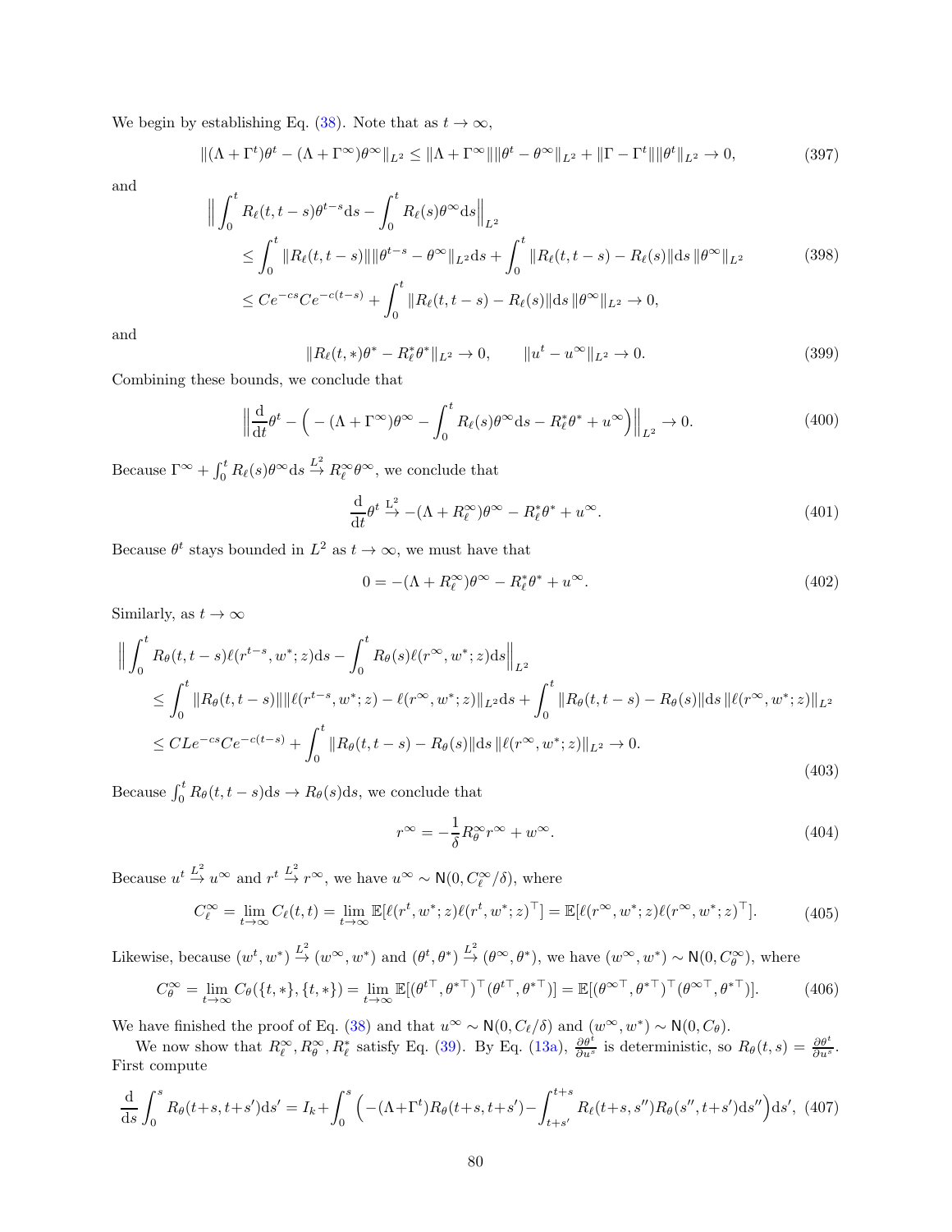We begin by establishing Eq. (38). Note that as $t \to \infty$,

$$\|(\Lambda + \Gamma^t)\theta^t - (\Lambda + \Gamma^\infty)\theta^\infty\|_{L^2} \le \|\Lambda + \Gamma^\infty\|\|\theta^t - \theta^\infty\|_{L^2} + \|\Gamma - \Gamma^t\|\|\theta^t\|_{L^2} \to 0, \tag{397}$$

and

$$\begin{aligned}
&\Big\| \int_0^t R_\ell(t, t-s)\theta^{t-s} \mathrm{d}s - \int_0^t R_\ell(s)\theta^\infty \mathrm{d}s \Big\|_{L^2} \\
&\quad \le \int_0^t \|R_\ell(t,t-s)\|\|\theta^{t-s} - \theta^\infty\|_{L^2} \mathrm{d}s + \int_0^t \|R_\ell(t,t-s) - R_\ell(s)\| \mathrm{d}s \, \|\theta^\infty\|_{L^2} \\
&\quad \le Ce^{-cs}Ce^{-c(t-s)} + \int_0^t \|R_\ell(t,t-s) - R_\ell(s)\| \mathrm{d}s \, \|\theta^\infty\|_{L^2} \to 0,
\end{aligned} \tag{398}$$

and

$$\|R_\ell(t,*)\theta^* - R_\ell^*\theta^*\|_{L^2} \to 0, \qquad \|u^t - u^\infty\|_{L^2} \to 0. \tag{399}$$

Combining these bounds, we conclude that

$$\Big\| \frac{\mathrm{d}}{\mathrm{d}t}\theta^t - \Big( -(\Lambda + \Gamma^\infty)\theta^\infty - \int_0^t R_\ell(s)\theta^\infty \mathrm{d}s - R_\ell^*\theta^* + u^\infty \Big) \Big\|_{L^2} \to 0. \tag{400}$$

Because $\Gamma^\infty + \int_0^t R_\ell(s)\theta^\infty \mathrm{d}s \overset{L^2}{\to} R_\ell^\infty \theta^\infty$, we conclude that

$$\frac{\mathrm{d}}{\mathrm{d}t}\theta^t \overset{\mathrm{L}^2}{\to} -(\Lambda + R_\ell^\infty)\theta^\infty - R_\ell^*\theta^* + u^\infty. \tag{401}$$

Because $\theta^t$ stays bounded in $L^2$ as $t \to \infty$, we must have that

$$0 = -(\Lambda + R_\ell^\infty)\theta^\infty - R_\ell^*\theta^* + u^\infty. \tag{402}$$

Similarly, as $t \to \infty$

$$\begin{aligned}
&\Big\| \int_0^t R_\theta(t,t-s)\ell(r^{t-s}, w^*; z)\mathrm{d}s - \int_0^t R_\theta(s)\ell(r^\infty, w^*; z)\mathrm{d}s \Big\|_{L^2} \\
&\quad \le \int_0^t \|R_\theta(t,t-s)\|\|\ell(r^{t-s}, w^*; z) - \ell(r^\infty, w^*; z)\|_{L^2} \mathrm{d}s + \int_0^t \|R_\theta(t,t-s) - R_\theta(s)\|\mathrm{d}s \, \|\ell(r^\infty, w^*; z)\|_{L^2} \\
&\quad \le CLe^{-cs}Ce^{-c(t-s)} + \int_0^t \|R_\theta(t,t-s) - R_\theta(s)\|\mathrm{d}s \, \|\ell(r^\infty, w^*; z)\|_{L^2} \to 0.
\end{aligned} \tag{403}$$

Because $\int_0^t R_\theta(t,t-s)\mathrm{d}s \to R_\theta(s)\mathrm{d}s$, we conclude that

$$r^\infty = -\frac{1}{\delta} R_\theta^\infty r^\infty + w^\infty. \tag{404}$$

Because $u^t \overset{L^2}{\to} u^\infty$ and $r^t \overset{L^2}{\to} r^\infty$, we have $u^\infty \sim \mathsf{N}(0, C_\ell^\infty/\delta)$, where

$$C_\ell^\infty = \lim_{t\to\infty} C_\ell(t,t) = \lim_{t\to\infty} \mathbb{E}[\ell(r^t, w^*; z)\ell(r^t, w^*; z)^\top] = \mathbb{E}[\ell(r^\infty, w^*; z)\ell(r^\infty, w^*; z)^\top]. \tag{405}$$

Likewise, because $(w^t, w^*) \overset{L^2}{\to} (w^\infty, w^*)$ and $(\theta^t, \theta^*) \overset{L^2}{\to} (\theta^\infty, \theta^*)$, we have $(w^\infty, w^*) \sim \mathsf{N}(0, C_\theta^\infty)$, where

$$C_\theta^\infty = \lim_{t\to\infty} C_\theta(\{t,*\},\{t,*\}) = \lim_{t\to\infty} \mathbb{E}[(\theta^{t\top}, \theta^{*\top})^\top(\theta^{t\top}, \theta^{*\top})] = \mathbb{E}[(\theta^{\infty\top}, \theta^{*\top})^\top(\theta^{\infty\top}, \theta^{*\top})]. \tag{406}$$

We have finished the proof of Eq. (38) and that $u^\infty \sim \mathsf{N}(0, C_\ell/\delta)$ and $(w^\infty, w^*) \sim \mathsf{N}(0, C_\theta)$.

We now show that $R_\ell^\infty, R_\theta^\infty, R_\ell^*$ satisfy Eq. (39). By Eq. (13a), $\frac{\partial \theta^t}{\partial u^s}$ is deterministic, so $R_\theta(t,s) = \frac{\partial \theta^t}{\partial u^s}$. First compute

$$\frac{\mathrm{d}}{\mathrm{d}s}\int_0^s R_\theta(t+s, t+s')\mathrm{d}s' = I_k + \int_0^s \Big( -(\Lambda + \Gamma^t)R_\theta(t+s, t+s') - \int_{t+s'}^{t+s} R_\ell(t+s, s'')R_\theta(s'', t+s')\mathrm{d}s'' \Big)\mathrm{d}s', \tag{407}$$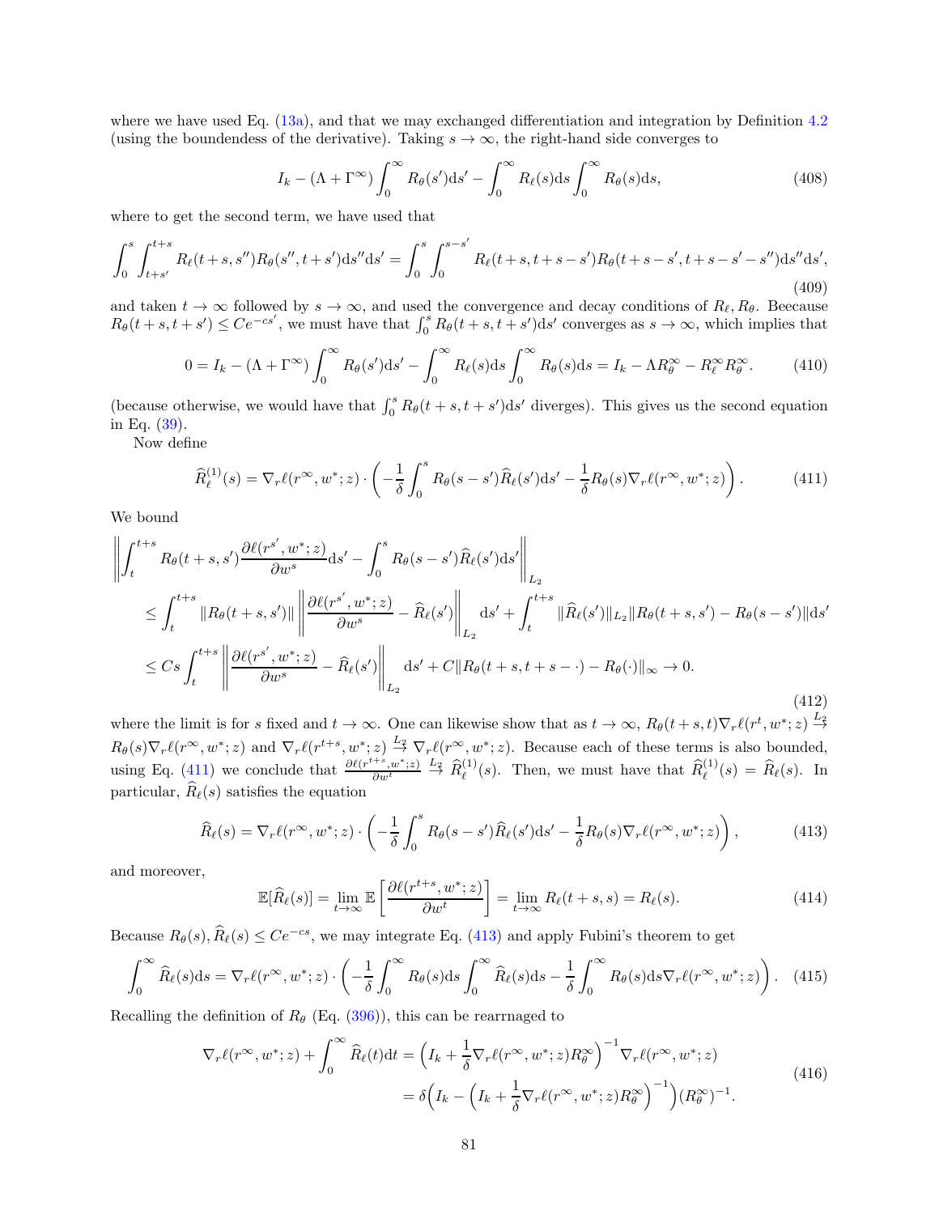where we have used Eq. (13a), and that we may exchanged differentiation and integration by Definition 4.2 (using the boundendess of the derivative). Taking $s \to \infty$, the right-hand side converges to

$$I_k - (\Lambda + \Gamma^\infty) \int_0^\infty R_\theta(s')\mathrm{d}s' - \int_0^\infty R_\ell(s)\mathrm{d}s \int_0^\infty R_\theta(s)\mathrm{d}s, \tag{408}$$

where to get the second term, we have used that

$$\int_0^s \int_{t+s'}^{t+s} R_\ell(t+s, s'')R_\theta(s'', t+s')\mathrm{d}s''\mathrm{d}s' = \int_0^s \int_0^{s-s'} R_\ell(t+s, t+s-s')R_\theta(t+s-s', t+s-s'-s'')\mathrm{d}s''\mathrm{d}s', \tag{409}$$

and taken $t \to \infty$ followed by $s \to \infty$, and used the convergence and decay conditions of $R_\ell, R_\theta$. Beecause $R_\theta(t+s, t+s') \le Ce^{-cs'}$, we must have that $\int_0^s R_\theta(t+s, t+s')\mathrm{d}s'$ converges as $s \to \infty$, which implies that

$$0 = I_k - (\Lambda + \Gamma^\infty) \int_0^\infty R_\theta(s')\mathrm{d}s' - \int_0^\infty R_\ell(s)\mathrm{d}s \int_0^\infty R_\theta(s)\mathrm{d}s = I_k - \Lambda R_\theta^\infty - R_\ell^\infty R_\theta^\infty. \tag{410}$$

(because otherwise, we would have that $\int_0^s R_\theta(t+s, t+s')\mathrm{d}s'$ diverges). This gives us the second equation in Eq. (39).

Now define

$$\widehat{R}_\ell^{(1)}(s) = \nabla_r \ell(r^\infty, w^*; z) \cdot \left( -\frac{1}{\delta} \int_0^s R_\theta(s-s')\widehat{R}_\ell(s')\mathrm{d}s' - \frac{1}{\delta} R_\theta(s) \nabla_r \ell(r^\infty, w^*; z) \right). \tag{411}$$

We bound

$$\begin{aligned}
&\left\| \int_t^{t+s} R_\theta(t+s, s') \frac{\partial \ell(r^{s'}, w^*; z)}{\partial w^s} \mathrm{d}s' - \int_0^s R_\theta(s-s')\widehat{R}_\ell(s')\mathrm{d}s' \right\|_{L_2} \\
&\quad \le \int_t^{t+s} \|R_\theta(t+s, s')\| \left\| \frac{\partial \ell(r^{s'}, w^*; z)}{\partial w^s} - \widehat{R}_\ell(s') \right\|_{L_2} \mathrm{d}s' + \int_t^{t+s} \|\widehat{R}_\ell(s')\|_{L_2} \|R_\theta(t+s, s') - R_\theta(s-s')\| \mathrm{d}s' \\
&\quad \le Cs \int_t^{t+s} \left\| \frac{\partial \ell(r^{s'}, w^*; z)}{\partial w^s} - \widehat{R}_\ell(s') \right\|_{L_2} \mathrm{d}s' + C\|R_\theta(t+s, t+s-\cdot) - R_\theta(\cdot)\|_\infty \to 0.
\end{aligned} \tag{412}$$

where the limit is for $s$ fixed and $t \to \infty$. One can likewise show that as $t \to \infty$, $R_\theta(t+s, t)\nabla_r \ell(r^t, w^*; z) \overset{L_2}{\to} R_\theta(s)\nabla_r \ell(r^\infty, w^*; z)$ and $\nabla_r \ell(r^{t+s}, w^*; z) \overset{L_2}{\to} \nabla_r \ell(r^\infty, w^*; z)$. Because each of these terms is also bounded, using Eq. (411) we conclude that $\frac{\partial \ell(r^{t+s}, w^*; z)}{\partial w^t} \overset{L_2}{\to} \widehat{R}_\ell^{(1)}(s)$. Then, we must have that $\widehat{R}_\ell^{(1)}(s) = \widehat{R}_\ell(s)$. In particular, $\widehat{R}_\ell(s)$ satisfies the equation

$$\widehat{R}_\ell(s) = \nabla_r \ell(r^\infty, w^*; z) \cdot \left( -\frac{1}{\delta} \int_0^s R_\theta(s-s')\widehat{R}_\ell(s')\mathrm{d}s' - \frac{1}{\delta} R_\theta(s) \nabla_r \ell(r^\infty, w^*; z) \right), \tag{413}$$

and moreover,

$$\mathbb{E}[\widehat{R}_\ell(s)] = \lim_{t \to \infty} \mathbb{E}\left[ \frac{\partial \ell(r^{t+s}, w^*; z)}{\partial w^t} \right] = \lim_{t \to \infty} R_\ell(t+s, s) = R_\ell(s). \tag{414}$$

Because $R_\theta(s), \widehat{R}_\ell(s) \le Ce^{-cs}$, we may integrate Eq. (413) and apply Fubini's theorem to get

$$\int_0^\infty \widehat{R}_\ell(s)\mathrm{d}s = \nabla_r \ell(r^\infty, w^*; z) \cdot \left( -\frac{1}{\delta} \int_0^\infty R_\theta(s)\mathrm{d}s \int_0^\infty \widehat{R}_\ell(s)\mathrm{d}s - \frac{1}{\delta} \int_0^\infty R_\theta(s)\mathrm{d}s \nabla_r \ell(r^\infty, w^*; z) \right). \tag{415}$$

Recalling the definition of $R_\theta$ (Eq. (396)), this can be rearrnaged to

$$\begin{aligned}
\nabla_r \ell(r^\infty, w^*; z) + \int_0^\infty \widehat{R}_\ell(t)\mathrm{d}t &= \Big( I_k + \frac{1}{\delta} \nabla_r \ell(r^\infty, w^*; z) R_\theta^\infty \Big)^{-1} \nabla_r \ell(r^\infty, w^*; z) \\
&= \delta \Big( I_k - \Big( I_k + \frac{1}{\delta} \nabla_r \ell(r^\infty, w^*; z) R_\theta^\infty \Big)^{-1} \Big) (R_\theta^\infty)^{-1}.
\end{aligned} \tag{416}$$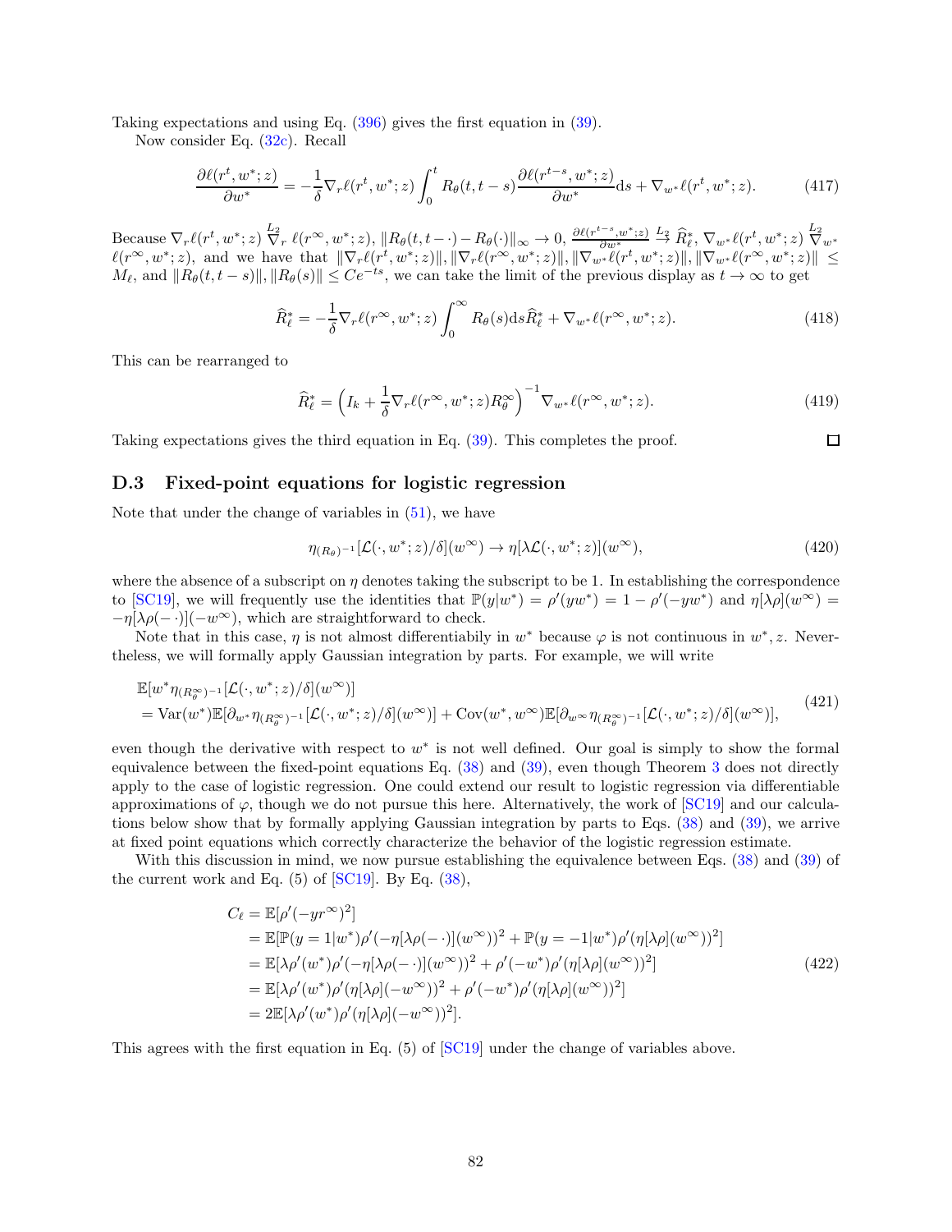Taking expectations and using Eq. (396) gives the first equation in (39).

Now consider Eq. (32c). Recall

$$\frac{\partial \ell(r^t, w^*; z)}{\partial w^*} = -\frac{1}{\delta} \nabla_r \ell(r^t, w^*; z) \int_0^t R_\theta(t, t-s) \frac{\partial \ell(r^{t-s}, w^*; z)}{\partial w^*} \mathrm{d}s + \nabla_{w^*} \ell(r^t, w^*; z). \tag{417}$$

Because $\nabla_r \ell(r^t, w^*; z) \overset{L_2}{\nabla_r} \ell(r^\infty, w^*; z)$, $\|R_\theta(t, t-\cdot) - R_\theta(\cdot)\|_\infty \to 0$, $\frac{\partial \ell(r^{t-s}, w^*; z)}{\partial w^*} \overset{L_2}{\to} \widehat{R}_\ell^*$, $\nabla_{w^*} \ell(r^t, w^*; z) \overset{L_2}{\nabla_{w^*}} \ell(r^\infty, w^*; z)$, and we have that $\|\nabla_r \ell(r^t, w^*; z)\|, \|\nabla_r \ell(r^\infty, w^*; z)\|, \|\nabla_{w^*} \ell(r^t, w^*; z)\|, \|\nabla_{w^*} \ell(r^\infty, w^*; z)\| \leq M_\ell$, and $\|R_\theta(t, t-s)\|, \|R_\theta(s)\| \leq Ce^{-ts}$, we can take the limit of the previous display as $t \to \infty$ to get

$$\widehat{R}_\ell^* = -\frac{1}{\delta} \nabla_r \ell(r^\infty, w^*; z) \int_0^\infty R_\theta(s) \mathrm{d}s \widehat{R}_\ell^* + \nabla_{w^*} \ell(r^\infty, w^*; z). \tag{418}$$

This can be rearranged to

$$\widehat{R}_\ell^* = \Big( I_k + \frac{1}{\delta} \nabla_r \ell(r^\infty, w^*; z) R_\theta^\infty \Big)^{-1} \nabla_{w^*} \ell(r^\infty, w^*; z). \tag{419}$$

Taking expectations gives the third equation in Eq. (39). This completes the proof. □

### D.3 Fixed-point equations for logistic regression

Note that under the change of variables in (51), we have

$$\eta_{(R_\theta)^{-1}}[\mathcal{L}(\cdot, w^*; z)/\delta](w^\infty) \to \eta[\lambda \mathcal{L}(\cdot, w^*; z)](w^\infty), \tag{420}$$

where the absence of a subscript on $\eta$ denotes taking the subscript to be 1. In establishing the correspondence to [SC19], we will frequently use the identities that $\mathbb{P}(y|w^*) = \rho'(yw^*) = 1 - \rho'(-yw^*)$ and $\eta[\lambda\rho](w^\infty) = -\eta[\lambda\rho(-\cdot)](-w^\infty)$, which are straightforward to check.

Note that in this case, $\eta$ is not almost differentiabily in $w^*$ because $\varphi$ is not continuous in $w^*, z$. Nevertheless, we will formally apply Gaussian integration by parts. For example, we will write

$$\begin{aligned}
&\mathbb{E}[w^* \eta_{(R_\theta^\infty)^{-1}}[\mathcal{L}(\cdot, w^*; z)/\delta](w^\infty)] \\
&= \mathrm{Var}(w^*) \mathbb{E}[\partial_{w^*} \eta_{(R_\theta^\infty)^{-1}}[\mathcal{L}(\cdot, w^*; z)/\delta](w^\infty)] + \mathrm{Cov}(w^*, w^\infty) \mathbb{E}[\partial_{w^\infty} \eta_{(R_\theta^\infty)^{-1}}[\mathcal{L}(\cdot, w^*; z)/\delta](w^\infty)],
\end{aligned} \tag{421}$$

even though the derivative with respect to $w^*$ is not well defined. Our goal is simply to show the formal equivalence between the fixed-point equations Eq. (38) and (39), even though Theorem 3 does not directly apply to the case of logistic regression. One could extend our result to logistic regression via differentiable approximations of $\varphi$, though we do not pursue this here. Alternatively, the work of [SC19] and our calculations below show that by formally applying Gaussian integration by parts to Eqs. (38) and (39), we arrive at fixed point equations which correctly characterize the behavior of the logistic regression estimate.

With this discussion in mind, we now pursue establishing the equivalence between Eqs. (38) and (39) of the current work and Eq. (5) of [SC19]. By Eq. (38),

$$\begin{aligned}
C_\ell &= \mathbb{E}[\rho'(-yr^\infty)^2] \\
&= \mathbb{E}[\mathbb{P}(y = 1|w^*)\rho'(-\eta[\lambda\rho(-\cdot)](w^\infty))^2 + \mathbb{P}(y = -1|w^*)\rho'(\eta[\lambda\rho](w^\infty))^2] \\
&= \mathbb{E}[\lambda\rho'(w^*)\rho'(-\eta[\lambda\rho(-\cdot)](w^\infty))^2 + \rho'(-w^*)\rho'(\eta[\lambda\rho](w^\infty))^2] \\
&= \mathbb{E}[\lambda\rho'(w^*)\rho'(\eta[\lambda\rho](-w^\infty))^2 + \rho'(-w^*)\rho'(\eta[\lambda\rho](w^\infty))^2] \\
&= 2\mathbb{E}[\lambda\rho'(w^*)\rho'(\eta[\lambda\rho](-w^\infty))^2].
\end{aligned} \tag{422}$$

This agrees with the first equation in Eq. (5) of [SC19] under the change of variables above.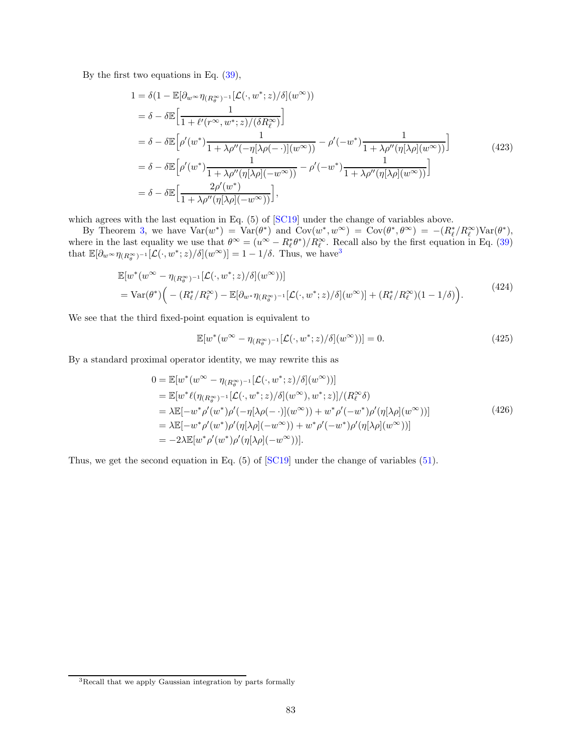By the first two equations in Eq. (39),

$$
\begin{aligned}
1 &= \delta(1 - \mathbb{E}[\partial_{w^\infty} \eta_{(R_\theta^\infty)^{-1}}[\mathcal{L}(\cdot, w^*; z)/\delta](w^\infty)) \\
&= \delta - \delta \mathbb{E}\Big[\frac{1}{1 + \ell'(r^\infty, w^*; z)/(\delta R_\ell^\infty)}\Big] \\
&= \delta - \delta \mathbb{E}\Big[\rho'(w^*)\frac{1}{1 + \lambda\rho''(-\eta[\lambda\rho(-\cdot)](w^\infty))} - \rho'(-w^*)\frac{1}{1 + \lambda\rho''(\eta[\lambda\rho](w^\infty))}\Big] \\
&= \delta - \delta \mathbb{E}\Big[\rho'(w^*)\frac{1}{1 + \lambda\rho''(\eta[\lambda\rho](-w^\infty))} - \rho'(-w^*)\frac{1}{1 + \lambda\rho''(\eta[\lambda\rho](w^\infty))}\Big] \\
&= \delta - \delta \mathbb{E}\Big[\frac{2\rho'(w^*)}{1 + \lambda\rho''(\eta[\lambda\rho](-w^\infty))}\Big],
\end{aligned}
\tag{423}
$$

which agrees with the last equation in Eq. (5) of [SC19] under the change of variables above.

By Theorem 3, we have $\mathrm{Var}(w^*) = \mathrm{Var}(\theta^*)$ and $\mathrm{Cov}(w^*, w^\infty) = \mathrm{Cov}(\theta^*, \theta^\infty) = -(R_\ell^*/R_\ell^\infty)\mathrm{Var}(\theta^*)$, where in the last equality we use that $\theta^\infty = (u^\infty - R_\ell^*\theta^*)/R_\ell^\infty$. Recall also by the first equation in Eq. (39) that $\mathbb{E}[\partial_{w^\infty}\eta_{(R_\theta^\infty)^{-1}}[\mathcal{L}(\cdot, w^*; z)/\delta](w^\infty)] = 1 - 1/\delta$. Thus, we have[3]

$$
\begin{aligned}
&\mathbb{E}[w^*(w^\infty - \eta_{(R_\theta^\infty)^{-1}}[\mathcal{L}(\cdot, w^*; z)/\delta](w^\infty))] \\
&= \mathrm{Var}(\theta^*)\Big( - (R_\ell^*/R_\ell^\infty) - \mathbb{E}[\partial_{w^*}\eta_{(R_\theta^\infty)^{-1}}[\mathcal{L}(\cdot, w^*; z)/\delta](w^\infty)] + (R_\ell^*/R_\ell^\infty)(1 - 1/\delta)\Big).
\end{aligned}
\tag{424}
$$

We see that the third fixed-point equation is equivalent to

$$
\mathbb{E}[w^*(w^\infty - \eta_{(R_\theta^\infty)^{-1}}[\mathcal{L}(\cdot, w^*; z)/\delta](w^\infty))] = 0. \tag{425}
$$

By a standard proximal operator identity, we may rewrite this as

$$
\begin{aligned}
0 &= \mathbb{E}[w^*(w^\infty - \eta_{(R_\theta^\infty)^{-1}}[\mathcal{L}(\cdot, w^*; z)/\delta](w^\infty))] \\
&= \mathbb{E}[w^*\ell(\eta_{(R_\theta^\infty)^{-1}}[\mathcal{L}(\cdot, w^*; z)/\delta](w^\infty), w^*; z)]/(R_\ell^\infty\delta) \\
&= \lambda\mathbb{E}[-w^*\rho'(w^*)\rho'(-\eta[\lambda\rho(-\cdot)](w^\infty)) + w^*\rho'(-w^*)\rho'(\eta[\lambda\rho](w^\infty))] \\
&= \lambda\mathbb{E}[-w^*\rho'(w^*)\rho'(\eta[\lambda\rho](-w^\infty)) + w^*\rho'(-w^*)\rho'(\eta[\lambda\rho](w^\infty))] \\
&= -2\lambda\mathbb{E}[w^*\rho'(w^*)\rho'(\eta[\lambda\rho](-w^\infty))].
\end{aligned}
\tag{426}
$$

Thus, we get the second equation in Eq. (5) of [SC19] under the change of variables (51).

[3] Recall that we apply Gaussian integration by parts formally